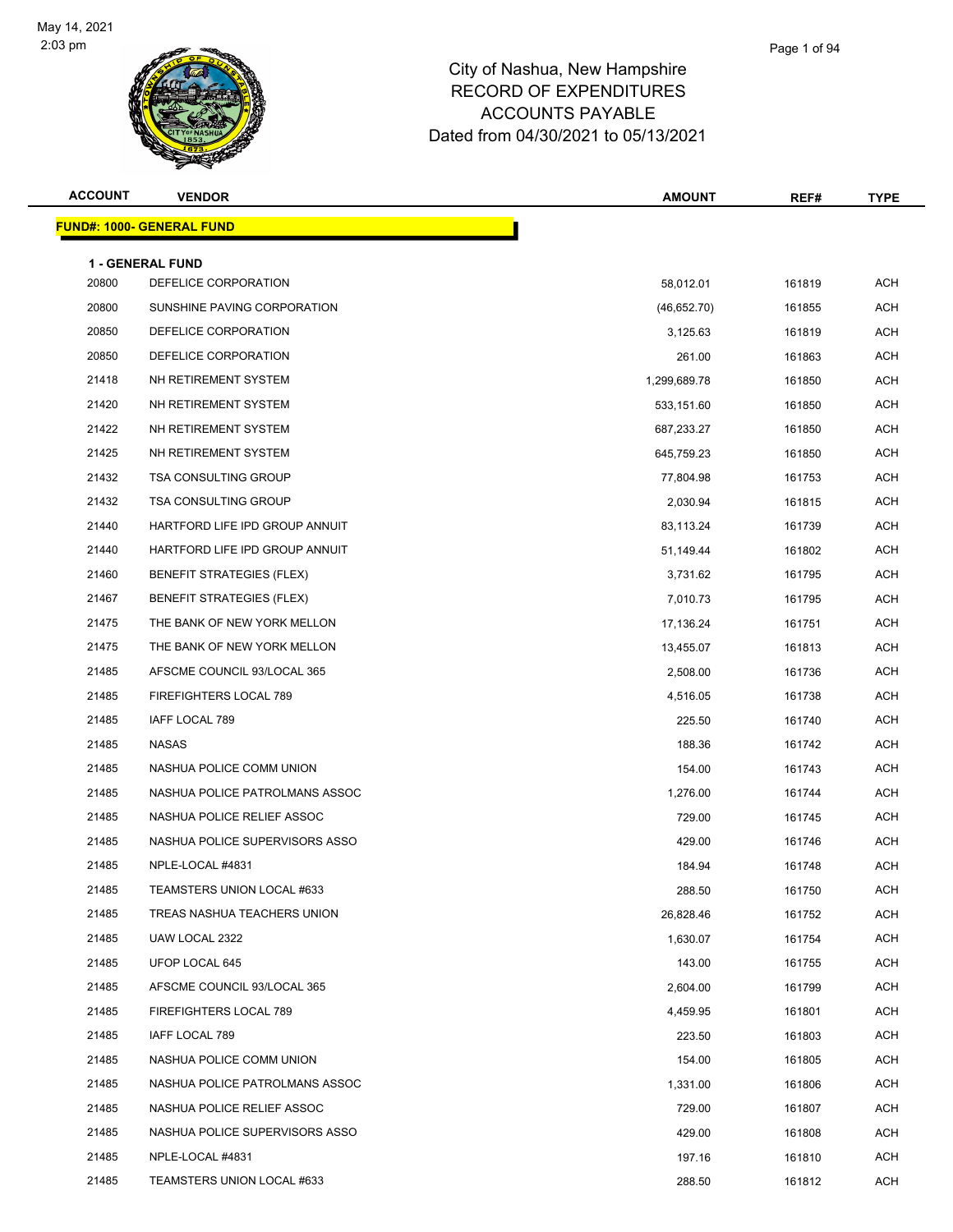# City of Nashua, New Hampshire
## RECORD OF EXPENDITURES
## ACCOUNTS PAYABLE
## Dated from 04/30/2021 to 05/13/2021

May 14, 2021
2:03 pm

| ACCOUNT | VENDOR | AMOUNT | REF# | TYPE |
|---|---|---|---|---|
| **FUND#: 1000- GENERAL FUND** | | | | |
| **1 - GENERAL FUND** | | | | |
| 20800 | DEFELICE CORPORATION | 58,012.01 | 161819 | ACH |
| 20800 | SUNSHINE PAVING CORPORATION | (46,652.70) | 161855 | ACH |
| 20850 | DEFELICE CORPORATION | 3,125.63 | 161819 | ACH |
| 20850 | DEFELICE CORPORATION | 261.00 | 161863 | ACH |
| 21418 | NH RETIREMENT SYSTEM | 1,299,689.78 | 161850 | ACH |
| 21420 | NH RETIREMENT SYSTEM | 533,151.60 | 161850 | ACH |
| 21422 | NH RETIREMENT SYSTEM | 687,233.27 | 161850 | ACH |
| 21425 | NH RETIREMENT SYSTEM | 645,759.23 | 161850 | ACH |
| 21432 | TSA CONSULTING GROUP | 77,804.98 | 161753 | ACH |
| 21432 | TSA CONSULTING GROUP | 2,030.94 | 161815 | ACH |
| 21440 | HARTFORD LIFE IPD GROUP ANNUIT | 83,113.24 | 161739 | ACH |
| 21440 | HARTFORD LIFE IPD GROUP ANNUIT | 51,149.44 | 161802 | ACH |
| 21460 | BENEFIT STRATEGIES (FLEX) | 3,731.62 | 161795 | ACH |
| 21467 | BENEFIT STRATEGIES (FLEX) | 7,010.73 | 161795 | ACH |
| 21475 | THE BANK OF NEW YORK MELLON | 17,136.24 | 161751 | ACH |
| 21475 | THE BANK OF NEW YORK MELLON | 13,455.07 | 161813 | ACH |
| 21485 | AFSCME COUNCIL 93/LOCAL 365 | 2,508.00 | 161736 | ACH |
| 21485 | FIREFIGHTERS LOCAL 789 | 4,516.05 | 161738 | ACH |
| 21485 | IAFF LOCAL 789 | 225.50 | 161740 | ACH |
| 21485 | NASAS | 188.36 | 161742 | ACH |
| 21485 | NASHUA POLICE COMM UNION | 154.00 | 161743 | ACH |
| 21485 | NASHUA POLICE PATROLMANS ASSOC | 1,276.00 | 161744 | ACH |
| 21485 | NASHUA POLICE RELIEF ASSOC | 729.00 | 161745 | ACH |
| 21485 | NASHUA POLICE SUPERVISORS ASSO | 429.00 | 161746 | ACH |
| 21485 | NPLE-LOCAL #4831 | 184.94 | 161748 | ACH |
| 21485 | TEAMSTERS UNION LOCAL #633 | 288.50 | 161750 | ACH |
| 21485 | TREAS NASHUA TEACHERS UNION | 26,828.46 | 161752 | ACH |
| 21485 | UAW LOCAL 2322 | 1,630.07 | 161754 | ACH |
| 21485 | UFOP LOCAL 645 | 143.00 | 161755 | ACH |
| 21485 | AFSCME COUNCIL 93/LOCAL 365 | 2,604.00 | 161799 | ACH |
| 21485 | FIREFIGHTERS LOCAL 789 | 4,459.95 | 161801 | ACH |
| 21485 | IAFF LOCAL 789 | 223.50 | 161803 | ACH |
| 21485 | NASHUA POLICE COMM UNION | 154.00 | 161805 | ACH |
| 21485 | NASHUA POLICE PATROLMANS ASSOC | 1,331.00 | 161806 | ACH |
| 21485 | NASHUA POLICE RELIEF ASSOC | 729.00 | 161807 | ACH |
| 21485 | NASHUA POLICE SUPERVISORS ASSO | 429.00 | 161808 | ACH |
| 21485 | NPLE-LOCAL #4831 | 197.16 | 161810 | ACH |
| 21485 | TEAMSTERS UNION LOCAL #633 | 288.50 | 161812 | ACH |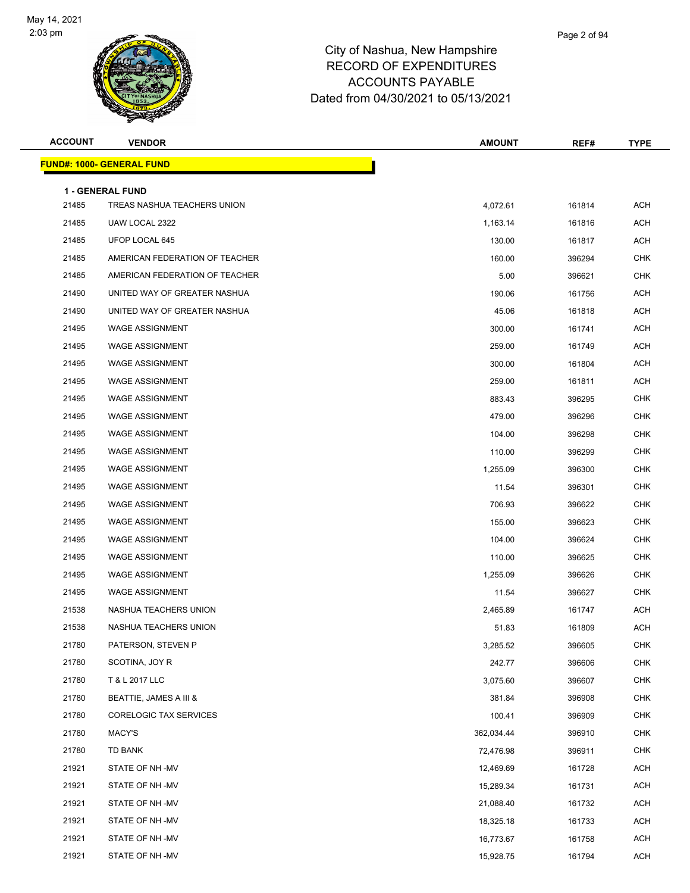# City of Nashua, New Hampshire
## RECORD OF EXPENDITURES
## ACCOUNTS PAYABLE
## Dated from 04/30/2021 to 05/13/2021

| ACCOUNT | VENDOR | AMOUNT | REF# | TYPE |
|---|---|---|---|---|
| **FUND#: 1000- GENERAL FUND** | | | | |
| **1 - GENERAL FUND** | | | | |
| 21485 | TREAS NASHUA TEACHERS UNION | 4,072.61 | 161814 | ACH |
| 21485 | UAW LOCAL 2322 | 1,163.14 | 161816 | ACH |
| 21485 | UFOP LOCAL 645 | 130.00 | 161817 | ACH |
| 21485 | AMERICAN FEDERATION OF TEACHER | 160.00 | 396294 | CHK |
| 21485 | AMERICAN FEDERATION OF TEACHER | 5.00 | 396621 | CHK |
| 21490 | UNITED WAY OF GREATER NASHUA | 190.06 | 161756 | ACH |
| 21490 | UNITED WAY OF GREATER NASHUA | 45.06 | 161818 | ACH |
| 21495 | WAGE ASSIGNMENT | 300.00 | 161741 | ACH |
| 21495 | WAGE ASSIGNMENT | 259.00 | 161749 | ACH |
| 21495 | WAGE ASSIGNMENT | 300.00 | 161804 | ACH |
| 21495 | WAGE ASSIGNMENT | 259.00 | 161811 | ACH |
| 21495 | WAGE ASSIGNMENT | 883.43 | 396295 | CHK |
| 21495 | WAGE ASSIGNMENT | 479.00 | 396296 | CHK |
| 21495 | WAGE ASSIGNMENT | 104.00 | 396298 | CHK |
| 21495 | WAGE ASSIGNMENT | 110.00 | 396299 | CHK |
| 21495 | WAGE ASSIGNMENT | 1,255.09 | 396300 | CHK |
| 21495 | WAGE ASSIGNMENT | 11.54 | 396301 | CHK |
| 21495 | WAGE ASSIGNMENT | 706.93 | 396622 | CHK |
| 21495 | WAGE ASSIGNMENT | 155.00 | 396623 | CHK |
| 21495 | WAGE ASSIGNMENT | 104.00 | 396624 | CHK |
| 21495 | WAGE ASSIGNMENT | 110.00 | 396625 | CHK |
| 21495 | WAGE ASSIGNMENT | 1,255.09 | 396626 | CHK |
| 21495 | WAGE ASSIGNMENT | 11.54 | 396627 | CHK |
| 21538 | NASHUA TEACHERS UNION | 2,465.89 | 161747 | ACH |
| 21538 | NASHUA TEACHERS UNION | 51.83 | 161809 | ACH |
| 21780 | PATERSON, STEVEN P | 3,285.52 | 396605 | CHK |
| 21780 | SCOTINA, JOY R | 242.77 | 396606 | CHK |
| 21780 | T & L 2017 LLC | 3,075.60 | 396607 | CHK |
| 21780 | BEATTIE, JAMES A III & | 381.84 | 396908 | CHK |
| 21780 | CORELOGIC TAX SERVICES | 100.41 | 396909 | CHK |
| 21780 | MACY'S | 362,034.44 | 396910 | CHK |
| 21780 | TD BANK | 72,476.98 | 396911 | CHK |
| 21921 | STATE OF NH -MV | 12,469.69 | 161728 | ACH |
| 21921 | STATE OF NH -MV | 15,289.34 | 161731 | ACH |
| 21921 | STATE OF NH -MV | 21,088.40 | 161732 | ACH |
| 21921 | STATE OF NH -MV | 18,325.18 | 161733 | ACH |
| 21921 | STATE OF NH -MV | 16,773.67 | 161758 | ACH |
| 21921 | STATE OF NH -MV | 15,928.75 | 161794 | ACH |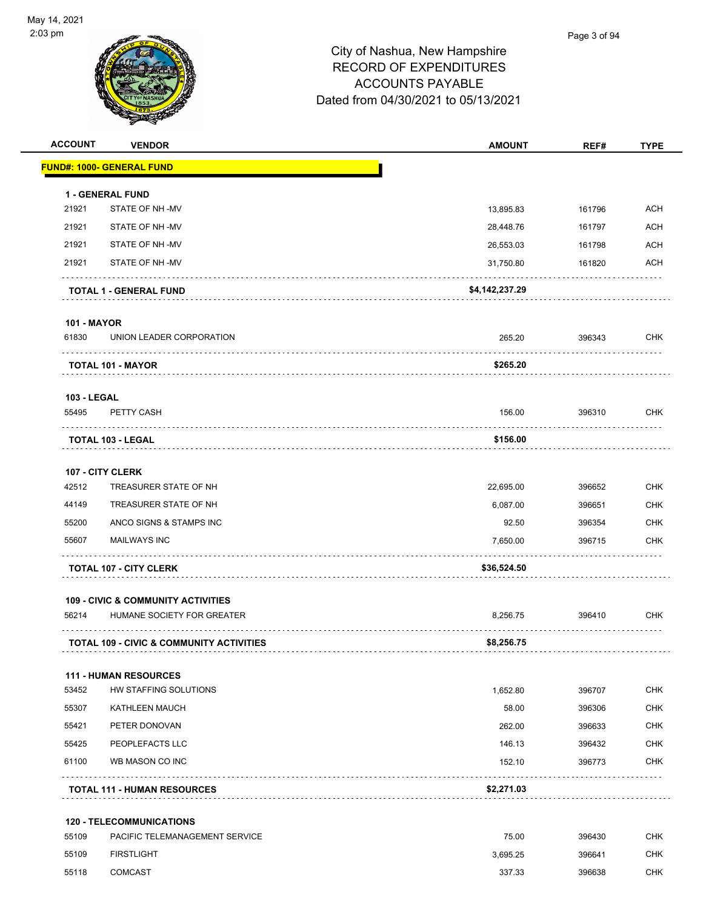City of Nashua, New Hampshire
RECORD OF EXPENDITURES
ACCOUNTS PAYABLE
Dated from 04/30/2021 to 05/13/2021

| ACCOUNT | VENDOR | AMOUNT | REF# | TYPE |
|---|---|---|---|---|
| **FUND#: 1000- GENERAL FUND** | | | | |
| **1 - GENERAL FUND** | | | | |
| 21921 | STATE OF NH -MV | 13,895.83 | 161796 | ACH |
| 21921 | STATE OF NH -MV | 28,448.76 | 161797 | ACH |
| 21921 | STATE OF NH -MV | 26,553.03 | 161798 | ACH |
| 21921 | STATE OF NH -MV | 31,750.80 | 161820 | ACH |
| | **TOTAL 1 - GENERAL FUND** | **$4,142,237.29** | | |
| **101 - MAYOR** | | | | |
| 61830 | UNION LEADER CORPORATION | 265.20 | 396343 | CHK |
| | **TOTAL 101 - MAYOR** | **$265.20** | | |
| **103 - LEGAL** | | | | |
| 55495 | PETTY CASH | 156.00 | 396310 | CHK |
| | **TOTAL 103 - LEGAL** | **$156.00** | | |
| **107 - CITY CLERK** | | | | |
| 42512 | TREASURER STATE OF NH | 22,695.00 | 396652 | CHK |
| 44149 | TREASURER STATE OF NH | 6,087.00 | 396651 | CHK |
| 55200 | ANCO SIGNS & STAMPS INC | 92.50 | 396354 | CHK |
| 55607 | MAILWAYS INC | 7,650.00 | 396715 | CHK |
| | **TOTAL 107 - CITY CLERK** | **$36,524.50** | | |
| **109 - CIVIC & COMMUNITY ACTIVITIES** | | | | |
| 56214 | HUMANE SOCIETY FOR GREATER | 8,256.75 | 396410 | CHK |
| | **TOTAL 109 - CIVIC & COMMUNITY ACTIVITIES** | **$8,256.75** | | |
| **111 - HUMAN RESOURCES** | | | | |
| 53452 | HW STAFFING SOLUTIONS | 1,652.80 | 396707 | CHK |
| 55307 | KATHLEEN MAUCH | 58.00 | 396306 | CHK |
| 55421 | PETER DONOVAN | 262.00 | 396633 | CHK |
| 55425 | PEOPLEFACTS LLC | 146.13 | 396432 | CHK |
| 61100 | WB MASON CO INC | 152.10 | 396773 | CHK |
| | **TOTAL 111 - HUMAN RESOURCES** | **$2,271.03** | | |
| **120 - TELECOMMUNICATIONS** | | | | |
| 55109 | PACIFIC TELEMANAGEMENT SERVICE | 75.00 | 396430 | CHK |
| 55109 | FIRSTLIGHT | 3,695.25 | 396641 | CHK |
| 55118 | COMCAST | 337.33 | 396638 | CHK |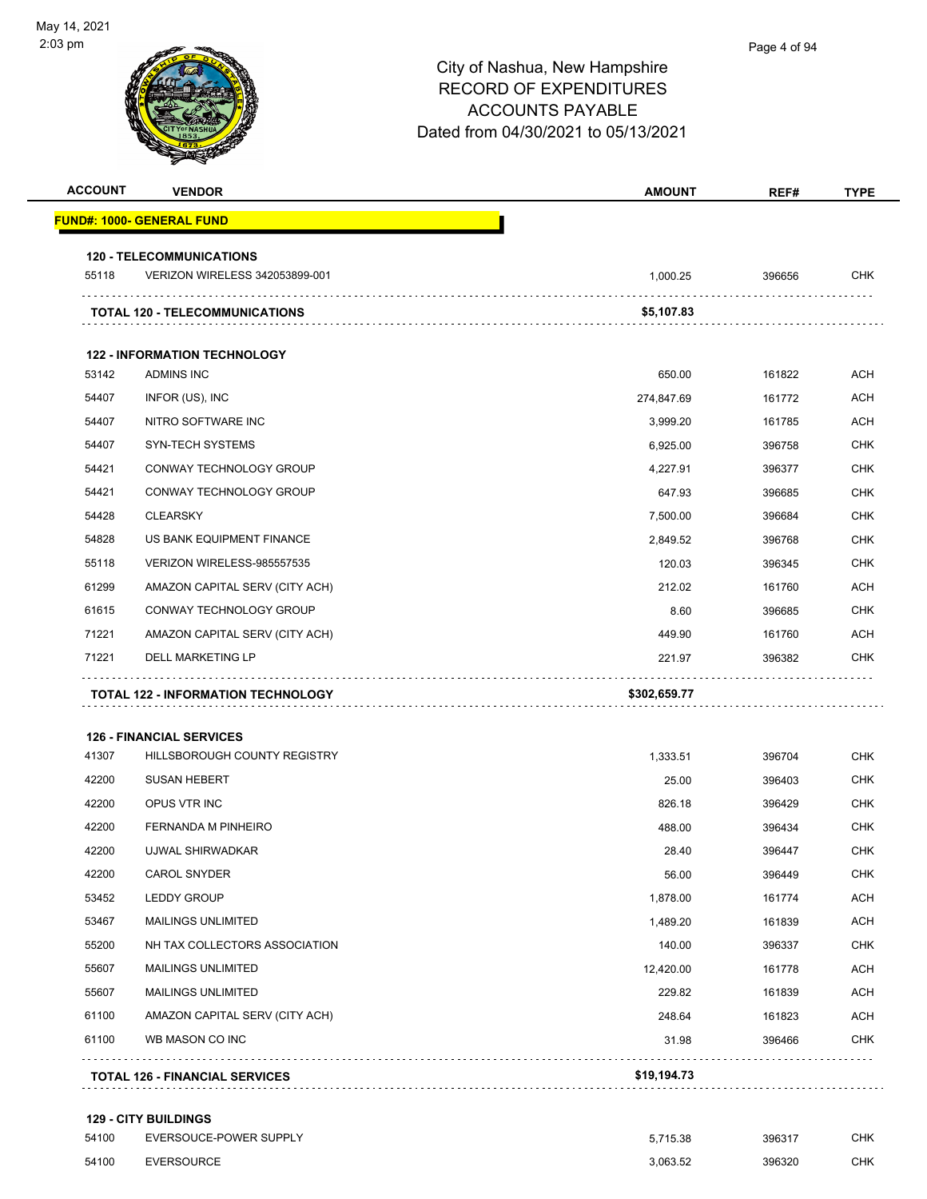# City of Nashua, New Hampshire
## RECORD OF EXPENDITURES
## ACCOUNTS PAYABLE
## Dated from 04/30/2021 to 05/13/2021

May 14, 2021
2:03 pm

| ACCOUNT | VENDOR | AMOUNT | REF# | TYPE |
|---|---|---|---|---|
| **FUND#: 1000- GENERAL FUND** | | | | |
| **120 - TELECOMMUNICATIONS** | | | | |
| 55118 | VERIZON WIRELESS 342053899-001 | 1,000.25 | 396656 | CHK |
| | **TOTAL 120 - TELECOMMUNICATIONS** | **$5,107.83** | | |
| **122 - INFORMATION TECHNOLOGY** | | | | |
| 53142 | ADMINS INC | 650.00 | 161822 | ACH |
| 54407 | INFOR (US), INC | 274,847.69 | 161772 | ACH |
| 54407 | NITRO SOFTWARE INC | 3,999.20 | 161785 | ACH |
| 54407 | SYN-TECH SYSTEMS | 6,925.00 | 396758 | CHK |
| 54421 | CONWAY TECHNOLOGY GROUP | 4,227.91 | 396377 | CHK |
| 54421 | CONWAY TECHNOLOGY GROUP | 647.93 | 396685 | CHK |
| 54428 | CLEARSKY | 7,500.00 | 396684 | CHK |
| 54828 | US BANK EQUIPMENT FINANCE | 2,849.52 | 396768 | CHK |
| 55118 | VERIZON WIRELESS-985557535 | 120.03 | 396345 | CHK |
| 61299 | AMAZON CAPITAL SERV (CITY ACH) | 212.02 | 161760 | ACH |
| 61615 | CONWAY TECHNOLOGY GROUP | 8.60 | 396685 | CHK |
| 71221 | AMAZON CAPITAL SERV (CITY ACH) | 449.90 | 161760 | ACH |
| 71221 | DELL MARKETING LP | 221.97 | 396382 | CHK |
| | **TOTAL 122 - INFORMATION TECHNOLOGY** | **$302,659.77** | | |
| **126 - FINANCIAL SERVICES** | | | | |
| 41307 | HILLSBOROUGH COUNTY REGISTRY | 1,333.51 | 396704 | CHK |
| 42200 | SUSAN HEBERT | 25.00 | 396403 | CHK |
| 42200 | OPUS VTR INC | 826.18 | 396429 | CHK |
| 42200 | FERNANDA M PINHEIRO | 488.00 | 396434 | CHK |
| 42200 | UJWAL SHIRWADKAR | 28.40 | 396447 | CHK |
| 42200 | CAROL SNYDER | 56.00 | 396449 | CHK |
| 53452 | LEDDY GROUP | 1,878.00 | 161774 | ACH |
| 53467 | MAILINGS UNLIMITED | 1,489.20 | 161839 | ACH |
| 55200 | NH TAX COLLECTORS ASSOCIATION | 140.00 | 396337 | CHK |
| 55607 | MAILINGS UNLIMITED | 12,420.00 | 161778 | ACH |
| 55607 | MAILINGS UNLIMITED | 229.82 | 161839 | ACH |
| 61100 | AMAZON CAPITAL SERV (CITY ACH) | 248.64 | 161823 | ACH |
| 61100 | WB MASON CO INC | 31.98 | 396466 | CHK |
| | **TOTAL 126 - FINANCIAL SERVICES** | **$19,194.73** | | |
| **129 - CITY BUILDINGS** | | | | |
| 54100 | EVERSOUCE-POWER SUPPLY | 5,715.38 | 396317 | CHK |
| 54100 | EVERSOURCE | 3,063.52 | 396320 | CHK |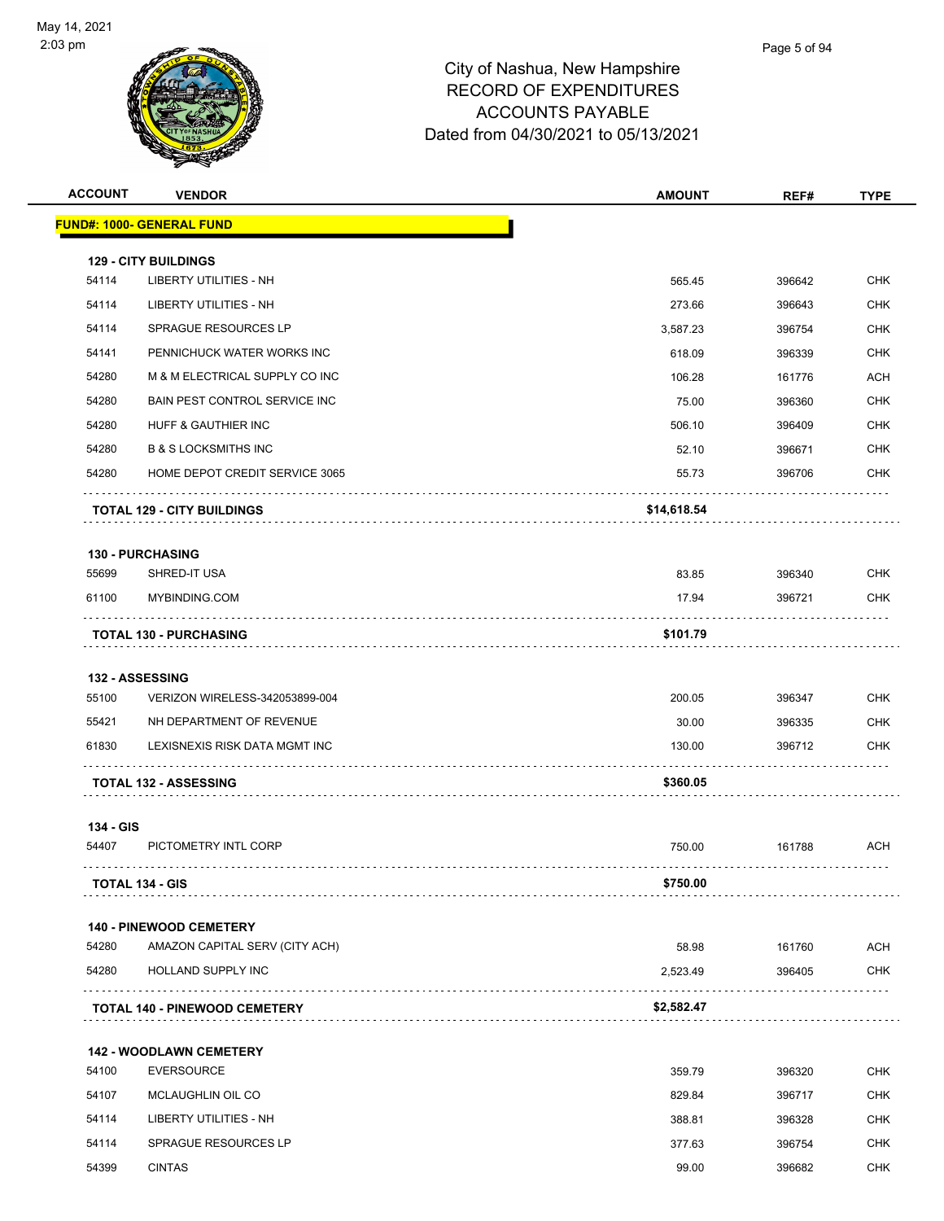City of Nashua, New Hampshire
RECORD OF EXPENDITURES
ACCOUNTS PAYABLE
Dated from 04/30/2021 to 05/13/2021

| ACCOUNT | VENDOR | AMOUNT | REF# | TYPE |
|---|---|---|---|---|
| **FUND#: 1000- GENERAL FUND** | | | | |
| **129 - CITY BUILDINGS** | | | | |
| 54114 | LIBERTY UTILITIES - NH | 565.45 | 396642 | CHK |
| 54114 | LIBERTY UTILITIES - NH | 273.66 | 396643 | CHK |
| 54114 | SPRAGUE RESOURCES LP | 3,587.23 | 396754 | CHK |
| 54141 | PENNICHUCK WATER WORKS INC | 618.09 | 396339 | CHK |
| 54280 | M & M ELECTRICAL SUPPLY CO INC | 106.28 | 161776 | ACH |
| 54280 | BAIN PEST CONTROL SERVICE INC | 75.00 | 396360 | CHK |
| 54280 | HUFF & GAUTHIER INC | 506.10 | 396409 | CHK |
| 54280 | B & S LOCKSMITHS INC | 52.10 | 396671 | CHK |
| 54280 | HOME DEPOT CREDIT SERVICE 3065 | 55.73 | 396706 | CHK |
| **TOTAL 129 - CITY BUILDINGS** | | **$14,618.54** | | |
| **130 - PURCHASING** | | | | |
| 55699 | SHRED-IT USA | 83.85 | 396340 | CHK |
| 61100 | MYBINDING.COM | 17.94 | 396721 | CHK |
| **TOTAL 130 - PURCHASING** | | **$101.79** | | |
| **132 - ASSESSING** | | | | |
| 55100 | VERIZON WIRELESS-342053899-004 | 200.05 | 396347 | CHK |
| 55421 | NH DEPARTMENT OF REVENUE | 30.00 | 396335 | CHK |
| 61830 | LEXISNEXIS RISK DATA MGMT INC | 130.00 | 396712 | CHK |
| **TOTAL 132 - ASSESSING** | | **$360.05** | | |
| **134 - GIS** | | | | |
| 54407 | PICTOMETRY INTL CORP | 750.00 | 161788 | ACH |
| **TOTAL 134 - GIS** | | **$750.00** | | |
| **140 - PINEWOOD CEMETERY** | | | | |
| 54280 | AMAZON CAPITAL SERV (CITY ACH) | 58.98 | 161760 | ACH |
| 54280 | HOLLAND SUPPLY INC | 2,523.49 | 396405 | CHK |
| **TOTAL 140 - PINEWOOD CEMETERY** | | **$2,582.47** | | |
| **142 - WOODLAWN CEMETERY** | | | | |
| 54100 | EVERSOURCE | 359.79 | 396320 | CHK |
| 54107 | MCLAUGHLIN OIL CO | 829.84 | 396717 | CHK |
| 54114 | LIBERTY UTILITIES - NH | 388.81 | 396328 | CHK |
| 54114 | SPRAGUE RESOURCES LP | 377.63 | 396754 | CHK |
| 54399 | CINTAS | 99.00 | 396682 | CHK |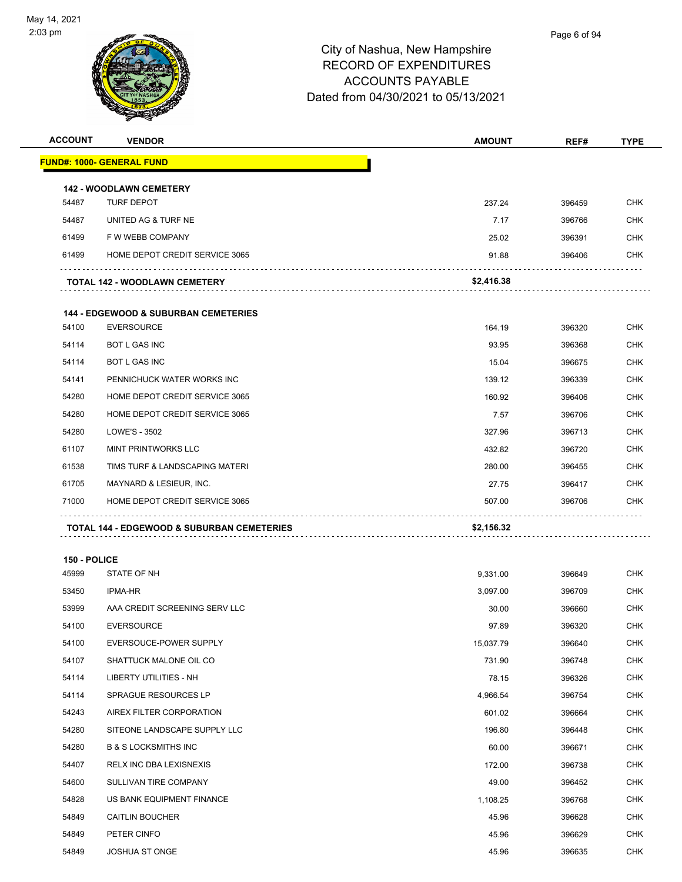City of Nashua, New Hampshire
RECORD OF EXPENDITURES
ACCOUNTS PAYABLE
Dated from 04/30/2021 to 05/13/2021

| ACCOUNT | VENDOR | AMOUNT | REF# | TYPE |
|---|---|---|---|---|
| **FUND#: 1000- GENERAL FUND** | | | | |
| **142 - WOODLAWN CEMETERY** | | | | |
| 54487 | TURF DEPOT | 237.24 | 396459 | CHK |
| 54487 | UNITED AG & TURF NE | 7.17 | 396766 | CHK |
| 61499 | F W WEBB COMPANY | 25.02 | 396391 | CHK |
| 61499 | HOME DEPOT CREDIT SERVICE 3065 | 91.88 | 396406 | CHK |
| | **TOTAL 142 - WOODLAWN CEMETERY** | **$2,416.38** | | |
| **144 - EDGEWOOD & SUBURBAN CEMETERIES** | | | | |
| 54100 | EVERSOURCE | 164.19 | 396320 | CHK |
| 54114 | BOT L GAS INC | 93.95 | 396368 | CHK |
| 54114 | BOT L GAS INC | 15.04 | 396675 | CHK |
| 54141 | PENNICHUCK WATER WORKS INC | 139.12 | 396339 | CHK |
| 54280 | HOME DEPOT CREDIT SERVICE 3065 | 160.92 | 396406 | CHK |
| 54280 | HOME DEPOT CREDIT SERVICE 3065 | 7.57 | 396706 | CHK |
| 54280 | LOWE'S - 3502 | 327.96 | 396713 | CHK |
| 61107 | MINT PRINTWORKS LLC | 432.82 | 396720 | CHK |
| 61538 | TIMS TURF & LANDSCAPING MATERI | 280.00 | 396455 | CHK |
| 61705 | MAYNARD & LESIEUR, INC. | 27.75 | 396417 | CHK |
| 71000 | HOME DEPOT CREDIT SERVICE 3065 | 507.00 | 396706 | CHK |
| | **TOTAL 144 - EDGEWOOD & SUBURBAN CEMETERIES** | **$2,156.32** | | |
| **150 - POLICE** | | | | |
| 45999 | STATE OF NH | 9,331.00 | 396649 | CHK |
| 53450 | IPMA-HR | 3,097.00 | 396709 | CHK |
| 53999 | AAA CREDIT SCREENING SERV LLC | 30.00 | 396660 | CHK |
| 54100 | EVERSOURCE | 97.89 | 396320 | CHK |
| 54100 | EVERSOUCE-POWER SUPPLY | 15,037.79 | 396640 | CHK |
| 54107 | SHATTUCK MALONE OIL CO | 731.90 | 396748 | CHK |
| 54114 | LIBERTY UTILITIES - NH | 78.15 | 396326 | CHK |
| 54114 | SPRAGUE RESOURCES LP | 4,966.54 | 396754 | CHK |
| 54243 | AIREX FILTER CORPORATION | 601.02 | 396664 | CHK |
| 54280 | SITEONE LANDSCAPE SUPPLY LLC | 196.80 | 396448 | CHK |
| 54280 | B & S LOCKSMITHS INC | 60.00 | 396671 | CHK |
| 54407 | RELX INC DBA LEXISNEXIS | 172.00 | 396738 | CHK |
| 54600 | SULLIVAN TIRE COMPANY | 49.00 | 396452 | CHK |
| 54828 | US BANK EQUIPMENT FINANCE | 1,108.25 | 396768 | CHK |
| 54849 | CAITLIN BOUCHER | 45.96 | 396628 | CHK |
| 54849 | PETER CINFO | 45.96 | 396629 | CHK |
| 54849 | JOSHUA ST ONGE | 45.96 | 396635 | CHK |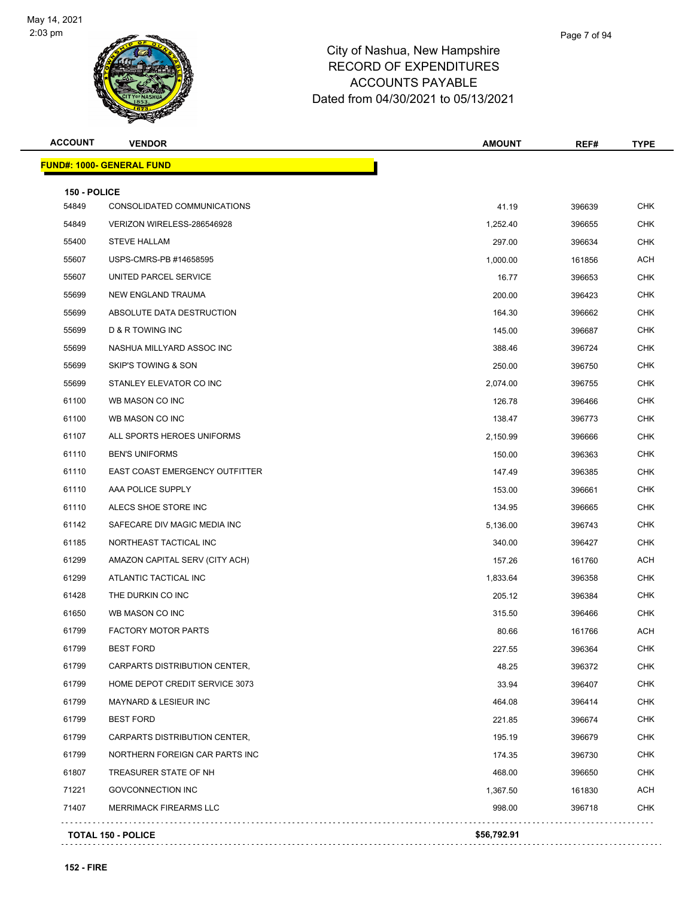# City of Nashua, New Hampshire
# RECORD OF EXPENDITURES
# ACCOUNTS PAYABLE
# Dated from 04/30/2021 to 05/13/2021

| ACCOUNT | VENDOR | AMOUNT | REF# | TYPE |
|---|---|---|---|---|
| **FUND#: 1000- GENERAL FUND** | | | | |
| **150 - POLICE** | | | | |
| 54849 | CONSOLIDATED COMMUNICATIONS | 41.19 | 396639 | CHK |
| 54849 | VERIZON WIRELESS-286546928 | 1,252.40 | 396655 | CHK |
| 55400 | STEVE HALLAM | 297.00 | 396634 | CHK |
| 55607 | USPS-CMRS-PB #14658595 | 1,000.00 | 161856 | ACH |
| 55607 | UNITED PARCEL SERVICE | 16.77 | 396653 | CHK |
| 55699 | NEW ENGLAND TRAUMA | 200.00 | 396423 | CHK |
| 55699 | ABSOLUTE DATA DESTRUCTION | 164.30 | 396662 | CHK |
| 55699 | D & R TOWING INC | 145.00 | 396687 | CHK |
| 55699 | NASHUA MILLYARD ASSOC INC | 388.46 | 396724 | CHK |
| 55699 | SKIP'S TOWING & SON | 250.00 | 396750 | CHK |
| 55699 | STANLEY ELEVATOR CO INC | 2,074.00 | 396755 | CHK |
| 61100 | WB MASON CO INC | 126.78 | 396466 | CHK |
| 61100 | WB MASON CO INC | 138.47 | 396773 | CHK |
| 61107 | ALL SPORTS HEROES UNIFORMS | 2,150.99 | 396666 | CHK |
| 61110 | BEN'S UNIFORMS | 150.00 | 396363 | CHK |
| 61110 | EAST COAST EMERGENCY OUTFITTER | 147.49 | 396385 | CHK |
| 61110 | AAA POLICE SUPPLY | 153.00 | 396661 | CHK |
| 61110 | ALECS SHOE STORE INC | 134.95 | 396665 | CHK |
| 61142 | SAFECARE DIV MAGIC MEDIA INC | 5,136.00 | 396743 | CHK |
| 61185 | NORTHEAST TACTICAL INC | 340.00 | 396427 | CHK |
| 61299 | AMAZON CAPITAL SERV (CITY ACH) | 157.26 | 161760 | ACH |
| 61299 | ATLANTIC TACTICAL INC | 1,833.64 | 396358 | CHK |
| 61428 | THE DURKIN CO INC | 205.12 | 396384 | CHK |
| 61650 | WB MASON CO INC | 315.50 | 396466 | CHK |
| 61799 | FACTORY MOTOR PARTS | 80.66 | 161766 | ACH |
| 61799 | BEST FORD | 227.55 | 396364 | CHK |
| 61799 | CARPARTS DISTRIBUTION CENTER, | 48.25 | 396372 | CHK |
| 61799 | HOME DEPOT CREDIT SERVICE 3073 | 33.94 | 396407 | CHK |
| 61799 | MAYNARD & LESIEUR INC | 464.08 | 396414 | CHK |
| 61799 | BEST FORD | 221.85 | 396674 | CHK |
| 61799 | CARPARTS DISTRIBUTION CENTER, | 195.19 | 396679 | CHK |
| 61799 | NORTHERN FOREIGN CAR PARTS INC | 174.35 | 396730 | CHK |
| 61807 | TREASURER STATE OF NH | 468.00 | 396650 | CHK |
| 71221 | GOVCONNECTION INC | 1,367.50 | 161830 | ACH |
| 71407 | MERRIMACK FIREARMS LLC | 998.00 | 396718 | CHK |
| **TOTAL 150 - POLICE** | | **$56,792.91** | | |

**152 - FIRE**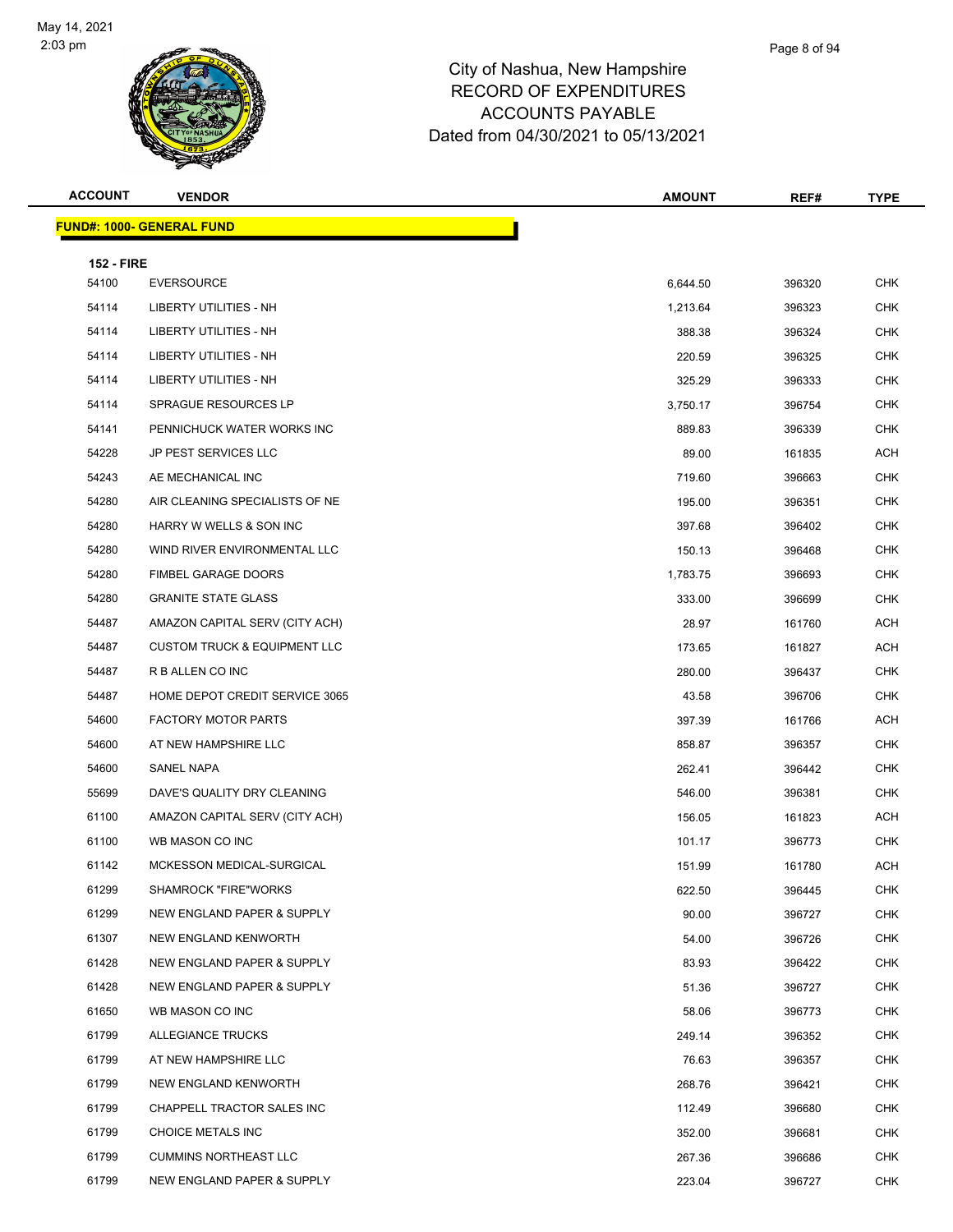# City of Nashua, New Hampshire
# RECORD OF EXPENDITURES
# ACCOUNTS PAYABLE
# Dated from 04/30/2021 to 05/13/2021

**FUND#: 1000- GENERAL FUND**

**152 - FIRE**

| ACCOUNT | VENDOR | AMOUNT | REF# | TYPE |
|---|---|---|---|---|
| 54100 | EVERSOURCE | 6,644.50 | 396320 | CHK |
| 54114 | LIBERTY UTILITIES - NH | 1,213.64 | 396323 | CHK |
| 54114 | LIBERTY UTILITIES - NH | 388.38 | 396324 | CHK |
| 54114 | LIBERTY UTILITIES - NH | 220.59 | 396325 | CHK |
| 54114 | LIBERTY UTILITIES - NH | 325.29 | 396333 | CHK |
| 54114 | SPRAGUE RESOURCES LP | 3,750.17 | 396754 | CHK |
| 54141 | PENNICHUCK WATER WORKS INC | 889.83 | 396339 | CHK |
| 54228 | JP PEST SERVICES LLC | 89.00 | 161835 | ACH |
| 54243 | AE MECHANICAL INC | 719.60 | 396663 | CHK |
| 54280 | AIR CLEANING SPECIALISTS OF NE | 195.00 | 396351 | CHK |
| 54280 | HARRY W WELLS & SON INC | 397.68 | 396402 | CHK |
| 54280 | WIND RIVER ENVIRONMENTAL LLC | 150.13 | 396468 | CHK |
| 54280 | FIMBEL GARAGE DOORS | 1,783.75 | 396693 | CHK |
| 54280 | GRANITE STATE GLASS | 333.00 | 396699 | CHK |
| 54487 | AMAZON CAPITAL SERV (CITY ACH) | 28.97 | 161760 | ACH |
| 54487 | CUSTOM TRUCK & EQUIPMENT LLC | 173.65 | 161827 | ACH |
| 54487 | R B ALLEN CO INC | 280.00 | 396437 | CHK |
| 54487 | HOME DEPOT CREDIT SERVICE 3065 | 43.58 | 396706 | CHK |
| 54600 | FACTORY MOTOR PARTS | 397.39 | 161766 | ACH |
| 54600 | AT NEW HAMPSHIRE LLC | 858.87 | 396357 | CHK |
| 54600 | SANEL NAPA | 262.41 | 396442 | CHK |
| 55699 | DAVE'S QUALITY DRY CLEANING | 546.00 | 396381 | CHK |
| 61100 | AMAZON CAPITAL SERV (CITY ACH) | 156.05 | 161823 | ACH |
| 61100 | WB MASON CO INC | 101.17 | 396773 | CHK |
| 61142 | MCKESSON MEDICAL-SURGICAL | 151.99 | 161780 | ACH |
| 61299 | SHAMROCK "FIRE"WORKS | 622.50 | 396445 | CHK |
| 61299 | NEW ENGLAND PAPER & SUPPLY | 90.00 | 396727 | CHK |
| 61307 | NEW ENGLAND KENWORTH | 54.00 | 396726 | CHK |
| 61428 | NEW ENGLAND PAPER & SUPPLY | 83.93 | 396422 | CHK |
| 61428 | NEW ENGLAND PAPER & SUPPLY | 51.36 | 396727 | CHK |
| 61650 | WB MASON CO INC | 58.06 | 396773 | CHK |
| 61799 | ALLEGIANCE TRUCKS | 249.14 | 396352 | CHK |
| 61799 | AT NEW HAMPSHIRE LLC | 76.63 | 396357 | CHK |
| 61799 | NEW ENGLAND KENWORTH | 268.76 | 396421 | CHK |
| 61799 | CHAPPELL TRACTOR SALES INC | 112.49 | 396680 | CHK |
| 61799 | CHOICE METALS INC | 352.00 | 396681 | CHK |
| 61799 | CUMMINS NORTHEAST LLC | 267.36 | 396686 | CHK |
| 61799 | NEW ENGLAND PAPER & SUPPLY | 223.04 | 396727 | CHK |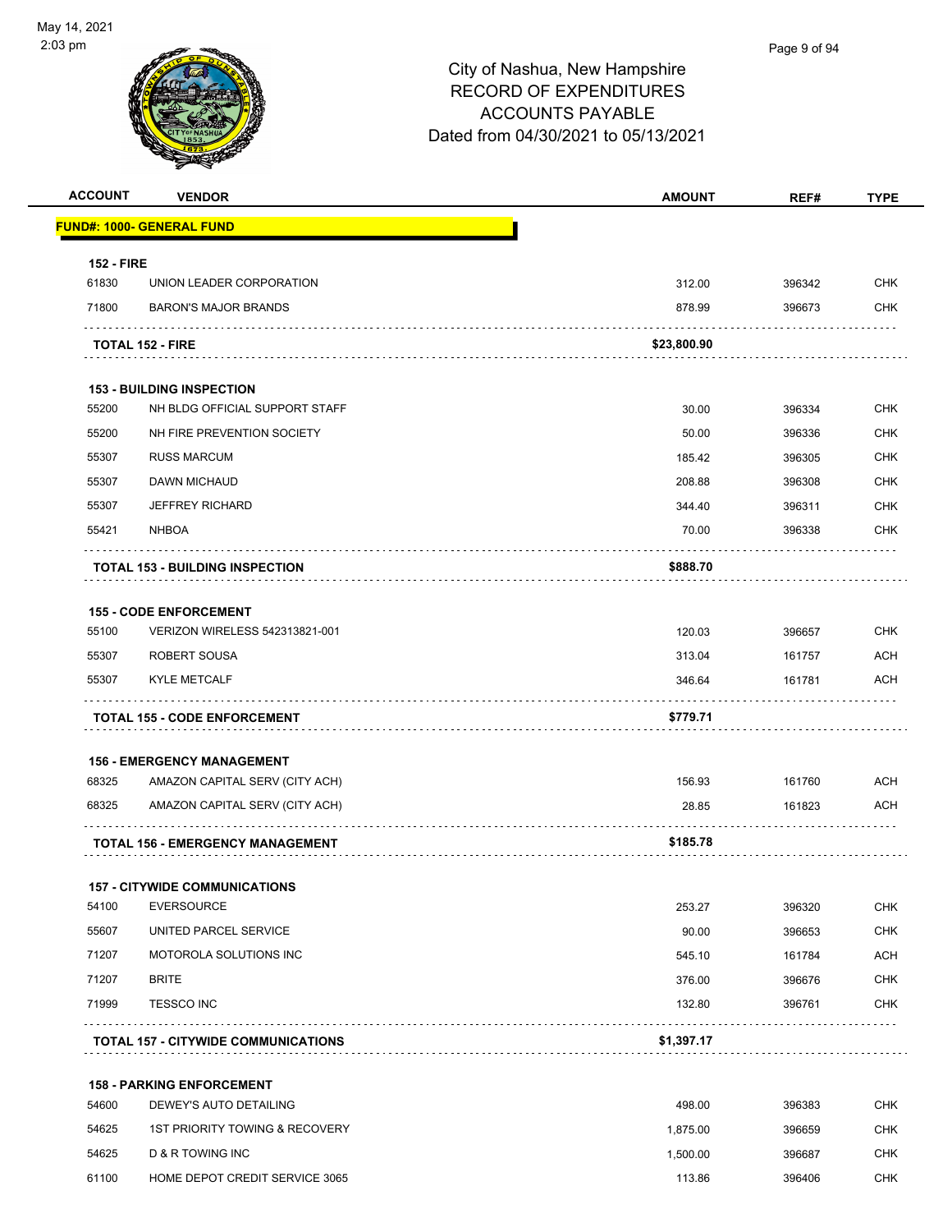City of Nashua, New Hampshire
RECORD OF EXPENDITURES
ACCOUNTS PAYABLE
Dated from 04/30/2021 to 05/13/2021

| ACCOUNT | VENDOR | AMOUNT | REF# | TYPE |
|---|---|---|---|---|
| **FUND#: 1000- GENERAL FUND** | | | | |
| **152 - FIRE** | | | | |
| 61830 | UNION LEADER CORPORATION | 312.00 | 396342 | CHK |
| 71800 | BARON'S MAJOR BRANDS | 878.99 | 396673 | CHK |
| **TOTAL 152 - FIRE** | | **$23,800.90** | | |
| **153 - BUILDING INSPECTION** | | | | |
| 55200 | NH BLDG OFFICIAL SUPPORT STAFF | 30.00 | 396334 | CHK |
| 55200 | NH FIRE PREVENTION SOCIETY | 50.00 | 396336 | CHK |
| 55307 | RUSS MARCUM | 185.42 | 396305 | CHK |
| 55307 | DAWN MICHAUD | 208.88 | 396308 | CHK |
| 55307 | JEFFREY RICHARD | 344.40 | 396311 | CHK |
| 55421 | NHBOA | 70.00 | 396338 | CHK |
| **TOTAL 153 - BUILDING INSPECTION** | | **$888.70** | | |
| **155 - CODE ENFORCEMENT** | | | | |
| 55100 | VERIZON WIRELESS 542313821-001 | 120.03 | 396657 | CHK |
| 55307 | ROBERT SOUSA | 313.04 | 161757 | ACH |
| 55307 | KYLE METCALF | 346.64 | 161781 | ACH |
| **TOTAL 155 - CODE ENFORCEMENT** | | **$779.71** | | |
| **156 - EMERGENCY MANAGEMENT** | | | | |
| 68325 | AMAZON CAPITAL SERV (CITY ACH) | 156.93 | 161760 | ACH |
| 68325 | AMAZON CAPITAL SERV (CITY ACH) | 28.85 | 161823 | ACH |
| **TOTAL 156 - EMERGENCY MANAGEMENT** | | **$185.78** | | |
| **157 - CITYWIDE COMMUNICATIONS** | | | | |
| 54100 | EVERSOURCE | 253.27 | 396320 | CHK |
| 55607 | UNITED PARCEL SERVICE | 90.00 | 396653 | CHK |
| 71207 | MOTOROLA SOLUTIONS INC | 545.10 | 161784 | ACH |
| 71207 | BRITE | 376.00 | 396676 | CHK |
| 71999 | TESSCO INC | 132.80 | 396761 | CHK |
| **TOTAL 157 - CITYWIDE COMMUNICATIONS** | | **$1,397.17** | | |
| **158 - PARKING ENFORCEMENT** | | | | |
| 54600 | DEWEY'S AUTO DETAILING | 498.00 | 396383 | CHK |
| 54625 | 1ST PRIORITY TOWING & RECOVERY | 1,875.00 | 396659 | CHK |
| 54625 | D & R TOWING INC | 1,500.00 | 396687 | CHK |
| 61100 | HOME DEPOT CREDIT SERVICE 3065 | 113.86 | 396406 | CHK |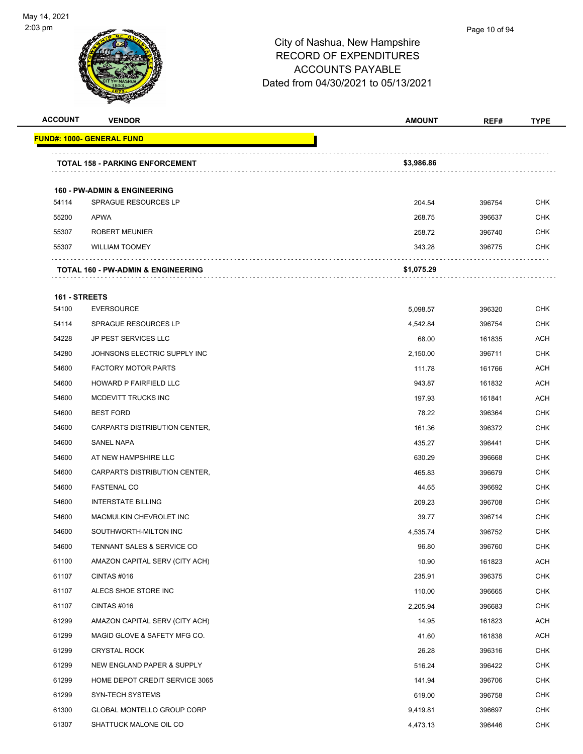# City of Nashua, New Hampshire
## RECORD OF EXPENDITURES
## ACCOUNTS PAYABLE
## Dated from 04/30/2021 to 05/13/2021

| ACCOUNT | VENDOR | AMOUNT | REF# | TYPE |
|---|---|---|---|---|
| **FUND#: 1000- GENERAL FUND** | | | | |
| | **TOTAL 158 - PARKING ENFORCEMENT** | **$3,986.86** | | |
| **160 - PW-ADMIN & ENGINEERING** | | | | |
| 54114 | SPRAGUE RESOURCES LP | 204.54 | 396754 | CHK |
| 55200 | APWA | 268.75 | 396637 | CHK |
| 55307 | ROBERT MEUNIER | 258.72 | 396740 | CHK |
| 55307 | WILLIAM TOOMEY | 343.28 | 396775 | CHK |
| | **TOTAL 160 - PW-ADMIN & ENGINEERING** | **$1,075.29** | | |
| **161 - STREETS** | | | | |
| 54100 | EVERSOURCE | 5,098.57 | 396320 | CHK |
| 54114 | SPRAGUE RESOURCES LP | 4,542.84 | 396754 | CHK |
| 54228 | JP PEST SERVICES LLC | 68.00 | 161835 | ACH |
| 54280 | JOHNSONS ELECTRIC SUPPLY INC | 2,150.00 | 396711 | CHK |
| 54600 | FACTORY MOTOR PARTS | 111.78 | 161766 | ACH |
| 54600 | HOWARD P FAIRFIELD LLC | 943.87 | 161832 | ACH |
| 54600 | MCDEVITT TRUCKS INC | 197.93 | 161841 | ACH |
| 54600 | BEST FORD | 78.22 | 396364 | CHK |
| 54600 | CARPARTS DISTRIBUTION CENTER, | 161.36 | 396372 | CHK |
| 54600 | SANEL NAPA | 435.27 | 396441 | CHK |
| 54600 | AT NEW HAMPSHIRE LLC | 630.29 | 396668 | CHK |
| 54600 | CARPARTS DISTRIBUTION CENTER, | 465.83 | 396679 | CHK |
| 54600 | FASTENAL CO | 44.65 | 396692 | CHK |
| 54600 | INTERSTATE BILLING | 209.23 | 396708 | CHK |
| 54600 | MACMULKIN CHEVROLET INC | 39.77 | 396714 | CHK |
| 54600 | SOUTHWORTH-MILTON INC | 4,535.74 | 396752 | CHK |
| 54600 | TENNANT SALES & SERVICE CO | 96.80 | 396760 | CHK |
| 61100 | AMAZON CAPITAL SERV (CITY ACH) | 10.90 | 161823 | ACH |
| 61107 | CINTAS #016 | 235.91 | 396375 | CHK |
| 61107 | ALECS SHOE STORE INC | 110.00 | 396665 | CHK |
| 61107 | CINTAS #016 | 2,205.94 | 396683 | CHK |
| 61299 | AMAZON CAPITAL SERV (CITY ACH) | 14.95 | 161823 | ACH |
| 61299 | MAGID GLOVE & SAFETY MFG CO. | 41.60 | 161838 | ACH |
| 61299 | CRYSTAL ROCK | 26.28 | 396316 | CHK |
| 61299 | NEW ENGLAND PAPER & SUPPLY | 516.24 | 396422 | CHK |
| 61299 | HOME DEPOT CREDIT SERVICE 3065 | 141.94 | 396706 | CHK |
| 61299 | SYN-TECH SYSTEMS | 619.00 | 396758 | CHK |
| 61300 | GLOBAL MONTELLO GROUP CORP | 9,419.81 | 396697 | CHK |
| 61307 | SHATTUCK MALONE OIL CO | 4,473.13 | 396446 | CHK |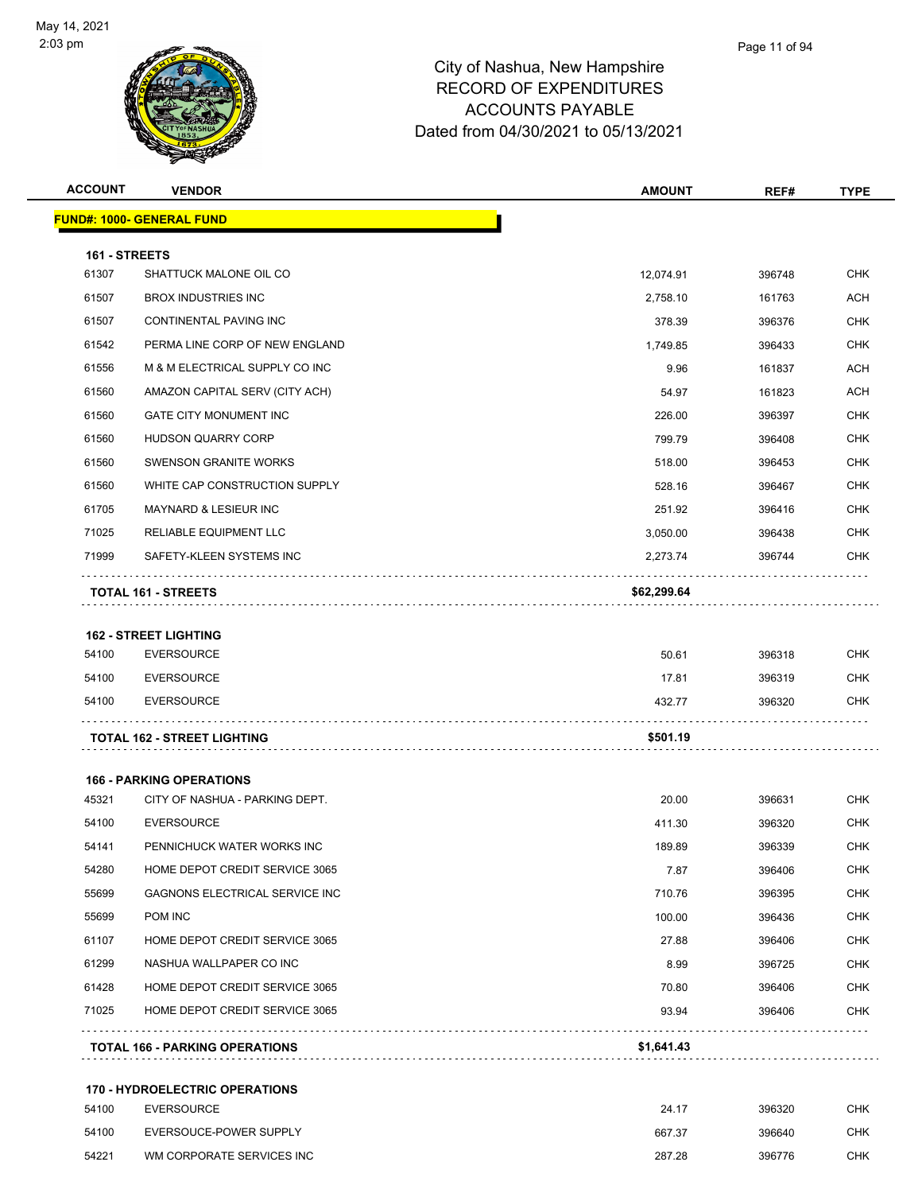City of Nashua, New Hampshire
RECORD OF EXPENDITURES
ACCOUNTS PAYABLE
Dated from 04/30/2021 to 05/13/2021

| ACCOUNT | VENDOR | AMOUNT | REF# | TYPE |
|---|---|---|---|---|
| **FUND#: 1000- GENERAL FUND** | | | | |
| **161 - STREETS** | | | | |
| 61307 | SHATTUCK MALONE OIL CO | 12,074.91 | 396748 | CHK |
| 61507 | BROX INDUSTRIES INC | 2,758.10 | 161763 | ACH |
| 61507 | CONTINENTAL PAVING INC | 378.39 | 396376 | CHK |
| 61542 | PERMA LINE CORP OF NEW ENGLAND | 1,749.85 | 396433 | CHK |
| 61556 | M & M ELECTRICAL SUPPLY CO INC | 9.96 | 161837 | ACH |
| 61560 | AMAZON CAPITAL SERV (CITY ACH) | 54.97 | 161823 | ACH |
| 61560 | GATE CITY MONUMENT INC | 226.00 | 396397 | CHK |
| 61560 | HUDSON QUARRY CORP | 799.79 | 396408 | CHK |
| 61560 | SWENSON GRANITE WORKS | 518.00 | 396453 | CHK |
| 61560 | WHITE CAP CONSTRUCTION SUPPLY | 528.16 | 396467 | CHK |
| 61705 | MAYNARD & LESIEUR INC | 251.92 | 396416 | CHK |
| 71025 | RELIABLE EQUIPMENT LLC | 3,050.00 | 396438 | CHK |
| 71999 | SAFETY-KLEEN SYSTEMS INC | 2,273.74 | 396744 | CHK |
| **TOTAL 161 - STREETS** | | **$62,299.64** | | |
| **162 - STREET LIGHTING** | | | | |
| 54100 | EVERSOURCE | 50.61 | 396318 | CHK |
| 54100 | EVERSOURCE | 17.81 | 396319 | CHK |
| 54100 | EVERSOURCE | 432.77 | 396320 | CHK |
| **TOTAL 162 - STREET LIGHTING** | | **$501.19** | | |
| **166 - PARKING OPERATIONS** | | | | |
| 45321 | CITY OF NASHUA - PARKING DEPT. | 20.00 | 396631 | CHK |
| 54100 | EVERSOURCE | 411.30 | 396320 | CHK |
| 54141 | PENNICHUCK WATER WORKS INC | 189.89 | 396339 | CHK |
| 54280 | HOME DEPOT CREDIT SERVICE 3065 | 7.87 | 396406 | CHK |
| 55699 | GAGNONS ELECTRICAL SERVICE INC | 710.76 | 396395 | CHK |
| 55699 | POM INC | 100.00 | 396436 | CHK |
| 61107 | HOME DEPOT CREDIT SERVICE 3065 | 27.88 | 396406 | CHK |
| 61299 | NASHUA WALLPAPER CO INC | 8.99 | 396725 | CHK |
| 61428 | HOME DEPOT CREDIT SERVICE 3065 | 70.80 | 396406 | CHK |
| 71025 | HOME DEPOT CREDIT SERVICE 3065 | 93.94 | 396406 | CHK |
| **TOTAL 166 - PARKING OPERATIONS** | | **$1,641.43** | | |
| **170 - HYDROELECTRIC OPERATIONS** | | | | |
| 54100 | EVERSOURCE | 24.17 | 396320 | CHK |
| 54100 | EVERSOUCE-POWER SUPPLY | 667.37 | 396640 | CHK |
| 54221 | WM CORPORATE SERVICES INC | 287.28 | 396776 | CHK |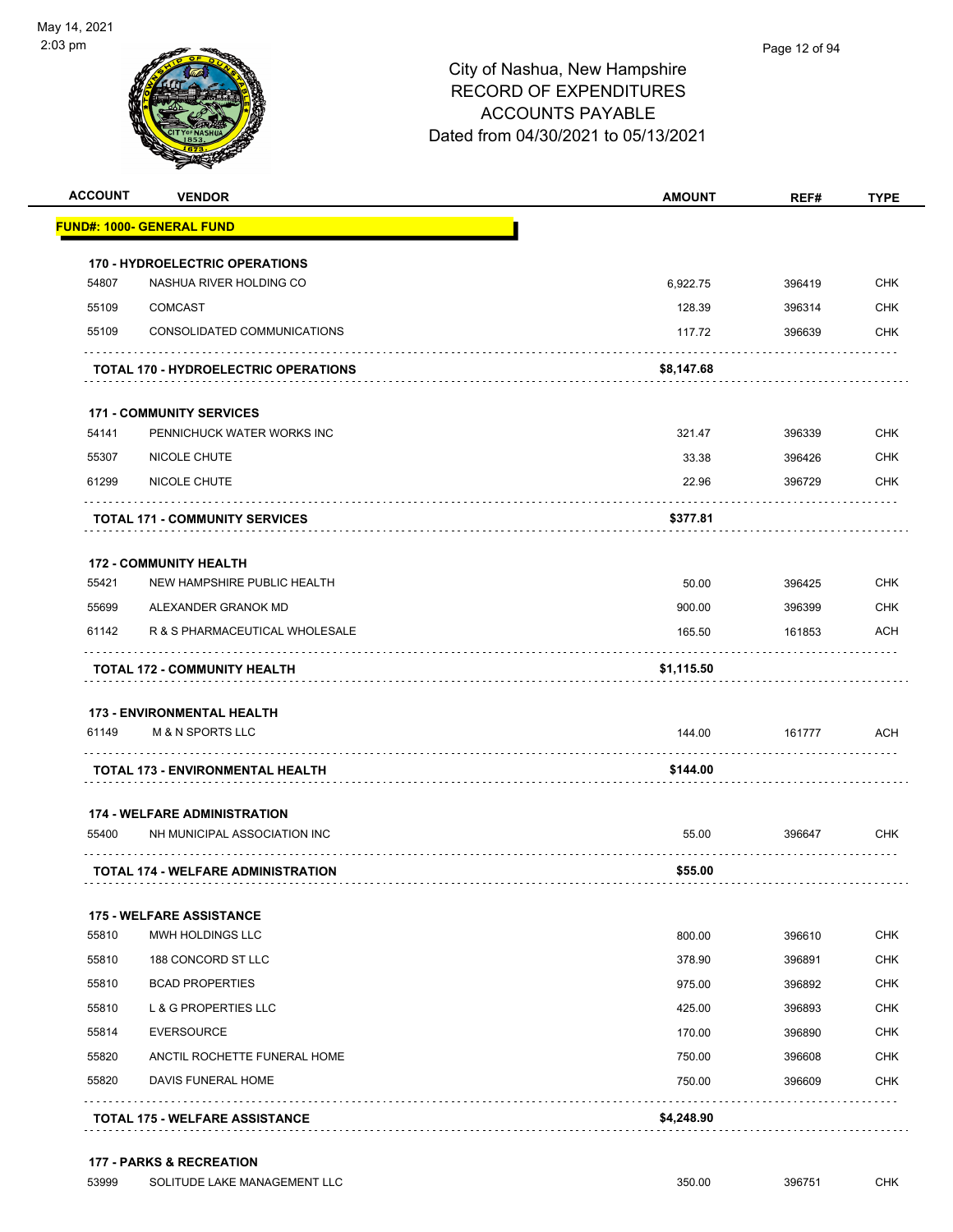# City of Nashua, New Hampshire
## RECORD OF EXPENDITURES
## ACCOUNTS PAYABLE
## Dated from 04/30/2021 to 05/13/2021

| ACCOUNT | VENDOR | AMOUNT | REF# | TYPE |
|---|---|---|---|---|
| **FUND#: 1000- GENERAL FUND** | | | | |
| **170 - HYDROELECTRIC OPERATIONS** | | | | |
| 54807 | NASHUA RIVER HOLDING CO | 6,922.75 | 396419 | CHK |
| 55109 | COMCAST | 128.39 | 396314 | CHK |
| 55109 | CONSOLIDATED COMMUNICATIONS | 117.72 | 396639 | CHK |
| | **TOTAL 170 - HYDROELECTRIC OPERATIONS** | **$8,147.68** | | |
| **171 - COMMUNITY SERVICES** | | | | |
| 54141 | PENNICHUCK WATER WORKS INC | 321.47 | 396339 | CHK |
| 55307 | NICOLE CHUTE | 33.38 | 396426 | CHK |
| 61299 | NICOLE CHUTE | 22.96 | 396729 | CHK |
| | **TOTAL 171 - COMMUNITY SERVICES** | **$377.81** | | |
| **172 - COMMUNITY HEALTH** | | | | |
| 55421 | NEW HAMPSHIRE PUBLIC HEALTH | 50.00 | 396425 | CHK |
| 55699 | ALEXANDER GRANOK MD | 900.00 | 396399 | CHK |
| 61142 | R & S PHARMACEUTICAL WHOLESALE | 165.50 | 161853 | ACH |
| | **TOTAL 172 - COMMUNITY HEALTH** | **$1,115.50** | | |
| **173 - ENVIRONMENTAL HEALTH** | | | | |
| 61149 | M & N SPORTS LLC | 144.00 | 161777 | ACH |
| | **TOTAL 173 - ENVIRONMENTAL HEALTH** | **$144.00** | | |
| **174 - WELFARE ADMINISTRATION** | | | | |
| 55400 | NH MUNICIPAL ASSOCIATION INC | 55.00 | 396647 | CHK |
| | **TOTAL 174 - WELFARE ADMINISTRATION** | **$55.00** | | |
| **175 - WELFARE ASSISTANCE** | | | | |
| 55810 | MWH HOLDINGS LLC | 800.00 | 396610 | CHK |
| 55810 | 188 CONCORD ST LLC | 378.90 | 396891 | CHK |
| 55810 | BCAD PROPERTIES | 975.00 | 396892 | CHK |
| 55810 | L & G PROPERTIES LLC | 425.00 | 396893 | CHK |
| 55814 | EVERSOURCE | 170.00 | 396890 | CHK |
| 55820 | ANCTIL ROCHETTE FUNERAL HOME | 750.00 | 396608 | CHK |
| 55820 | DAVIS FUNERAL HOME | 750.00 | 396609 | CHK |
| | **TOTAL 175 - WELFARE ASSISTANCE** | **$4,248.90** | | |
| **177 - PARKS & RECREATION** | | | | |
| 53999 | SOLITUDE LAKE MANAGEMENT LLC | 350.00 | 396751 | CHK |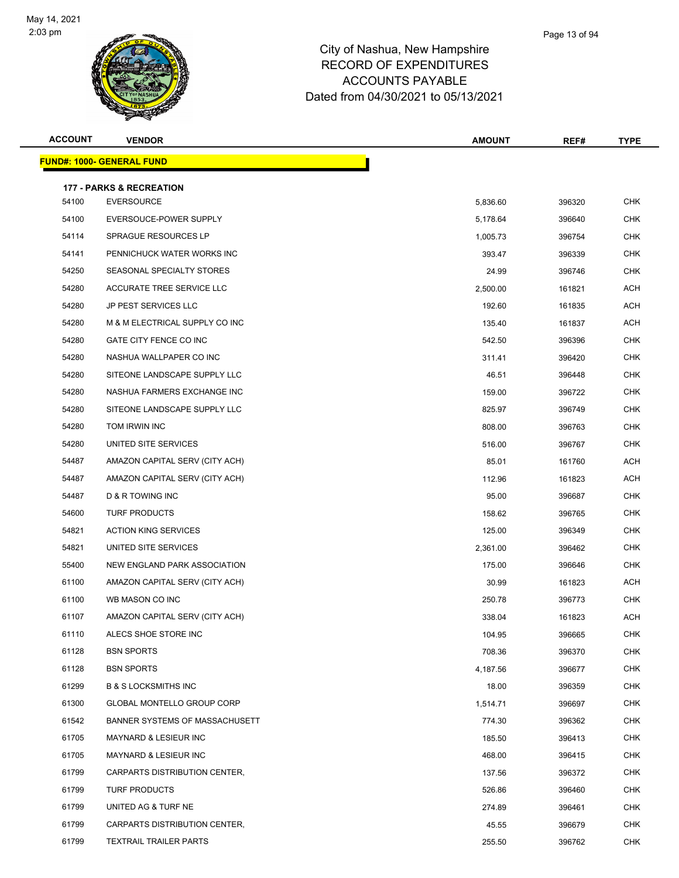# City of Nashua, New Hampshire
## RECORD OF EXPENDITURES
## ACCOUNTS PAYABLE
## Dated from 04/30/2021 to 05/13/2021

**FUND#: 1000- GENERAL FUND**

**177 - PARKS & RECREATION**

| ACCOUNT | VENDOR | AMOUNT | REF# | TYPE |
|---|---|---|---|---|
| 54100 | EVERSOURCE | 5,836.60 | 396320 | CHK |
| 54100 | EVERSOUCE-POWER SUPPLY | 5,178.64 | 396640 | CHK |
| 54114 | SPRAGUE RESOURCES LP | 1,005.73 | 396754 | CHK |
| 54141 | PENNICHUCK WATER WORKS INC | 393.47 | 396339 | CHK |
| 54250 | SEASONAL SPECIALTY STORES | 24.99 | 396746 | CHK |
| 54280 | ACCURATE TREE SERVICE LLC | 2,500.00 | 161821 | ACH |
| 54280 | JP PEST SERVICES LLC | 192.60 | 161835 | ACH |
| 54280 | M & M ELECTRICAL SUPPLY CO INC | 135.40 | 161837 | ACH |
| 54280 | GATE CITY FENCE CO INC | 542.50 | 396396 | CHK |
| 54280 | NASHUA WALLPAPER CO INC | 311.41 | 396420 | CHK |
| 54280 | SITEONE LANDSCAPE SUPPLY LLC | 46.51 | 396448 | CHK |
| 54280 | NASHUA FARMERS EXCHANGE INC | 159.00 | 396722 | CHK |
| 54280 | SITEONE LANDSCAPE SUPPLY LLC | 825.97 | 396749 | CHK |
| 54280 | TOM IRWIN INC | 808.00 | 396763 | CHK |
| 54280 | UNITED SITE SERVICES | 516.00 | 396767 | CHK |
| 54487 | AMAZON CAPITAL SERV (CITY ACH) | 85.01 | 161760 | ACH |
| 54487 | AMAZON CAPITAL SERV (CITY ACH) | 112.96 | 161823 | ACH |
| 54487 | D & R TOWING INC | 95.00 | 396687 | CHK |
| 54600 | TURF PRODUCTS | 158.62 | 396765 | CHK |
| 54821 | ACTION KING SERVICES | 125.00 | 396349 | CHK |
| 54821 | UNITED SITE SERVICES | 2,361.00 | 396462 | CHK |
| 55400 | NEW ENGLAND PARK ASSOCIATION | 175.00 | 396646 | CHK |
| 61100 | AMAZON CAPITAL SERV (CITY ACH) | 30.99 | 161823 | ACH |
| 61100 | WB MASON CO INC | 250.78 | 396773 | CHK |
| 61107 | AMAZON CAPITAL SERV (CITY ACH) | 338.04 | 161823 | ACH |
| 61110 | ALECS SHOE STORE INC | 104.95 | 396665 | CHK |
| 61128 | BSN SPORTS | 708.36 | 396370 | CHK |
| 61128 | BSN SPORTS | 4,187.56 | 396677 | CHK |
| 61299 | B & S LOCKSMITHS INC | 18.00 | 396359 | CHK |
| 61300 | GLOBAL MONTELLO GROUP CORP | 1,514.71 | 396697 | CHK |
| 61542 | BANNER SYSTEMS OF MASSACHUSETT | 774.30 | 396362 | CHK |
| 61705 | MAYNARD & LESIEUR INC | 185.50 | 396413 | CHK |
| 61705 | MAYNARD & LESIEUR INC | 468.00 | 396415 | CHK |
| 61799 | CARPARTS DISTRIBUTION CENTER, | 137.56 | 396372 | CHK |
| 61799 | TURF PRODUCTS | 526.86 | 396460 | CHK |
| 61799 | UNITED AG & TURF NE | 274.89 | 396461 | CHK |
| 61799 | CARPARTS DISTRIBUTION CENTER, | 45.55 | 396679 | CHK |
| 61799 | TEXTRAIL TRAILER PARTS | 255.50 | 396762 | CHK |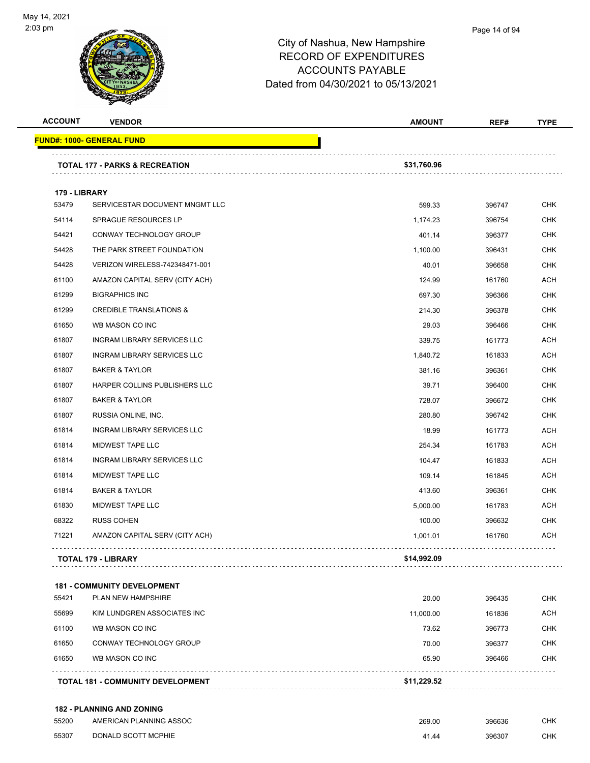# City of Nashua, New Hampshire
## RECORD OF EXPENDITURES
## ACCOUNTS PAYABLE
## Dated from 04/30/2021 to 05/13/2021

| ACCOUNT | VENDOR | AMOUNT | REF# | TYPE |
|---|---|---|---|---|
| **FUND#: 1000- GENERAL FUND** | | | | |
| | **TOTAL 177 - PARKS & RECREATION** | **$31,760.96** | | |
| **179 - LIBRARY** | | | | |
| 53479 | SERVICESTAR DOCUMENT MNGMT LLC | 599.33 | 396747 | CHK |
| 54114 | SPRAGUE RESOURCES LP | 1,174.23 | 396754 | CHK |
| 54421 | CONWAY TECHNOLOGY GROUP | 401.14 | 396377 | CHK |
| 54428 | THE PARK STREET FOUNDATION | 1,100.00 | 396431 | CHK |
| 54428 | VERIZON WIRELESS-742348471-001 | 40.01 | 396658 | CHK |
| 61100 | AMAZON CAPITAL SERV (CITY ACH) | 124.99 | 161760 | ACH |
| 61299 | BIGRAPHICS INC | 697.30 | 396366 | CHK |
| 61299 | CREDIBLE TRANSLATIONS & | 214.30 | 396378 | CHK |
| 61650 | WB MASON CO INC | 29.03 | 396466 | CHK |
| 61807 | INGRAM LIBRARY SERVICES LLC | 339.75 | 161773 | ACH |
| 61807 | INGRAM LIBRARY SERVICES LLC | 1,840.72 | 161833 | ACH |
| 61807 | BAKER & TAYLOR | 381.16 | 396361 | CHK |
| 61807 | HARPER COLLINS PUBLISHERS LLC | 39.71 | 396400 | CHK |
| 61807 | BAKER & TAYLOR | 728.07 | 396672 | CHK |
| 61807 | RUSSIA ONLINE, INC. | 280.80 | 396742 | CHK |
| 61814 | INGRAM LIBRARY SERVICES LLC | 18.99 | 161773 | ACH |
| 61814 | MIDWEST TAPE LLC | 254.34 | 161783 | ACH |
| 61814 | INGRAM LIBRARY SERVICES LLC | 104.47 | 161833 | ACH |
| 61814 | MIDWEST TAPE LLC | 109.14 | 161845 | ACH |
| 61814 | BAKER & TAYLOR | 413.60 | 396361 | CHK |
| 61830 | MIDWEST TAPE LLC | 5,000.00 | 161783 | ACH |
| 68322 | RUSS COHEN | 100.00 | 396632 | CHK |
| 71221 | AMAZON CAPITAL SERV (CITY ACH) | 1,001.01 | 161760 | ACH |
| | **TOTAL 179 - LIBRARY** | **$14,992.09** | | |
| **181 - COMMUNITY DEVELOPMENT** | | | | |
| 55421 | PLAN NEW HAMPSHIRE | 20.00 | 396435 | CHK |
| 55699 | KIM LUNDGREN ASSOCIATES INC | 11,000.00 | 161836 | ACH |
| 61100 | WB MASON CO INC | 73.62 | 396773 | CHK |
| 61650 | CONWAY TECHNOLOGY GROUP | 70.00 | 396377 | CHK |
| 61650 | WB MASON CO INC | 65.90 | 396466 | CHK |
| | **TOTAL 181 - COMMUNITY DEVELOPMENT** | **$11,229.52** | | |
| **182 - PLANNING AND ZONING** | | | | |
| 55200 | AMERICAN PLANNING ASSOC | 269.00 | 396636 | CHK |
| 55307 | DONALD SCOTT MCPHIE | 41.44 | 396307 | CHK |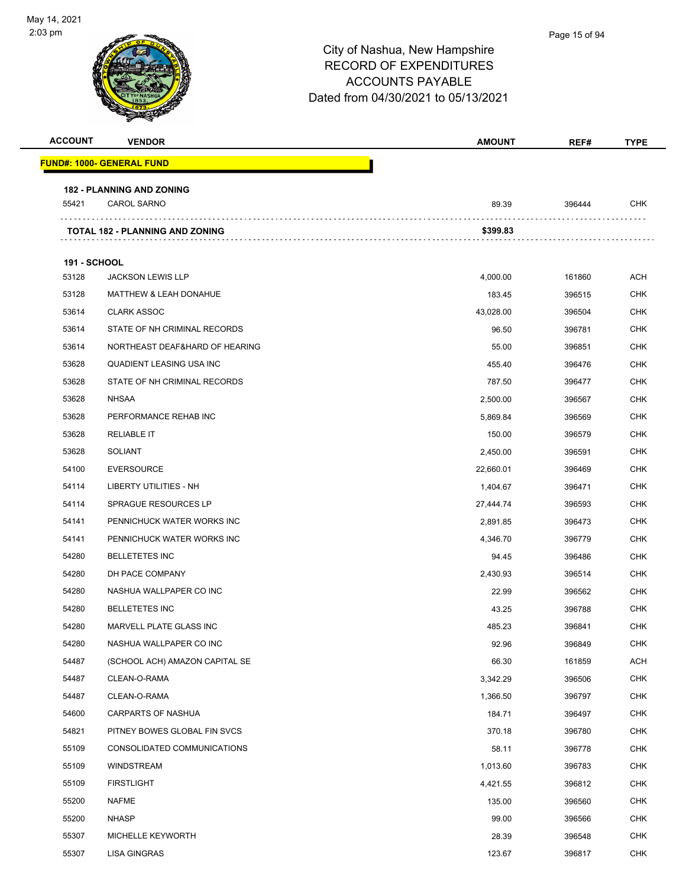# City of Nashua, New Hampshire
## RECORD OF EXPENDITURES
## ACCOUNTS PAYABLE
## Dated from 04/30/2021 to 05/13/2021

| ACCOUNT | VENDOR | AMOUNT | REF# | TYPE |
|---|---|---|---|---|
| **FUND#: 1000- GENERAL FUND** | | | | |
| **182 - PLANNING AND ZONING** | | | | |
| 55421 | CAROL SARNO | 89.39 | 396444 | CHK |
| | **TOTAL 182 - PLANNING AND ZONING** | **$399.83** | | |
| **191 - SCHOOL** | | | | |
| 53128 | JACKSON LEWIS LLP | 4,000.00 | 161860 | ACH |
| 53128 | MATTHEW & LEAH DONAHUE | 183.45 | 396515 | CHK |
| 53614 | CLARK ASSOC | 43,028.00 | 396504 | CHK |
| 53614 | STATE OF NH CRIMINAL RECORDS | 96.50 | 396781 | CHK |
| 53614 | NORTHEAST DEAF&HARD OF HEARING | 55.00 | 396851 | CHK |
| 53628 | QUADIENT LEASING USA INC | 455.40 | 396476 | CHK |
| 53628 | STATE OF NH CRIMINAL RECORDS | 787.50 | 396477 | CHK |
| 53628 | NHSAA | 2,500.00 | 396567 | CHK |
| 53628 | PERFORMANCE REHAB INC | 5,869.84 | 396569 | CHK |
| 53628 | RELIABLE IT | 150.00 | 396579 | CHK |
| 53628 | SOLIANT | 2,450.00 | 396591 | CHK |
| 54100 | EVERSOURCE | 22,660.01 | 396469 | CHK |
| 54114 | LIBERTY UTILITIES - NH | 1,404.67 | 396471 | CHK |
| 54114 | SPRAGUE RESOURCES LP | 27,444.74 | 396593 | CHK |
| 54141 | PENNICHUCK WATER WORKS INC | 2,891.85 | 396473 | CHK |
| 54141 | PENNICHUCK WATER WORKS INC | 4,346.70 | 396779 | CHK |
| 54280 | BELLETETES INC | 94.45 | 396486 | CHK |
| 54280 | DH PACE COMPANY | 2,430.93 | 396514 | CHK |
| 54280 | NASHUA WALLPAPER CO INC | 22.99 | 396562 | CHK |
| 54280 | BELLETETES INC | 43.25 | 396788 | CHK |
| 54280 | MARVELL PLATE GLASS INC | 485.23 | 396841 | CHK |
| 54280 | NASHUA WALLPAPER CO INC | 92.96 | 396849 | CHK |
| 54487 | (SCHOOL ACH) AMAZON CAPITAL SE | 66.30 | 161859 | ACH |
| 54487 | CLEAN-O-RAMA | 3,342.29 | 396506 | CHK |
| 54487 | CLEAN-O-RAMA | 1,366.50 | 396797 | CHK |
| 54600 | CARPARTS OF NASHUA | 184.71 | 396497 | CHK |
| 54821 | PITNEY BOWES GLOBAL FIN SVCS | 370.18 | 396780 | CHK |
| 55109 | CONSOLIDATED COMMUNICATIONS | 58.11 | 396778 | CHK |
| 55109 | WINDSTREAM | 1,013.60 | 396783 | CHK |
| 55109 | FIRSTLIGHT | 4,421.55 | 396812 | CHK |
| 55200 | NAFME | 135.00 | 396560 | CHK |
| 55200 | NHASP | 99.00 | 396566 | CHK |
| 55307 | MICHELLE KEYWORTH | 28.39 | 396548 | CHK |
| 55307 | LISA GINGRAS | 123.67 | 396817 | CHK |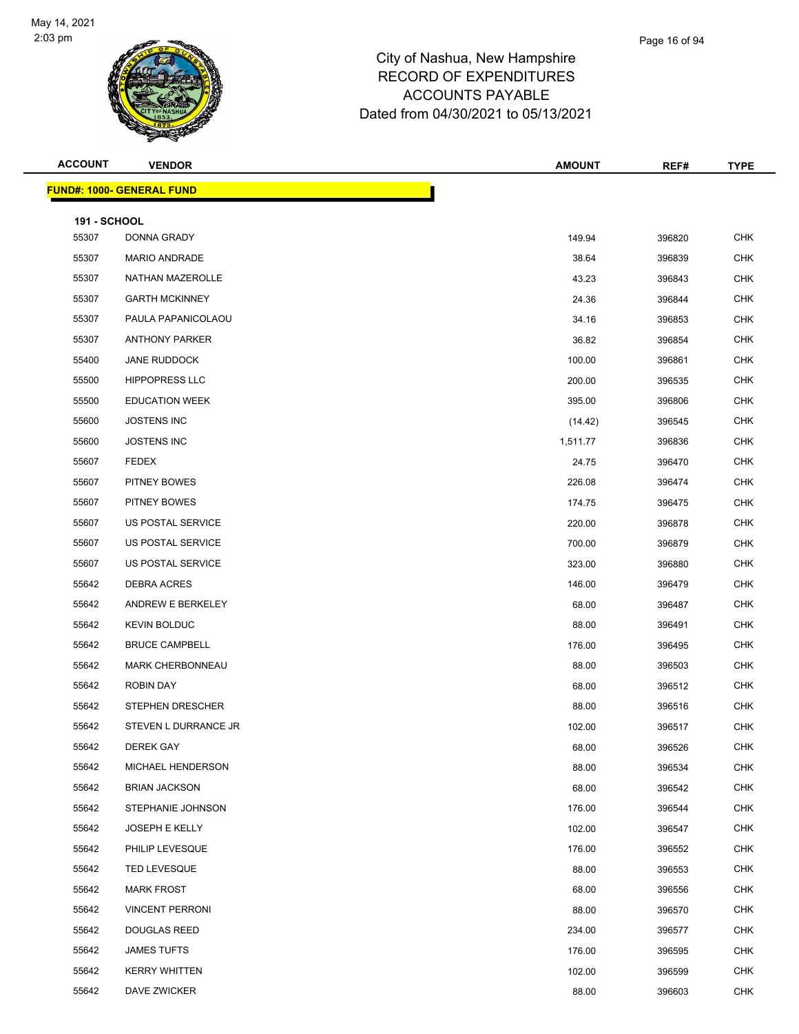# City of Nashua, New Hampshire
## RECORD OF EXPENDITURES
## ACCOUNTS PAYABLE
## Dated from 04/30/2021 to 05/13/2021

| ACCOUNT | VENDOR | AMOUNT | REF# | TYPE |
|---|---|---|---|---|
| **FUND#: 1000- GENERAL FUND** | | | | |
| **191 - SCHOOL** | | | | |
| 55307 | DONNA GRADY | 149.94 | 396820 | CHK |
| 55307 | MARIO ANDRADE | 38.64 | 396839 | CHK |
| 55307 | NATHAN MAZEROLLE | 43.23 | 396843 | CHK |
| 55307 | GARTH MCKINNEY | 24.36 | 396844 | CHK |
| 55307 | PAULA PAPANICOLAOU | 34.16 | 396853 | CHK |
| 55307 | ANTHONY PARKER | 36.82 | 396854 | CHK |
| 55400 | JANE RUDDOCK | 100.00 | 396861 | CHK |
| 55500 | HIPPOPRESS LLC | 200.00 | 396535 | CHK |
| 55500 | EDUCATION WEEK | 395.00 | 396806 | CHK |
| 55600 | JOSTENS INC | (14.42) | 396545 | CHK |
| 55600 | JOSTENS INC | 1,511.77 | 396836 | CHK |
| 55607 | FEDEX | 24.75 | 396470 | CHK |
| 55607 | PITNEY BOWES | 226.08 | 396474 | CHK |
| 55607 | PITNEY BOWES | 174.75 | 396475 | CHK |
| 55607 | US POSTAL SERVICE | 220.00 | 396878 | CHK |
| 55607 | US POSTAL SERVICE | 700.00 | 396879 | CHK |
| 55607 | US POSTAL SERVICE | 323.00 | 396880 | CHK |
| 55642 | DEBRA ACRES | 146.00 | 396479 | CHK |
| 55642 | ANDREW E BERKELEY | 68.00 | 396487 | CHK |
| 55642 | KEVIN BOLDUC | 88.00 | 396491 | CHK |
| 55642 | BRUCE CAMPBELL | 176.00 | 396495 | CHK |
| 55642 | MARK CHERBONNEAU | 88.00 | 396503 | CHK |
| 55642 | ROBIN DAY | 68.00 | 396512 | CHK |
| 55642 | STEPHEN DRESCHER | 88.00 | 396516 | CHK |
| 55642 | STEVEN L DURRANCE JR | 102.00 | 396517 | CHK |
| 55642 | DEREK GAY | 68.00 | 396526 | CHK |
| 55642 | MICHAEL HENDERSON | 88.00 | 396534 | CHK |
| 55642 | BRIAN JACKSON | 68.00 | 396542 | CHK |
| 55642 | STEPHANIE JOHNSON | 176.00 | 396544 | CHK |
| 55642 | JOSEPH E KELLY | 102.00 | 396547 | CHK |
| 55642 | PHILIP LEVESQUE | 176.00 | 396552 | CHK |
| 55642 | TED LEVESQUE | 88.00 | 396553 | CHK |
| 55642 | MARK FROST | 68.00 | 396556 | CHK |
| 55642 | VINCENT PERRONI | 88.00 | 396570 | CHK |
| 55642 | DOUGLAS REED | 234.00 | 396577 | CHK |
| 55642 | JAMES TUFTS | 176.00 | 396595 | CHK |
| 55642 | KERRY WHITTEN | 102.00 | 396599 | CHK |
| 55642 | DAVE ZWICKER | 88.00 | 396603 | CHK |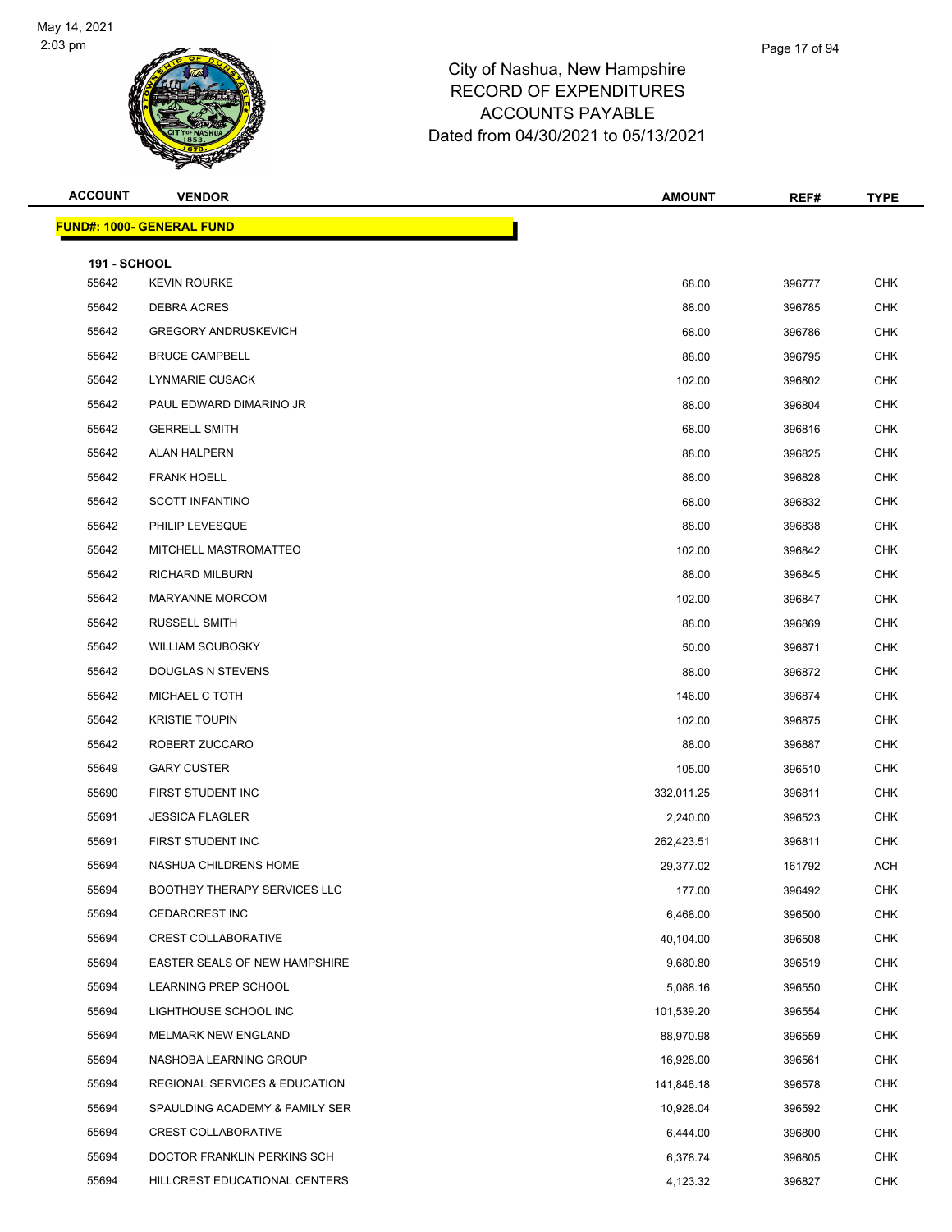City of Nashua, New Hampshire
RECORD OF EXPENDITURES
ACCOUNTS PAYABLE
Dated from 04/30/2021 to 05/13/2021

| ACCOUNT | VENDOR | AMOUNT | REF# | TYPE |
|---|---|---|---|---|
| **FUND#: 1000- GENERAL FUND** | | | | |
| **191 - SCHOOL** | | | | |
| 55642 | KEVIN ROURKE | 68.00 | 396777 | CHK |
| 55642 | DEBRA ACRES | 88.00 | 396785 | CHK |
| 55642 | GREGORY ANDRUSKEVICH | 68.00 | 396786 | CHK |
| 55642 | BRUCE CAMPBELL | 88.00 | 396795 | CHK |
| 55642 | LYNMARIE CUSACK | 102.00 | 396802 | CHK |
| 55642 | PAUL EDWARD DIMARINO JR | 88.00 | 396804 | CHK |
| 55642 | GERRELL SMITH | 68.00 | 396816 | CHK |
| 55642 | ALAN HALPERN | 88.00 | 396825 | CHK |
| 55642 | FRANK HOELL | 88.00 | 396828 | CHK |
| 55642 | SCOTT INFANTINO | 68.00 | 396832 | CHK |
| 55642 | PHILIP LEVESQUE | 88.00 | 396838 | CHK |
| 55642 | MITCHELL MASTROMATTEO | 102.00 | 396842 | CHK |
| 55642 | RICHARD MILBURN | 88.00 | 396845 | CHK |
| 55642 | MARYANNE MORCOM | 102.00 | 396847 | CHK |
| 55642 | RUSSELL SMITH | 88.00 | 396869 | CHK |
| 55642 | WILLIAM SOUBOSKY | 50.00 | 396871 | CHK |
| 55642 | DOUGLAS N STEVENS | 88.00 | 396872 | CHK |
| 55642 | MICHAEL C TOTH | 146.00 | 396874 | CHK |
| 55642 | KRISTIE TOUPIN | 102.00 | 396875 | CHK |
| 55642 | ROBERT ZUCCARO | 88.00 | 396887 | CHK |
| 55649 | GARY CUSTER | 105.00 | 396510 | CHK |
| 55690 | FIRST STUDENT INC | 332,011.25 | 396811 | CHK |
| 55691 | JESSICA FLAGLER | 2,240.00 | 396523 | CHK |
| 55691 | FIRST STUDENT INC | 262,423.51 | 396811 | CHK |
| 55694 | NASHUA CHILDRENS HOME | 29,377.02 | 161792 | ACH |
| 55694 | BOOTHBY THERAPY SERVICES LLC | 177.00 | 396492 | CHK |
| 55694 | CEDARCREST INC | 6,468.00 | 396500 | CHK |
| 55694 | CREST COLLABORATIVE | 40,104.00 | 396508 | CHK |
| 55694 | EASTER SEALS OF NEW HAMPSHIRE | 9,680.80 | 396519 | CHK |
| 55694 | LEARNING PREP SCHOOL | 5,088.16 | 396550 | CHK |
| 55694 | LIGHTHOUSE SCHOOL INC | 101,539.20 | 396554 | CHK |
| 55694 | MELMARK NEW ENGLAND | 88,970.98 | 396559 | CHK |
| 55694 | NASHOBA LEARNING GROUP | 16,928.00 | 396561 | CHK |
| 55694 | REGIONAL SERVICES & EDUCATION | 141,846.18 | 396578 | CHK |
| 55694 | SPAULDING ACADEMY & FAMILY SER | 10,928.04 | 396592 | CHK |
| 55694 | CREST COLLABORATIVE | 6,444.00 | 396800 | CHK |
| 55694 | DOCTOR FRANKLIN PERKINS SCH | 6,378.74 | 396805 | CHK |
| 55694 | HILLCREST EDUCATIONAL CENTERS | 4,123.32 | 396827 | CHK |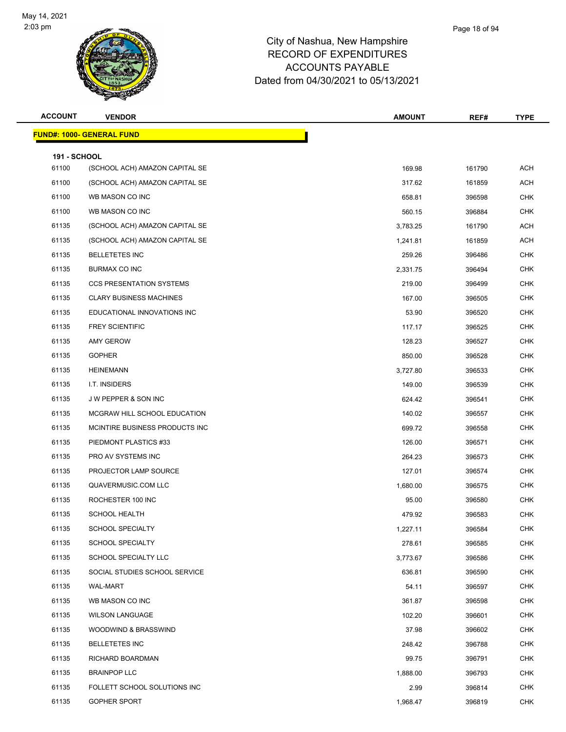City of Nashua, New Hampshire
RECORD OF EXPENDITURES
ACCOUNTS PAYABLE
Dated from 04/30/2021 to 05/13/2021

| ACCOUNT | VENDOR | AMOUNT | REF# | TYPE |
|---|---|---|---|---|
| **FUND#: 1000- GENERAL FUND** | | | | |
| **191 - SCHOOL** | | | | |
| 61100 | (SCHOOL ACH) AMAZON CAPITAL SE | 169.98 | 161790 | ACH |
| 61100 | (SCHOOL ACH) AMAZON CAPITAL SE | 317.62 | 161859 | ACH |
| 61100 | WB MASON CO INC | 658.81 | 396598 | CHK |
| 61100 | WB MASON CO INC | 560.15 | 396884 | CHK |
| 61135 | (SCHOOL ACH) AMAZON CAPITAL SE | 3,783.25 | 161790 | ACH |
| 61135 | (SCHOOL ACH) AMAZON CAPITAL SE | 1,241.81 | 161859 | ACH |
| 61135 | BELLETETES INC | 259.26 | 396486 | CHK |
| 61135 | BURMAX CO INC | 2,331.75 | 396494 | CHK |
| 61135 | CCS PRESENTATION SYSTEMS | 219.00 | 396499 | CHK |
| 61135 | CLARY BUSINESS MACHINES | 167.00 | 396505 | CHK |
| 61135 | EDUCATIONAL INNOVATIONS INC | 53.90 | 396520 | CHK |
| 61135 | FREY SCIENTIFIC | 117.17 | 396525 | CHK |
| 61135 | AMY GEROW | 128.23 | 396527 | CHK |
| 61135 | GOPHER | 850.00 | 396528 | CHK |
| 61135 | HEINEMANN | 3,727.80 | 396533 | CHK |
| 61135 | I.T. INSIDERS | 149.00 | 396539 | CHK |
| 61135 | J W PEPPER & SON INC | 624.42 | 396541 | CHK |
| 61135 | MCGRAW HILL SCHOOL EDUCATION | 140.02 | 396557 | CHK |
| 61135 | MCINTIRE BUSINESS PRODUCTS INC | 699.72 | 396558 | CHK |
| 61135 | PIEDMONT PLASTICS #33 | 126.00 | 396571 | CHK |
| 61135 | PRO AV SYSTEMS INC | 264.23 | 396573 | CHK |
| 61135 | PROJECTOR LAMP SOURCE | 127.01 | 396574 | CHK |
| 61135 | QUAVERMUSIC.COM LLC | 1,680.00 | 396575 | CHK |
| 61135 | ROCHESTER 100 INC | 95.00 | 396580 | CHK |
| 61135 | SCHOOL HEALTH | 479.92 | 396583 | CHK |
| 61135 | SCHOOL SPECIALTY | 1,227.11 | 396584 | CHK |
| 61135 | SCHOOL SPECIALTY | 278.61 | 396585 | CHK |
| 61135 | SCHOOL SPECIALTY LLC | 3,773.67 | 396586 | CHK |
| 61135 | SOCIAL STUDIES SCHOOL SERVICE | 636.81 | 396590 | CHK |
| 61135 | WAL-MART | 54.11 | 396597 | CHK |
| 61135 | WB MASON CO INC | 361.87 | 396598 | CHK |
| 61135 | WILSON LANGUAGE | 102.20 | 396601 | CHK |
| 61135 | WOODWIND & BRASSWIND | 37.98 | 396602 | CHK |
| 61135 | BELLETETES INC | 248.42 | 396788 | CHK |
| 61135 | RICHARD BOARDMAN | 99.75 | 396791 | CHK |
| 61135 | BRAINPOP LLC | 1,888.00 | 396793 | CHK |
| 61135 | FOLLETT SCHOOL SOLUTIONS INC | 2.99 | 396814 | CHK |
| 61135 | GOPHER SPORT | 1,968.47 | 396819 | CHK |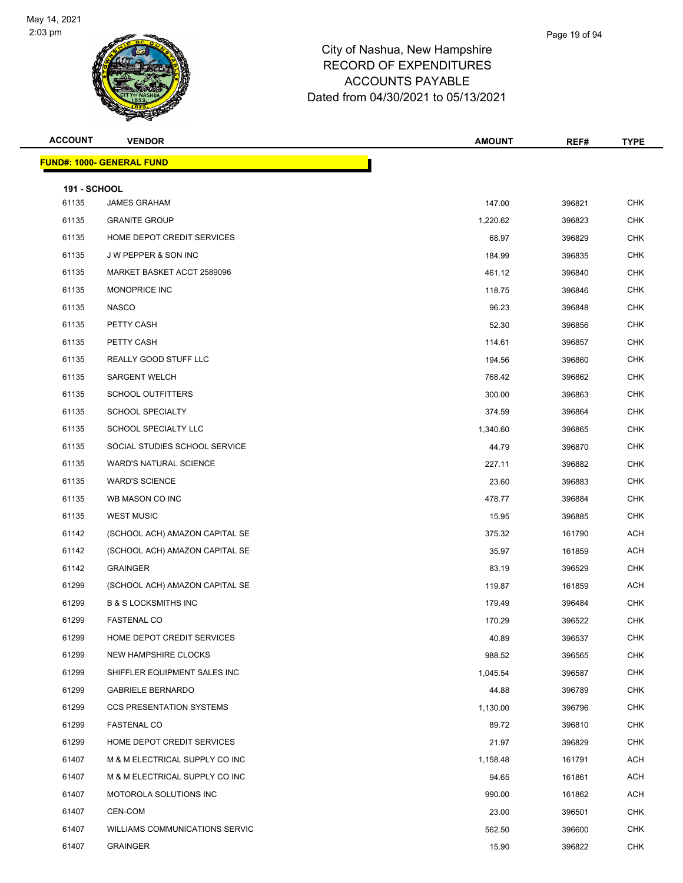# City of Nashua, New Hampshire
# RECORD OF EXPENDITURES
# ACCOUNTS PAYABLE
# Dated from 04/30/2021 to 05/13/2021

| ACCOUNT | VENDOR | AMOUNT | REF# | TYPE |
|---|---|---|---|---|
| **FUND#: 1000- GENERAL FUND** | | | | |
| **191 - SCHOOL** | | | | |
| 61135 | JAMES GRAHAM | 147.00 | 396821 | CHK |
| 61135 | GRANITE GROUP | 1,220.62 | 396823 | CHK |
| 61135 | HOME DEPOT CREDIT SERVICES | 68.97 | 396829 | CHK |
| 61135 | J W PEPPER & SON INC | 184.99 | 396835 | CHK |
| 61135 | MARKET BASKET ACCT 2589096 | 461.12 | 396840 | CHK |
| 61135 | MONOPRICE INC | 118.75 | 396846 | CHK |
| 61135 | NASCO | 96.23 | 396848 | CHK |
| 61135 | PETTY CASH | 52.30 | 396856 | CHK |
| 61135 | PETTY CASH | 114.61 | 396857 | CHK |
| 61135 | REALLY GOOD STUFF LLC | 194.56 | 396860 | CHK |
| 61135 | SARGENT WELCH | 768.42 | 396862 | CHK |
| 61135 | SCHOOL OUTFITTERS | 300.00 | 396863 | CHK |
| 61135 | SCHOOL SPECIALTY | 374.59 | 396864 | CHK |
| 61135 | SCHOOL SPECIALTY LLC | 1,340.60 | 396865 | CHK |
| 61135 | SOCIAL STUDIES SCHOOL SERVICE | 44.79 | 396870 | CHK |
| 61135 | WARD'S NATURAL SCIENCE | 227.11 | 396882 | CHK |
| 61135 | WARD'S SCIENCE | 23.60 | 396883 | CHK |
| 61135 | WB MASON CO INC | 478.77 | 396884 | CHK |
| 61135 | WEST MUSIC | 15.95 | 396885 | CHK |
| 61142 | (SCHOOL ACH) AMAZON CAPITAL SE | 375.32 | 161790 | ACH |
| 61142 | (SCHOOL ACH) AMAZON CAPITAL SE | 35.97 | 161859 | ACH |
| 61142 | GRAINGER | 83.19 | 396529 | CHK |
| 61299 | (SCHOOL ACH) AMAZON CAPITAL SE | 119.87 | 161859 | ACH |
| 61299 | B & S LOCKSMITHS INC | 179.49 | 396484 | CHK |
| 61299 | FASTENAL CO | 170.29 | 396522 | CHK |
| 61299 | HOME DEPOT CREDIT SERVICES | 40.89 | 396537 | CHK |
| 61299 | NEW HAMPSHIRE CLOCKS | 988.52 | 396565 | CHK |
| 61299 | SHIFFLER EQUIPMENT SALES INC | 1,045.54 | 396587 | CHK |
| 61299 | GABRIELE BERNARDO | 44.88 | 396789 | CHK |
| 61299 | CCS PRESENTATION SYSTEMS | 1,130.00 | 396796 | CHK |
| 61299 | FASTENAL CO | 89.72 | 396810 | CHK |
| 61299 | HOME DEPOT CREDIT SERVICES | 21.97 | 396829 | CHK |
| 61407 | M & M ELECTRICAL SUPPLY CO INC | 1,158.48 | 161791 | ACH |
| 61407 | M & M ELECTRICAL SUPPLY CO INC | 94.65 | 161861 | ACH |
| 61407 | MOTOROLA SOLUTIONS INC | 990.00 | 161862 | ACH |
| 61407 | CEN-COM | 23.00 | 396501 | CHK |
| 61407 | WILLIAMS COMMUNICATIONS SERVIC | 562.50 | 396600 | CHK |
| 61407 | GRAINGER | 15.90 | 396822 | CHK |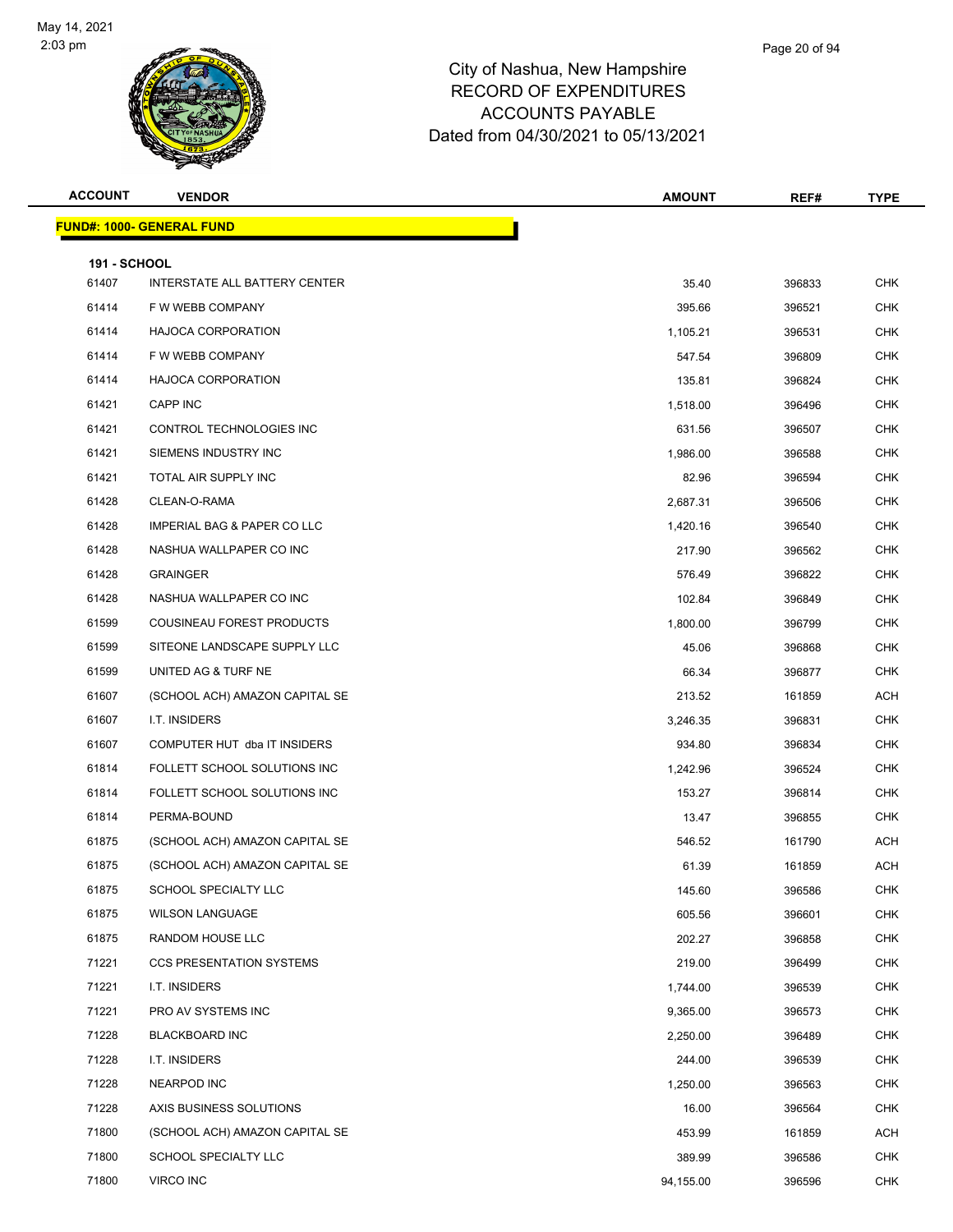City of Nashua, New Hampshire
RECORD OF EXPENDITURES
ACCOUNTS PAYABLE
Dated from 04/30/2021 to 05/13/2021

| ACCOUNT | VENDOR | AMOUNT | REF# | TYPE |
|---|---|---|---|---|

**FUND#: 1000- GENERAL FUND**

**191 - SCHOOL**

| ACCOUNT | VENDOR | AMOUNT | REF# | TYPE |
|---|---|---|---|---|
| 61407 | INTERSTATE ALL BATTERY CENTER | 35.40 | 396833 | CHK |
| 61414 | F W WEBB COMPANY | 395.66 | 396521 | CHK |
| 61414 | HAJOCA CORPORATION | 1,105.21 | 396531 | CHK |
| 61414 | F W WEBB COMPANY | 547.54 | 396809 | CHK |
| 61414 | HAJOCA CORPORATION | 135.81 | 396824 | CHK |
| 61421 | CAPP INC | 1,518.00 | 396496 | CHK |
| 61421 | CONTROL TECHNOLOGIES INC | 631.56 | 396507 | CHK |
| 61421 | SIEMENS INDUSTRY INC | 1,986.00 | 396588 | CHK |
| 61421 | TOTAL AIR SUPPLY INC | 82.96 | 396594 | CHK |
| 61428 | CLEAN-O-RAMA | 2,687.31 | 396506 | CHK |
| 61428 | IMPERIAL BAG & PAPER CO LLC | 1,420.16 | 396540 | CHK |
| 61428 | NASHUA WALLPAPER CO INC | 217.90 | 396562 | CHK |
| 61428 | GRAINGER | 576.49 | 396822 | CHK |
| 61428 | NASHUA WALLPAPER CO INC | 102.84 | 396849 | CHK |
| 61599 | COUSINEAU FOREST PRODUCTS | 1,800.00 | 396799 | CHK |
| 61599 | SITEONE LANDSCAPE SUPPLY LLC | 45.06 | 396868 | CHK |
| 61599 | UNITED AG & TURF NE | 66.34 | 396877 | CHK |
| 61607 | (SCHOOL ACH) AMAZON CAPITAL SE | 213.52 | 161859 | ACH |
| 61607 | I.T. INSIDERS | 3,246.35 | 396831 | CHK |
| 61607 | COMPUTER HUT dba IT INSIDERS | 934.80 | 396834 | CHK |
| 61814 | FOLLETT SCHOOL SOLUTIONS INC | 1,242.96 | 396524 | CHK |
| 61814 | FOLLETT SCHOOL SOLUTIONS INC | 153.27 | 396814 | CHK |
| 61814 | PERMA-BOUND | 13.47 | 396855 | CHK |
| 61875 | (SCHOOL ACH) AMAZON CAPITAL SE | 546.52 | 161790 | ACH |
| 61875 | (SCHOOL ACH) AMAZON CAPITAL SE | 61.39 | 161859 | ACH |
| 61875 | SCHOOL SPECIALTY LLC | 145.60 | 396586 | CHK |
| 61875 | WILSON LANGUAGE | 605.56 | 396601 | CHK |
| 61875 | RANDOM HOUSE LLC | 202.27 | 396858 | CHK |
| 71221 | CCS PRESENTATION SYSTEMS | 219.00 | 396499 | CHK |
| 71221 | I.T. INSIDERS | 1,744.00 | 396539 | CHK |
| 71221 | PRO AV SYSTEMS INC | 9,365.00 | 396573 | CHK |
| 71228 | BLACKBOARD INC | 2,250.00 | 396489 | CHK |
| 71228 | I.T. INSIDERS | 244.00 | 396539 | CHK |
| 71228 | NEARPOD INC | 1,250.00 | 396563 | CHK |
| 71228 | AXIS BUSINESS SOLUTIONS | 16.00 | 396564 | CHK |
| 71800 | (SCHOOL ACH) AMAZON CAPITAL SE | 453.99 | 161859 | ACH |
| 71800 | SCHOOL SPECIALTY LLC | 389.99 | 396586 | CHK |
| 71800 | VIRCO INC | 94,155.00 | 396596 | CHK |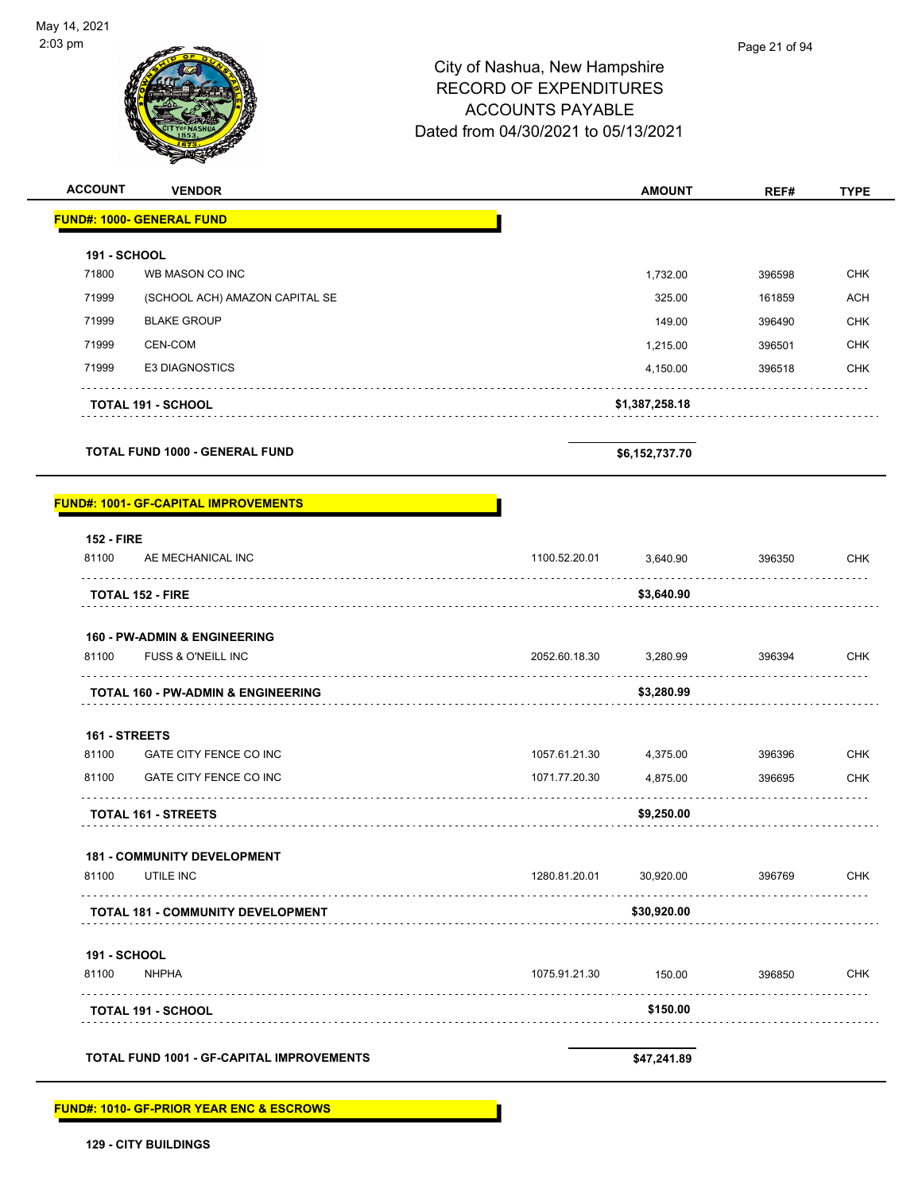City of Nashua, New Hampshire
RECORD OF EXPENDITURES
ACCOUNTS PAYABLE
Dated from 04/30/2021 to 05/13/2021

| ACCOUNT | VENDOR | | AMOUNT | REF# | TYPE |
|---|---|---|---|---|---|
| **FUND#: 1000- GENERAL FUND** | | | | | |
| **191 - SCHOOL** | | | | | |
| 71800 | WB MASON CO INC | | 1,732.00 | 396598 | CHK |
| 71999 | (SCHOOL ACH) AMAZON CAPITAL SE | | 325.00 | 161859 | ACH |
| 71999 | BLAKE GROUP | | 149.00 | 396490 | CHK |
| 71999 | CEN-COM | | 1,215.00 | 396501 | CHK |
| 71999 | E3 DIAGNOSTICS | | 4,150.00 | 396518 | CHK |
| **TOTAL 191 - SCHOOL** | | | **$1,387,258.18** | | |
| **TOTAL FUND 1000 - GENERAL FUND** | | | **$6,152,737.70** | | |
| **FUND#: 1001- GF-CAPITAL IMPROVEMENTS** | | | | | |
| **152 - FIRE** | | | | | |
| 81100 | AE MECHANICAL INC | 1100.52.20.01 | 3,640.90 | 396350 | CHK |
| **TOTAL 152 - FIRE** | | | **$3,640.90** | | |
| **160 - PW-ADMIN & ENGINEERING** | | | | | |
| 81100 | FUSS & O'NEILL INC | 2052.60.18.30 | 3,280.99 | 396394 | CHK |
| **TOTAL 160 - PW-ADMIN & ENGINEERING** | | | **$3,280.99** | | |
| **161 - STREETS** | | | | | |
| 81100 | GATE CITY FENCE CO INC | 1057.61.21.30 | 4,375.00 | 396396 | CHK |
| 81100 | GATE CITY FENCE CO INC | 1071.77.20.30 | 4,875.00 | 396695 | CHK |
| **TOTAL 161 - STREETS** | | | **$9,250.00** | | |
| **181 - COMMUNITY DEVELOPMENT** | | | | | |
| 81100 | UTILE INC | 1280.81.20.01 | 30,920.00 | 396769 | CHK |
| **TOTAL 181 - COMMUNITY DEVELOPMENT** | | | **$30,920.00** | | |
| **191 - SCHOOL** | | | | | |
| 81100 | NHPHA | 1075.91.21.30 | 150.00 | 396850 | CHK |
| **TOTAL 191 - SCHOOL** | | | **$150.00** | | |
| **TOTAL FUND 1001 - GF-CAPITAL IMPROVEMENTS** | | | **$47,241.89** | | |
| **FUND#: 1010- GF-PRIOR YEAR ENC & ESCROWS** | | | | | |
| **129 - CITY BUILDINGS** | | | | | |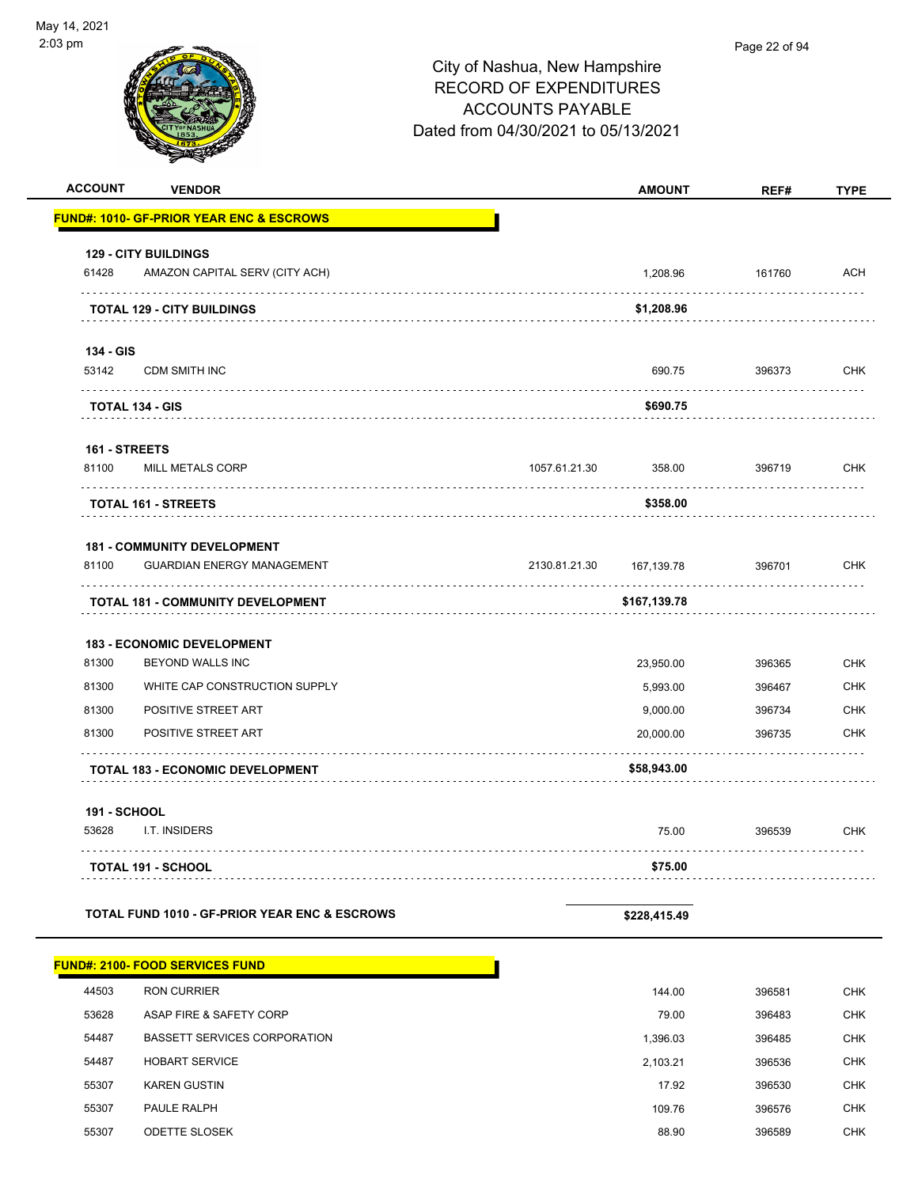City of Nashua, New Hampshire
RECORD OF EXPENDITURES
ACCOUNTS PAYABLE
Dated from 04/30/2021 to 05/13/2021

| ACCOUNT | VENDOR | | AMOUNT | REF# | TYPE |
|---|---|---|---|---|---|
| **FUND#: 1010- GF-PRIOR YEAR ENC & ESCROWS** | | | | | |
| **129 - CITY BUILDINGS** | | | | | |
| 61428 | AMAZON CAPITAL SERV (CITY ACH) | | 1,208.96 | 161760 | ACH |
| | **TOTAL 129 - CITY BUILDINGS** | | **$1,208.96** | | |
| **134 - GIS** | | | | | |
| 53142 | CDM SMITH INC | | 690.75 | 396373 | CHK |
| | **TOTAL 134 - GIS** | | **$690.75** | | |
| **161 - STREETS** | | | | | |
| 81100 | MILL METALS CORP | 1057.61.21.30 | 358.00 | 396719 | CHK |
| | **TOTAL 161 - STREETS** | | **$358.00** | | |
| **181 - COMMUNITY DEVELOPMENT** | | | | | |
| 81100 | GUARDIAN ENERGY MANAGEMENT | 2130.81.21.30 | 167,139.78 | 396701 | CHK |
| | **TOTAL 181 - COMMUNITY DEVELOPMENT** | | **$167,139.78** | | |
| **183 - ECONOMIC DEVELOPMENT** | | | | | |
| 81300 | BEYOND WALLS INC | | 23,950.00 | 396365 | CHK |
| 81300 | WHITE CAP CONSTRUCTION SUPPLY | | 5,993.00 | 396467 | CHK |
| 81300 | POSITIVE STREET ART | | 9,000.00 | 396734 | CHK |
| 81300 | POSITIVE STREET ART | | 20,000.00 | 396735 | CHK |
| | **TOTAL 183 - ECONOMIC DEVELOPMENT** | | **$58,943.00** | | |
| **191 - SCHOOL** | | | | | |
| 53628 | I.T. INSIDERS | | 75.00 | 396539 | CHK |
| | **TOTAL 191 - SCHOOL** | | **$75.00** | | |
| **TOTAL FUND 1010 - GF-PRIOR YEAR ENC & ESCROWS** | | | **$228,415.49** | | |

| ACCOUNT | VENDOR | AMOUNT | REF# | TYPE |
|---|---|---|---|---|
| **FUND#: 2100- FOOD SERVICES FUND** | | | | |
| 44503 | RON CURRIER | 144.00 | 396581 | CHK |
| 53628 | ASAP FIRE & SAFETY CORP | 79.00 | 396483 | CHK |
| 54487 | BASSETT SERVICES CORPORATION | 1,396.03 | 396485 | CHK |
| 54487 | HOBART SERVICE | 2,103.21 | 396536 | CHK |
| 55307 | KAREN GUSTIN | 17.92 | 396530 | CHK |
| 55307 | PAULE RALPH | 109.76 | 396576 | CHK |
| 55307 | ODETTE SLOSEK | 88.90 | 396589 | CHK |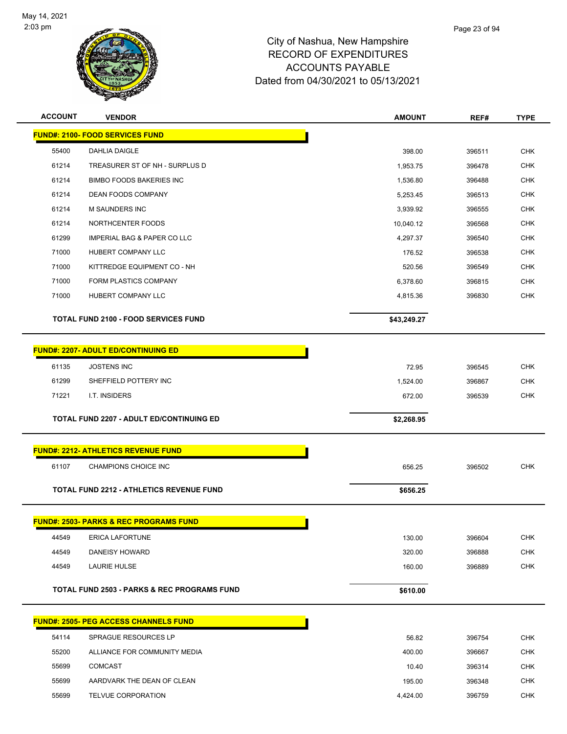City of Nashua, New Hampshire
RECORD OF EXPENDITURES
ACCOUNTS PAYABLE
Dated from 04/30/2021 to 05/13/2021

| ACCOUNT | VENDOR | AMOUNT | REF# | TYPE |
|---|---|---|---|---|
| **FUND#: 2100- FOOD SERVICES FUND** | | | | |
| 55400 | DAHLIA DAIGLE | 398.00 | 396511 | CHK |
| 61214 | TREASURER ST OF NH - SURPLUS D | 1,953.75 | 396478 | CHK |
| 61214 | BIMBO FOODS BAKERIES INC | 1,536.80 | 396488 | CHK |
| 61214 | DEAN FOODS COMPANY | 5,253.45 | 396513 | CHK |
| 61214 | M SAUNDERS INC | 3,939.92 | 396555 | CHK |
| 61214 | NORTHCENTER FOODS | 10,040.12 | 396568 | CHK |
| 61299 | IMPERIAL BAG & PAPER CO LLC | 4,297.37 | 396540 | CHK |
| 71000 | HUBERT COMPANY LLC | 176.52 | 396538 | CHK |
| 71000 | KITTREDGE EQUIPMENT CO - NH | 520.56 | 396549 | CHK |
| 71000 | FORM PLASTICS COMPANY | 6,378.60 | 396815 | CHK |
| 71000 | HUBERT COMPANY LLC | 4,815.36 | 396830 | CHK |
| **TOTAL FUND 2100 - FOOD SERVICES FUND** | | **$43,249.27** | | |
| **FUND#: 2207- ADULT ED/CONTINUING ED** | | | | |
| 61135 | JOSTENS INC | 72.95 | 396545 | CHK |
| 61299 | SHEFFIELD POTTERY INC | 1,524.00 | 396867 | CHK |
| 71221 | I.T. INSIDERS | 672.00 | 396539 | CHK |
| **TOTAL FUND 2207 - ADULT ED/CONTINUING ED** | | **$2,268.95** | | |
| **FUND#: 2212- ATHLETICS REVENUE FUND** | | | | |
| 61107 | CHAMPIONS CHOICE INC | 656.25 | 396502 | CHK |
| **TOTAL FUND 2212 - ATHLETICS REVENUE FUND** | | **$656.25** | | |
| **FUND#: 2503- PARKS & REC PROGRAMS FUND** | | | | |
| 44549 | ERICA LAFORTUNE | 130.00 | 396604 | CHK |
| 44549 | DANEISY HOWARD | 320.00 | 396888 | CHK |
| 44549 | LAURIE HULSE | 160.00 | 396889 | CHK |
| **TOTAL FUND 2503 - PARKS & REC PROGRAMS FUND** | | **$610.00** | | |
| **FUND#: 2505- PEG ACCESS CHANNELS FUND** | | | | |
| 54114 | SPRAGUE RESOURCES LP | 56.82 | 396754 | CHK |
| 55200 | ALLIANCE FOR COMMUNITY MEDIA | 400.00 | 396667 | CHK |
| 55699 | COMCAST | 10.40 | 396314 | CHK |
| 55699 | AARDVARK THE DEAN OF CLEAN | 195.00 | 396348 | CHK |
| 55699 | TELVUE CORPORATION | 4,424.00 | 396759 | CHK |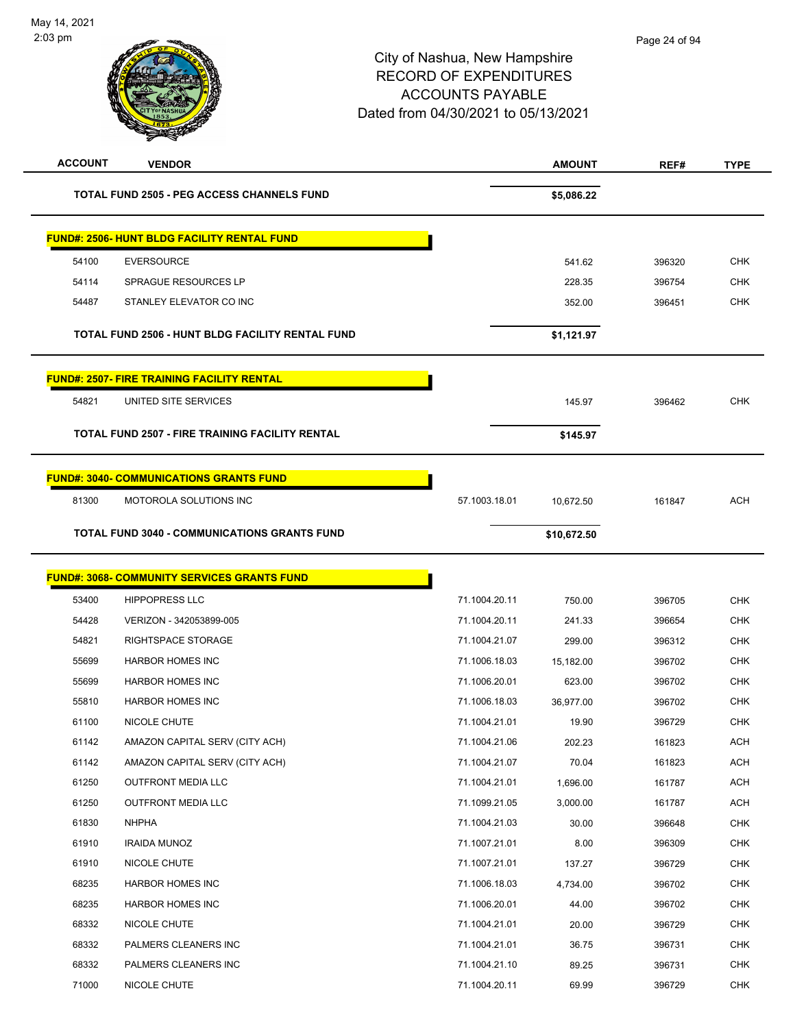# City of Nashua, New Hampshire
## RECORD OF EXPENDITURES
## ACCOUNTS PAYABLE
### Dated from 04/30/2021 to 05/13/2021

| ACCOUNT | VENDOR | | AMOUNT | REF# | TYPE |
|---|---|---|---|---|---|
| | **TOTAL FUND 2505 - PEG ACCESS CHANNELS FUND** | | **$5,086.22** | | |
| | **FUND#: 2506- HUNT BLDG FACILITY RENTAL FUND** | | | | |
| 54100 | EVERSOURCE | | 541.62 | 396320 | CHK |
| 54114 | SPRAGUE RESOURCES LP | | 228.35 | 396754 | CHK |
| 54487 | STANLEY ELEVATOR CO INC | | 352.00 | 396451 | CHK |
| | **TOTAL FUND 2506 - HUNT BLDG FACILITY RENTAL FUND** | | **$1,121.97** | | |
| | **FUND#: 2507- FIRE TRAINING FACILITY RENTAL** | | | | |
| 54821 | UNITED SITE SERVICES | | 145.97 | 396462 | CHK |
| | **TOTAL FUND 2507 - FIRE TRAINING FACILITY RENTAL** | | **$145.97** | | |
| | **FUND#: 3040- COMMUNICATIONS GRANTS FUND** | | | | |
| 81300 | MOTOROLA SOLUTIONS INC | 57.1003.18.01 | 10,672.50 | 161847 | ACH |
| | **TOTAL FUND 3040 - COMMUNICATIONS GRANTS FUND** | | **$10,672.50** | | |
| | **FUND#: 3068- COMMUNITY SERVICES GRANTS FUND** | | | | |
| 53400 | HIPPOPRESS LLC | 71.1004.20.11 | 750.00 | 396705 | CHK |
| 54428 | VERIZON - 342053899-005 | 71.1004.20.11 | 241.33 | 396654 | CHK |
| 54821 | RIGHTSPACE STORAGE | 71.1004.21.07 | 299.00 | 396312 | CHK |
| 55699 | HARBOR HOMES INC | 71.1006.18.03 | 15,182.00 | 396702 | CHK |
| 55699 | HARBOR HOMES INC | 71.1006.20.01 | 623.00 | 396702 | CHK |
| 55810 | HARBOR HOMES INC | 71.1006.18.03 | 36,977.00 | 396702 | CHK |
| 61100 | NICOLE CHUTE | 71.1004.21.01 | 19.90 | 396729 | CHK |
| 61142 | AMAZON CAPITAL SERV (CITY ACH) | 71.1004.21.06 | 202.23 | 161823 | ACH |
| 61142 | AMAZON CAPITAL SERV (CITY ACH) | 71.1004.21.07 | 70.04 | 161823 | ACH |
| 61250 | OUTFRONT MEDIA LLC | 71.1004.21.01 | 1,696.00 | 161787 | ACH |
| 61250 | OUTFRONT MEDIA LLC | 71.1099.21.05 | 3,000.00 | 161787 | ACH |
| 61830 | NHPHA | 71.1004.21.03 | 30.00 | 396648 | CHK |
| 61910 | IRAIDA MUNOZ | 71.1007.21.01 | 8.00 | 396309 | CHK |
| 61910 | NICOLE CHUTE | 71.1007.21.01 | 137.27 | 396729 | CHK |
| 68235 | HARBOR HOMES INC | 71.1006.18.03 | 4,734.00 | 396702 | CHK |
| 68235 | HARBOR HOMES INC | 71.1006.20.01 | 44.00 | 396702 | CHK |
| 68332 | NICOLE CHUTE | 71.1004.21.01 | 20.00 | 396729 | CHK |
| 68332 | PALMERS CLEANERS INC | 71.1004.21.01 | 36.75 | 396731 | CHK |
| 68332 | PALMERS CLEANERS INC | 71.1004.21.10 | 89.25 | 396731 | CHK |
| 71000 | NICOLE CHUTE | 71.1004.20.11 | 69.99 | 396729 | CHK |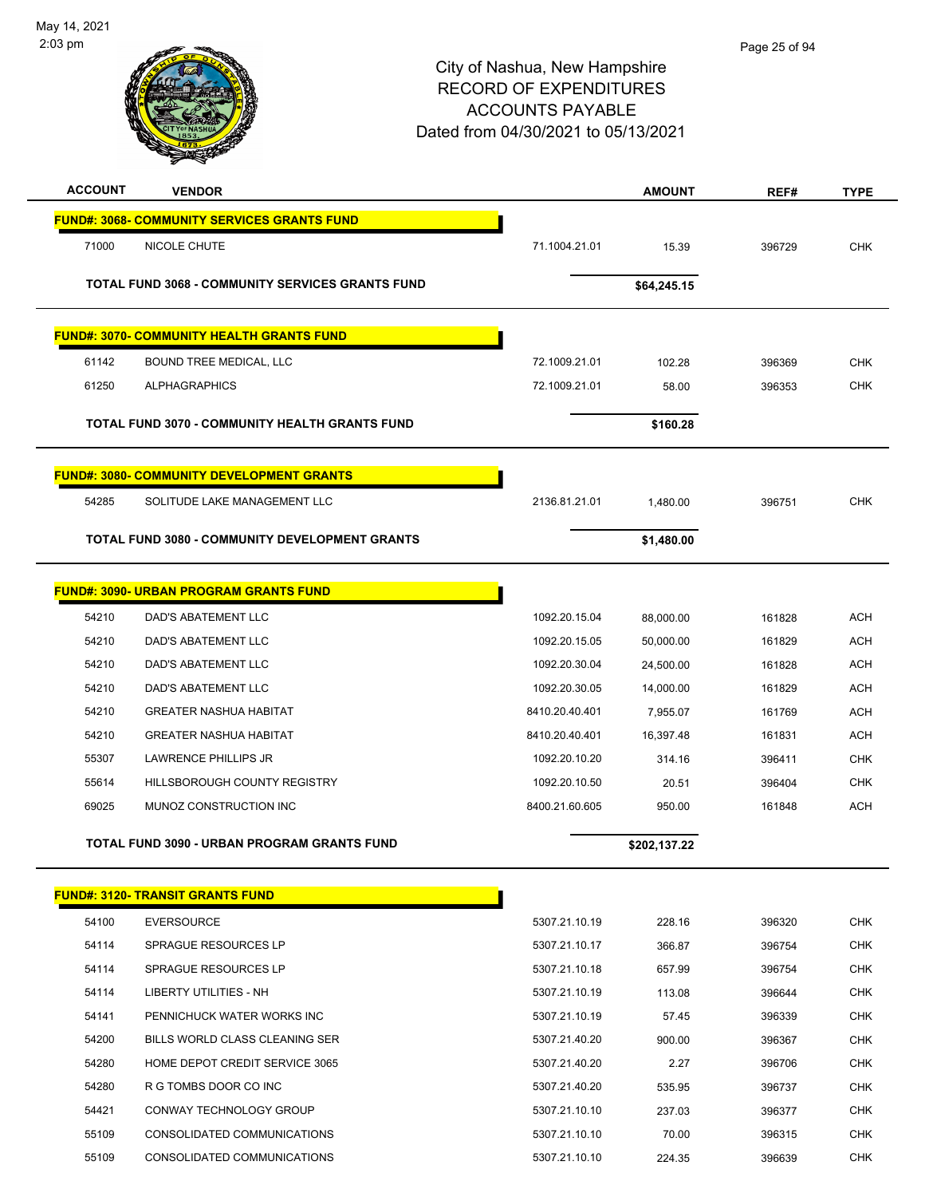City of Nashua, New Hampshire
RECORD OF EXPENDITURES
ACCOUNTS PAYABLE
Dated from 04/30/2021 to 05/13/2021

| ACCOUNT | VENDOR | | AMOUNT | REF# | TYPE |
|---|---|---|---|---|---|
| **FUND#: 3068- COMMUNITY SERVICES GRANTS FUND** | | | | | |
| 71000 | NICOLE CHUTE | 71.1004.21.01 | 15.39 | 396729 | CHK |
| | **TOTAL FUND 3068 - COMMUNITY SERVICES GRANTS FUND** | | **$64,245.15** | | |
| **FUND#: 3070- COMMUNITY HEALTH GRANTS FUND** | | | | | |
| 61142 | BOUND TREE MEDICAL, LLC | 72.1009.21.01 | 102.28 | 396369 | CHK |
| 61250 | ALPHAGRAPHICS | 72.1009.21.01 | 58.00 | 396353 | CHK |
| | **TOTAL FUND 3070 - COMMUNITY HEALTH GRANTS FUND** | | **$160.28** | | |
| **FUND#: 3080- COMMUNITY DEVELOPMENT GRANTS** | | | | | |
| 54285 | SOLITUDE LAKE MANAGEMENT LLC | 2136.81.21.01 | 1,480.00 | 396751 | CHK |
| | **TOTAL FUND 3080 - COMMUNITY DEVELOPMENT GRANTS** | | **$1,480.00** | | |
| **FUND#: 3090- URBAN PROGRAM GRANTS FUND** | | | | | |
| 54210 | DAD'S ABATEMENT LLC | 1092.20.15.04 | 88,000.00 | 161828 | ACH |
| 54210 | DAD'S ABATEMENT LLC | 1092.20.15.05 | 50,000.00 | 161829 | ACH |
| 54210 | DAD'S ABATEMENT LLC | 1092.20.30.04 | 24,500.00 | 161828 | ACH |
| 54210 | DAD'S ABATEMENT LLC | 1092.20.30.05 | 14,000.00 | 161829 | ACH |
| 54210 | GREATER NASHUA HABITAT | 8410.20.40.401 | 7,955.07 | 161769 | ACH |
| 54210 | GREATER NASHUA HABITAT | 8410.20.40.401 | 16,397.48 | 161831 | ACH |
| 55307 | LAWRENCE PHILLIPS JR | 1092.20.10.20 | 314.16 | 396411 | CHK |
| 55614 | HILLSBOROUGH COUNTY REGISTRY | 1092.20.10.50 | 20.51 | 396404 | CHK |
| 69025 | MUNOZ CONSTRUCTION INC | 8400.21.60.605 | 950.00 | 161848 | ACH |
| | **TOTAL FUND 3090 - URBAN PROGRAM GRANTS FUND** | | **$202,137.22** | | |
| **FUND#: 3120- TRANSIT GRANTS FUND** | | | | | |
| 54100 | EVERSOURCE | 5307.21.10.19 | 228.16 | 396320 | CHK |
| 54114 | SPRAGUE RESOURCES LP | 5307.21.10.17 | 366.87 | 396754 | CHK |
| 54114 | SPRAGUE RESOURCES LP | 5307.21.10.18 | 657.99 | 396754 | CHK |
| 54114 | LIBERTY UTILITIES - NH | 5307.21.10.19 | 113.08 | 396644 | CHK |
| 54141 | PENNICHUCK WATER WORKS INC | 5307.21.10.19 | 57.45 | 396339 | CHK |
| 54200 | BILLS WORLD CLASS CLEANING SER | 5307.21.40.20 | 900.00 | 396367 | CHK |
| 54280 | HOME DEPOT CREDIT SERVICE 3065 | 5307.21.40.20 | 2.27 | 396706 | CHK |
| 54280 | R G TOMBS DOOR CO INC | 5307.21.40.20 | 535.95 | 396737 | CHK |
| 54421 | CONWAY TECHNOLOGY GROUP | 5307.21.10.10 | 237.03 | 396377 | CHK |
| 55109 | CONSOLIDATED COMMUNICATIONS | 5307.21.10.10 | 70.00 | 396315 | CHK |
| 55109 | CONSOLIDATED COMMUNICATIONS | 5307.21.10.10 | 224.35 | 396639 | CHK |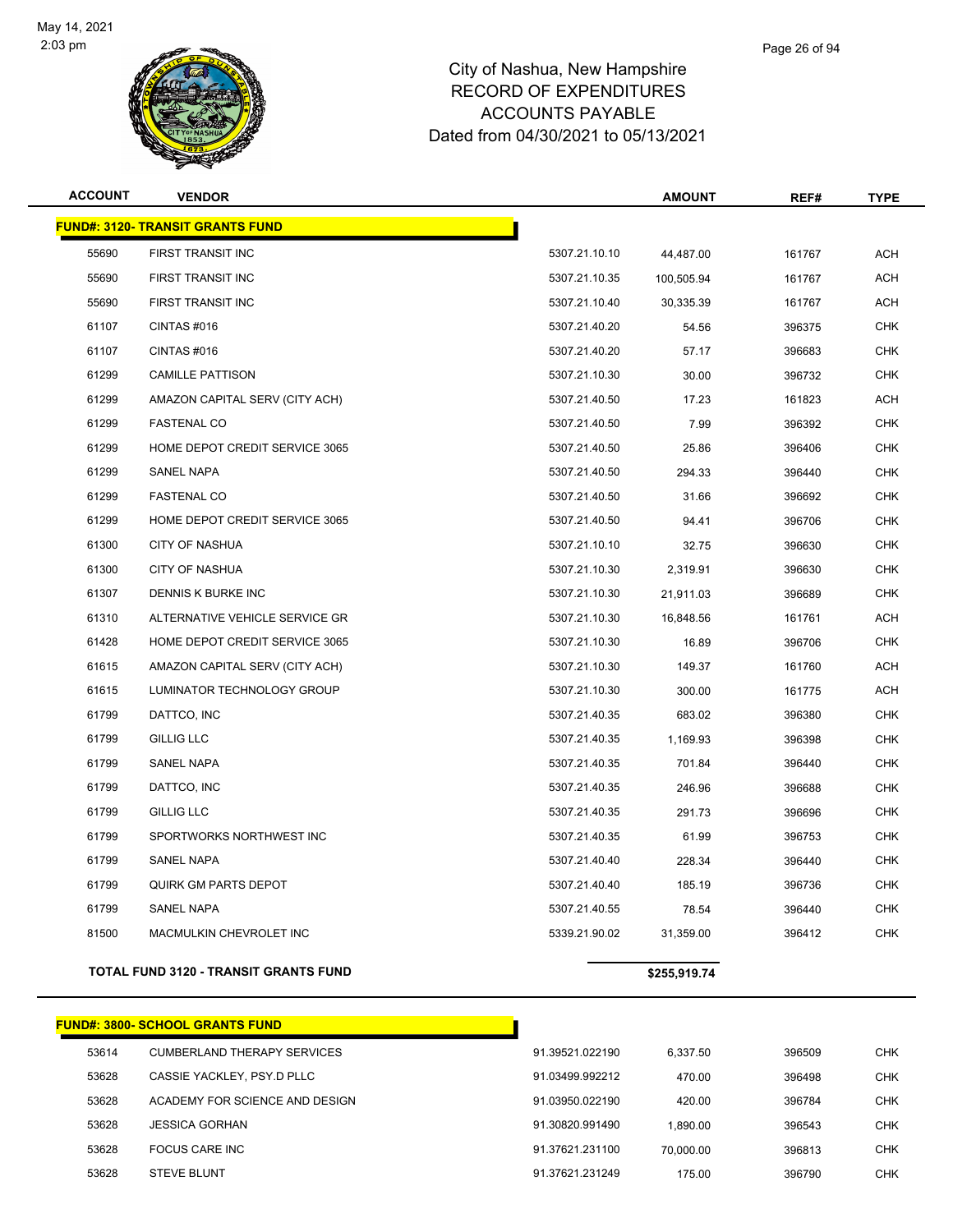# City of Nashua, New Hampshire
## RECORD OF EXPENDITURES
## ACCOUNTS PAYABLE
## Dated from 04/30/2021 to 05/13/2021

| ACCOUNT | VENDOR | | AMOUNT | REF# | TYPE |
|---|---|---|---|---|---|
| **FUND#: 3120- TRANSIT GRANTS FUND** | | | | | |
| 55690 | FIRST TRANSIT INC | 5307.21.10.10 | 44,487.00 | 161767 | ACH |
| 55690 | FIRST TRANSIT INC | 5307.21.10.35 | 100,505.94 | 161767 | ACH |
| 55690 | FIRST TRANSIT INC | 5307.21.10.40 | 30,335.39 | 161767 | ACH |
| 61107 | CINTAS #016 | 5307.21.40.20 | 54.56 | 396375 | CHK |
| 61107 | CINTAS #016 | 5307.21.40.20 | 57.17 | 396683 | CHK |
| 61299 | CAMILLE PATTISON | 5307.21.10.30 | 30.00 | 396732 | CHK |
| 61299 | AMAZON CAPITAL SERV (CITY ACH) | 5307.21.40.50 | 17.23 | 161823 | ACH |
| 61299 | FASTENAL CO | 5307.21.40.50 | 7.99 | 396392 | CHK |
| 61299 | HOME DEPOT CREDIT SERVICE 3065 | 5307.21.40.50 | 25.86 | 396406 | CHK |
| 61299 | SANEL NAPA | 5307.21.40.50 | 294.33 | 396440 | CHK |
| 61299 | FASTENAL CO | 5307.21.40.50 | 31.66 | 396692 | CHK |
| 61299 | HOME DEPOT CREDIT SERVICE 3065 | 5307.21.40.50 | 94.41 | 396706 | CHK |
| 61300 | CITY OF NASHUA | 5307.21.10.10 | 32.75 | 396630 | CHK |
| 61300 | CITY OF NASHUA | 5307.21.10.30 | 2,319.91 | 396630 | CHK |
| 61307 | DENNIS K BURKE INC | 5307.21.10.30 | 21,911.03 | 396689 | CHK |
| 61310 | ALTERNATIVE VEHICLE SERVICE GR | 5307.21.10.30 | 16,848.56 | 161761 | ACH |
| 61428 | HOME DEPOT CREDIT SERVICE 3065 | 5307.21.10.30 | 16.89 | 396706 | CHK |
| 61615 | AMAZON CAPITAL SERV (CITY ACH) | 5307.21.10.30 | 149.37 | 161760 | ACH |
| 61615 | LUMINATOR TECHNOLOGY GROUP | 5307.21.10.30 | 300.00 | 161775 | ACH |
| 61799 | DATTCO, INC | 5307.21.40.35 | 683.02 | 396380 | CHK |
| 61799 | GILLIG LLC | 5307.21.40.35 | 1,169.93 | 396398 | CHK |
| 61799 | SANEL NAPA | 5307.21.40.35 | 701.84 | 396440 | CHK |
| 61799 | DATTCO, INC | 5307.21.40.35 | 246.96 | 396688 | CHK |
| 61799 | GILLIG LLC | 5307.21.40.35 | 291.73 | 396696 | CHK |
| 61799 | SPORTWORKS NORTHWEST INC | 5307.21.40.35 | 61.99 | 396753 | CHK |
| 61799 | SANEL NAPA | 5307.21.40.40 | 228.34 | 396440 | CHK |
| 61799 | QUIRK GM PARTS DEPOT | 5307.21.40.40 | 185.19 | 396736 | CHK |
| 61799 | SANEL NAPA | 5307.21.40.55 | 78.54 | 396440 | CHK |
| 81500 | MACMULKIN CHEVROLET INC | 5339.21.90.02 | 31,359.00 | 396412 | CHK |
| **TOTAL FUND 3120 - TRANSIT GRANTS FUND** | | | **$255,919.74** | | |

| ACCOUNT | VENDOR | | AMOUNT | REF# | TYPE |
|---|---|---|---|---|---|
| **FUND#: 3800- SCHOOL GRANTS FUND** | | | | | |
| 53614 | CUMBERLAND THERAPY SERVICES | 91.39521.022190 | 6,337.50 | 396509 | CHK |
| 53628 | CASSIE YACKLEY, PSY.D PLLC | 91.03499.992212 | 470.00 | 396498 | CHK |
| 53628 | ACADEMY FOR SCIENCE AND DESIGN | 91.03950.022190 | 420.00 | 396784 | CHK |
| 53628 | JESSICA GORHAN | 91.30820.991490 | 1,890.00 | 396543 | CHK |
| 53628 | FOCUS CARE INC | 91.37621.231100 | 70,000.00 | 396813 | CHK |
| 53628 | STEVE BLUNT | 91.37621.231249 | 175.00 | 396790 | CHK |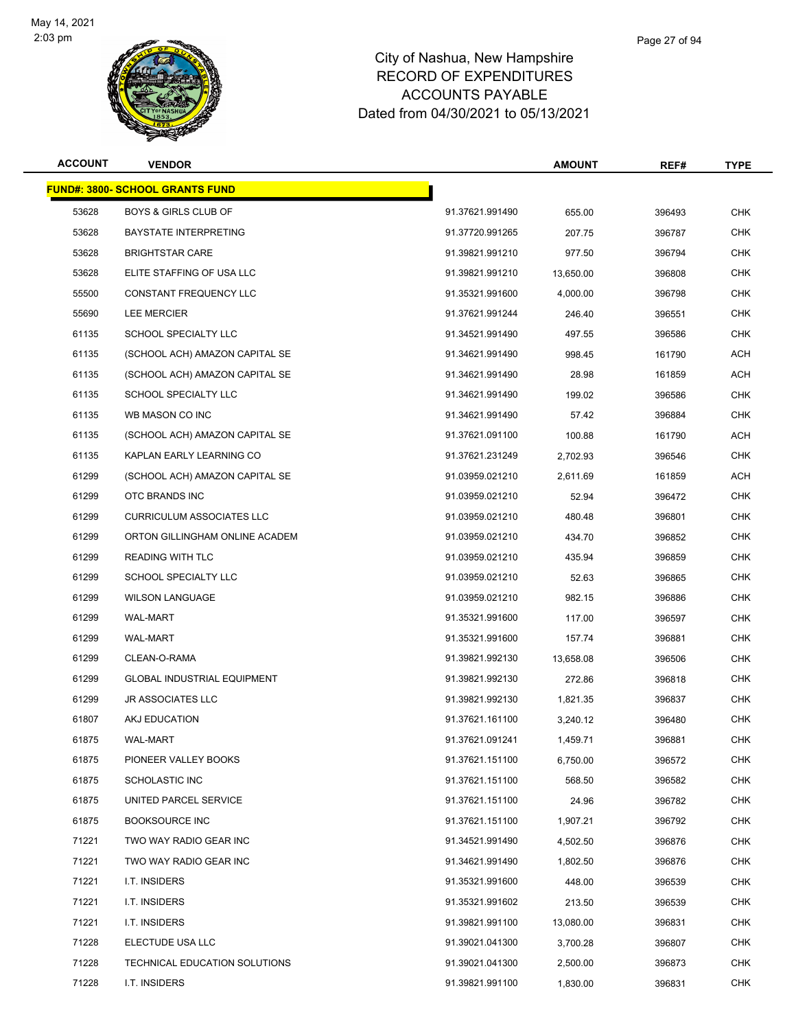# City of Nashua, New Hampshire
# RECORD OF EXPENDITURES
# ACCOUNTS PAYABLE
# Dated from 04/30/2021 to 05/13/2021

| ACCOUNT | VENDOR | | AMOUNT | REF# | TYPE |
|---|---|---|---|---|---|
| **FUND#: 3800- SCHOOL GRANTS FUND** | | | | | |
| 53628 | BOYS & GIRLS CLUB OF | 91.37621.991490 | 655.00 | 396493 | CHK |
| 53628 | BAYSTATE INTERPRETING | 91.37720.991265 | 207.75 | 396787 | CHK |
| 53628 | BRIGHTSTAR CARE | 91.39821.991210 | 977.50 | 396794 | CHK |
| 53628 | ELITE STAFFING OF USA LLC | 91.39821.991210 | 13,650.00 | 396808 | CHK |
| 55500 | CONSTANT FREQUENCY LLC | 91.35321.991600 | 4,000.00 | 396798 | CHK |
| 55690 | LEE MERCIER | 91.37621.991244 | 246.40 | 396551 | CHK |
| 61135 | SCHOOL SPECIALTY LLC | 91.34521.991490 | 497.55 | 396586 | CHK |
| 61135 | (SCHOOL ACH) AMAZON CAPITAL SE | 91.34621.991490 | 998.45 | 161790 | ACH |
| 61135 | (SCHOOL ACH) AMAZON CAPITAL SE | 91.34621.991490 | 28.98 | 161859 | ACH |
| 61135 | SCHOOL SPECIALTY LLC | 91.34621.991490 | 199.02 | 396586 | CHK |
| 61135 | WB MASON CO INC | 91.34621.991490 | 57.42 | 396884 | CHK |
| 61135 | (SCHOOL ACH) AMAZON CAPITAL SE | 91.37621.091100 | 100.88 | 161790 | ACH |
| 61135 | KAPLAN EARLY LEARNING CO | 91.37621.231249 | 2,702.93 | 396546 | CHK |
| 61299 | (SCHOOL ACH) AMAZON CAPITAL SE | 91.03959.021210 | 2,611.69 | 161859 | ACH |
| 61299 | OTC BRANDS INC | 91.03959.021210 | 52.94 | 396472 | CHK |
| 61299 | CURRICULUM ASSOCIATES LLC | 91.03959.021210 | 480.48 | 396801 | CHK |
| 61299 | ORTON GILLINGHAM ONLINE ACADEM | 91.03959.021210 | 434.70 | 396852 | CHK |
| 61299 | READING WITH TLC | 91.03959.021210 | 435.94 | 396859 | CHK |
| 61299 | SCHOOL SPECIALTY LLC | 91.03959.021210 | 52.63 | 396865 | CHK |
| 61299 | WILSON LANGUAGE | 91.03959.021210 | 982.15 | 396886 | CHK |
| 61299 | WAL-MART | 91.35321.991600 | 117.00 | 396597 | CHK |
| 61299 | WAL-MART | 91.35321.991600 | 157.74 | 396881 | CHK |
| 61299 | CLEAN-O-RAMA | 91.39821.992130 | 13,658.08 | 396506 | CHK |
| 61299 | GLOBAL INDUSTRIAL EQUIPMENT | 91.39821.992130 | 272.86 | 396818 | CHK |
| 61299 | JR ASSOCIATES LLC | 91.39821.992130 | 1,821.35 | 396837 | CHK |
| 61807 | AKJ EDUCATION | 91.37621.161100 | 3,240.12 | 396480 | CHK |
| 61875 | WAL-MART | 91.37621.091241 | 1,459.71 | 396881 | CHK |
| 61875 | PIONEER VALLEY BOOKS | 91.37621.151100 | 6,750.00 | 396572 | CHK |
| 61875 | SCHOLASTIC INC | 91.37621.151100 | 568.50 | 396582 | CHK |
| 61875 | UNITED PARCEL SERVICE | 91.37621.151100 | 24.96 | 396782 | CHK |
| 61875 | BOOKSOURCE INC | 91.37621.151100 | 1,907.21 | 396792 | CHK |
| 71221 | TWO WAY RADIO GEAR INC | 91.34521.991490 | 4,502.50 | 396876 | CHK |
| 71221 | TWO WAY RADIO GEAR INC | 91.34621.991490 | 1,802.50 | 396876 | CHK |
| 71221 | I.T. INSIDERS | 91.35321.991600 | 448.00 | 396539 | CHK |
| 71221 | I.T. INSIDERS | 91.35321.991602 | 213.50 | 396539 | CHK |
| 71221 | I.T. INSIDERS | 91.39821.991100 | 13,080.00 | 396831 | CHK |
| 71228 | ELECTUDE USA LLC | 91.39021.041300 | 3,700.28 | 396807 | CHK |
| 71228 | TECHNICAL EDUCATION SOLUTIONS | 91.39021.041300 | 2,500.00 | 396873 | CHK |
| 71228 | I.T. INSIDERS | 91.39821.991100 | 1,830.00 | 396831 | CHK |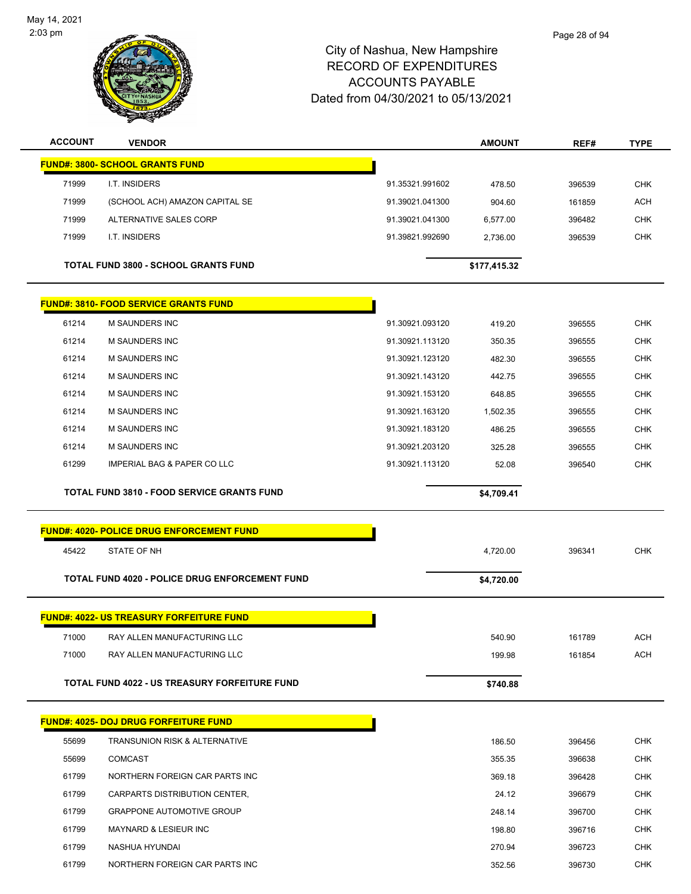# City of Nashua, New Hampshire
## RECORD OF EXPENDITURES
## ACCOUNTS PAYABLE
## Dated from 04/30/2021 to 05/13/2021

| ACCOUNT | VENDOR | | AMOUNT | REF# | TYPE |
|---|---|---|---|---|---|
| **FUND#: 3800- SCHOOL GRANTS FUND** | | | | | |
| 71999 | I.T. INSIDERS | 91.35321.991602 | 478.50 | 396539 | CHK |
| 71999 | (SCHOOL ACH) AMAZON CAPITAL SE | 91.39021.041300 | 904.60 | 161859 | ACH |
| 71999 | ALTERNATIVE SALES CORP | 91.39021.041300 | 6,577.00 | 396482 | CHK |
| 71999 | I.T. INSIDERS | 91.39821.992690 | 2,736.00 | 396539 | CHK |
| | **TOTAL FUND 3800 - SCHOOL GRANTS FUND** | | **$177,415.32** | | |
| **FUND#: 3810- FOOD SERVICE GRANTS FUND** | | | | | |
| 61214 | M SAUNDERS INC | 91.30921.093120 | 419.20 | 396555 | CHK |
| 61214 | M SAUNDERS INC | 91.30921.113120 | 350.35 | 396555 | CHK |
| 61214 | M SAUNDERS INC | 91.30921.123120 | 482.30 | 396555 | CHK |
| 61214 | M SAUNDERS INC | 91.30921.143120 | 442.75 | 396555 | CHK |
| 61214 | M SAUNDERS INC | 91.30921.153120 | 648.85 | 396555 | CHK |
| 61214 | M SAUNDERS INC | 91.30921.163120 | 1,502.35 | 396555 | CHK |
| 61214 | M SAUNDERS INC | 91.30921.183120 | 486.25 | 396555 | CHK |
| 61214 | M SAUNDERS INC | 91.30921.203120 | 325.28 | 396555 | CHK |
| 61299 | IMPERIAL BAG & PAPER CO LLC | 91.30921.113120 | 52.08 | 396540 | CHK |
| | **TOTAL FUND 3810 - FOOD SERVICE GRANTS FUND** | | **$4,709.41** | | |
| **FUND#: 4020- POLICE DRUG ENFORCEMENT FUND** | | | | | |
| 45422 | STATE OF NH | | 4,720.00 | 396341 | CHK |
| | **TOTAL FUND 4020 - POLICE DRUG ENFORCEMENT FUND** | | **$4,720.00** | | |
| **FUND#: 4022- US TREASURY FORFEITURE FUND** | | | | | |
| 71000 | RAY ALLEN MANUFACTURING LLC | | 540.90 | 161789 | ACH |
| 71000 | RAY ALLEN MANUFACTURING LLC | | 199.98 | 161854 | ACH |
| | **TOTAL FUND 4022 - US TREASURY FORFEITURE FUND** | | **$740.88** | | |
| **FUND#: 4025- DOJ DRUG FORFEITURE FUND** | | | | | |
| 55699 | TRANSUNION RISK & ALTERNATIVE | | 186.50 | 396456 | CHK |
| 55699 | COMCAST | | 355.35 | 396638 | CHK |
| 61799 | NORTHERN FOREIGN CAR PARTS INC | | 369.18 | 396428 | CHK |
| 61799 | CARPARTS DISTRIBUTION CENTER, | | 24.12 | 396679 | CHK |
| 61799 | GRAPPONE AUTOMOTIVE GROUP | | 248.14 | 396700 | CHK |
| 61799 | MAYNARD & LESIEUR INC | | 198.80 | 396716 | CHK |
| 61799 | NASHUA HYUNDAI | | 270.94 | 396723 | CHK |
| 61799 | NORTHERN FOREIGN CAR PARTS INC | | 352.56 | 396730 | CHK |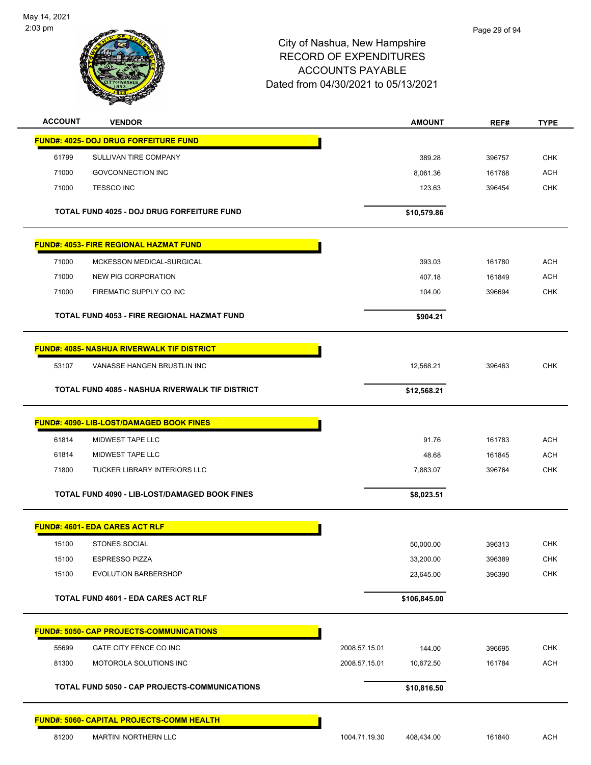City of Nashua, New Hampshire
RECORD OF EXPENDITURES
ACCOUNTS PAYABLE
Dated from 04/30/2021 to 05/13/2021

| ACCOUNT | VENDOR | | AMOUNT | REF# | TYPE |
|---|---|---|---|---|---|
| **FUND#: 4025- DOJ DRUG FORFEITURE FUND** | | | | | |
| 61799 | SULLIVAN TIRE COMPANY | | 389.28 | 396757 | CHK |
| 71000 | GOVCONNECTION INC | | 8,061.36 | 161768 | ACH |
| 71000 | TESSCO INC | | 123.63 | 396454 | CHK |
| | **TOTAL FUND 4025 - DOJ DRUG FORFEITURE FUND** | | **$10,579.86** | | |
| **FUND#: 4053- FIRE REGIONAL HAZMAT FUND** | | | | | |
| 71000 | MCKESSON MEDICAL-SURGICAL | | 393.03 | 161780 | ACH |
| 71000 | NEW PIG CORPORATION | | 407.18 | 161849 | ACH |
| 71000 | FIREMATIC SUPPLY CO INC | | 104.00 | 396694 | CHK |
| | **TOTAL FUND 4053 - FIRE REGIONAL HAZMAT FUND** | | **$904.21** | | |
| **FUND#: 4085- NASHUA RIVERWALK TIF DISTRICT** | | | | | |
| 53107 | VANASSE HANGEN BRUSTLIN INC | | 12,568.21 | 396463 | CHK |
| | **TOTAL FUND 4085 - NASHUA RIVERWALK TIF DISTRICT** | | **$12,568.21** | | |
| **FUND#: 4090- LIB-LOST/DAMAGED BOOK FINES** | | | | | |
| 61814 | MIDWEST TAPE LLC | | 91.76 | 161783 | ACH |
| 61814 | MIDWEST TAPE LLC | | 48.68 | 161845 | ACH |
| 71800 | TUCKER LIBRARY INTERIORS LLC | | 7,883.07 | 396764 | CHK |
| | **TOTAL FUND 4090 - LIB-LOST/DAMAGED BOOK FINES** | | **$8,023.51** | | |
| **FUND#: 4601- EDA CARES ACT RLF** | | | | | |
| 15100 | STONES SOCIAL | | 50,000.00 | 396313 | CHK |
| 15100 | ESPRESSO PIZZA | | 33,200.00 | 396389 | CHK |
| 15100 | EVOLUTION BARBERSHOP | | 23,645.00 | 396390 | CHK |
| | **TOTAL FUND 4601 - EDA CARES ACT RLF** | | **$106,845.00** | | |
| **FUND#: 5050- CAP PROJECTS-COMMUNICATIONS** | | | | | |
| 55699 | GATE CITY FENCE CO INC | 2008.57.15.01 | 144.00 | 396695 | CHK |
| 81300 | MOTOROLA SOLUTIONS INC | 2008.57.15.01 | 10,672.50 | 161784 | ACH |
| | **TOTAL FUND 5050 - CAP PROJECTS-COMMUNICATIONS** | | **$10,816.50** | | |
| **FUND#: 5060- CAPITAL PROJECTS-COMM HEALTH** | | | | | |
| 81200 | MARTINI NORTHERN LLC | 1004.71.19.30 | 408,434.00 | 161840 | ACH |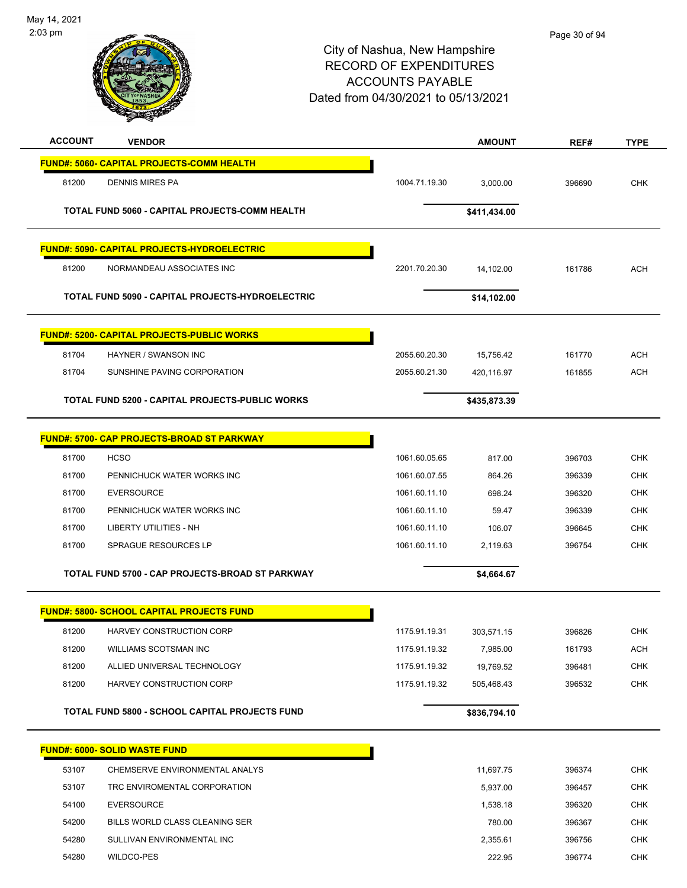City of Nashua, New Hampshire
RECORD OF EXPENDITURES
ACCOUNTS PAYABLE
Dated from 04/30/2021 to 05/13/2021

| ACCOUNT | VENDOR | | AMOUNT | REF# | TYPE |
|---|---|---|---|---|---|
| **FUND#: 5060- CAPITAL PROJECTS-COMM HEALTH** | | | | | |
| 81200 | DENNIS MIRES PA | 1004.71.19.30 | 3,000.00 | 396690 | CHK |
| **TOTAL FUND 5060 - CAPITAL PROJECTS-COMM HEALTH** | | | **$411,434.00** | | |
| **FUND#: 5090- CAPITAL PROJECTS-HYDROELECTRIC** | | | | | |
| 81200 | NORMANDEAU ASSOCIATES INC | 2201.70.20.30 | 14,102.00 | 161786 | ACH |
| **TOTAL FUND 5090 - CAPITAL PROJECTS-HYDROELECTRIC** | | | **$14,102.00** | | |
| **FUND#: 5200- CAPITAL PROJECTS-PUBLIC WORKS** | | | | | |
| 81704 | HAYNER / SWANSON INC | 2055.60.20.30 | 15,756.42 | 161770 | ACH |
| 81704 | SUNSHINE PAVING CORPORATION | 2055.60.21.30 | 420,116.97 | 161855 | ACH |
| **TOTAL FUND 5200 - CAPITAL PROJECTS-PUBLIC WORKS** | | | **$435,873.39** | | |
| **FUND#: 5700- CAP PROJECTS-BROAD ST PARKWAY** | | | | | |
| 81700 | HCSO | 1061.60.05.65 | 817.00 | 396703 | CHK |
| 81700 | PENNICHUCK WATER WORKS INC | 1061.60.07.55 | 864.26 | 396339 | CHK |
| 81700 | EVERSOURCE | 1061.60.11.10 | 698.24 | 396320 | CHK |
| 81700 | PENNICHUCK WATER WORKS INC | 1061.60.11.10 | 59.47 | 396339 | CHK |
| 81700 | LIBERTY UTILITIES - NH | 1061.60.11.10 | 106.07 | 396645 | CHK |
| 81700 | SPRAGUE RESOURCES LP | 1061.60.11.10 | 2,119.63 | 396754 | CHK |
| **TOTAL FUND 5700 - CAP PROJECTS-BROAD ST PARKWAY** | | | **$4,664.67** | | |
| **FUND#: 5800- SCHOOL CAPITAL PROJECTS FUND** | | | | | |
| 81200 | HARVEY CONSTRUCTION CORP | 1175.91.19.31 | 303,571.15 | 396826 | CHK |
| 81200 | WILLIAMS SCOTSMAN INC | 1175.91.19.32 | 7,985.00 | 161793 | ACH |
| 81200 | ALLIED UNIVERSAL TECHNOLOGY | 1175.91.19.32 | 19,769.52 | 396481 | CHK |
| 81200 | HARVEY CONSTRUCTION CORP | 1175.91.19.32 | 505,468.43 | 396532 | CHK |
| **TOTAL FUND 5800 - SCHOOL CAPITAL PROJECTS FUND** | | | **$836,794.10** | | |
| **FUND#: 6000- SOLID WASTE FUND** | | | | | |
| 53107 | CHEMSERVE ENVIRONMENTAL ANALYS | | 11,697.75 | 396374 | CHK |
| 53107 | TRC ENVIROMENTAL CORPORATION | | 5,937.00 | 396457 | CHK |
| 54100 | EVERSOURCE | | 1,538.18 | 396320 | CHK |
| 54200 | BILLS WORLD CLASS CLEANING SER | | 780.00 | 396367 | CHK |
| 54280 | SULLIVAN ENVIRONMENTAL INC | | 2,355.61 | 396756 | CHK |
| 54280 | WILDCO-PES | | 222.95 | 396774 | CHK |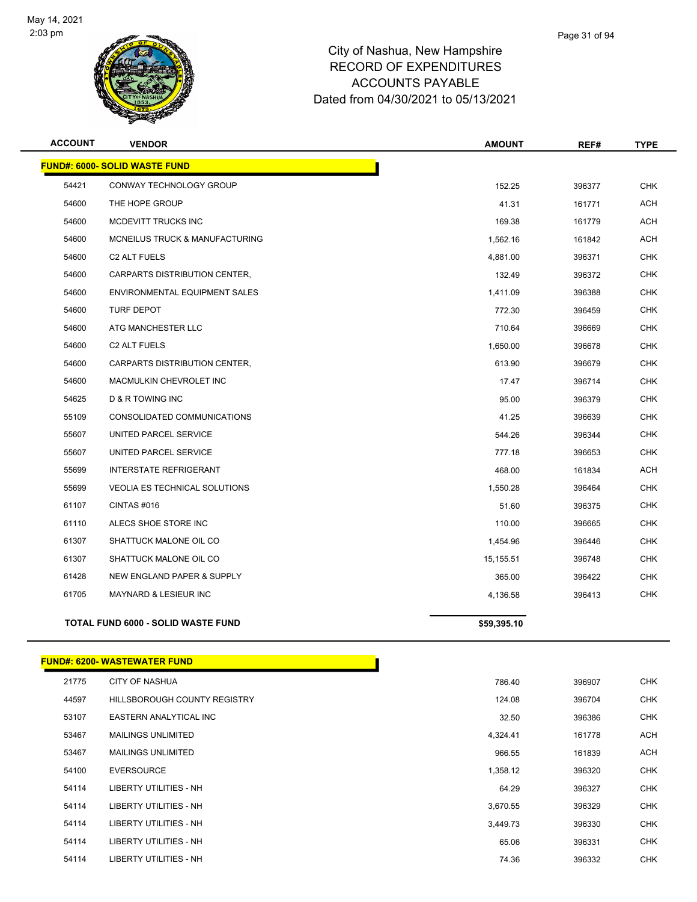# City of Nashua, New Hampshire
## RECORD OF EXPENDITURES
## ACCOUNTS PAYABLE
## Dated from 04/30/2021 to 05/13/2021

| ACCOUNT | VENDOR | AMOUNT | REF# | TYPE |
|---|---|---|---|---|
| **FUND#: 6000- SOLID WASTE FUND** | | | | |
| 54421 | CONWAY TECHNOLOGY GROUP | 152.25 | 396377 | CHK |
| 54600 | THE HOPE GROUP | 41.31 | 161771 | ACH |
| 54600 | MCDEVITT TRUCKS INC | 169.38 | 161779 | ACH |
| 54600 | MCNEILUS TRUCK & MANUFACTURING | 1,562.16 | 161842 | ACH |
| 54600 | C2 ALT FUELS | 4,881.00 | 396371 | CHK |
| 54600 | CARPARTS DISTRIBUTION CENTER, | 132.49 | 396372 | CHK |
| 54600 | ENVIRONMENTAL EQUIPMENT SALES | 1,411.09 | 396388 | CHK |
| 54600 | TURF DEPOT | 772.30 | 396459 | CHK |
| 54600 | ATG MANCHESTER LLC | 710.64 | 396669 | CHK |
| 54600 | C2 ALT FUELS | 1,650.00 | 396678 | CHK |
| 54600 | CARPARTS DISTRIBUTION CENTER, | 613.90 | 396679 | CHK |
| 54600 | MACMULKIN CHEVROLET INC | 17.47 | 396714 | CHK |
| 54625 | D & R TOWING INC | 95.00 | 396379 | CHK |
| 55109 | CONSOLIDATED COMMUNICATIONS | 41.25 | 396639 | CHK |
| 55607 | UNITED PARCEL SERVICE | 544.26 | 396344 | CHK |
| 55607 | UNITED PARCEL SERVICE | 777.18 | 396653 | CHK |
| 55699 | INTERSTATE REFRIGERANT | 468.00 | 161834 | ACH |
| 55699 | VEOLIA ES TECHNICAL SOLUTIONS | 1,550.28 | 396464 | CHK |
| 61107 | CINTAS #016 | 51.60 | 396375 | CHK |
| 61110 | ALECS SHOE STORE INC | 110.00 | 396665 | CHK |
| 61307 | SHATTUCK MALONE OIL CO | 1,454.96 | 396446 | CHK |
| 61307 | SHATTUCK MALONE OIL CO | 15,155.51 | 396748 | CHK |
| 61428 | NEW ENGLAND PAPER & SUPPLY | 365.00 | 396422 | CHK |
| 61705 | MAYNARD & LESIEUR INC | 4,136.58 | 396413 | CHK |
| **TOTAL FUND 6000 - SOLID WASTE FUND** | | **$59,395.10** | | |

| ACCOUNT | VENDOR | AMOUNT | REF# | TYPE |
|---|---|---|---|---|
| **FUND#: 6200- WASTEWATER FUND** | | | | |
| 21775 | CITY OF NASHUA | 786.40 | 396907 | CHK |
| 44597 | HILLSBOROUGH COUNTY REGISTRY | 124.08 | 396704 | CHK |
| 53107 | EASTERN ANALYTICAL INC | 32.50 | 396386 | CHK |
| 53467 | MAILINGS UNLIMITED | 4,324.41 | 161778 | ACH |
| 53467 | MAILINGS UNLIMITED | 966.55 | 161839 | ACH |
| 54100 | EVERSOURCE | 1,358.12 | 396320 | CHK |
| 54114 | LIBERTY UTILITIES - NH | 64.29 | 396327 | CHK |
| 54114 | LIBERTY UTILITIES - NH | 3,670.55 | 396329 | CHK |
| 54114 | LIBERTY UTILITIES - NH | 3,449.73 | 396330 | CHK |
| 54114 | LIBERTY UTILITIES - NH | 65.06 | 396331 | CHK |
| 54114 | LIBERTY UTILITIES - NH | 74.36 | 396332 | CHK |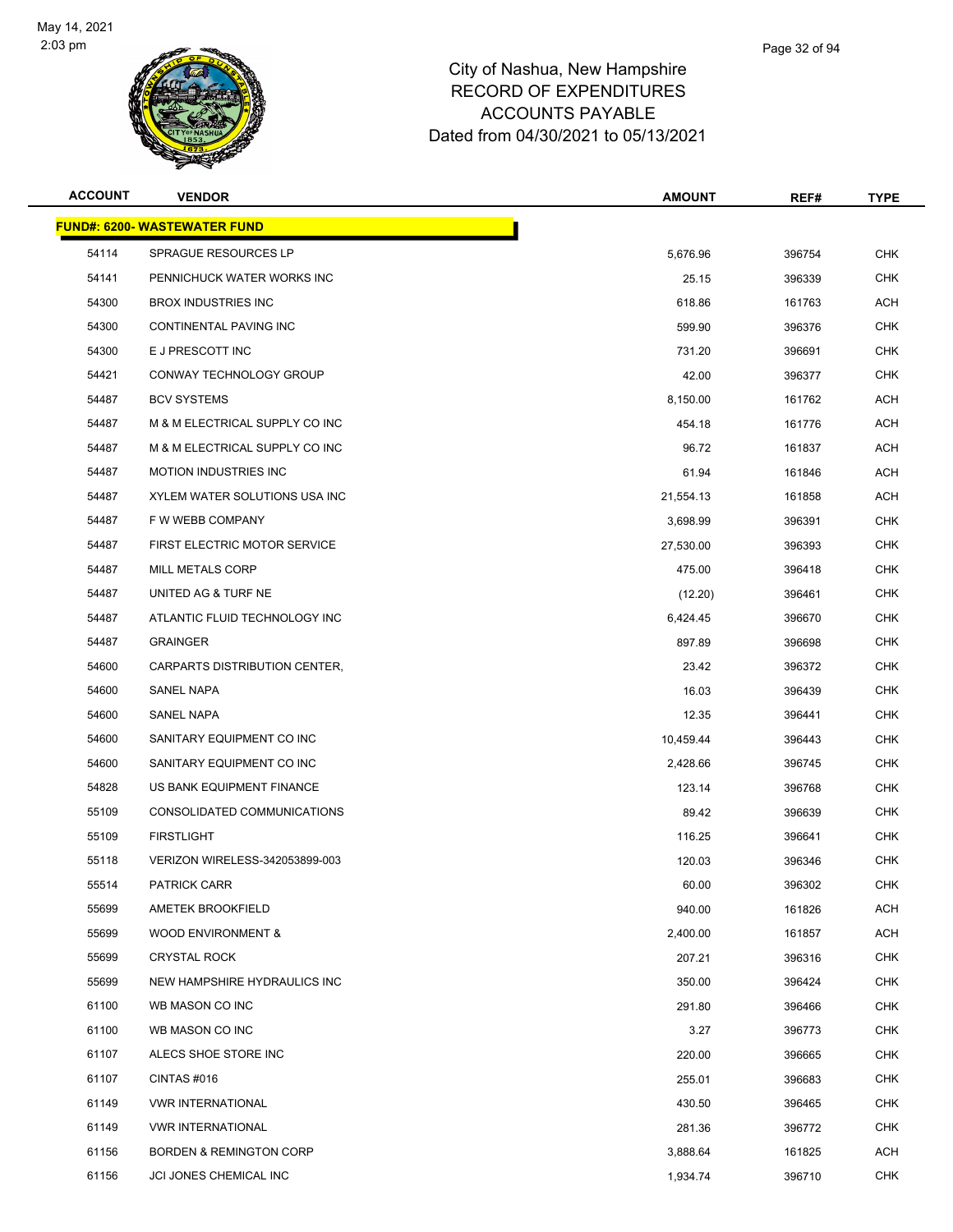# City of Nashua, New Hampshire
# RECORD OF EXPENDITURES
# ACCOUNTS PAYABLE
# Dated from 04/30/2021 to 05/13/2021

| ACCOUNT | VENDOR | AMOUNT | REF# | TYPE |
|---|---|---|---|---|
| **FUND#: 6200- WASTEWATER FUND** | | | | |
| 54114 | SPRAGUE RESOURCES LP | 5,676.96 | 396754 | CHK |
| 54141 | PENNICHUCK WATER WORKS INC | 25.15 | 396339 | CHK |
| 54300 | BROX INDUSTRIES INC | 618.86 | 161763 | ACH |
| 54300 | CONTINENTAL PAVING INC | 599.90 | 396376 | CHK |
| 54300 | E J PRESCOTT INC | 731.20 | 396691 | CHK |
| 54421 | CONWAY TECHNOLOGY GROUP | 42.00 | 396377 | CHK |
| 54487 | BCV SYSTEMS | 8,150.00 | 161762 | ACH |
| 54487 | M & M ELECTRICAL SUPPLY CO INC | 454.18 | 161776 | ACH |
| 54487 | M & M ELECTRICAL SUPPLY CO INC | 96.72 | 161837 | ACH |
| 54487 | MOTION INDUSTRIES INC | 61.94 | 161846 | ACH |
| 54487 | XYLEM WATER SOLUTIONS USA INC | 21,554.13 | 161858 | ACH |
| 54487 | F W WEBB COMPANY | 3,698.99 | 396391 | CHK |
| 54487 | FIRST ELECTRIC MOTOR SERVICE | 27,530.00 | 396393 | CHK |
| 54487 | MILL METALS CORP | 475.00 | 396418 | CHK |
| 54487 | UNITED AG & TURF NE | (12.20) | 396461 | CHK |
| 54487 | ATLANTIC FLUID TECHNOLOGY INC | 6,424.45 | 396670 | CHK |
| 54487 | GRAINGER | 897.89 | 396698 | CHK |
| 54600 | CARPARTS DISTRIBUTION CENTER, | 23.42 | 396372 | CHK |
| 54600 | SANEL NAPA | 16.03 | 396439 | CHK |
| 54600 | SANEL NAPA | 12.35 | 396441 | CHK |
| 54600 | SANITARY EQUIPMENT CO INC | 10,459.44 | 396443 | CHK |
| 54600 | SANITARY EQUIPMENT CO INC | 2,428.66 | 396745 | CHK |
| 54828 | US BANK EQUIPMENT FINANCE | 123.14 | 396768 | CHK |
| 55109 | CONSOLIDATED COMMUNICATIONS | 89.42 | 396639 | CHK |
| 55109 | FIRSTLIGHT | 116.25 | 396641 | CHK |
| 55118 | VERIZON WIRELESS-342053899-003 | 120.03 | 396346 | CHK |
| 55514 | PATRICK CARR | 60.00 | 396302 | CHK |
| 55699 | AMETEK BROOKFIELD | 940.00 | 161826 | ACH |
| 55699 | WOOD ENVIRONMENT & | 2,400.00 | 161857 | ACH |
| 55699 | CRYSTAL ROCK | 207.21 | 396316 | CHK |
| 55699 | NEW HAMPSHIRE HYDRAULICS INC | 350.00 | 396424 | CHK |
| 61100 | WB MASON CO INC | 291.80 | 396466 | CHK |
| 61100 | WB MASON CO INC | 3.27 | 396773 | CHK |
| 61107 | ALECS SHOE STORE INC | 220.00 | 396665 | CHK |
| 61107 | CINTAS #016 | 255.01 | 396683 | CHK |
| 61149 | VWR INTERNATIONAL | 430.50 | 396465 | CHK |
| 61149 | VWR INTERNATIONAL | 281.36 | 396772 | CHK |
| 61156 | BORDEN & REMINGTON CORP | 3,888.64 | 161825 | ACH |
| 61156 | JCI JONES CHEMICAL INC | 1,934.74 | 396710 | CHK |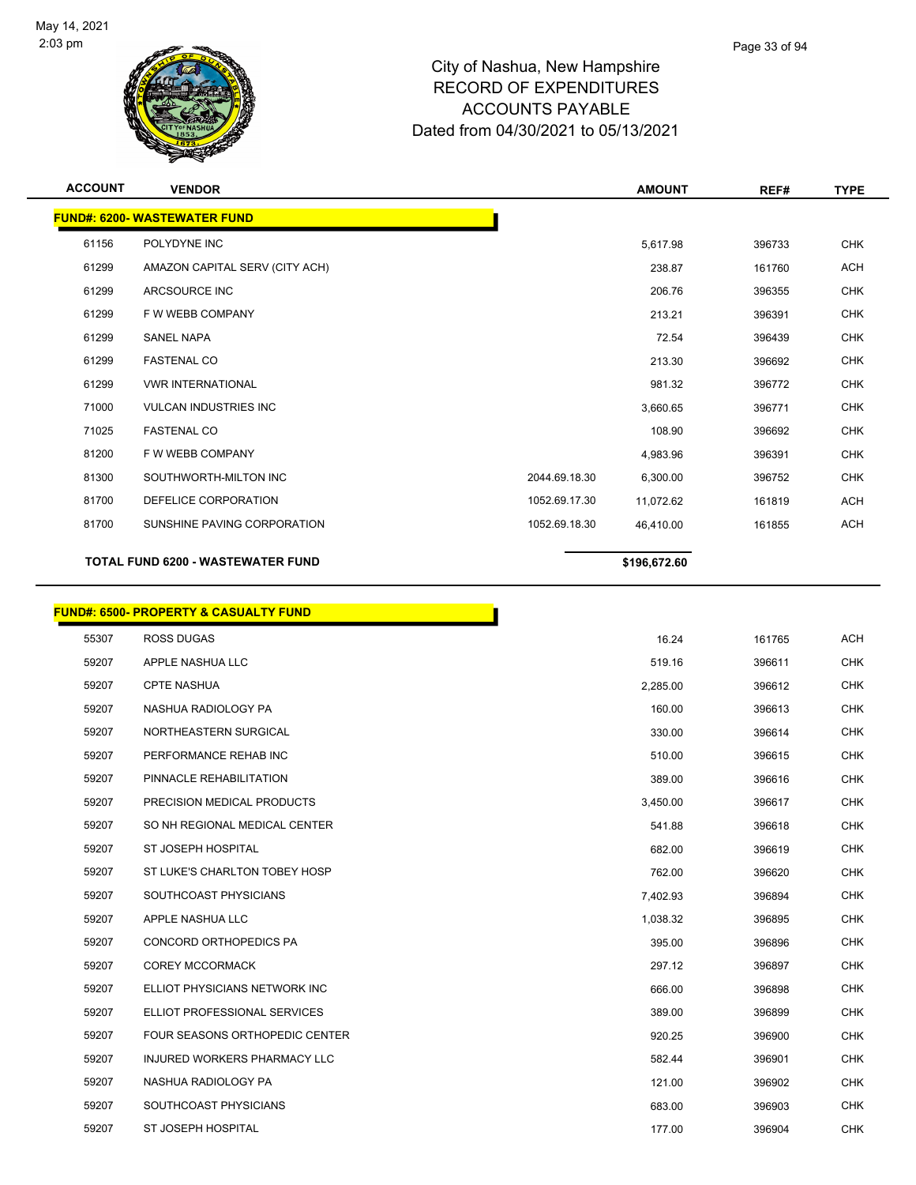City of Nashua, New Hampshire
RECORD OF EXPENDITURES
ACCOUNTS PAYABLE
Dated from 04/30/2021 to 05/13/2021

| ACCOUNT | VENDOR | | AMOUNT | REF# | TYPE |
|---|---|---|---|---|---|
| **FUND#: 6200- WASTEWATER FUND** | | | | | |
| 61156 | POLYDYNE INC | | 5,617.98 | 396733 | CHK |
| 61299 | AMAZON CAPITAL SERV (CITY ACH) | | 238.87 | 161760 | ACH |
| 61299 | ARCSOURCE INC | | 206.76 | 396355 | CHK |
| 61299 | F W WEBB COMPANY | | 213.21 | 396391 | CHK |
| 61299 | SANEL NAPA | | 72.54 | 396439 | CHK |
| 61299 | FASTENAL CO | | 213.30 | 396692 | CHK |
| 61299 | VWR INTERNATIONAL | | 981.32 | 396772 | CHK |
| 71000 | VULCAN INDUSTRIES INC | | 3,660.65 | 396771 | CHK |
| 71025 | FASTENAL CO | | 108.90 | 396692 | CHK |
| 81200 | F W WEBB COMPANY | | 4,983.96 | 396391 | CHK |
| 81300 | SOUTHWORTH-MILTON INC | 2044.69.18.30 | 6,300.00 | 396752 | CHK |
| 81700 | DEFELICE CORPORATION | 1052.69.17.30 | 11,072.62 | 161819 | ACH |
| 81700 | SUNSHINE PAVING CORPORATION | 1052.69.18.30 | 46,410.00 | 161855 | ACH |
| **TOTAL FUND 6200 - WASTEWATER FUND** | | | **$196,672.60** | | |

| ACCOUNT | VENDOR | AMOUNT | REF# | TYPE |
|---|---|---|---|---|
| **FUND#: 6500- PROPERTY & CASUALTY FUND** | | | | |
| 55307 | ROSS DUGAS | 16.24 | 161765 | ACH |
| 59207 | APPLE NASHUA LLC | 519.16 | 396611 | CHK |
| 59207 | CPTE NASHUA | 2,285.00 | 396612 | CHK |
| 59207 | NASHUA RADIOLOGY PA | 160.00 | 396613 | CHK |
| 59207 | NORTHEASTERN SURGICAL | 330.00 | 396614 | CHK |
| 59207 | PERFORMANCE REHAB INC | 510.00 | 396615 | CHK |
| 59207 | PINNACLE REHABILITATION | 389.00 | 396616 | CHK |
| 59207 | PRECISION MEDICAL PRODUCTS | 3,450.00 | 396617 | CHK |
| 59207 | SO NH REGIONAL MEDICAL CENTER | 541.88 | 396618 | CHK |
| 59207 | ST JOSEPH HOSPITAL | 682.00 | 396619 | CHK |
| 59207 | ST LUKE'S CHARLTON TOBEY HOSP | 762.00 | 396620 | CHK |
| 59207 | SOUTHCOAST PHYSICIANS | 7,402.93 | 396894 | CHK |
| 59207 | APPLE NASHUA LLC | 1,038.32 | 396895 | CHK |
| 59207 | CONCORD ORTHOPEDICS PA | 395.00 | 396896 | CHK |
| 59207 | COREY MCCORMACK | 297.12 | 396897 | CHK |
| 59207 | ELLIOT PHYSICIANS NETWORK INC | 666.00 | 396898 | CHK |
| 59207 | ELLIOT PROFESSIONAL SERVICES | 389.00 | 396899 | CHK |
| 59207 | FOUR SEASONS ORTHOPEDIC CENTER | 920.25 | 396900 | CHK |
| 59207 | INJURED WORKERS PHARMACY LLC | 582.44 | 396901 | CHK |
| 59207 | NASHUA RADIOLOGY PA | 121.00 | 396902 | CHK |
| 59207 | SOUTHCOAST PHYSICIANS | 683.00 | 396903 | CHK |
| 59207 | ST JOSEPH HOSPITAL | 177.00 | 396904 | CHK |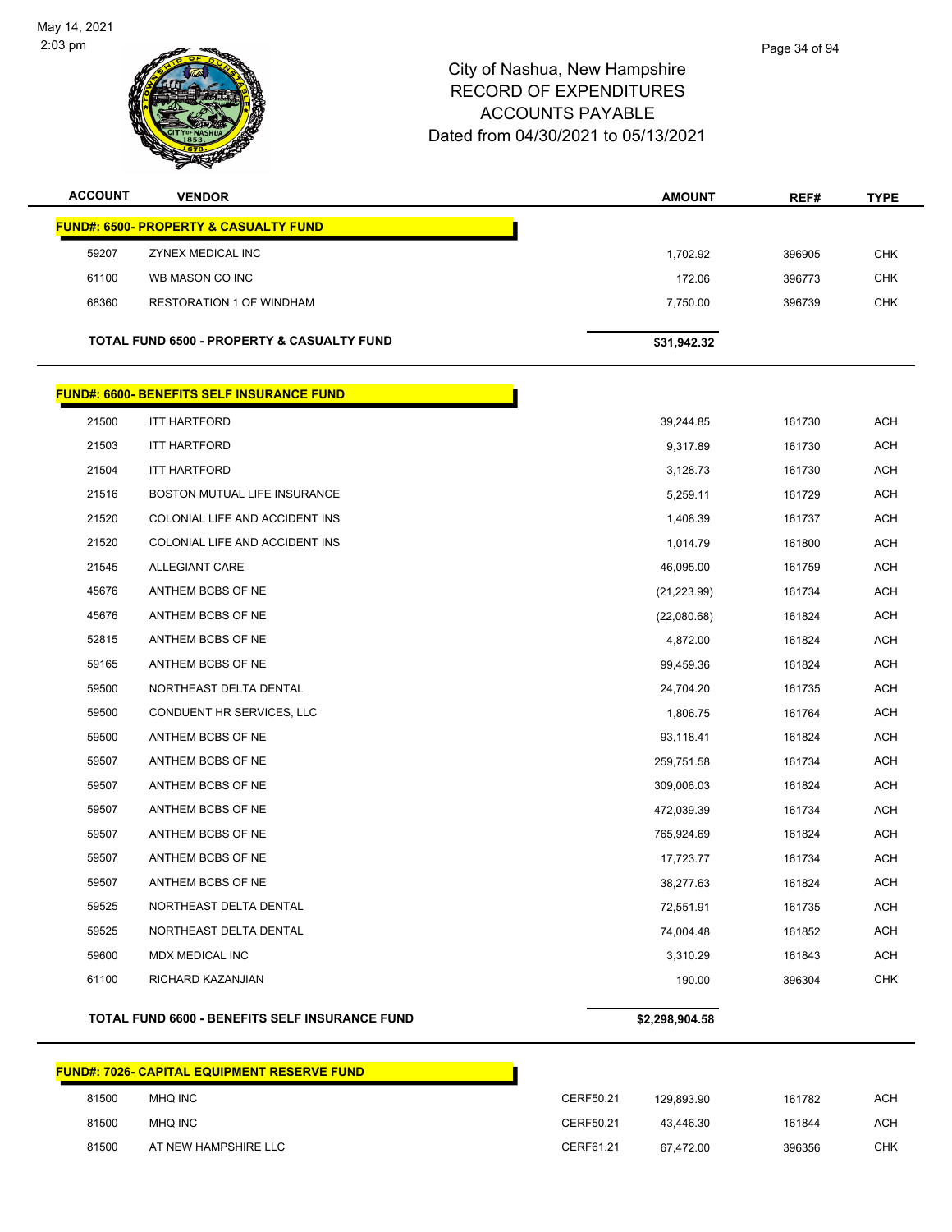# City of Nashua, New Hampshire
## RECORD OF EXPENDITURES
## ACCOUNTS PAYABLE
## Dated from 04/30/2021 to 05/13/2021

| ACCOUNT | VENDOR | | AMOUNT | REF# | TYPE |
|---|---|---|---|---|---|
| **FUND#: 6500- PROPERTY & CASUALTY FUND** | | | | | |
| 59207 | ZYNEX MEDICAL INC | | 1,702.92 | 396905 | CHK |
| 61100 | WB MASON CO INC | | 172.06 | 396773 | CHK |
| 68360 | RESTORATION 1 OF WINDHAM | | 7,750.00 | 396739 | CHK |
| **TOTAL FUND 6500 - PROPERTY & CASUALTY FUND** | | | **$31,942.32** | | |
| **FUND#: 6600- BENEFITS SELF INSURANCE FUND** | | | | | |
| 21500 | ITT HARTFORD | | 39,244.85 | 161730 | ACH |
| 21503 | ITT HARTFORD | | 9,317.89 | 161730 | ACH |
| 21504 | ITT HARTFORD | | 3,128.73 | 161730 | ACH |
| 21516 | BOSTON MUTUAL LIFE INSURANCE | | 5,259.11 | 161729 | ACH |
| 21520 | COLONIAL LIFE AND ACCIDENT INS | | 1,408.39 | 161737 | ACH |
| 21520 | COLONIAL LIFE AND ACCIDENT INS | | 1,014.79 | 161800 | ACH |
| 21545 | ALLEGIANT CARE | | 46,095.00 | 161759 | ACH |
| 45676 | ANTHEM BCBS OF NE | | (21,223.99) | 161734 | ACH |
| 45676 | ANTHEM BCBS OF NE | | (22,080.68) | 161824 | ACH |
| 52815 | ANTHEM BCBS OF NE | | 4,872.00 | 161824 | ACH |
| 59165 | ANTHEM BCBS OF NE | | 99,459.36 | 161824 | ACH |
| 59500 | NORTHEAST DELTA DENTAL | | 24,704.20 | 161735 | ACH |
| 59500 | CONDUENT HR SERVICES, LLC | | 1,806.75 | 161764 | ACH |
| 59500 | ANTHEM BCBS OF NE | | 93,118.41 | 161824 | ACH |
| 59507 | ANTHEM BCBS OF NE | | 259,751.58 | 161734 | ACH |
| 59507 | ANTHEM BCBS OF NE | | 309,006.03 | 161824 | ACH |
| 59507 | ANTHEM BCBS OF NE | | 472,039.39 | 161734 | ACH |
| 59507 | ANTHEM BCBS OF NE | | 765,924.69 | 161824 | ACH |
| 59507 | ANTHEM BCBS OF NE | | 17,723.77 | 161734 | ACH |
| 59507 | ANTHEM BCBS OF NE | | 38,277.63 | 161824 | ACH |
| 59525 | NORTHEAST DELTA DENTAL | | 72,551.91 | 161735 | ACH |
| 59525 | NORTHEAST DELTA DENTAL | | 74,004.48 | 161852 | ACH |
| 59600 | MDX MEDICAL INC | | 3,310.29 | 161843 | ACH |
| 61100 | RICHARD KAZANJIAN | | 190.00 | 396304 | CHK |
| **TOTAL FUND 6600 - BENEFITS SELF INSURANCE FUND** | | | **$2,298,904.58** | | |
| **FUND#: 7026- CAPITAL EQUIPMENT RESERVE FUND** | | | | | |
| 81500 | MHQ INC | CERF50.21 | 129,893.90 | 161782 | ACH |
| 81500 | MHQ INC | CERF50.21 | 43,446.30 | 161844 | ACH |
| 81500 | AT NEW HAMPSHIRE LLC | CERF61.21 | 67,472.00 | 396356 | CHK |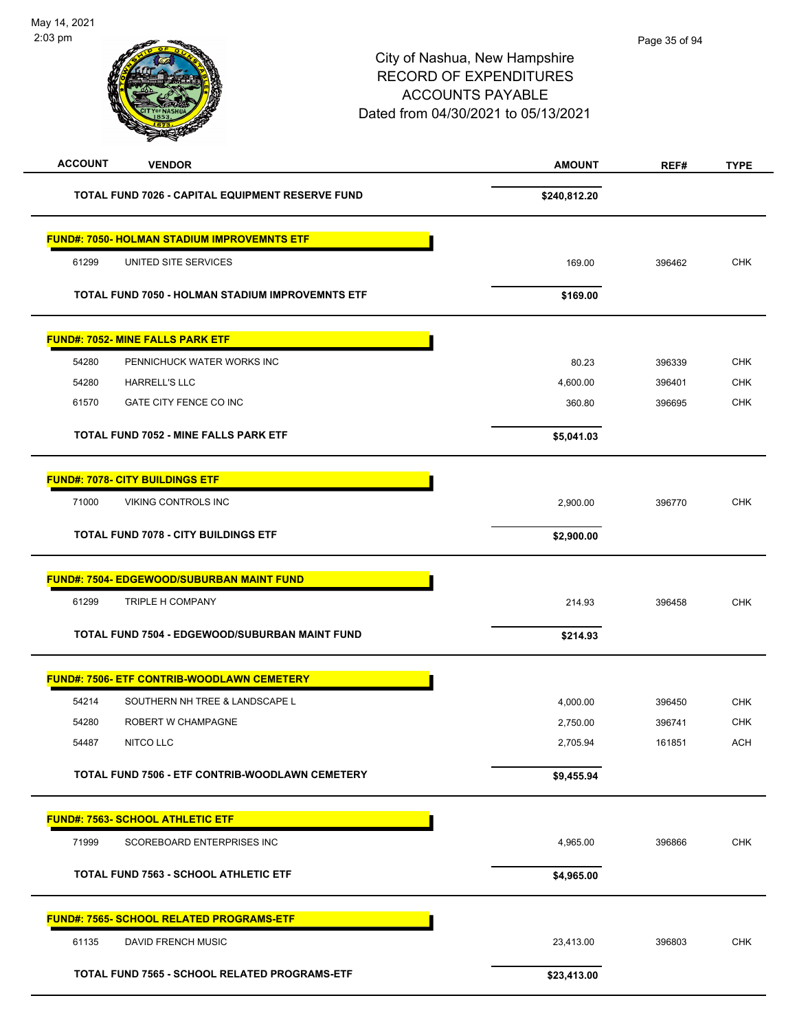City of Nashua, New Hampshire
RECORD OF EXPENDITURES
ACCOUNTS PAYABLE
Dated from 04/30/2021 to 05/13/2021

| ACCOUNT | VENDOR | AMOUNT | REF# | TYPE |
|---|---|---|---|---|
| | **TOTAL FUND 7026 - CAPITAL EQUIPMENT RESERVE FUND** | **$240,812.20** | | |
| | **FUND#: 7050- HOLMAN STADIUM IMPROVEMNTS ETF** | | | |
| 61299 | UNITED SITE SERVICES | 169.00 | 396462 | CHK |
| | **TOTAL FUND 7050 - HOLMAN STADIUM IMPROVEMNTS ETF** | **$169.00** | | |
| | **FUND#: 7052- MINE FALLS PARK ETF** | | | |
| 54280 | PENNICHUCK WATER WORKS INC | 80.23 | 396339 | CHK |
| 54280 | HARRELL'S LLC | 4,600.00 | 396401 | CHK |
| 61570 | GATE CITY FENCE CO INC | 360.80 | 396695 | CHK |
| | **TOTAL FUND 7052 - MINE FALLS PARK ETF** | **$5,041.03** | | |
| | **FUND#: 7078- CITY BUILDINGS ETF** | | | |
| 71000 | VIKING CONTROLS INC | 2,900.00 | 396770 | CHK |
| | **TOTAL FUND 7078 - CITY BUILDINGS ETF** | **$2,900.00** | | |
| | **FUND#: 7504- EDGEWOOD/SUBURBAN MAINT FUND** | | | |
| 61299 | TRIPLE H COMPANY | 214.93 | 396458 | CHK |
| | **TOTAL FUND 7504 - EDGEWOOD/SUBURBAN MAINT FUND** | **$214.93** | | |
| | **FUND#: 7506- ETF CONTRIB-WOODLAWN CEMETERY** | | | |
| 54214 | SOUTHERN NH TREE & LANDSCAPE L | 4,000.00 | 396450 | CHK |
| 54280 | ROBERT W CHAMPAGNE | 2,750.00 | 396741 | CHK |
| 54487 | NITCO LLC | 2,705.94 | 161851 | ACH |
| | **TOTAL FUND 7506 - ETF CONTRIB-WOODLAWN CEMETERY** | **$9,455.94** | | |
| | **FUND#: 7563- SCHOOL ATHLETIC ETF** | | | |
| 71999 | SCOREBOARD ENTERPRISES INC | 4,965.00 | 396866 | CHK |
| | **TOTAL FUND 7563 - SCHOOL ATHLETIC ETF** | **$4,965.00** | | |
| | **FUND#: 7565- SCHOOL RELATED PROGRAMS-ETF** | | | |
| 61135 | DAVID FRENCH MUSIC | 23,413.00 | 396803 | CHK |
| | **TOTAL FUND 7565 - SCHOOL RELATED PROGRAMS-ETF** | **$23,413.00** | | |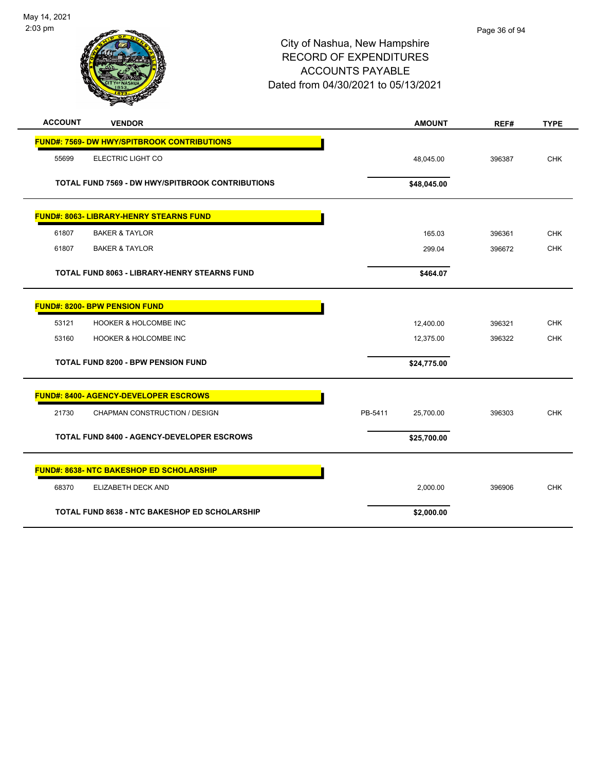City of Nashua, New Hampshire
RECORD OF EXPENDITURES
ACCOUNTS PAYABLE
Dated from 04/30/2021 to 05/13/2021

| ACCOUNT | VENDOR | | AMOUNT | REF# | TYPE |
|---|---|---|---|---|---|
| **FUND#: 7569- DW HWY/SPITBROOK CONTRIBUTIONS** | | | | | |
| 55699 | ELECTRIC LIGHT CO | | 48,045.00 | 396387 | CHK |
| | **TOTAL FUND 7569 - DW HWY/SPITBROOK CONTRIBUTIONS** | | **$48,045.00** | | |
| **FUND#: 8063- LIBRARY-HENRY STEARNS FUND** | | | | | |
| 61807 | BAKER & TAYLOR | | 165.03 | 396361 | CHK |
| 61807 | BAKER & TAYLOR | | 299.04 | 396672 | CHK |
| | **TOTAL FUND 8063 - LIBRARY-HENRY STEARNS FUND** | | **$464.07** | | |
| **FUND#: 8200- BPW PENSION FUND** | | | | | |
| 53121 | HOOKER & HOLCOMBE INC | | 12,400.00 | 396321 | CHK |
| 53160 | HOOKER & HOLCOMBE INC | | 12,375.00 | 396322 | CHK |
| | **TOTAL FUND 8200 - BPW PENSION FUND** | | **$24,775.00** | | |
| **FUND#: 8400- AGENCY-DEVELOPER ESCROWS** | | | | | |
| 21730 | CHAPMAN CONSTRUCTION / DESIGN | PB-5411 | 25,700.00 | 396303 | CHK |
| | **TOTAL FUND 8400 - AGENCY-DEVELOPER ESCROWS** | | **$25,700.00** | | |
| **FUND#: 8638- NTC BAKESHOP ED SCHOLARSHIP** | | | | | |
| 68370 | ELIZABETH DECK AND | | 2,000.00 | 396906 | CHK |
| | **TOTAL FUND 8638 - NTC BAKESHOP ED SCHOLARSHIP** | | **$2,000.00** | | |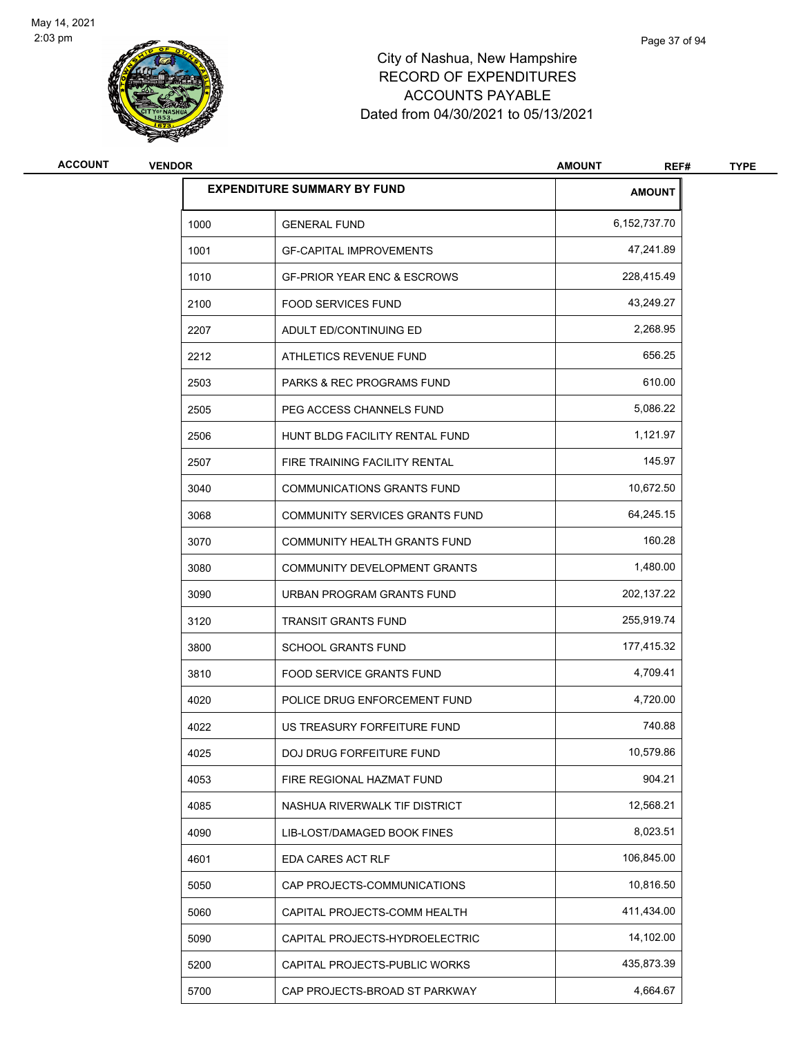# City of Nashua, New Hampshire
## RECORD OF EXPENDITURES
## ACCOUNTS PAYABLE
## Dated from 04/30/2021 to 05/13/2021

| ACCOUNT | VENDOR | AMOUNT | REF# | TYPE |
|---|---|---|---|---|

| EXPENDITURE SUMMARY BY FUND | | AMOUNT |
|---|---|---|
| 1000 | GENERAL FUND | 6,152,737.70 |
| 1001 | GF-CAPITAL IMPROVEMENTS | 47,241.89 |
| 1010 | GF-PRIOR YEAR ENC & ESCROWS | 228,415.49 |
| 2100 | FOOD SERVICES FUND | 43,249.27 |
| 2207 | ADULT ED/CONTINUING ED | 2,268.95 |
| 2212 | ATHLETICS REVENUE FUND | 656.25 |
| 2503 | PARKS & REC PROGRAMS FUND | 610.00 |
| 2505 | PEG ACCESS CHANNELS FUND | 5,086.22 |
| 2506 | HUNT BLDG FACILITY RENTAL FUND | 1,121.97 |
| 2507 | FIRE TRAINING FACILITY RENTAL | 145.97 |
| 3040 | COMMUNICATIONS GRANTS FUND | 10,672.50 |
| 3068 | COMMUNITY SERVICES GRANTS FUND | 64,245.15 |
| 3070 | COMMUNITY HEALTH GRANTS FUND | 160.28 |
| 3080 | COMMUNITY DEVELOPMENT GRANTS | 1,480.00 |
| 3090 | URBAN PROGRAM GRANTS FUND | 202,137.22 |
| 3120 | TRANSIT GRANTS FUND | 255,919.74 |
| 3800 | SCHOOL GRANTS FUND | 177,415.32 |
| 3810 | FOOD SERVICE GRANTS FUND | 4,709.41 |
| 4020 | POLICE DRUG ENFORCEMENT FUND | 4,720.00 |
| 4022 | US TREASURY FORFEITURE FUND | 740.88 |
| 4025 | DOJ DRUG FORFEITURE FUND | 10,579.86 |
| 4053 | FIRE REGIONAL HAZMAT FUND | 904.21 |
| 4085 | NASHUA RIVERWALK TIF DISTRICT | 12,568.21 |
| 4090 | LIB-LOST/DAMAGED BOOK FINES | 8,023.51 |
| 4601 | EDA CARES ACT RLF | 106,845.00 |
| 5050 | CAP PROJECTS-COMMUNICATIONS | 10,816.50 |
| 5060 | CAPITAL PROJECTS-COMM HEALTH | 411,434.00 |
| 5090 | CAPITAL PROJECTS-HYDROELECTRIC | 14,102.00 |
| 5200 | CAPITAL PROJECTS-PUBLIC WORKS | 435,873.39 |
| 5700 | CAP PROJECTS-BROAD ST PARKWAY | 4,664.67 |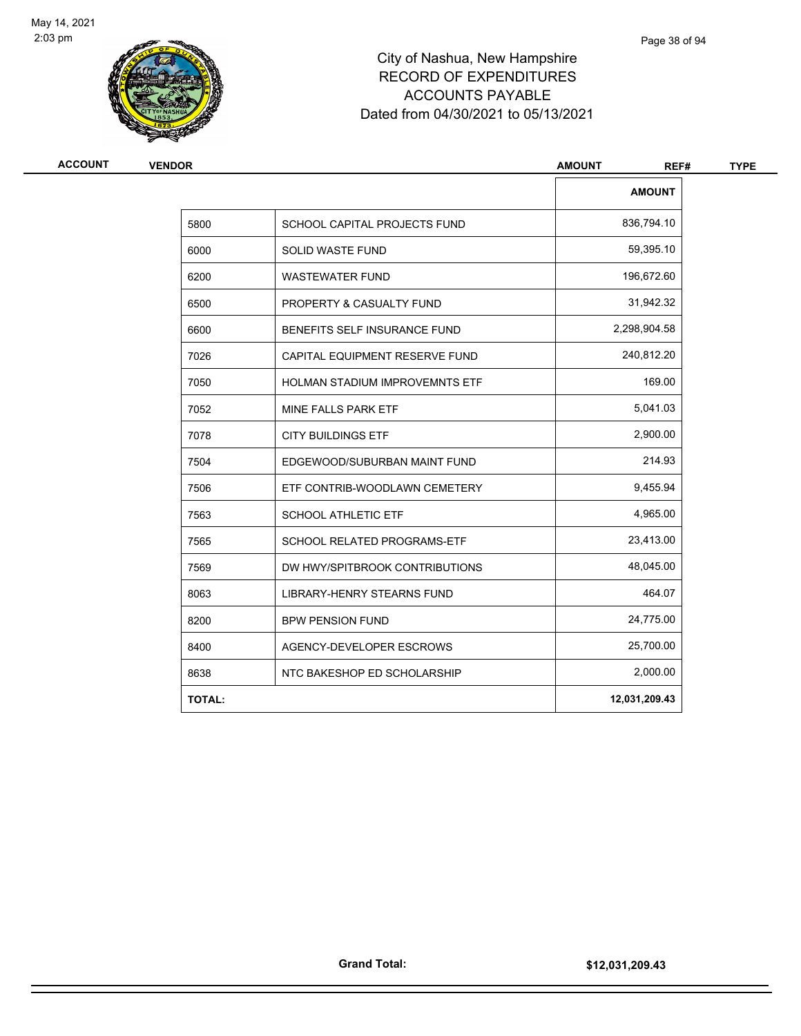City of Nashua, New Hampshire
RECORD OF EXPENDITURES
ACCOUNTS PAYABLE
Dated from 04/30/2021 to 05/13/2021

| ACCOUNT | VENDOR | AMOUNT | REF# | TYPE |
|---|---|---|---|---|

| | | AMOUNT |
|---|---|---|
| 5800 | SCHOOL CAPITAL PROJECTS FUND | 836,794.10 |
| 6000 | SOLID WASTE FUND | 59,395.10 |
| 6200 | WASTEWATER FUND | 196,672.60 |
| 6500 | PROPERTY & CASUALTY FUND | 31,942.32 |
| 6600 | BENEFITS SELF INSURANCE FUND | 2,298,904.58 |
| 7026 | CAPITAL EQUIPMENT RESERVE FUND | 240,812.20 |
| 7050 | HOLMAN STADIUM IMPROVEMNTS ETF | 169.00 |
| 7052 | MINE FALLS PARK ETF | 5,041.03 |
| 7078 | CITY BUILDINGS ETF | 2,900.00 |
| 7504 | EDGEWOOD/SUBURBAN MAINT FUND | 214.93 |
| 7506 | ETF CONTRIB-WOODLAWN CEMETERY | 9,455.94 |
| 7563 | SCHOOL ATHLETIC ETF | 4,965.00 |
| 7565 | SCHOOL RELATED PROGRAMS-ETF | 23,413.00 |
| 7569 | DW HWY/SPITBROOK CONTRIBUTIONS | 48,045.00 |
| 8063 | LIBRARY-HENRY STEARNS FUND | 464.07 |
| 8200 | BPW PENSION FUND | 24,775.00 |
| 8400 | AGENCY-DEVELOPER ESCROWS | 25,700.00 |
| 8638 | NTC BAKESHOP ED SCHOLARSHIP | 2,000.00 |
| **TOTAL:** | | **12,031,209.43** |

**Grand Total:** **$12,031,209.43**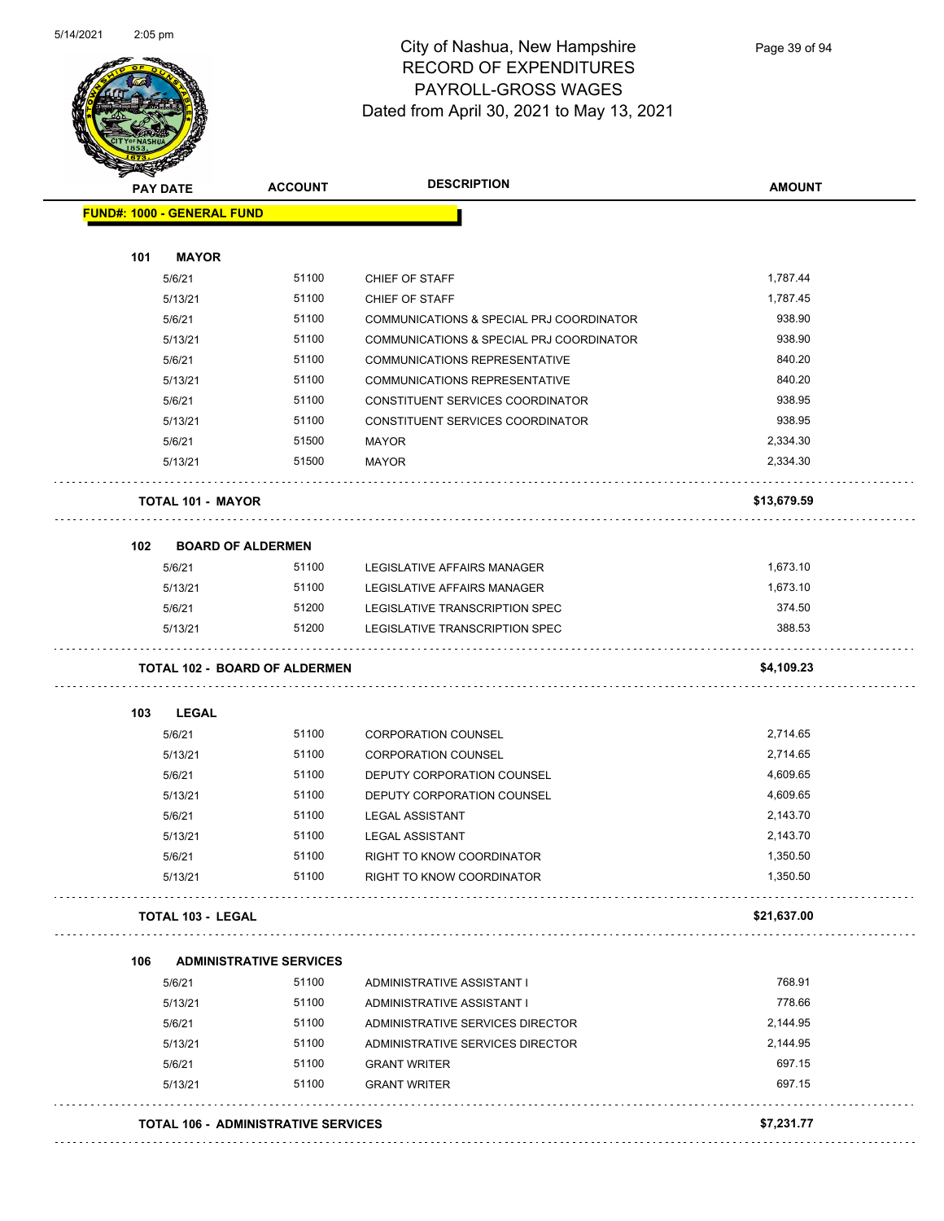# City of Nashua, New Hampshire
## RECORD OF EXPENDITURES
## PAYROLL-GROSS WAGES
## Dated from April 30, 2021 to May 13, 2021

| PAY DATE | ACCOUNT | DESCRIPTION | AMOUNT |
|---|---|---|---|
| **FUND#: 1000 - GENERAL FUND** | | | |
| **101 MAYOR** | | | |
| 5/6/21 | 51100 | CHIEF OF STAFF | 1,787.44 |
| 5/13/21 | 51100 | CHIEF OF STAFF | 1,787.45 |
| 5/6/21 | 51100 | COMMUNICATIONS & SPECIAL PRJ COORDINATOR | 938.90 |
| 5/13/21 | 51100 | COMMUNICATIONS & SPECIAL PRJ COORDINATOR | 938.90 |
| 5/6/21 | 51100 | COMMUNICATIONS REPRESENTATIVE | 840.20 |
| 5/13/21 | 51100 | COMMUNICATIONS REPRESENTATIVE | 840.20 |
| 5/6/21 | 51100 | CONSTITUENT SERVICES COORDINATOR | 938.95 |
| 5/13/21 | 51100 | CONSTITUENT SERVICES COORDINATOR | 938.95 |
| 5/6/21 | 51500 | MAYOR | 2,334.30 |
| 5/13/21 | 51500 | MAYOR | 2,334.30 |
| **TOTAL 101 - MAYOR** | | | **$13,679.59** |
| **102 BOARD OF ALDERMEN** | | | |
| 5/6/21 | 51100 | LEGISLATIVE AFFAIRS MANAGER | 1,673.10 |
| 5/13/21 | 51100 | LEGISLATIVE AFFAIRS MANAGER | 1,673.10 |
| 5/6/21 | 51200 | LEGISLATIVE TRANSCRIPTION SPEC | 374.50 |
| 5/13/21 | 51200 | LEGISLATIVE TRANSCRIPTION SPEC | 388.53 |
| **TOTAL 102 - BOARD OF ALDERMEN** | | | **$4,109.23** |
| **103 LEGAL** | | | |
| 5/6/21 | 51100 | CORPORATION COUNSEL | 2,714.65 |
| 5/13/21 | 51100 | CORPORATION COUNSEL | 2,714.65 |
| 5/6/21 | 51100 | DEPUTY CORPORATION COUNSEL | 4,609.65 |
| 5/13/21 | 51100 | DEPUTY CORPORATION COUNSEL | 4,609.65 |
| 5/6/21 | 51100 | LEGAL ASSISTANT | 2,143.70 |
| 5/13/21 | 51100 | LEGAL ASSISTANT | 2,143.70 |
| 5/6/21 | 51100 | RIGHT TO KNOW COORDINATOR | 1,350.50 |
| 5/13/21 | 51100 | RIGHT TO KNOW COORDINATOR | 1,350.50 |
| **TOTAL 103 - LEGAL** | | | **$21,637.00** |
| **106 ADMINISTRATIVE SERVICES** | | | |
| 5/6/21 | 51100 | ADMINISTRATIVE ASSISTANT I | 768.91 |
| 5/13/21 | 51100 | ADMINISTRATIVE ASSISTANT I | 778.66 |
| 5/6/21 | 51100 | ADMINISTRATIVE SERVICES DIRECTOR | 2,144.95 |
| 5/13/21 | 51100 | ADMINISTRATIVE SERVICES DIRECTOR | 2,144.95 |
| 5/6/21 | 51100 | GRANT WRITER | 697.15 |
| 5/13/21 | 51100 | GRANT WRITER | 697.15 |
| **TOTAL 106 - ADMINISTRATIVE SERVICES** | | | **$7,231.77** |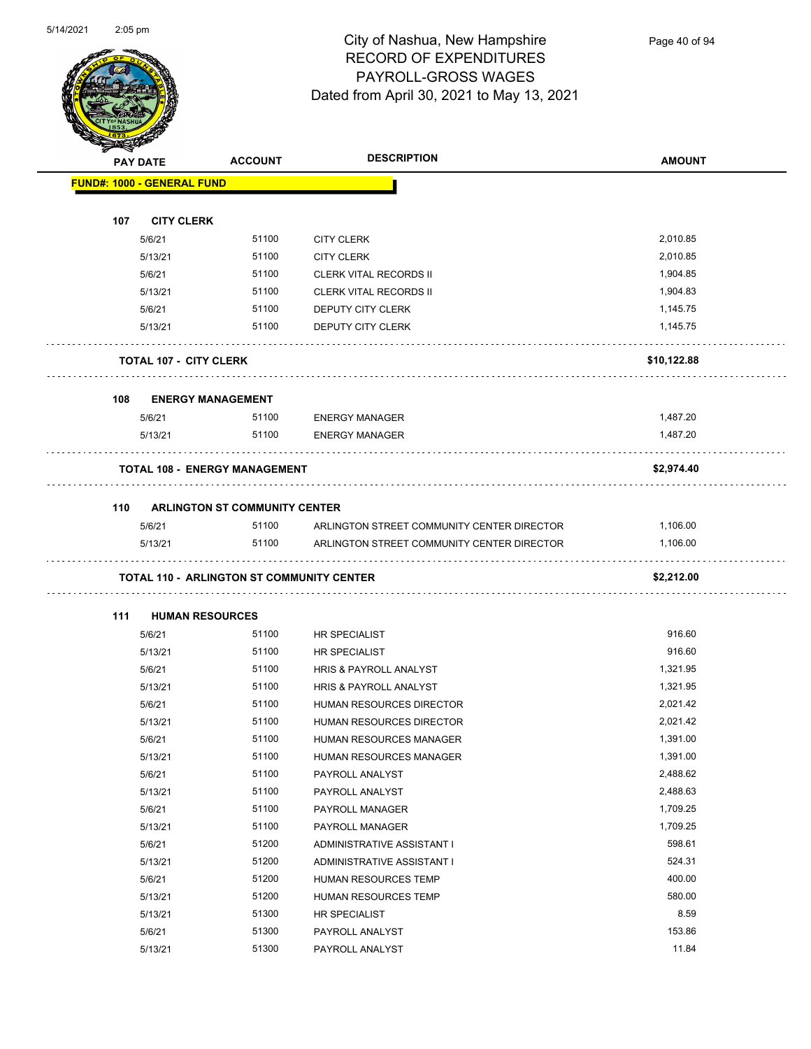# City of Nashua, New Hampshire
## RECORD OF EXPENDITURES
## PAYROLL-GROSS WAGES
## Dated from April 30, 2021 to May 13, 2021

| PAY DATE | ACCOUNT | DESCRIPTION | AMOUNT |
|---|---|---|---|
| **FUND#: 1000 - GENERAL FUND** | | | |
| **107 CITY CLERK** | | | |
| 5/6/21 | 51100 | CITY CLERK | 2,010.85 |
| 5/13/21 | 51100 | CITY CLERK | 2,010.85 |
| 5/6/21 | 51100 | CLERK VITAL RECORDS II | 1,904.85 |
| 5/13/21 | 51100 | CLERK VITAL RECORDS II | 1,904.83 |
| 5/6/21 | 51100 | DEPUTY CITY CLERK | 1,145.75 |
| 5/13/21 | 51100 | DEPUTY CITY CLERK | 1,145.75 |
| **TOTAL 107 - CITY CLERK** | | | **$10,122.88** |
| **108 ENERGY MANAGEMENT** | | | |
| 5/6/21 | 51100 | ENERGY MANAGER | 1,487.20 |
| 5/13/21 | 51100 | ENERGY MANAGER | 1,487.20 |
| **TOTAL 108 - ENERGY MANAGEMENT** | | | **$2,974.40** |
| **110 ARLINGTON ST COMMUNITY CENTER** | | | |
| 5/6/21 | 51100 | ARLINGTON STREET COMMUNITY CENTER DIRECTOR | 1,106.00 |
| 5/13/21 | 51100 | ARLINGTON STREET COMMUNITY CENTER DIRECTOR | 1,106.00 |
| **TOTAL 110 - ARLINGTON ST COMMUNITY CENTER** | | | **$2,212.00** |
| **111 HUMAN RESOURCES** | | | |
| 5/6/21 | 51100 | HR SPECIALIST | 916.60 |
| 5/13/21 | 51100 | HR SPECIALIST | 916.60 |
| 5/6/21 | 51100 | HRIS & PAYROLL ANALYST | 1,321.95 |
| 5/13/21 | 51100 | HRIS & PAYROLL ANALYST | 1,321.95 |
| 5/6/21 | 51100 | HUMAN RESOURCES DIRECTOR | 2,021.42 |
| 5/13/21 | 51100 | HUMAN RESOURCES DIRECTOR | 2,021.42 |
| 5/6/21 | 51100 | HUMAN RESOURCES MANAGER | 1,391.00 |
| 5/13/21 | 51100 | HUMAN RESOURCES MANAGER | 1,391.00 |
| 5/6/21 | 51100 | PAYROLL ANALYST | 2,488.62 |
| 5/13/21 | 51100 | PAYROLL ANALYST | 2,488.63 |
| 5/6/21 | 51100 | PAYROLL MANAGER | 1,709.25 |
| 5/13/21 | 51100 | PAYROLL MANAGER | 1,709.25 |
| 5/6/21 | 51200 | ADMINISTRATIVE ASSISTANT I | 598.61 |
| 5/13/21 | 51200 | ADMINISTRATIVE ASSISTANT I | 524.31 |
| 5/6/21 | 51200 | HUMAN RESOURCES TEMP | 400.00 |
| 5/13/21 | 51200 | HUMAN RESOURCES TEMP | 580.00 |
| 5/13/21 | 51300 | HR SPECIALIST | 8.59 |
| 5/6/21 | 51300 | PAYROLL ANALYST | 153.86 |
| 5/13/21 | 51300 | PAYROLL ANALYST | 11.84 |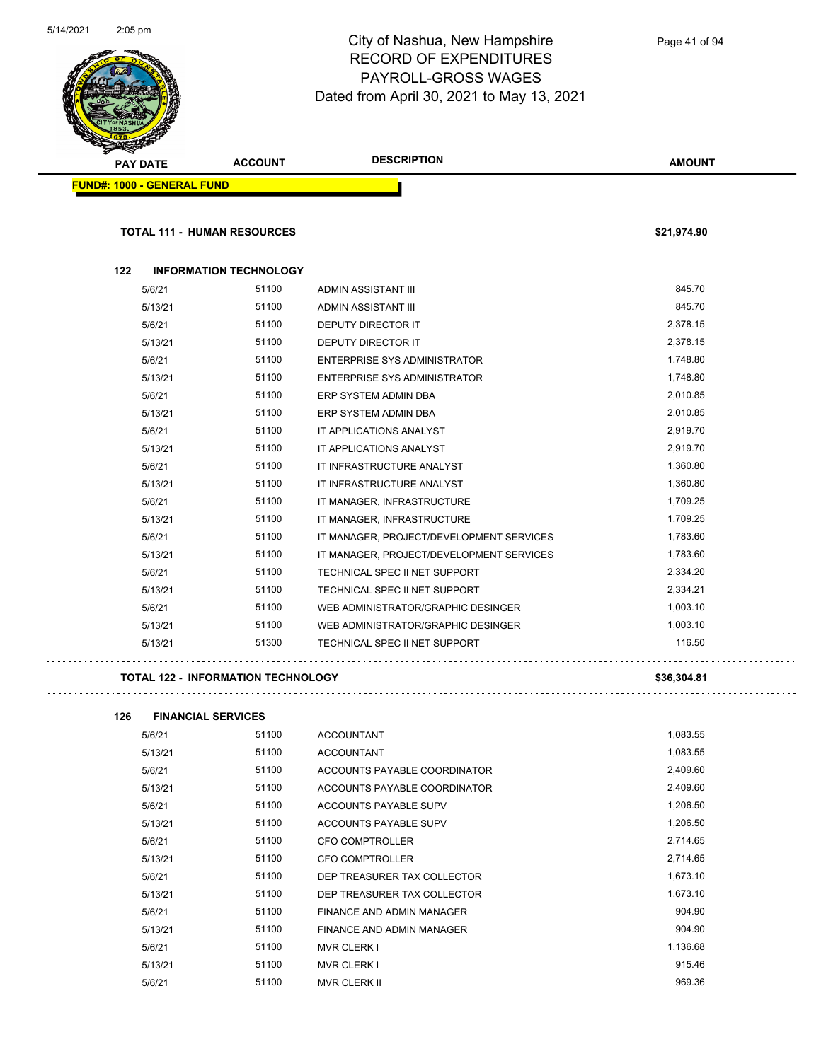# City of Nashua, New Hampshire
## RECORD OF EXPENDITURES
## PAYROLL-GROSS WAGES
## Dated from April 30, 2021 to May 13, 2021

| PAY DATE | ACCOUNT | DESCRIPTION | AMOUNT |
|---|---|---|---|
| **FUND#: 1000 - GENERAL FUND** | | | |
| **TOTAL 111 - HUMAN RESOURCES** | | | **$21,974.90** |
| **122 INFORMATION TECHNOLOGY** | | | |
| 5/6/21 | 51100 | ADMIN ASSISTANT III | 845.70 |
| 5/13/21 | 51100 | ADMIN ASSISTANT III | 845.70 |
| 5/6/21 | 51100 | DEPUTY DIRECTOR IT | 2,378.15 |
| 5/13/21 | 51100 | DEPUTY DIRECTOR IT | 2,378.15 |
| 5/6/21 | 51100 | ENTERPRISE SYS ADMINISTRATOR | 1,748.80 |
| 5/13/21 | 51100 | ENTERPRISE SYS ADMINISTRATOR | 1,748.80 |
| 5/6/21 | 51100 | ERP SYSTEM ADMIN DBA | 2,010.85 |
| 5/13/21 | 51100 | ERP SYSTEM ADMIN DBA | 2,010.85 |
| 5/6/21 | 51100 | IT APPLICATIONS ANALYST | 2,919.70 |
| 5/13/21 | 51100 | IT APPLICATIONS ANALYST | 2,919.70 |
| 5/6/21 | 51100 | IT INFRASTRUCTURE ANALYST | 1,360.80 |
| 5/13/21 | 51100 | IT INFRASTRUCTURE ANALYST | 1,360.80 |
| 5/6/21 | 51100 | IT MANAGER, INFRASTRUCTURE | 1,709.25 |
| 5/13/21 | 51100 | IT MANAGER, INFRASTRUCTURE | 1,709.25 |
| 5/6/21 | 51100 | IT MANAGER, PROJECT/DEVELOPMENT SERVICES | 1,783.60 |
| 5/13/21 | 51100 | IT MANAGER, PROJECT/DEVELOPMENT SERVICES | 1,783.60 |
| 5/6/21 | 51100 | TECHNICAL SPEC II NET SUPPORT | 2,334.20 |
| 5/13/21 | 51100 | TECHNICAL SPEC II NET SUPPORT | 2,334.21 |
| 5/6/21 | 51100 | WEB ADMINISTRATOR/GRAPHIC DESINGER | 1,003.10 |
| 5/13/21 | 51100 | WEB ADMINISTRATOR/GRAPHIC DESINGER | 1,003.10 |
| 5/13/21 | 51300 | TECHNICAL SPEC II NET SUPPORT | 116.50 |
| **TOTAL 122 - INFORMATION TECHNOLOGY** | | | **$36,304.81** |
| **126 FINANCIAL SERVICES** | | | |
| 5/6/21 | 51100 | ACCOUNTANT | 1,083.55 |
| 5/13/21 | 51100 | ACCOUNTANT | 1,083.55 |
| 5/6/21 | 51100 | ACCOUNTS PAYABLE COORDINATOR | 2,409.60 |
| 5/13/21 | 51100 | ACCOUNTS PAYABLE COORDINATOR | 2,409.60 |
| 5/6/21 | 51100 | ACCOUNTS PAYABLE SUPV | 1,206.50 |
| 5/13/21 | 51100 | ACCOUNTS PAYABLE SUPV | 1,206.50 |
| 5/6/21 | 51100 | CFO COMPTROLLER | 2,714.65 |
| 5/13/21 | 51100 | CFO COMPTROLLER | 2,714.65 |
| 5/6/21 | 51100 | DEP TREASURER TAX COLLECTOR | 1,673.10 |
| 5/13/21 | 51100 | DEP TREASURER TAX COLLECTOR | 1,673.10 |
| 5/6/21 | 51100 | FINANCE AND ADMIN MANAGER | 904.90 |
| 5/13/21 | 51100 | FINANCE AND ADMIN MANAGER | 904.90 |
| 5/6/21 | 51100 | MVR CLERK I | 1,136.68 |
| 5/13/21 | 51100 | MVR CLERK I | 915.46 |
| 5/6/21 | 51100 | MVR CLERK II | 969.36 |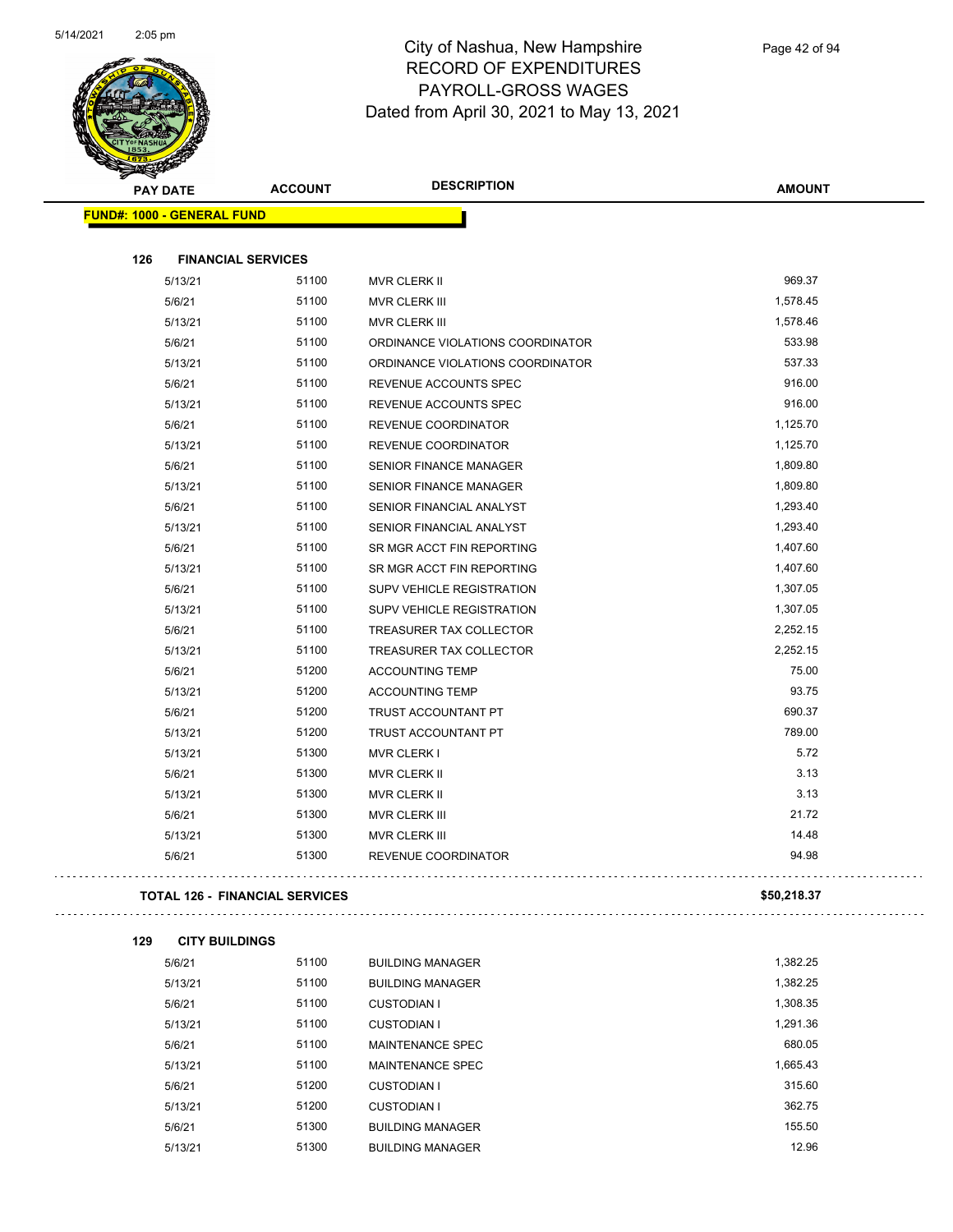# City of Nashua, New Hampshire
## RECORD OF EXPENDITURES
## PAYROLL-GROSS WAGES
## Dated from April 30, 2021 to May 13, 2021

| PAY DATE | ACCOUNT | DESCRIPTION | AMOUNT |
|---|---|---|---|

**FUND#: 1000 - GENERAL FUND**

**126 FINANCIAL SERVICES**

| PAY DATE | ACCOUNT | DESCRIPTION | AMOUNT |
|---|---|---|---|
| 5/13/21 | 51100 | MVR CLERK II | 969.37 |
| 5/6/21 | 51100 | MVR CLERK III | 1,578.45 |
| 5/13/21 | 51100 | MVR CLERK III | 1,578.46 |
| 5/6/21 | 51100 | ORDINANCE VIOLATIONS COORDINATOR | 533.98 |
| 5/13/21 | 51100 | ORDINANCE VIOLATIONS COORDINATOR | 537.33 |
| 5/6/21 | 51100 | REVENUE ACCOUNTS SPEC | 916.00 |
| 5/13/21 | 51100 | REVENUE ACCOUNTS SPEC | 916.00 |
| 5/6/21 | 51100 | REVENUE COORDINATOR | 1,125.70 |
| 5/13/21 | 51100 | REVENUE COORDINATOR | 1,125.70 |
| 5/6/21 | 51100 | SENIOR FINANCE MANAGER | 1,809.80 |
| 5/13/21 | 51100 | SENIOR FINANCE MANAGER | 1,809.80 |
| 5/6/21 | 51100 | SENIOR FINANCIAL ANALYST | 1,293.40 |
| 5/13/21 | 51100 | SENIOR FINANCIAL ANALYST | 1,293.40 |
| 5/6/21 | 51100 | SR MGR ACCT FIN REPORTING | 1,407.60 |
| 5/13/21 | 51100 | SR MGR ACCT FIN REPORTING | 1,407.60 |
| 5/6/21 | 51100 | SUPV VEHICLE REGISTRATION | 1,307.05 |
| 5/13/21 | 51100 | SUPV VEHICLE REGISTRATION | 1,307.05 |
| 5/6/21 | 51100 | TREASURER TAX COLLECTOR | 2,252.15 |
| 5/13/21 | 51100 | TREASURER TAX COLLECTOR | 2,252.15 |
| 5/6/21 | 51200 | ACCOUNTING TEMP | 75.00 |
| 5/13/21 | 51200 | ACCOUNTING TEMP | 93.75 |
| 5/6/21 | 51200 | TRUST ACCOUNTANT PT | 690.37 |
| 5/13/21 | 51200 | TRUST ACCOUNTANT PT | 789.00 |
| 5/13/21 | 51300 | MVR CLERK I | 5.72 |
| 5/6/21 | 51300 | MVR CLERK II | 3.13 |
| 5/13/21 | 51300 | MVR CLERK II | 3.13 |
| 5/6/21 | 51300 | MVR CLERK III | 21.72 |
| 5/13/21 | 51300 | MVR CLERK III | 14.48 |
| 5/6/21 | 51300 | REVENUE COORDINATOR | 94.98 |

**TOTAL 126 - FINANCIAL SERVICES** **$50,218.37**

**129 CITY BUILDINGS**

| PAY DATE | ACCOUNT | DESCRIPTION | AMOUNT |
|---|---|---|---|
| 5/6/21 | 51100 | BUILDING MANAGER | 1,382.25 |
| 5/13/21 | 51100 | BUILDING MANAGER | 1,382.25 |
| 5/6/21 | 51100 | CUSTODIAN I | 1,308.35 |
| 5/13/21 | 51100 | CUSTODIAN I | 1,291.36 |
| 5/6/21 | 51100 | MAINTENANCE SPEC | 680.05 |
| 5/13/21 | 51100 | MAINTENANCE SPEC | 1,665.43 |
| 5/6/21 | 51200 | CUSTODIAN I | 315.60 |
| 5/13/21 | 51200 | CUSTODIAN I | 362.75 |
| 5/6/21 | 51300 | BUILDING MANAGER | 155.50 |
| 5/13/21 | 51300 | BUILDING MANAGER | 12.96 |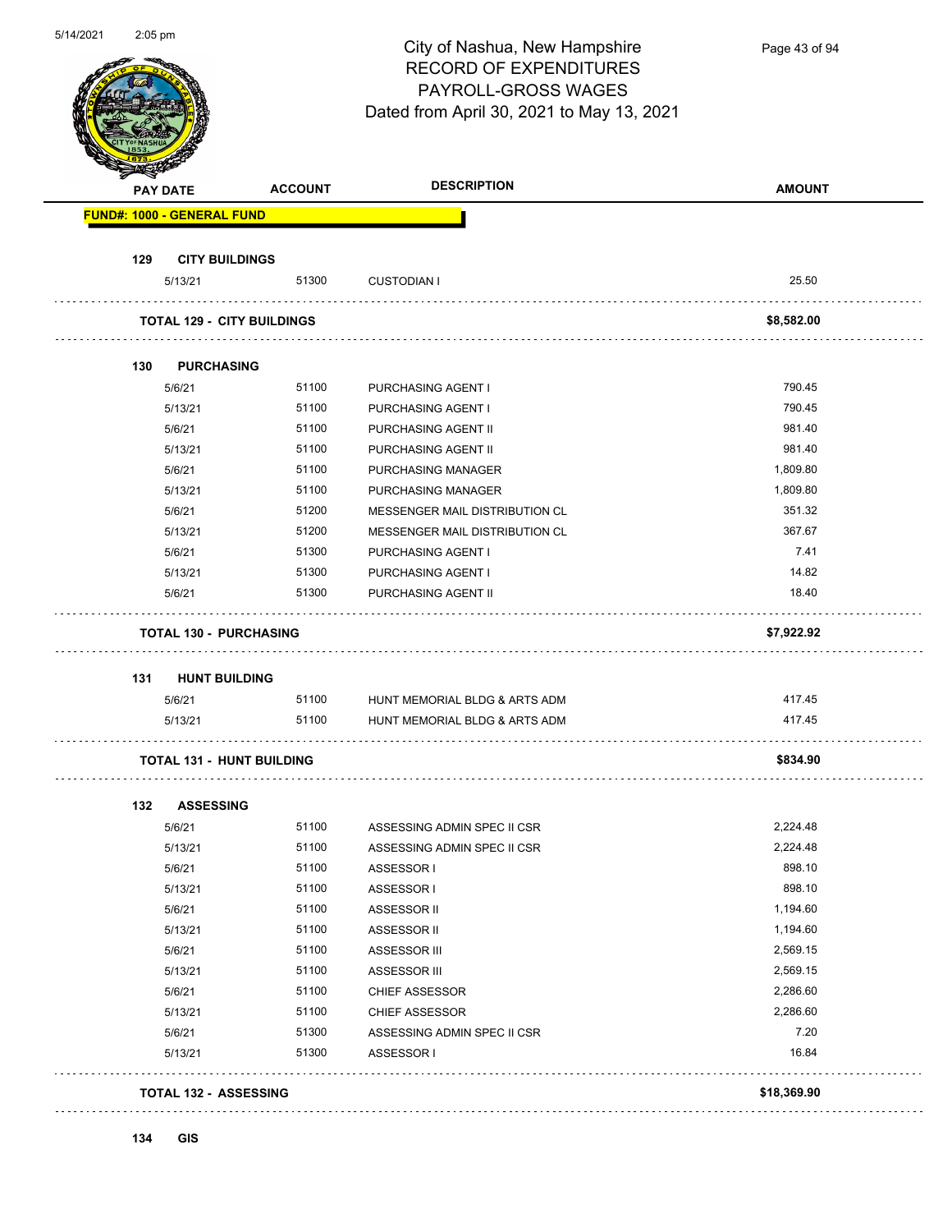# City of Nashua, New Hampshire
## RECORD OF EXPENDITURES
## PAYROLL-GROSS WAGES
### Dated from April 30, 2021 to May 13, 2021

| PAY DATE | ACCOUNT | DESCRIPTION | AMOUNT |
|---|---|---|---|
| **FUND#: 1000 - GENERAL FUND** | | | |
| **129 CITY BUILDINGS** | | | |
| 5/13/21 | 51300 | CUSTODIAN I | 25.50 |
| **TOTAL 129 - CITY BUILDINGS** | | | **$8,582.00** |
| **130 PURCHASING** | | | |
| 5/6/21 | 51100 | PURCHASING AGENT I | 790.45 |
| 5/13/21 | 51100 | PURCHASING AGENT I | 790.45 |
| 5/6/21 | 51100 | PURCHASING AGENT II | 981.40 |
| 5/13/21 | 51100 | PURCHASING AGENT II | 981.40 |
| 5/6/21 | 51100 | PURCHASING MANAGER | 1,809.80 |
| 5/13/21 | 51100 | PURCHASING MANAGER | 1,809.80 |
| 5/6/21 | 51200 | MESSENGER MAIL DISTRIBUTION CL | 351.32 |
| 5/13/21 | 51200 | MESSENGER MAIL DISTRIBUTION CL | 367.67 |
| 5/6/21 | 51300 | PURCHASING AGENT I | 7.41 |
| 5/13/21 | 51300 | PURCHASING AGENT I | 14.82 |
| 5/6/21 | 51300 | PURCHASING AGENT II | 18.40 |
| **TOTAL 130 - PURCHASING** | | | **$7,922.92** |
| **131 HUNT BUILDING** | | | |
| 5/6/21 | 51100 | HUNT MEMORIAL BLDG & ARTS ADM | 417.45 |
| 5/13/21 | 51100 | HUNT MEMORIAL BLDG & ARTS ADM | 417.45 |
| **TOTAL 131 - HUNT BUILDING** | | | **$834.90** |
| **132 ASSESSING** | | | |
| 5/6/21 | 51100 | ASSESSING ADMIN SPEC II CSR | 2,224.48 |
| 5/13/21 | 51100 | ASSESSING ADMIN SPEC II CSR | 2,224.48 |
| 5/6/21 | 51100 | ASSESSOR I | 898.10 |
| 5/13/21 | 51100 | ASSESSOR I | 898.10 |
| 5/6/21 | 51100 | ASSESSOR II | 1,194.60 |
| 5/13/21 | 51100 | ASSESSOR II | 1,194.60 |
| 5/6/21 | 51100 | ASSESSOR III | 2,569.15 |
| 5/13/21 | 51100 | ASSESSOR III | 2,569.15 |
| 5/6/21 | 51100 | CHIEF ASSESSOR | 2,286.60 |
| 5/13/21 | 51100 | CHIEF ASSESSOR | 2,286.60 |
| 5/6/21 | 51300 | ASSESSING ADMIN SPEC II CSR | 7.20 |
| 5/13/21 | 51300 | ASSESSOR I | 16.84 |
| **TOTAL 132 - ASSESSING** | | | **$18,369.90** |
| **134 GIS** | | | |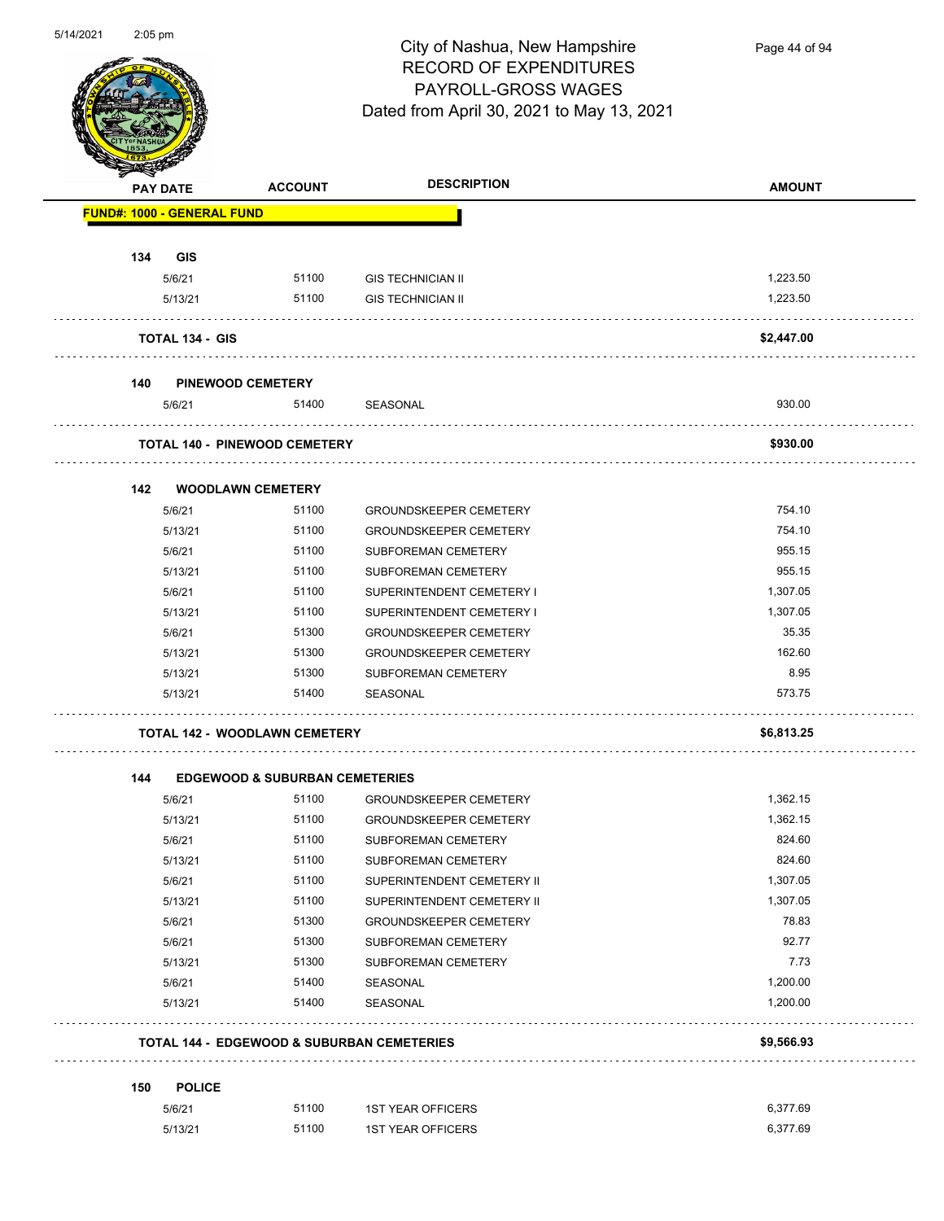# City of Nashua, New Hampshire
## RECORD OF EXPENDITURES
## PAYROLL-GROSS WAGES
### Dated from April 30, 2021 to May 13, 2021

| PAY DATE | ACCOUNT | DESCRIPTION | AMOUNT |
|---|---|---|---|
| **FUND#: 1000 - GENERAL FUND** | | | |
| **134 GIS** | | | |
| 5/6/21 | 51100 | GIS TECHNICIAN II | 1,223.50 |
| 5/13/21 | 51100 | GIS TECHNICIAN II | 1,223.50 |
| **TOTAL 134 - GIS** | | | **$2,447.00** |
| **140 PINEWOOD CEMETERY** | | | |
| 5/6/21 | 51400 | SEASONAL | 930.00 |
| **TOTAL 140 - PINEWOOD CEMETERY** | | | **$930.00** |
| **142 WOODLAWN CEMETERY** | | | |
| 5/6/21 | 51100 | GROUNDSKEEPER CEMETERY | 754.10 |
| 5/13/21 | 51100 | GROUNDSKEEPER CEMETERY | 754.10 |
| 5/6/21 | 51100 | SUBFOREMAN CEMETERY | 955.15 |
| 5/13/21 | 51100 | SUBFOREMAN CEMETERY | 955.15 |
| 5/6/21 | 51100 | SUPERINTENDENT CEMETERY I | 1,307.05 |
| 5/13/21 | 51100 | SUPERINTENDENT CEMETERY I | 1,307.05 |
| 5/6/21 | 51300 | GROUNDSKEEPER CEMETERY | 35.35 |
| 5/13/21 | 51300 | GROUNDSKEEPER CEMETERY | 162.60 |
| 5/13/21 | 51300 | SUBFOREMAN CEMETERY | 8.95 |
| 5/13/21 | 51400 | SEASONAL | 573.75 |
| **TOTAL 142 - WOODLAWN CEMETERY** | | | **$6,813.25** |
| **144 EDGEWOOD & SUBURBAN CEMETERIES** | | | |
| 5/6/21 | 51100 | GROUNDSKEEPER CEMETERY | 1,362.15 |
| 5/13/21 | 51100 | GROUNDSKEEPER CEMETERY | 1,362.15 |
| 5/6/21 | 51100 | SUBFOREMAN CEMETERY | 824.60 |
| 5/13/21 | 51100 | SUBFOREMAN CEMETERY | 824.60 |
| 5/6/21 | 51100 | SUPERINTENDENT CEMETERY II | 1,307.05 |
| 5/13/21 | 51100 | SUPERINTENDENT CEMETERY II | 1,307.05 |
| 5/6/21 | 51300 | GROUNDSKEEPER CEMETERY | 78.83 |
| 5/6/21 | 51300 | SUBFOREMAN CEMETERY | 92.77 |
| 5/13/21 | 51300 | SUBFOREMAN CEMETERY | 7.73 |
| 5/6/21 | 51400 | SEASONAL | 1,200.00 |
| 5/13/21 | 51400 | SEASONAL | 1,200.00 |
| **TOTAL 144 - EDGEWOOD & SUBURBAN CEMETERIES** | | | **$9,566.93** |
| **150 POLICE** | | | |
| 5/6/21 | 51100 | 1ST YEAR OFFICERS | 6,377.69 |
| 5/13/21 | 51100 | 1ST YEAR OFFICERS | 6,377.69 |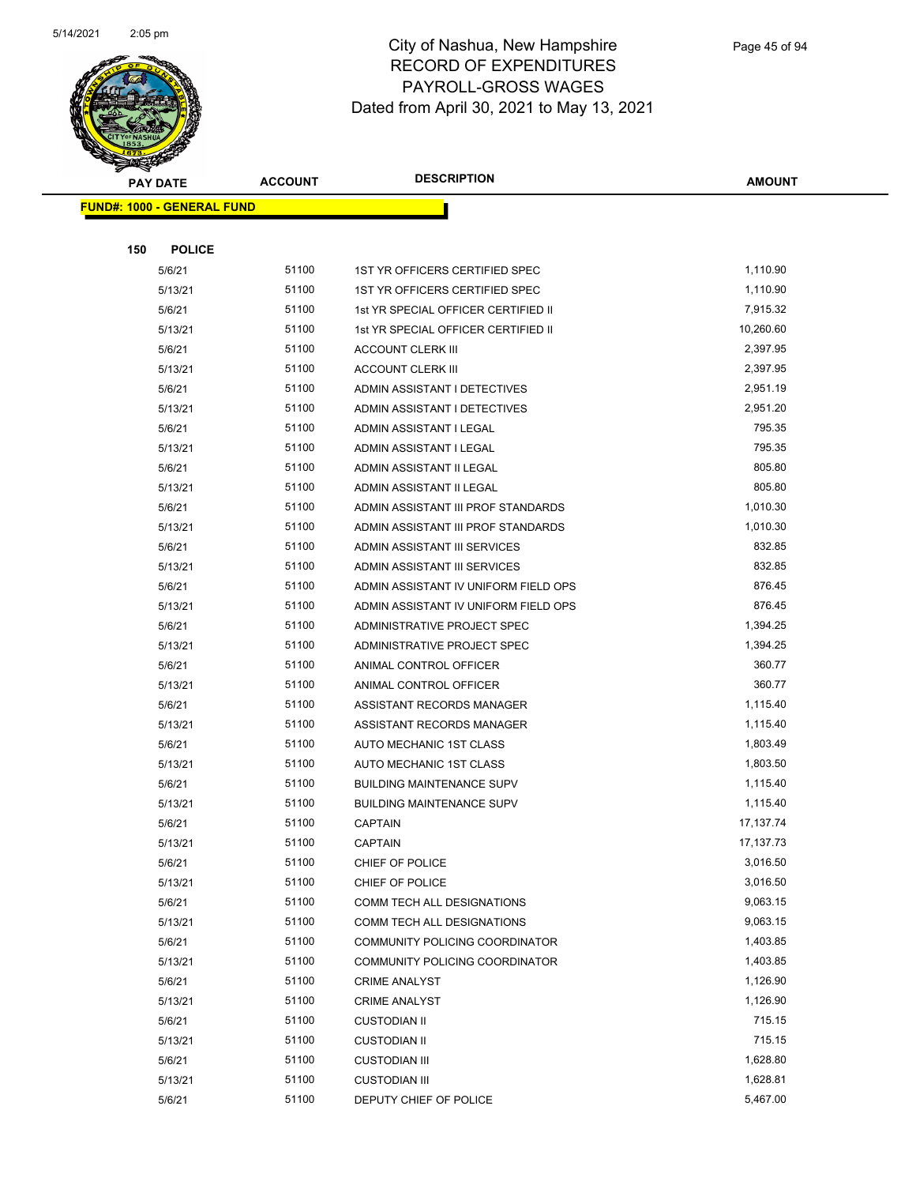# City of Nashua, New Hampshire
## RECORD OF EXPENDITURES
## PAYROLL-GROSS WAGES
## Dated from April 30, 2021 to May 13, 2021

| PAY DATE | ACCOUNT | DESCRIPTION | AMOUNT |
|---|---|---|---|
| **FUND#: 1000 - GENERAL FUND** | | | |
| **150 POLICE** | | | |
| 5/6/21 | 51100 | 1ST YR OFFICERS CERTIFIED SPEC | 1,110.90 |
| 5/13/21 | 51100 | 1ST YR OFFICERS CERTIFIED SPEC | 1,110.90 |
| 5/6/21 | 51100 | 1st YR SPECIAL OFFICER CERTIFIED II | 7,915.32 |
| 5/13/21 | 51100 | 1st YR SPECIAL OFFICER CERTIFIED II | 10,260.60 |
| 5/6/21 | 51100 | ACCOUNT CLERK III | 2,397.95 |
| 5/13/21 | 51100 | ACCOUNT CLERK III | 2,397.95 |
| 5/6/21 | 51100 | ADMIN ASSISTANT I DETECTIVES | 2,951.19 |
| 5/13/21 | 51100 | ADMIN ASSISTANT I DETECTIVES | 2,951.20 |
| 5/6/21 | 51100 | ADMIN ASSISTANT I LEGAL | 795.35 |
| 5/13/21 | 51100 | ADMIN ASSISTANT I LEGAL | 795.35 |
| 5/6/21 | 51100 | ADMIN ASSISTANT II LEGAL | 805.80 |
| 5/13/21 | 51100 | ADMIN ASSISTANT II LEGAL | 805.80 |
| 5/6/21 | 51100 | ADMIN ASSISTANT III PROF STANDARDS | 1,010.30 |
| 5/13/21 | 51100 | ADMIN ASSISTANT III PROF STANDARDS | 1,010.30 |
| 5/6/21 | 51100 | ADMIN ASSISTANT III SERVICES | 832.85 |
| 5/13/21 | 51100 | ADMIN ASSISTANT III SERVICES | 832.85 |
| 5/6/21 | 51100 | ADMIN ASSISTANT IV UNIFORM FIELD OPS | 876.45 |
| 5/13/21 | 51100 | ADMIN ASSISTANT IV UNIFORM FIELD OPS | 876.45 |
| 5/6/21 | 51100 | ADMINISTRATIVE PROJECT SPEC | 1,394.25 |
| 5/13/21 | 51100 | ADMINISTRATIVE PROJECT SPEC | 1,394.25 |
| 5/6/21 | 51100 | ANIMAL CONTROL OFFICER | 360.77 |
| 5/13/21 | 51100 | ANIMAL CONTROL OFFICER | 360.77 |
| 5/6/21 | 51100 | ASSISTANT RECORDS MANAGER | 1,115.40 |
| 5/13/21 | 51100 | ASSISTANT RECORDS MANAGER | 1,115.40 |
| 5/6/21 | 51100 | AUTO MECHANIC 1ST CLASS | 1,803.49 |
| 5/13/21 | 51100 | AUTO MECHANIC 1ST CLASS | 1,803.50 |
| 5/6/21 | 51100 | BUILDING MAINTENANCE SUPV | 1,115.40 |
| 5/13/21 | 51100 | BUILDING MAINTENANCE SUPV | 1,115.40 |
| 5/6/21 | 51100 | CAPTAIN | 17,137.74 |
| 5/13/21 | 51100 | CAPTAIN | 17,137.73 |
| 5/6/21 | 51100 | CHIEF OF POLICE | 3,016.50 |
| 5/13/21 | 51100 | CHIEF OF POLICE | 3,016.50 |
| 5/6/21 | 51100 | COMM TECH ALL DESIGNATIONS | 9,063.15 |
| 5/13/21 | 51100 | COMM TECH ALL DESIGNATIONS | 9,063.15 |
| 5/6/21 | 51100 | COMMUNITY POLICING COORDINATOR | 1,403.85 |
| 5/13/21 | 51100 | COMMUNITY POLICING COORDINATOR | 1,403.85 |
| 5/6/21 | 51100 | CRIME ANALYST | 1,126.90 |
| 5/13/21 | 51100 | CRIME ANALYST | 1,126.90 |
| 5/6/21 | 51100 | CUSTODIAN II | 715.15 |
| 5/13/21 | 51100 | CUSTODIAN II | 715.15 |
| 5/6/21 | 51100 | CUSTODIAN III | 1,628.80 |
| 5/13/21 | 51100 | CUSTODIAN III | 1,628.81 |
| 5/6/21 | 51100 | DEPUTY CHIEF OF POLICE | 5,467.00 |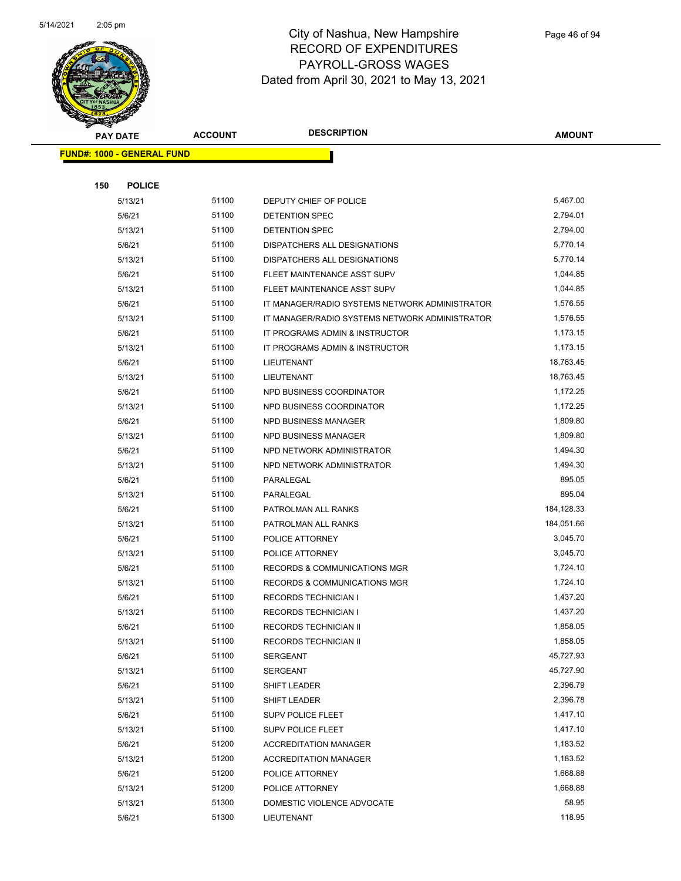# City of Nashua, New Hampshire
## RECORD OF EXPENDITURES
## PAYROLL-GROSS WAGES
### Dated from April 30, 2021 to May 13, 2021

5/14/2021 2:05 pm

| PAY DATE | ACCOUNT | DESCRIPTION | AMOUNT |
|---|---|---|---|
| **FUND#: 1000 - GENERAL FUND** | | | |
| **150 POLICE** | | | |
| 5/13/21 | 51100 | DEPUTY CHIEF OF POLICE | 5,467.00 |
| 5/6/21 | 51100 | DETENTION SPEC | 2,794.01 |
| 5/13/21 | 51100 | DETENTION SPEC | 2,794.00 |
| 5/6/21 | 51100 | DISPATCHERS ALL DESIGNATIONS | 5,770.14 |
| 5/13/21 | 51100 | DISPATCHERS ALL DESIGNATIONS | 5,770.14 |
| 5/6/21 | 51100 | FLEET MAINTENANCE ASST SUPV | 1,044.85 |
| 5/13/21 | 51100 | FLEET MAINTENANCE ASST SUPV | 1,044.85 |
| 5/6/21 | 51100 | IT MANAGER/RADIO SYSTEMS NETWORK ADMINISTRATOR | 1,576.55 |
| 5/13/21 | 51100 | IT MANAGER/RADIO SYSTEMS NETWORK ADMINISTRATOR | 1,576.55 |
| 5/6/21 | 51100 | IT PROGRAMS ADMIN & INSTRUCTOR | 1,173.15 |
| 5/13/21 | 51100 | IT PROGRAMS ADMIN & INSTRUCTOR | 1,173.15 |
| 5/6/21 | 51100 | LIEUTENANT | 18,763.45 |
| 5/13/21 | 51100 | LIEUTENANT | 18,763.45 |
| 5/6/21 | 51100 | NPD BUSINESS COORDINATOR | 1,172.25 |
| 5/13/21 | 51100 | NPD BUSINESS COORDINATOR | 1,172.25 |
| 5/6/21 | 51100 | NPD BUSINESS MANAGER | 1,809.80 |
| 5/13/21 | 51100 | NPD BUSINESS MANAGER | 1,809.80 |
| 5/6/21 | 51100 | NPD NETWORK ADMINISTRATOR | 1,494.30 |
| 5/13/21 | 51100 | NPD NETWORK ADMINISTRATOR | 1,494.30 |
| 5/6/21 | 51100 | PARALEGAL | 895.05 |
| 5/13/21 | 51100 | PARALEGAL | 895.04 |
| 5/6/21 | 51100 | PATROLMAN ALL RANKS | 184,128.33 |
| 5/13/21 | 51100 | PATROLMAN ALL RANKS | 184,051.66 |
| 5/6/21 | 51100 | POLICE ATTORNEY | 3,045.70 |
| 5/13/21 | 51100 | POLICE ATTORNEY | 3,045.70 |
| 5/6/21 | 51100 | RECORDS & COMMUNICATIONS MGR | 1,724.10 |
| 5/13/21 | 51100 | RECORDS & COMMUNICATIONS MGR | 1,724.10 |
| 5/6/21 | 51100 | RECORDS TECHNICIAN I | 1,437.20 |
| 5/13/21 | 51100 | RECORDS TECHNICIAN I | 1,437.20 |
| 5/6/21 | 51100 | RECORDS TECHNICIAN II | 1,858.05 |
| 5/13/21 | 51100 | RECORDS TECHNICIAN II | 1,858.05 |
| 5/6/21 | 51100 | SERGEANT | 45,727.93 |
| 5/13/21 | 51100 | SERGEANT | 45,727.90 |
| 5/6/21 | 51100 | SHIFT LEADER | 2,396.79 |
| 5/13/21 | 51100 | SHIFT LEADER | 2,396.78 |
| 5/6/21 | 51100 | SUPV POLICE FLEET | 1,417.10 |
| 5/13/21 | 51100 | SUPV POLICE FLEET | 1,417.10 |
| 5/6/21 | 51200 | ACCREDITATION MANAGER | 1,183.52 |
| 5/13/21 | 51200 | ACCREDITATION MANAGER | 1,183.52 |
| 5/6/21 | 51200 | POLICE ATTORNEY | 1,668.88 |
| 5/13/21 | 51200 | POLICE ATTORNEY | 1,668.88 |
| 5/13/21 | 51300 | DOMESTIC VIOLENCE ADVOCATE | 58.95 |
| 5/6/21 | 51300 | LIEUTENANT | 118.95 |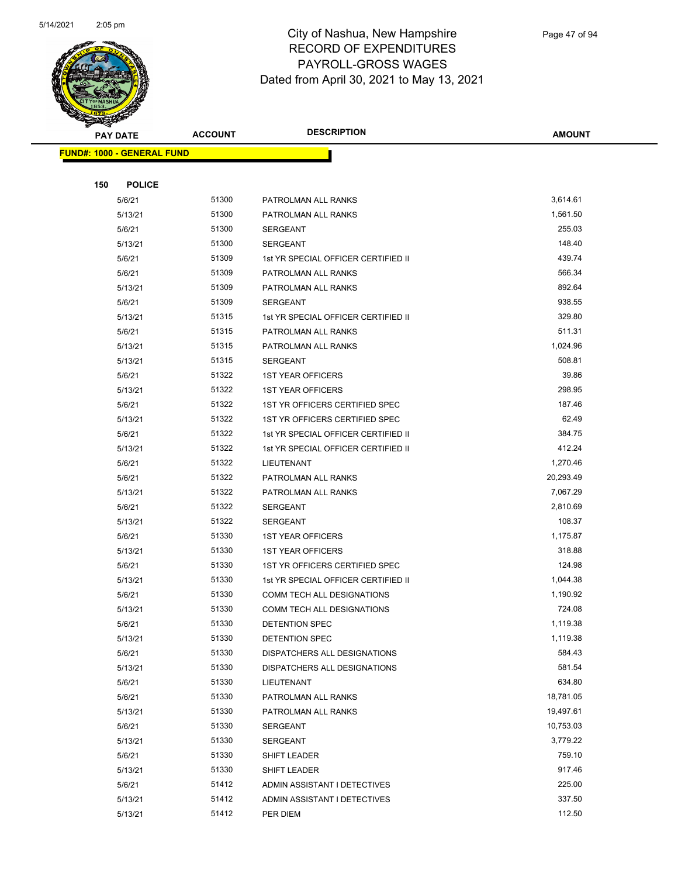# City of Nashua, New Hampshire
## RECORD OF EXPENDITURES
## PAYROLL-GROSS WAGES
## Dated from April 30, 2021 to May 13, 2021

| PAY DATE | ACCOUNT | DESCRIPTION | AMOUNT |
|---|---|---|---|
| **FUND#: 1000 - GENERAL FUND** | | | |
| **150 POLICE** | | | |
| 5/6/21 | 51300 | PATROLMAN ALL RANKS | 3,614.61 |
| 5/13/21 | 51300 | PATROLMAN ALL RANKS | 1,561.50 |
| 5/6/21 | 51300 | SERGEANT | 255.03 |
| 5/13/21 | 51300 | SERGEANT | 148.40 |
| 5/6/21 | 51309 | 1st YR SPECIAL OFFICER CERTIFIED II | 439.74 |
| 5/6/21 | 51309 | PATROLMAN ALL RANKS | 566.34 |
| 5/13/21 | 51309 | PATROLMAN ALL RANKS | 892.64 |
| 5/6/21 | 51309 | SERGEANT | 938.55 |
| 5/13/21 | 51315 | 1st YR SPECIAL OFFICER CERTIFIED II | 329.80 |
| 5/6/21 | 51315 | PATROLMAN ALL RANKS | 511.31 |
| 5/13/21 | 51315 | PATROLMAN ALL RANKS | 1,024.96 |
| 5/13/21 | 51315 | SERGEANT | 508.81 |
| 5/6/21 | 51322 | 1ST YEAR OFFICERS | 39.86 |
| 5/13/21 | 51322 | 1ST YEAR OFFICERS | 298.95 |
| 5/6/21 | 51322 | 1ST YR OFFICERS CERTIFIED SPEC | 187.46 |
| 5/13/21 | 51322 | 1ST YR OFFICERS CERTIFIED SPEC | 62.49 |
| 5/6/21 | 51322 | 1st YR SPECIAL OFFICER CERTIFIED II | 384.75 |
| 5/13/21 | 51322 | 1st YR SPECIAL OFFICER CERTIFIED II | 412.24 |
| 5/6/21 | 51322 | LIEUTENANT | 1,270.46 |
| 5/6/21 | 51322 | PATROLMAN ALL RANKS | 20,293.49 |
| 5/13/21 | 51322 | PATROLMAN ALL RANKS | 7,067.29 |
| 5/6/21 | 51322 | SERGEANT | 2,810.69 |
| 5/13/21 | 51322 | SERGEANT | 108.37 |
| 5/6/21 | 51330 | 1ST YEAR OFFICERS | 1,175.87 |
| 5/13/21 | 51330 | 1ST YEAR OFFICERS | 318.88 |
| 5/6/21 | 51330 | 1ST YR OFFICERS CERTIFIED SPEC | 124.98 |
| 5/13/21 | 51330 | 1st YR SPECIAL OFFICER CERTIFIED II | 1,044.38 |
| 5/6/21 | 51330 | COMM TECH ALL DESIGNATIONS | 1,190.92 |
| 5/13/21 | 51330 | COMM TECH ALL DESIGNATIONS | 724.08 |
| 5/6/21 | 51330 | DETENTION SPEC | 1,119.38 |
| 5/13/21 | 51330 | DETENTION SPEC | 1,119.38 |
| 5/6/21 | 51330 | DISPATCHERS ALL DESIGNATIONS | 584.43 |
| 5/13/21 | 51330 | DISPATCHERS ALL DESIGNATIONS | 581.54 |
| 5/6/21 | 51330 | LIEUTENANT | 634.80 |
| 5/6/21 | 51330 | PATROLMAN ALL RANKS | 18,781.05 |
| 5/13/21 | 51330 | PATROLMAN ALL RANKS | 19,497.61 |
| 5/6/21 | 51330 | SERGEANT | 10,753.03 |
| 5/13/21 | 51330 | SERGEANT | 3,779.22 |
| 5/6/21 | 51330 | SHIFT LEADER | 759.10 |
| 5/13/21 | 51330 | SHIFT LEADER | 917.46 |
| 5/6/21 | 51412 | ADMIN ASSISTANT I DETECTIVES | 225.00 |
| 5/13/21 | 51412 | ADMIN ASSISTANT I DETECTIVES | 337.50 |
| 5/13/21 | 51412 | PER DIEM | 112.50 |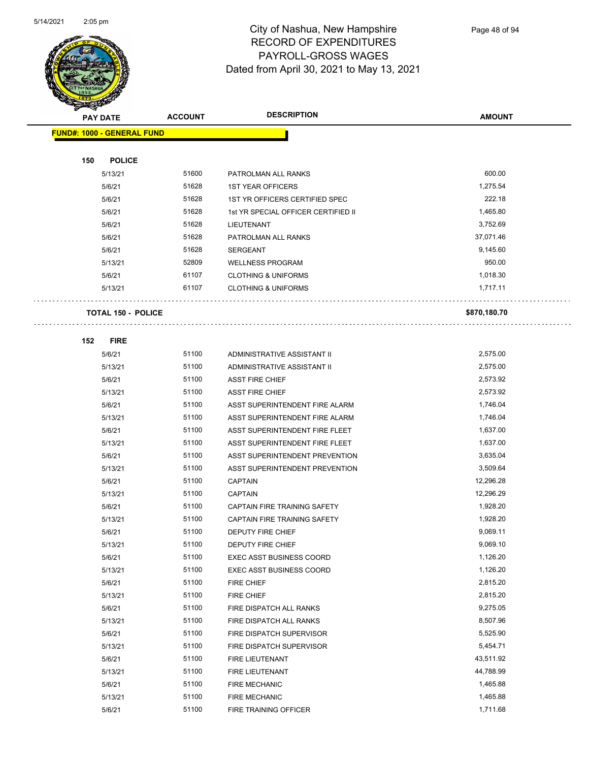# City of Nashua, New Hampshire
## RECORD OF EXPENDITURES
## PAYROLL-GROSS WAGES
### Dated from April 30, 2021 to May 13, 2021

| PAY DATE | ACCOUNT | DESCRIPTION | AMOUNT |
|---|---|---|---|
| **FUND#: 1000 - GENERAL FUND** | | | |
| **150 POLICE** | | | |
| 5/13/21 | 51600 | PATROLMAN ALL RANKS | 600.00 |
| 5/6/21 | 51628 | 1ST YEAR OFFICERS | 1,275.54 |
| 5/6/21 | 51628 | 1ST YR OFFICERS CERTIFIED SPEC | 222.18 |
| 5/6/21 | 51628 | 1st YR SPECIAL OFFICER CERTIFIED II | 1,465.80 |
| 5/6/21 | 51628 | LIEUTENANT | 3,752.69 |
| 5/6/21 | 51628 | PATROLMAN ALL RANKS | 37,071.46 |
| 5/6/21 | 51628 | SERGEANT | 9,145.60 |
| 5/13/21 | 52809 | WELLNESS PROGRAM | 950.00 |
| 5/6/21 | 61107 | CLOTHING & UNIFORMS | 1,018.30 |
| 5/13/21 | 61107 | CLOTHING & UNIFORMS | 1,717.11 |
| **TOTAL 150 - POLICE** | | | **$870,180.70** |
| **152 FIRE** | | | |
| 5/6/21 | 51100 | ADMINISTRATIVE ASSISTANT II | 2,575.00 |
| 5/13/21 | 51100 | ADMINISTRATIVE ASSISTANT II | 2,575.00 |
| 5/6/21 | 51100 | ASST FIRE CHIEF | 2,573.92 |
| 5/13/21 | 51100 | ASST FIRE CHIEF | 2,573.92 |
| 5/6/21 | 51100 | ASST SUPERINTENDENT FIRE ALARM | 1,746.04 |
| 5/13/21 | 51100 | ASST SUPERINTENDENT FIRE ALARM | 1,746.04 |
| 5/6/21 | 51100 | ASST SUPERINTENDENT FIRE FLEET | 1,637.00 |
| 5/13/21 | 51100 | ASST SUPERINTENDENT FIRE FLEET | 1,637.00 |
| 5/6/21 | 51100 | ASST SUPERINTENDENT PREVENTION | 3,635.04 |
| 5/13/21 | 51100 | ASST SUPERINTENDENT PREVENTION | 3,509.64 |
| 5/6/21 | 51100 | CAPTAIN | 12,296.28 |
| 5/13/21 | 51100 | CAPTAIN | 12,296.29 |
| 5/6/21 | 51100 | CAPTAIN FIRE TRAINING SAFETY | 1,928.20 |
| 5/13/21 | 51100 | CAPTAIN FIRE TRAINING SAFETY | 1,928.20 |
| 5/6/21 | 51100 | DEPUTY FIRE CHIEF | 9,069.11 |
| 5/13/21 | 51100 | DEPUTY FIRE CHIEF | 9,069.10 |
| 5/6/21 | 51100 | EXEC ASST BUSINESS COORD | 1,126.20 |
| 5/13/21 | 51100 | EXEC ASST BUSINESS COORD | 1,126.20 |
| 5/6/21 | 51100 | FIRE CHIEF | 2,815.20 |
| 5/13/21 | 51100 | FIRE CHIEF | 2,815.20 |
| 5/6/21 | 51100 | FIRE DISPATCH ALL RANKS | 9,275.05 |
| 5/13/21 | 51100 | FIRE DISPATCH ALL RANKS | 8,507.96 |
| 5/6/21 | 51100 | FIRE DISPATCH SUPERVISOR | 5,525.90 |
| 5/13/21 | 51100 | FIRE DISPATCH SUPERVISOR | 5,454.71 |
| 5/6/21 | 51100 | FIRE LIEUTENANT | 43,511.92 |
| 5/13/21 | 51100 | FIRE LIEUTENANT | 44,788.99 |
| 5/6/21 | 51100 | FIRE MECHANIC | 1,465.88 |
| 5/13/21 | 51100 | FIRE MECHANIC | 1,465.88 |
| 5/6/21 | 51100 | FIRE TRAINING OFFICER | 1,711.68 |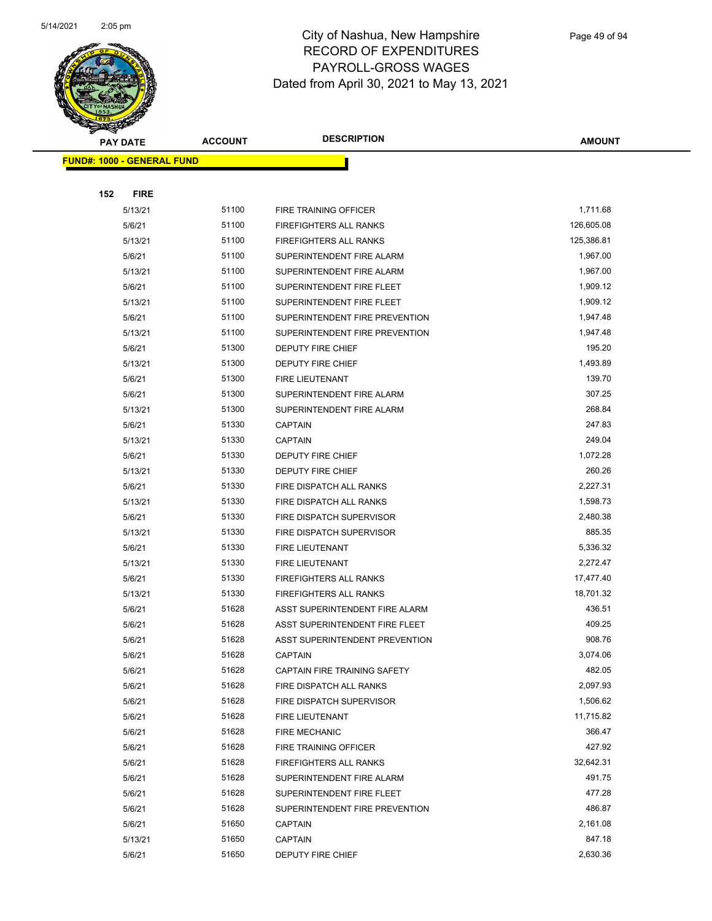# City of Nashua, New Hampshire
## RECORD OF EXPENDITURES
## PAYROLL-GROSS WAGES
## Dated from April 30, 2021 to May 13, 2021

| PAY DATE | ACCOUNT | DESCRIPTION | AMOUNT |
|---|---|---|---|
| **FUND#: 1000 - GENERAL FUND** | | | |
| **152 FIRE** | | | |
| 5/13/21 | 51100 | FIRE TRAINING OFFICER | 1,711.68 |
| 5/6/21 | 51100 | FIREFIGHTERS ALL RANKS | 126,605.08 |
| 5/13/21 | 51100 | FIREFIGHTERS ALL RANKS | 125,386.81 |
| 5/6/21 | 51100 | SUPERINTENDENT FIRE ALARM | 1,967.00 |
| 5/13/21 | 51100 | SUPERINTENDENT FIRE ALARM | 1,967.00 |
| 5/6/21 | 51100 | SUPERINTENDENT FIRE FLEET | 1,909.12 |
| 5/13/21 | 51100 | SUPERINTENDENT FIRE FLEET | 1,909.12 |
| 5/6/21 | 51100 | SUPERINTENDENT FIRE PREVENTION | 1,947.48 |
| 5/13/21 | 51100 | SUPERINTENDENT FIRE PREVENTION | 1,947.48 |
| 5/6/21 | 51300 | DEPUTY FIRE CHIEF | 195.20 |
| 5/13/21 | 51300 | DEPUTY FIRE CHIEF | 1,493.89 |
| 5/6/21 | 51300 | FIRE LIEUTENANT | 139.70 |
| 5/6/21 | 51300 | SUPERINTENDENT FIRE ALARM | 307.25 |
| 5/13/21 | 51300 | SUPERINTENDENT FIRE ALARM | 268.84 |
| 5/6/21 | 51330 | CAPTAIN | 247.83 |
| 5/13/21 | 51330 | CAPTAIN | 249.04 |
| 5/6/21 | 51330 | DEPUTY FIRE CHIEF | 1,072.28 |
| 5/13/21 | 51330 | DEPUTY FIRE CHIEF | 260.26 |
| 5/6/21 | 51330 | FIRE DISPATCH ALL RANKS | 2,227.31 |
| 5/13/21 | 51330 | FIRE DISPATCH ALL RANKS | 1,598.73 |
| 5/6/21 | 51330 | FIRE DISPATCH SUPERVISOR | 2,480.38 |
| 5/13/21 | 51330 | FIRE DISPATCH SUPERVISOR | 885.35 |
| 5/6/21 | 51330 | FIRE LIEUTENANT | 5,336.32 |
| 5/13/21 | 51330 | FIRE LIEUTENANT | 2,272.47 |
| 5/6/21 | 51330 | FIREFIGHTERS ALL RANKS | 17,477.40 |
| 5/13/21 | 51330 | FIREFIGHTERS ALL RANKS | 18,701.32 |
| 5/6/21 | 51628 | ASST SUPERINTENDENT FIRE ALARM | 436.51 |
| 5/6/21 | 51628 | ASST SUPERINTENDENT FIRE FLEET | 409.25 |
| 5/6/21 | 51628 | ASST SUPERINTENDENT PREVENTION | 908.76 |
| 5/6/21 | 51628 | CAPTAIN | 3,074.06 |
| 5/6/21 | 51628 | CAPTAIN FIRE TRAINING SAFETY | 482.05 |
| 5/6/21 | 51628 | FIRE DISPATCH ALL RANKS | 2,097.93 |
| 5/6/21 | 51628 | FIRE DISPATCH SUPERVISOR | 1,506.62 |
| 5/6/21 | 51628 | FIRE LIEUTENANT | 11,715.82 |
| 5/6/21 | 51628 | FIRE MECHANIC | 366.47 |
| 5/6/21 | 51628 | FIRE TRAINING OFFICER | 427.92 |
| 5/6/21 | 51628 | FIREFIGHTERS ALL RANKS | 32,642.31 |
| 5/6/21 | 51628 | SUPERINTENDENT FIRE ALARM | 491.75 |
| 5/6/21 | 51628 | SUPERINTENDENT FIRE FLEET | 477.28 |
| 5/6/21 | 51628 | SUPERINTENDENT FIRE PREVENTION | 486.87 |
| 5/6/21 | 51650 | CAPTAIN | 2,161.08 |
| 5/13/21 | 51650 | CAPTAIN | 847.18 |
| 5/6/21 | 51650 | DEPUTY FIRE CHIEF | 2,630.36 |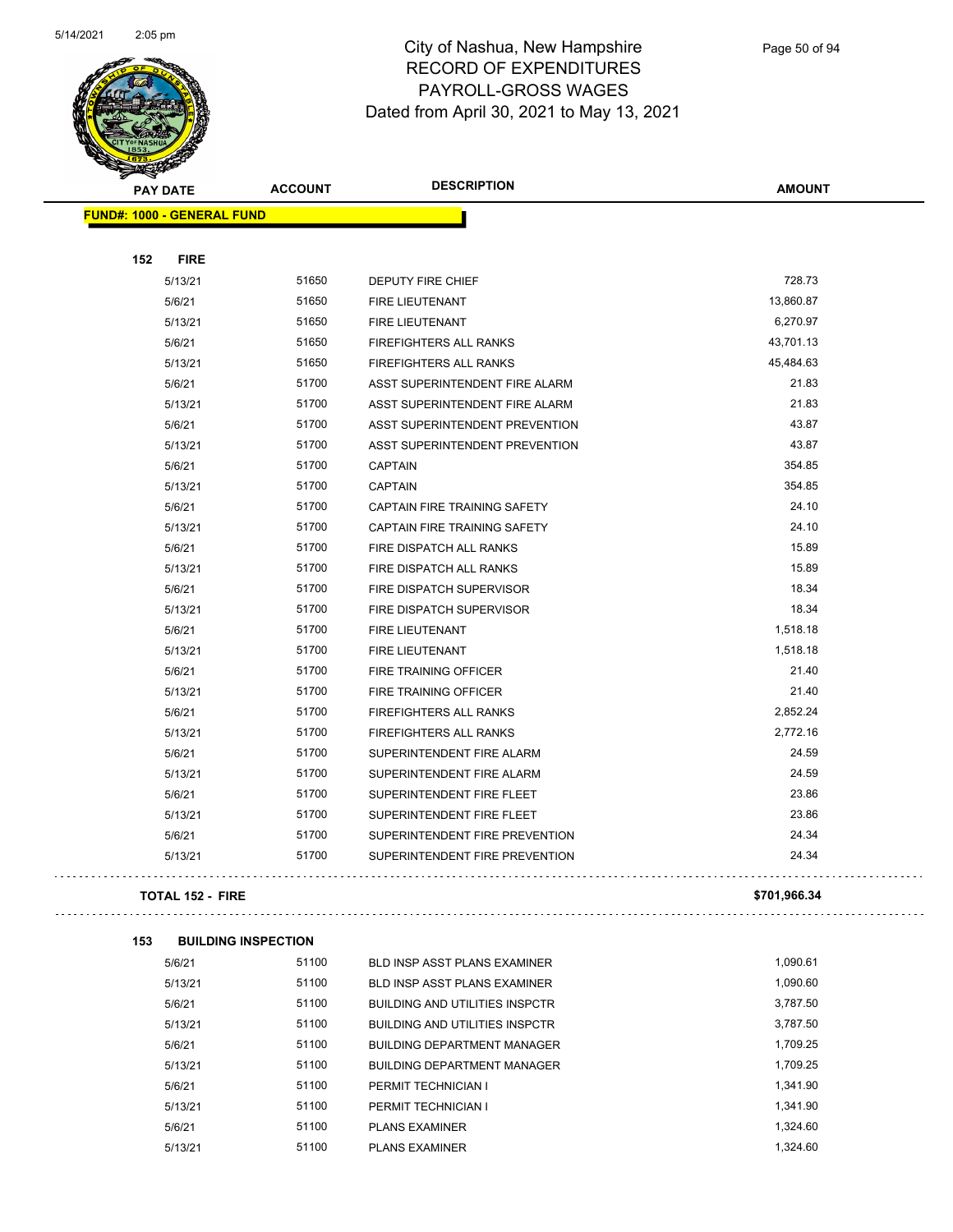# City of Nashua, New Hampshire
# RECORD OF EXPENDITURES
# PAYROLL-GROSS WAGES
# Dated from April 30, 2021 to May 13, 2021

5/14/2021 2:05 pm

| PAY DATE | ACCOUNT | DESCRIPTION | AMOUNT |
|---|---|---|---|
| **FUND#: 1000 - GENERAL FUND** | | | |
| **152 FIRE** | | | |
| 5/13/21 | 51650 | DEPUTY FIRE CHIEF | 728.73 |
| 5/6/21 | 51650 | FIRE LIEUTENANT | 13,860.87 |
| 5/13/21 | 51650 | FIRE LIEUTENANT | 6,270.97 |
| 5/6/21 | 51650 | FIREFIGHTERS ALL RANKS | 43,701.13 |
| 5/13/21 | 51650 | FIREFIGHTERS ALL RANKS | 45,484.63 |
| 5/6/21 | 51700 | ASST SUPERINTENDENT FIRE ALARM | 21.83 |
| 5/13/21 | 51700 | ASST SUPERINTENDENT FIRE ALARM | 21.83 |
| 5/6/21 | 51700 | ASST SUPERINTENDENT PREVENTION | 43.87 |
| 5/13/21 | 51700 | ASST SUPERINTENDENT PREVENTION | 43.87 |
| 5/6/21 | 51700 | CAPTAIN | 354.85 |
| 5/13/21 | 51700 | CAPTAIN | 354.85 |
| 5/6/21 | 51700 | CAPTAIN FIRE TRAINING SAFETY | 24.10 |
| 5/13/21 | 51700 | CAPTAIN FIRE TRAINING SAFETY | 24.10 |
| 5/6/21 | 51700 | FIRE DISPATCH ALL RANKS | 15.89 |
| 5/13/21 | 51700 | FIRE DISPATCH ALL RANKS | 15.89 |
| 5/6/21 | 51700 | FIRE DISPATCH SUPERVISOR | 18.34 |
| 5/13/21 | 51700 | FIRE DISPATCH SUPERVISOR | 18.34 |
| 5/6/21 | 51700 | FIRE LIEUTENANT | 1,518.18 |
| 5/13/21 | 51700 | FIRE LIEUTENANT | 1,518.18 |
| 5/6/21 | 51700 | FIRE TRAINING OFFICER | 21.40 |
| 5/13/21 | 51700 | FIRE TRAINING OFFICER | 21.40 |
| 5/6/21 | 51700 | FIREFIGHTERS ALL RANKS | 2,852.24 |
| 5/13/21 | 51700 | FIREFIGHTERS ALL RANKS | 2,772.16 |
| 5/6/21 | 51700 | SUPERINTENDENT FIRE ALARM | 24.59 |
| 5/13/21 | 51700 | SUPERINTENDENT FIRE ALARM | 24.59 |
| 5/6/21 | 51700 | SUPERINTENDENT FIRE FLEET | 23.86 |
| 5/13/21 | 51700 | SUPERINTENDENT FIRE FLEET | 23.86 |
| 5/6/21 | 51700 | SUPERINTENDENT FIRE PREVENTION | 24.34 |
| 5/13/21 | 51700 | SUPERINTENDENT FIRE PREVENTION | 24.34 |
| **TOTAL 152 - FIRE** | | | **$701,966.34** |
| **153 BUILDING INSPECTION** | | | |
| 5/6/21 | 51100 | BLD INSP ASST PLANS EXAMINER | 1,090.61 |
| 5/13/21 | 51100 | BLD INSP ASST PLANS EXAMINER | 1,090.60 |
| 5/6/21 | 51100 | BUILDING AND UTILITIES INSPCTR | 3,787.50 |
| 5/13/21 | 51100 | BUILDING AND UTILITIES INSPCTR | 3,787.50 |
| 5/6/21 | 51100 | BUILDING DEPARTMENT MANAGER | 1,709.25 |
| 5/13/21 | 51100 | BUILDING DEPARTMENT MANAGER | 1,709.25 |
| 5/6/21 | 51100 | PERMIT TECHNICIAN I | 1,341.90 |
| 5/13/21 | 51100 | PERMIT TECHNICIAN I | 1,341.90 |
| 5/6/21 | 51100 | PLANS EXAMINER | 1,324.60 |
| 5/13/21 | 51100 | PLANS EXAMINER | 1,324.60 |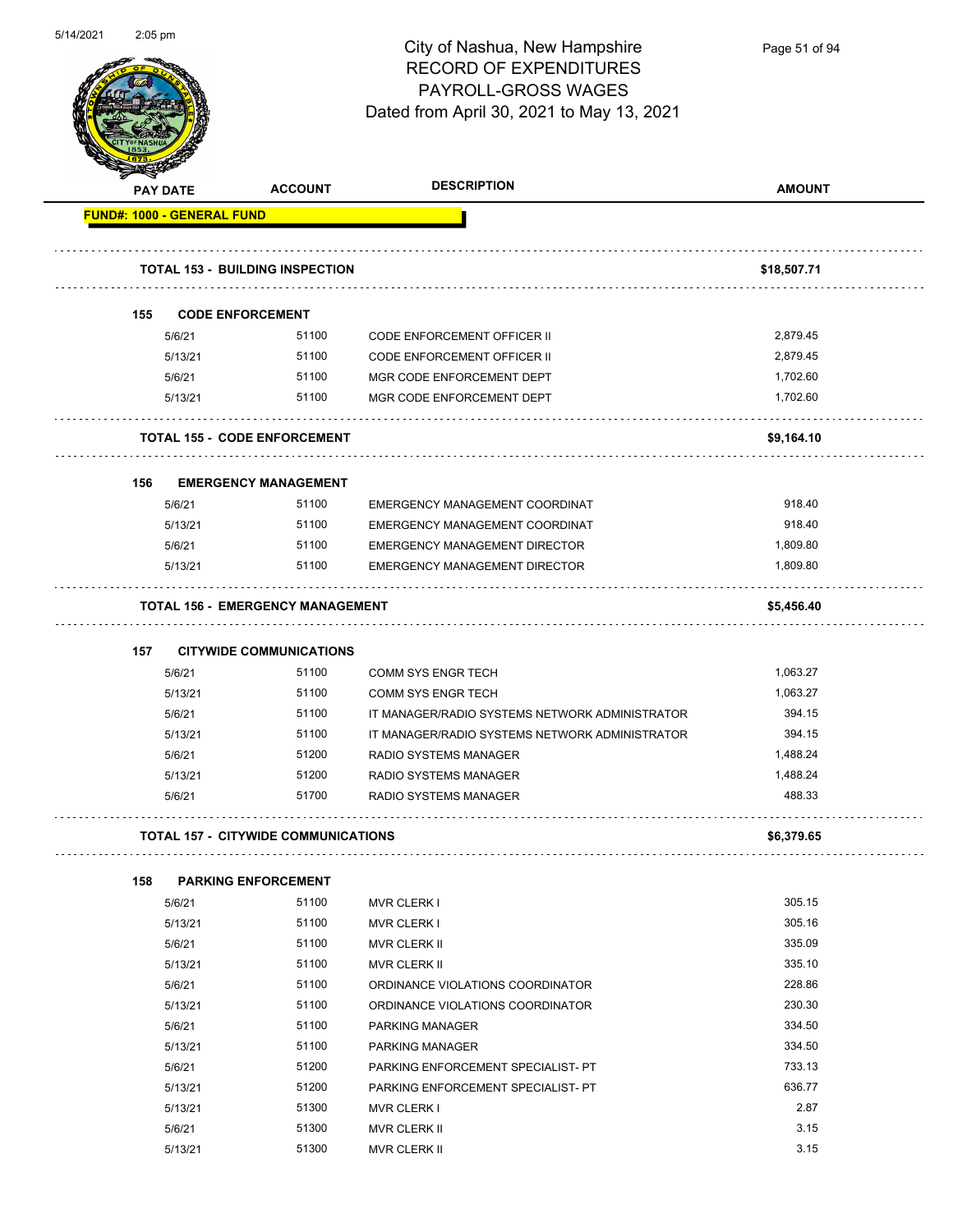# City of Nashua, New Hampshire
## RECORD OF EXPENDITURES
## PAYROLL-GROSS WAGES
## Dated from April 30, 2021 to May 13, 2021

| PAY DATE | ACCOUNT | DESCRIPTION | AMOUNT |
|---|---|---|---|
| **FUND#: 1000 - GENERAL FUND** | | | |
| **TOTAL 153 - BUILDING INSPECTION** | | | **$18,507.71** |
| **155 CODE ENFORCEMENT** | | | |
| 5/6/21 | 51100 | CODE ENFORCEMENT OFFICER II | 2,879.45 |
| 5/13/21 | 51100 | CODE ENFORCEMENT OFFICER II | 2,879.45 |
| 5/6/21 | 51100 | MGR CODE ENFORCEMENT DEPT | 1,702.60 |
| 5/13/21 | 51100 | MGR CODE ENFORCEMENT DEPT | 1,702.60 |
| **TOTAL 155 - CODE ENFORCEMENT** | | | **$9,164.10** |
| **156 EMERGENCY MANAGEMENT** | | | |
| 5/6/21 | 51100 | EMERGENCY MANAGEMENT COORDINAT | 918.40 |
| 5/13/21 | 51100 | EMERGENCY MANAGEMENT COORDINAT | 918.40 |
| 5/6/21 | 51100 | EMERGENCY MANAGEMENT DIRECTOR | 1,809.80 |
| 5/13/21 | 51100 | EMERGENCY MANAGEMENT DIRECTOR | 1,809.80 |
| **TOTAL 156 - EMERGENCY MANAGEMENT** | | | **$5,456.40** |
| **157 CITYWIDE COMMUNICATIONS** | | | |
| 5/6/21 | 51100 | COMM SYS ENGR TECH | 1,063.27 |
| 5/13/21 | 51100 | COMM SYS ENGR TECH | 1,063.27 |
| 5/6/21 | 51100 | IT MANAGER/RADIO SYSTEMS NETWORK ADMINISTRATOR | 394.15 |
| 5/13/21 | 51100 | IT MANAGER/RADIO SYSTEMS NETWORK ADMINISTRATOR | 394.15 |
| 5/6/21 | 51200 | RADIO SYSTEMS MANAGER | 1,488.24 |
| 5/13/21 | 51200 | RADIO SYSTEMS MANAGER | 1,488.24 |
| 5/6/21 | 51700 | RADIO SYSTEMS MANAGER | 488.33 |
| **TOTAL 157 - CITYWIDE COMMUNICATIONS** | | | **$6,379.65** |
| **158 PARKING ENFORCEMENT** | | | |
| 5/6/21 | 51100 | MVR CLERK I | 305.15 |
| 5/13/21 | 51100 | MVR CLERK I | 305.16 |
| 5/6/21 | 51100 | MVR CLERK II | 335.09 |
| 5/13/21 | 51100 | MVR CLERK II | 335.10 |
| 5/6/21 | 51100 | ORDINANCE VIOLATIONS COORDINATOR | 228.86 |
| 5/13/21 | 51100 | ORDINANCE VIOLATIONS COORDINATOR | 230.30 |
| 5/6/21 | 51100 | PARKING MANAGER | 334.50 |
| 5/13/21 | 51100 | PARKING MANAGER | 334.50 |
| 5/6/21 | 51200 | PARKING ENFORCEMENT SPECIALIST- PT | 733.13 |
| 5/13/21 | 51200 | PARKING ENFORCEMENT SPECIALIST- PT | 636.77 |
| 5/13/21 | 51300 | MVR CLERK I | 2.87 |
| 5/6/21 | 51300 | MVR CLERK II | 3.15 |
| 5/13/21 | 51300 | MVR CLERK II | 3.15 |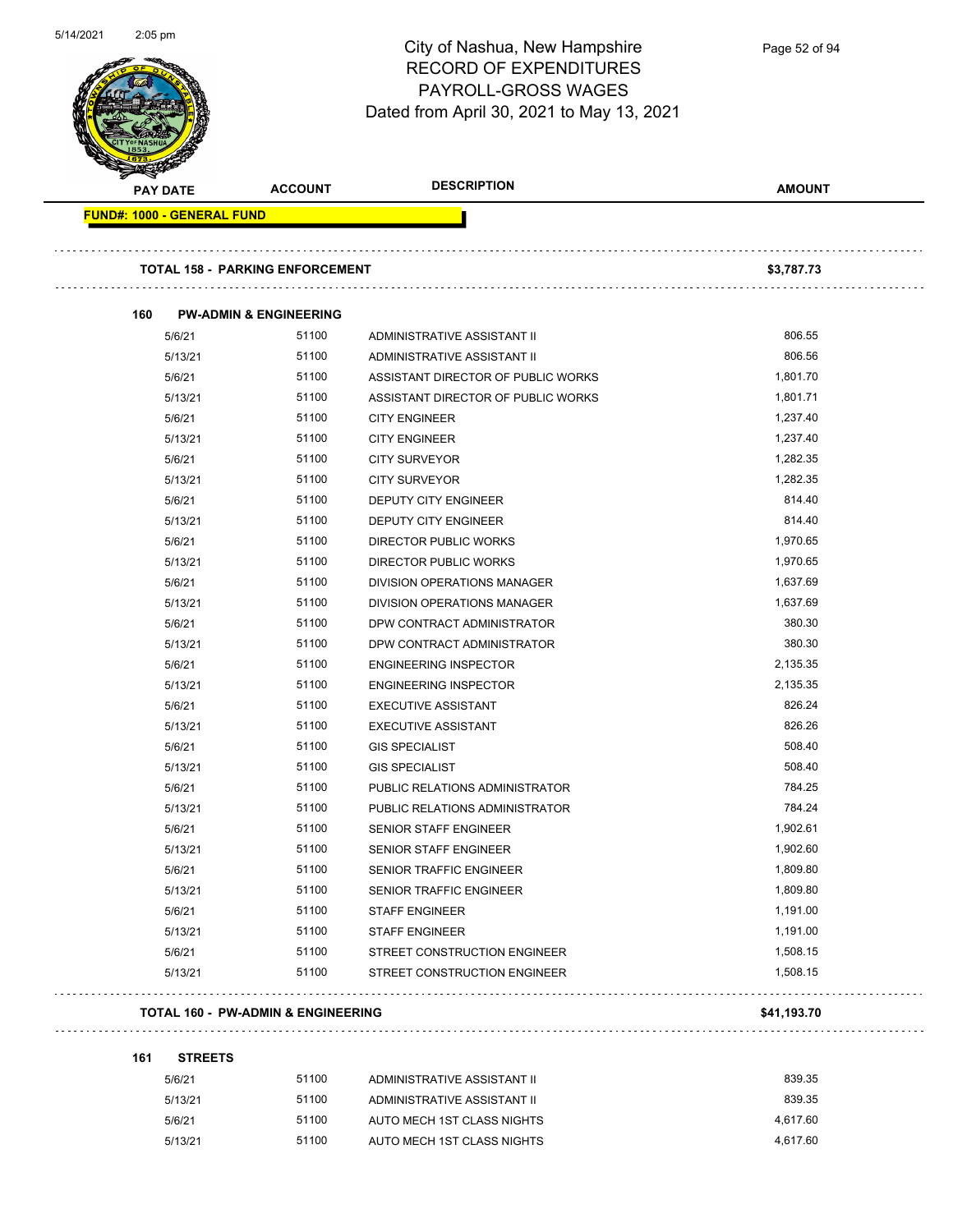# City of Nashua, New Hampshire
## RECORD OF EXPENDITURES
## PAYROLL-GROSS WAGES
## Dated from April 30, 2021 to May 13, 2021

| PAY DATE | ACCOUNT | DESCRIPTION | AMOUNT |
|---|---|---|---|
| **FUND#: 1000 - GENERAL FUND** | | | |
| **TOTAL 158 - PARKING ENFORCEMENT** | | | **$3,787.73** |
| **160 PW-ADMIN & ENGINEERING** | | | |
| 5/6/21 | 51100 | ADMINISTRATIVE ASSISTANT II | 806.55 |
| 5/13/21 | 51100 | ADMINISTRATIVE ASSISTANT II | 806.56 |
| 5/6/21 | 51100 | ASSISTANT DIRECTOR OF PUBLIC WORKS | 1,801.70 |
| 5/13/21 | 51100 | ASSISTANT DIRECTOR OF PUBLIC WORKS | 1,801.71 |
| 5/6/21 | 51100 | CITY ENGINEER | 1,237.40 |
| 5/13/21 | 51100 | CITY ENGINEER | 1,237.40 |
| 5/6/21 | 51100 | CITY SURVEYOR | 1,282.35 |
| 5/13/21 | 51100 | CITY SURVEYOR | 1,282.35 |
| 5/6/21 | 51100 | DEPUTY CITY ENGINEER | 814.40 |
| 5/13/21 | 51100 | DEPUTY CITY ENGINEER | 814.40 |
| 5/6/21 | 51100 | DIRECTOR PUBLIC WORKS | 1,970.65 |
| 5/13/21 | 51100 | DIRECTOR PUBLIC WORKS | 1,970.65 |
| 5/6/21 | 51100 | DIVISION OPERATIONS MANAGER | 1,637.69 |
| 5/13/21 | 51100 | DIVISION OPERATIONS MANAGER | 1,637.69 |
| 5/6/21 | 51100 | DPW CONTRACT ADMINISTRATOR | 380.30 |
| 5/13/21 | 51100 | DPW CONTRACT ADMINISTRATOR | 380.30 |
| 5/6/21 | 51100 | ENGINEERING INSPECTOR | 2,135.35 |
| 5/13/21 | 51100 | ENGINEERING INSPECTOR | 2,135.35 |
| 5/6/21 | 51100 | EXECUTIVE ASSISTANT | 826.24 |
| 5/13/21 | 51100 | EXECUTIVE ASSISTANT | 826.26 |
| 5/6/21 | 51100 | GIS SPECIALIST | 508.40 |
| 5/13/21 | 51100 | GIS SPECIALIST | 508.40 |
| 5/6/21 | 51100 | PUBLIC RELATIONS ADMINISTRATOR | 784.25 |
| 5/13/21 | 51100 | PUBLIC RELATIONS ADMINISTRATOR | 784.24 |
| 5/6/21 | 51100 | SENIOR STAFF ENGINEER | 1,902.61 |
| 5/13/21 | 51100 | SENIOR STAFF ENGINEER | 1,902.60 |
| 5/6/21 | 51100 | SENIOR TRAFFIC ENGINEER | 1,809.80 |
| 5/13/21 | 51100 | SENIOR TRAFFIC ENGINEER | 1,809.80 |
| 5/6/21 | 51100 | STAFF ENGINEER | 1,191.00 |
| 5/13/21 | 51100 | STAFF ENGINEER | 1,191.00 |
| 5/6/21 | 51100 | STREET CONSTRUCTION ENGINEER | 1,508.15 |
| 5/13/21 | 51100 | STREET CONSTRUCTION ENGINEER | 1,508.15 |
| **TOTAL 160 - PW-ADMIN & ENGINEERING** | | | **$41,193.70** |
| **161 STREETS** | | | |
| 5/6/21 | 51100 | ADMINISTRATIVE ASSISTANT II | 839.35 |
| 5/13/21 | 51100 | ADMINISTRATIVE ASSISTANT II | 839.35 |
| 5/6/21 | 51100 | AUTO MECH 1ST CLASS NIGHTS | 4,617.60 |
| 5/13/21 | 51100 | AUTO MECH 1ST CLASS NIGHTS | 4,617.60 |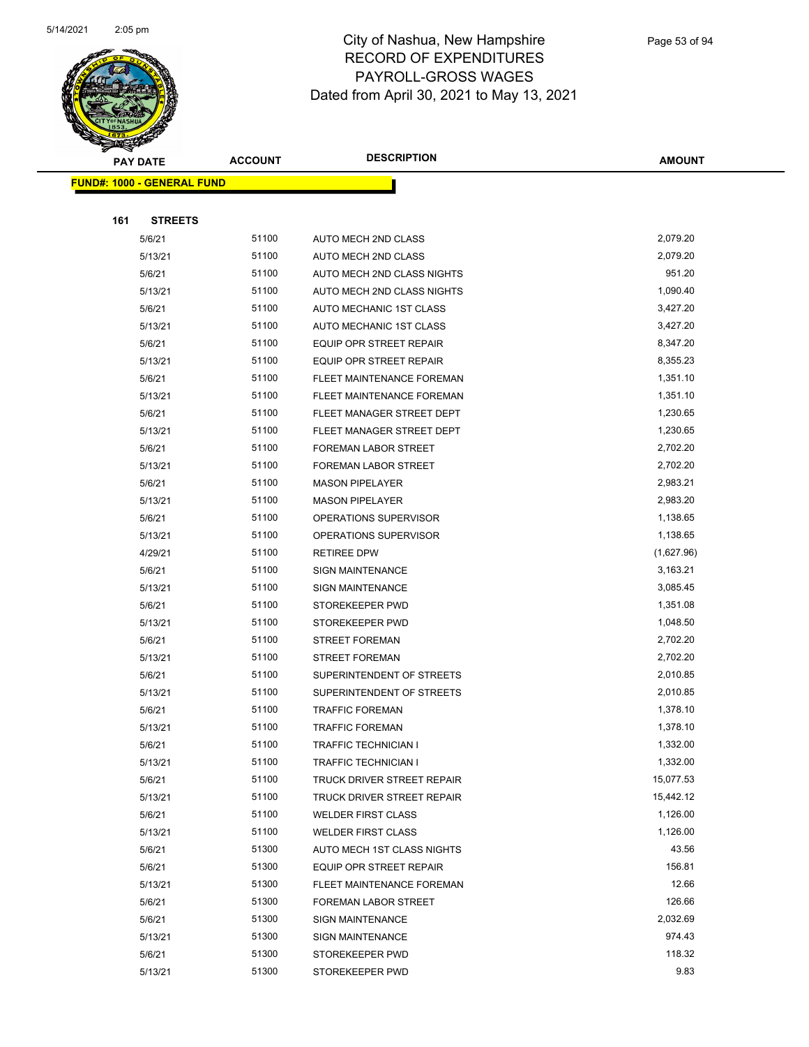# City of Nashua, New Hampshire
# RECORD OF EXPENDITURES
# PAYROLL-GROSS WAGES
# Dated from April 30, 2021 to May 13, 2021

| PAY DATE | ACCOUNT | DESCRIPTION | AMOUNT |
|---|---|---|---|
| **FUND#: 1000 - GENERAL FUND** | | | |
| **161 STREETS** | | | |
| 5/6/21 | 51100 | AUTO MECH 2ND CLASS | 2,079.20 |
| 5/13/21 | 51100 | AUTO MECH 2ND CLASS | 2,079.20 |
| 5/6/21 | 51100 | AUTO MECH 2ND CLASS NIGHTS | 951.20 |
| 5/13/21 | 51100 | AUTO MECH 2ND CLASS NIGHTS | 1,090.40 |
| 5/6/21 | 51100 | AUTO MECHANIC 1ST CLASS | 3,427.20 |
| 5/13/21 | 51100 | AUTO MECHANIC 1ST CLASS | 3,427.20 |
| 5/6/21 | 51100 | EQUIP OPR STREET REPAIR | 8,347.20 |
| 5/13/21 | 51100 | EQUIP OPR STREET REPAIR | 8,355.23 |
| 5/6/21 | 51100 | FLEET MAINTENANCE FOREMAN | 1,351.10 |
| 5/13/21 | 51100 | FLEET MAINTENANCE FOREMAN | 1,351.10 |
| 5/6/21 | 51100 | FLEET MANAGER STREET DEPT | 1,230.65 |
| 5/13/21 | 51100 | FLEET MANAGER STREET DEPT | 1,230.65 |
| 5/6/21 | 51100 | FOREMAN LABOR STREET | 2,702.20 |
| 5/13/21 | 51100 | FOREMAN LABOR STREET | 2,702.20 |
| 5/6/21 | 51100 | MASON PIPELAYER | 2,983.21 |
| 5/13/21 | 51100 | MASON PIPELAYER | 2,983.20 |
| 5/6/21 | 51100 | OPERATIONS SUPERVISOR | 1,138.65 |
| 5/13/21 | 51100 | OPERATIONS SUPERVISOR | 1,138.65 |
| 4/29/21 | 51100 | RETIREE DPW | (1,627.96) |
| 5/6/21 | 51100 | SIGN MAINTENANCE | 3,163.21 |
| 5/13/21 | 51100 | SIGN MAINTENANCE | 3,085.45 |
| 5/6/21 | 51100 | STOREKEEPER PWD | 1,351.08 |
| 5/13/21 | 51100 | STOREKEEPER PWD | 1,048.50 |
| 5/6/21 | 51100 | STREET FOREMAN | 2,702.20 |
| 5/13/21 | 51100 | STREET FOREMAN | 2,702.20 |
| 5/6/21 | 51100 | SUPERINTENDENT OF STREETS | 2,010.85 |
| 5/13/21 | 51100 | SUPERINTENDENT OF STREETS | 2,010.85 |
| 5/6/21 | 51100 | TRAFFIC FOREMAN | 1,378.10 |
| 5/13/21 | 51100 | TRAFFIC FOREMAN | 1,378.10 |
| 5/6/21 | 51100 | TRAFFIC TECHNICIAN I | 1,332.00 |
| 5/13/21 | 51100 | TRAFFIC TECHNICIAN I | 1,332.00 |
| 5/6/21 | 51100 | TRUCK DRIVER STREET REPAIR | 15,077.53 |
| 5/13/21 | 51100 | TRUCK DRIVER STREET REPAIR | 15,442.12 |
| 5/6/21 | 51100 | WELDER FIRST CLASS | 1,126.00 |
| 5/13/21 | 51100 | WELDER FIRST CLASS | 1,126.00 |
| 5/6/21 | 51300 | AUTO MECH 1ST CLASS NIGHTS | 43.56 |
| 5/6/21 | 51300 | EQUIP OPR STREET REPAIR | 156.81 |
| 5/13/21 | 51300 | FLEET MAINTENANCE FOREMAN | 12.66 |
| 5/6/21 | 51300 | FOREMAN LABOR STREET | 126.66 |
| 5/6/21 | 51300 | SIGN MAINTENANCE | 2,032.69 |
| 5/13/21 | 51300 | SIGN MAINTENANCE | 974.43 |
| 5/6/21 | 51300 | STOREKEEPER PWD | 118.32 |
| 5/13/21 | 51300 | STOREKEEPER PWD | 9.83 |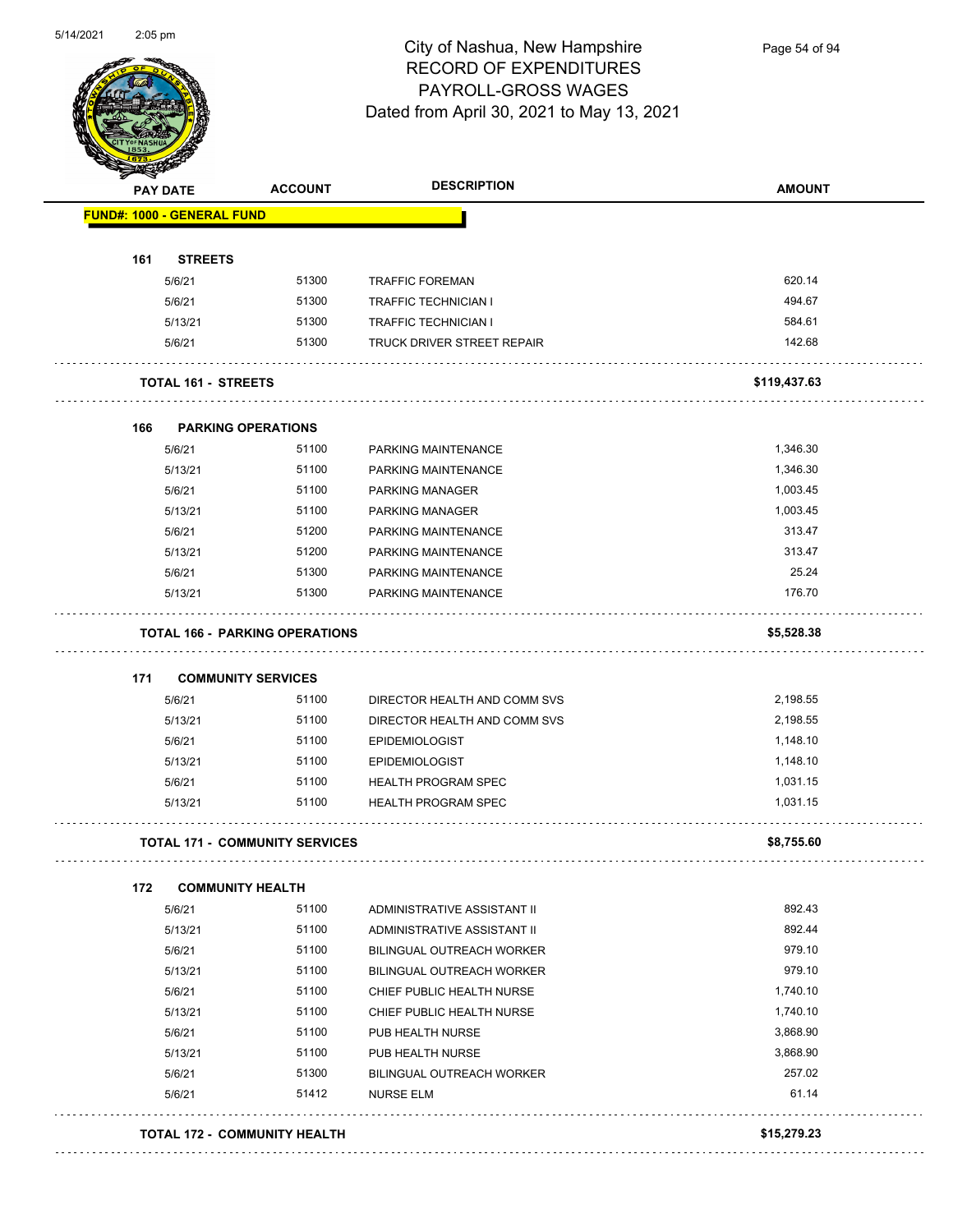# City of Nashua, New Hampshire
## RECORD OF EXPENDITURES
## PAYROLL-GROSS WAGES
## Dated from April 30, 2021 to May 13, 2021

| PAY DATE | ACCOUNT | DESCRIPTION | AMOUNT |
|---|---|---|---|
| **FUND#: 1000 - GENERAL FUND** | | | |
| **161 STREETS** | | | |
| 5/6/21 | 51300 | TRAFFIC FOREMAN | 620.14 |
| 5/6/21 | 51300 | TRAFFIC TECHNICIAN I | 494.67 |
| 5/13/21 | 51300 | TRAFFIC TECHNICIAN I | 584.61 |
| 5/6/21 | 51300 | TRUCK DRIVER STREET REPAIR | 142.68 |
| **TOTAL 161 - STREETS** | | | **$119,437.63** |
| **166 PARKING OPERATIONS** | | | |
| 5/6/21 | 51100 | PARKING MAINTENANCE | 1,346.30 |
| 5/13/21 | 51100 | PARKING MAINTENANCE | 1,346.30 |
| 5/6/21 | 51100 | PARKING MANAGER | 1,003.45 |
| 5/13/21 | 51100 | PARKING MANAGER | 1,003.45 |
| 5/6/21 | 51200 | PARKING MAINTENANCE | 313.47 |
| 5/13/21 | 51200 | PARKING MAINTENANCE | 313.47 |
| 5/6/21 | 51300 | PARKING MAINTENANCE | 25.24 |
| 5/13/21 | 51300 | PARKING MAINTENANCE | 176.70 |
| **TOTAL 166 - PARKING OPERATIONS** | | | **$5,528.38** |
| **171 COMMUNITY SERVICES** | | | |
| 5/6/21 | 51100 | DIRECTOR HEALTH AND COMM SVS | 2,198.55 |
| 5/13/21 | 51100 | DIRECTOR HEALTH AND COMM SVS | 2,198.55 |
| 5/6/21 | 51100 | EPIDEMIOLOGIST | 1,148.10 |
| 5/13/21 | 51100 | EPIDEMIOLOGIST | 1,148.10 |
| 5/6/21 | 51100 | HEALTH PROGRAM SPEC | 1,031.15 |
| 5/13/21 | 51100 | HEALTH PROGRAM SPEC | 1,031.15 |
| **TOTAL 171 - COMMUNITY SERVICES** | | | **$8,755.60** |
| **172 COMMUNITY HEALTH** | | | |
| 5/6/21 | 51100 | ADMINISTRATIVE ASSISTANT II | 892.43 |
| 5/13/21 | 51100 | ADMINISTRATIVE ASSISTANT II | 892.44 |
| 5/6/21 | 51100 | BILINGUAL OUTREACH WORKER | 979.10 |
| 5/13/21 | 51100 | BILINGUAL OUTREACH WORKER | 979.10 |
| 5/6/21 | 51100 | CHIEF PUBLIC HEALTH NURSE | 1,740.10 |
| 5/13/21 | 51100 | CHIEF PUBLIC HEALTH NURSE | 1,740.10 |
| 5/6/21 | 51100 | PUB HEALTH NURSE | 3,868.90 |
| 5/13/21 | 51100 | PUB HEALTH NURSE | 3,868.90 |
| 5/6/21 | 51300 | BILINGUAL OUTREACH WORKER | 257.02 |
| 5/6/21 | 51412 | NURSE ELM | 61.14 |
| **TOTAL 172 - COMMUNITY HEALTH** | | | **$15,279.23** |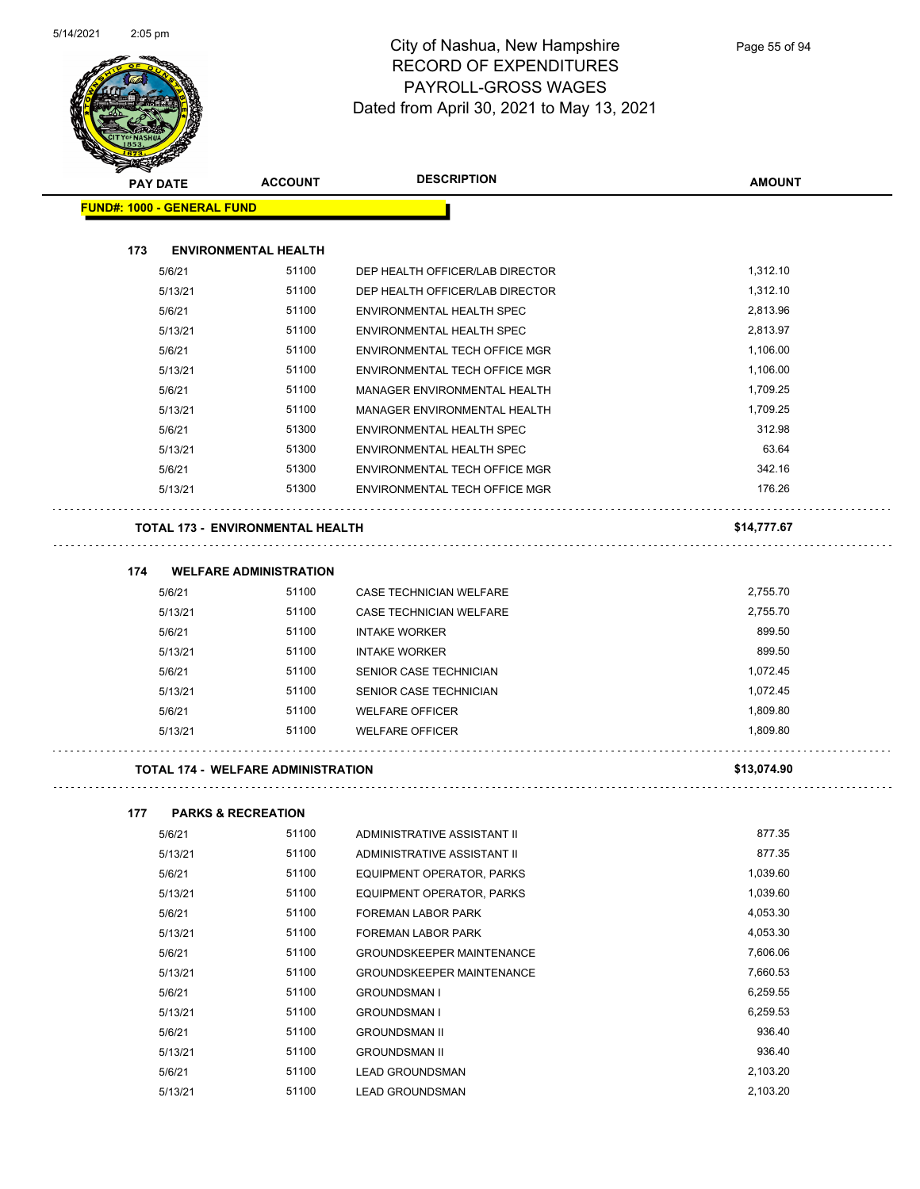# City of Nashua, New Hampshire
## RECORD OF EXPENDITURES
## PAYROLL-GROSS WAGES
## Dated from April 30, 2021 to May 13, 2021

| PAY DATE | ACCOUNT | DESCRIPTION | AMOUNT |
|---|---|---|---|
| **FUND#: 1000 - GENERAL FUND** | | | |
| **173 ENVIRONMENTAL HEALTH** | | | |
| 5/6/21 | 51100 | DEP HEALTH OFFICER/LAB DIRECTOR | 1,312.10 |
| 5/13/21 | 51100 | DEP HEALTH OFFICER/LAB DIRECTOR | 1,312.10 |
| 5/6/21 | 51100 | ENVIRONMENTAL HEALTH SPEC | 2,813.96 |
| 5/13/21 | 51100 | ENVIRONMENTAL HEALTH SPEC | 2,813.97 |
| 5/6/21 | 51100 | ENVIRONMENTAL TECH OFFICE MGR | 1,106.00 |
| 5/13/21 | 51100 | ENVIRONMENTAL TECH OFFICE MGR | 1,106.00 |
| 5/6/21 | 51100 | MANAGER ENVIRONMENTAL HEALTH | 1,709.25 |
| 5/13/21 | 51100 | MANAGER ENVIRONMENTAL HEALTH | 1,709.25 |
| 5/6/21 | 51300 | ENVIRONMENTAL HEALTH SPEC | 312.98 |
| 5/13/21 | 51300 | ENVIRONMENTAL HEALTH SPEC | 63.64 |
| 5/6/21 | 51300 | ENVIRONMENTAL TECH OFFICE MGR | 342.16 |
| 5/13/21 | 51300 | ENVIRONMENTAL TECH OFFICE MGR | 176.26 |
| **TOTAL 173 - ENVIRONMENTAL HEALTH** | | | **$14,777.67** |
| **174 WELFARE ADMINISTRATION** | | | |
| 5/6/21 | 51100 | CASE TECHNICIAN WELFARE | 2,755.70 |
| 5/13/21 | 51100 | CASE TECHNICIAN WELFARE | 2,755.70 |
| 5/6/21 | 51100 | INTAKE WORKER | 899.50 |
| 5/13/21 | 51100 | INTAKE WORKER | 899.50 |
| 5/6/21 | 51100 | SENIOR CASE TECHNICIAN | 1,072.45 |
| 5/13/21 | 51100 | SENIOR CASE TECHNICIAN | 1,072.45 |
| 5/6/21 | 51100 | WELFARE OFFICER | 1,809.80 |
| 5/13/21 | 51100 | WELFARE OFFICER | 1,809.80 |
| **TOTAL 174 - WELFARE ADMINISTRATION** | | | **$13,074.90** |
| **177 PARKS & RECREATION** | | | |
| 5/6/21 | 51100 | ADMINISTRATIVE ASSISTANT II | 877.35 |
| 5/13/21 | 51100 | ADMINISTRATIVE ASSISTANT II | 877.35 |
| 5/6/21 | 51100 | EQUIPMENT OPERATOR, PARKS | 1,039.60 |
| 5/13/21 | 51100 | EQUIPMENT OPERATOR, PARKS | 1,039.60 |
| 5/6/21 | 51100 | FOREMAN LABOR PARK | 4,053.30 |
| 5/13/21 | 51100 | FOREMAN LABOR PARK | 4,053.30 |
| 5/6/21 | 51100 | GROUNDSKEEPER MAINTENANCE | 7,606.06 |
| 5/13/21 | 51100 | GROUNDSKEEPER MAINTENANCE | 7,660.53 |
| 5/6/21 | 51100 | GROUNDSMAN I | 6,259.55 |
| 5/13/21 | 51100 | GROUNDSMAN I | 6,259.53 |
| 5/6/21 | 51100 | GROUNDSMAN II | 936.40 |
| 5/13/21 | 51100 | GROUNDSMAN II | 936.40 |
| 5/6/21 | 51100 | LEAD GROUNDSMAN | 2,103.20 |
| 5/13/21 | 51100 | LEAD GROUNDSMAN | 2,103.20 |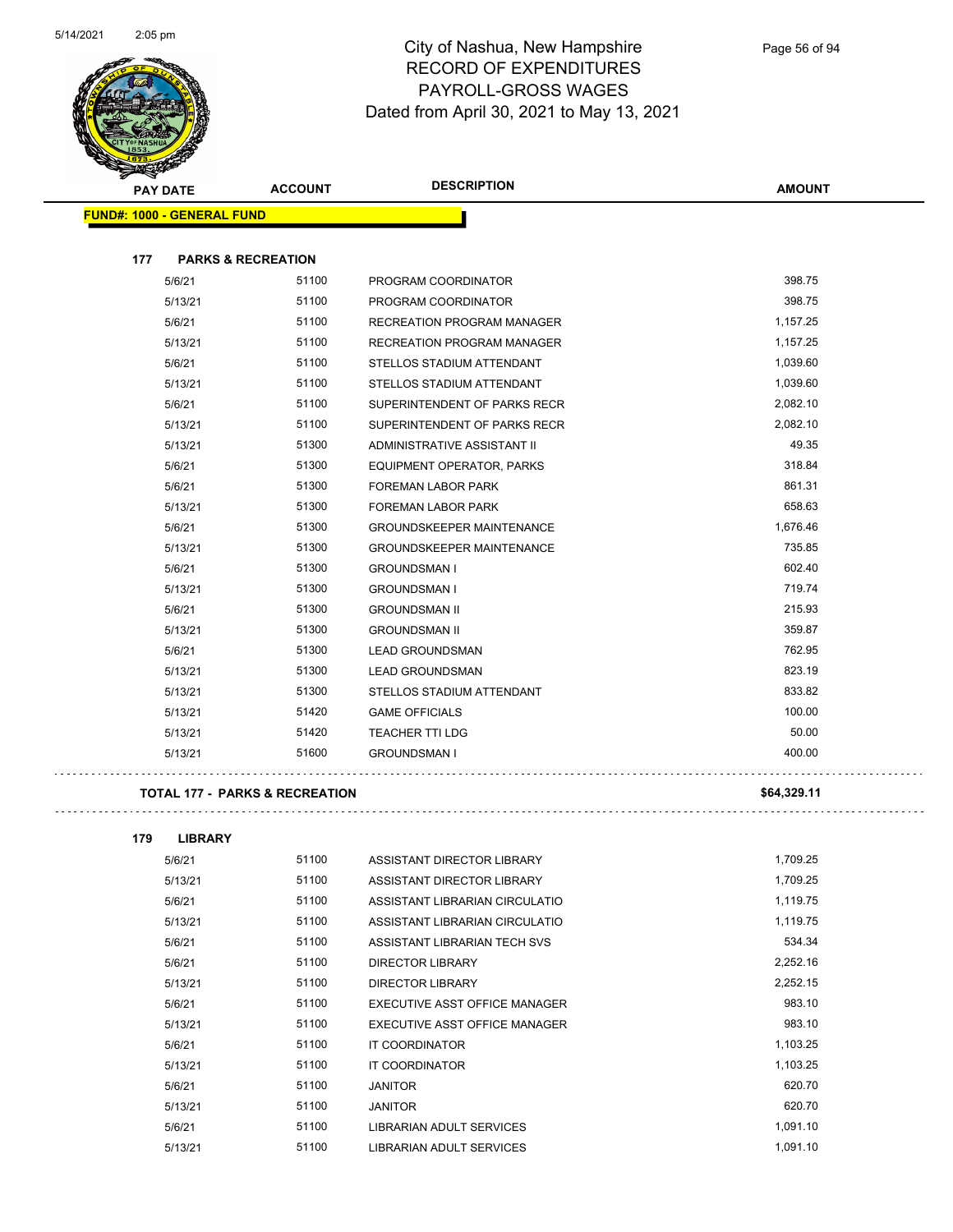# City of Nashua, New Hampshire
## RECORD OF EXPENDITURES
## PAYROLL-GROSS WAGES
## Dated from April 30, 2021 to May 13, 2021

| PAY DATE | ACCOUNT | DESCRIPTION | AMOUNT |
|---|---|---|---|
| **FUND#: 1000 - GENERAL FUND** | | | |
| **177 PARKS & RECREATION** | | | |
| 5/6/21 | 51100 | PROGRAM COORDINATOR | 398.75 |
| 5/13/21 | 51100 | PROGRAM COORDINATOR | 398.75 |
| 5/6/21 | 51100 | RECREATION PROGRAM MANAGER | 1,157.25 |
| 5/13/21 | 51100 | RECREATION PROGRAM MANAGER | 1,157.25 |
| 5/6/21 | 51100 | STELLOS STADIUM ATTENDANT | 1,039.60 |
| 5/13/21 | 51100 | STELLOS STADIUM ATTENDANT | 1,039.60 |
| 5/6/21 | 51100 | SUPERINTENDENT OF PARKS RECR | 2,082.10 |
| 5/13/21 | 51100 | SUPERINTENDENT OF PARKS RECR | 2,082.10 |
| 5/13/21 | 51300 | ADMINISTRATIVE ASSISTANT II | 49.35 |
| 5/6/21 | 51300 | EQUIPMENT OPERATOR, PARKS | 318.84 |
| 5/6/21 | 51300 | FOREMAN LABOR PARK | 861.31 |
| 5/13/21 | 51300 | FOREMAN LABOR PARK | 658.63 |
| 5/6/21 | 51300 | GROUNDSKEEPER MAINTENANCE | 1,676.46 |
| 5/13/21 | 51300 | GROUNDSKEEPER MAINTENANCE | 735.85 |
| 5/6/21 | 51300 | GROUNDSMAN I | 602.40 |
| 5/13/21 | 51300 | GROUNDSMAN I | 719.74 |
| 5/6/21 | 51300 | GROUNDSMAN II | 215.93 |
| 5/13/21 | 51300 | GROUNDSMAN II | 359.87 |
| 5/6/21 | 51300 | LEAD GROUNDSMAN | 762.95 |
| 5/13/21 | 51300 | LEAD GROUNDSMAN | 823.19 |
| 5/13/21 | 51300 | STELLOS STADIUM ATTENDANT | 833.82 |
| 5/13/21 | 51420 | GAME OFFICIALS | 100.00 |
| 5/13/21 | 51420 | TEACHER TTI LDG | 50.00 |
| 5/13/21 | 51600 | GROUNDSMAN I | 400.00 |
| **TOTAL 177 - PARKS & RECREATION** | | | **$64,329.11** |
| **179 LIBRARY** | | | |
| 5/6/21 | 51100 | ASSISTANT DIRECTOR LIBRARY | 1,709.25 |
| 5/13/21 | 51100 | ASSISTANT DIRECTOR LIBRARY | 1,709.25 |
| 5/6/21 | 51100 | ASSISTANT LIBRARIAN CIRCULATIO | 1,119.75 |
| 5/13/21 | 51100 | ASSISTANT LIBRARIAN CIRCULATIO | 1,119.75 |
| 5/6/21 | 51100 | ASSISTANT LIBRARIAN TECH SVS | 534.34 |
| 5/6/21 | 51100 | DIRECTOR LIBRARY | 2,252.16 |
| 5/13/21 | 51100 | DIRECTOR LIBRARY | 2,252.15 |
| 5/6/21 | 51100 | EXECUTIVE ASST OFFICE MANAGER | 983.10 |
| 5/13/21 | 51100 | EXECUTIVE ASST OFFICE MANAGER | 983.10 |
| 5/6/21 | 51100 | IT COORDINATOR | 1,103.25 |
| 5/13/21 | 51100 | IT COORDINATOR | 1,103.25 |
| 5/6/21 | 51100 | JANITOR | 620.70 |
| 5/13/21 | 51100 | JANITOR | 620.70 |
| 5/6/21 | 51100 | LIBRARIAN ADULT SERVICES | 1,091.10 |
| 5/13/21 | 51100 | LIBRARIAN ADULT SERVICES | 1,091.10 |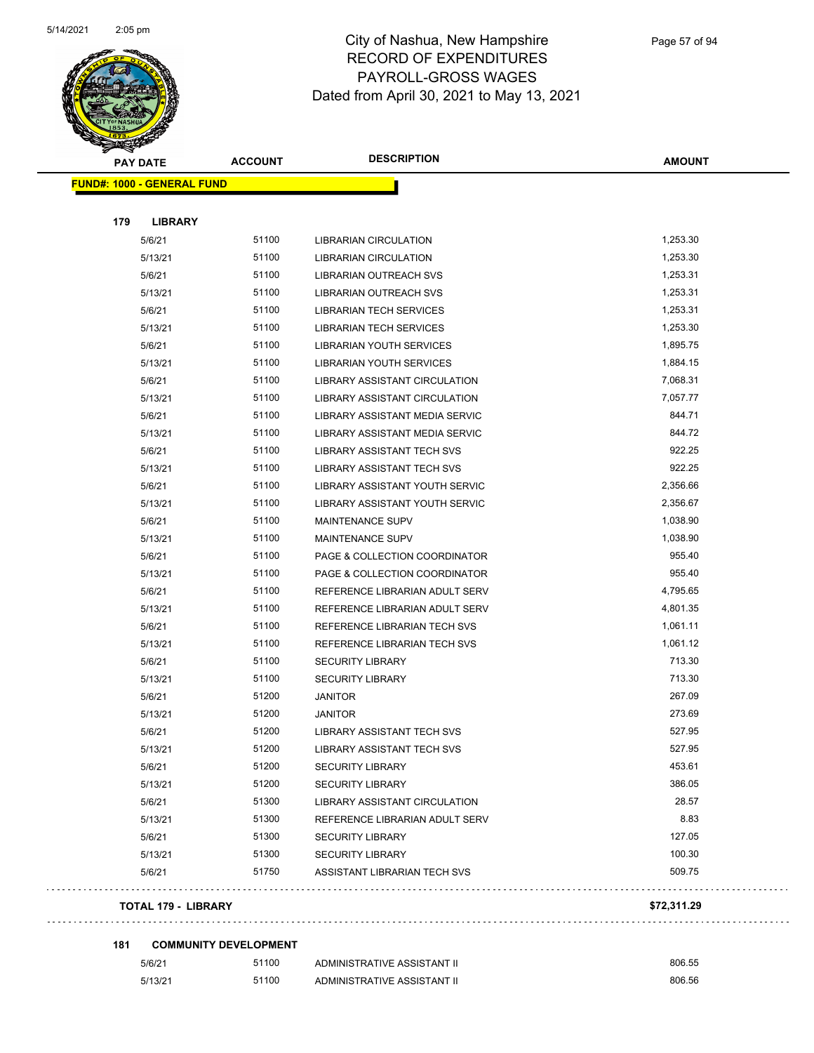# City of Nashua, New Hampshire
## RECORD OF EXPENDITURES
## PAYROLL-GROSS WAGES
## Dated from April 30, 2021 to May 13, 2021

| PAY DATE | ACCOUNT | DESCRIPTION | AMOUNT |
|---|---|---|---|
| **FUND#: 1000 - GENERAL FUND** | | | |
| **179 LIBRARY** | | | |
| 5/6/21 | 51100 | LIBRARIAN CIRCULATION | 1,253.30 |
| 5/13/21 | 51100 | LIBRARIAN CIRCULATION | 1,253.30 |
| 5/6/21 | 51100 | LIBRARIAN OUTREACH SVS | 1,253.31 |
| 5/13/21 | 51100 | LIBRARIAN OUTREACH SVS | 1,253.31 |
| 5/6/21 | 51100 | LIBRARIAN TECH SERVICES | 1,253.31 |
| 5/13/21 | 51100 | LIBRARIAN TECH SERVICES | 1,253.30 |
| 5/6/21 | 51100 | LIBRARIAN YOUTH SERVICES | 1,895.75 |
| 5/13/21 | 51100 | LIBRARIAN YOUTH SERVICES | 1,884.15 |
| 5/6/21 | 51100 | LIBRARY ASSISTANT CIRCULATION | 7,068.31 |
| 5/13/21 | 51100 | LIBRARY ASSISTANT CIRCULATION | 7,057.77 |
| 5/6/21 | 51100 | LIBRARY ASSISTANT MEDIA SERVIC | 844.71 |
| 5/13/21 | 51100 | LIBRARY ASSISTANT MEDIA SERVIC | 844.72 |
| 5/6/21 | 51100 | LIBRARY ASSISTANT TECH SVS | 922.25 |
| 5/13/21 | 51100 | LIBRARY ASSISTANT TECH SVS | 922.25 |
| 5/6/21 | 51100 | LIBRARY ASSISTANT YOUTH SERVIC | 2,356.66 |
| 5/13/21 | 51100 | LIBRARY ASSISTANT YOUTH SERVIC | 2,356.67 |
| 5/6/21 | 51100 | MAINTENANCE SUPV | 1,038.90 |
| 5/13/21 | 51100 | MAINTENANCE SUPV | 1,038.90 |
| 5/6/21 | 51100 | PAGE & COLLECTION COORDINATOR | 955.40 |
| 5/13/21 | 51100 | PAGE & COLLECTION COORDINATOR | 955.40 |
| 5/6/21 | 51100 | REFERENCE LIBRARIAN ADULT SERV | 4,795.65 |
| 5/13/21 | 51100 | REFERENCE LIBRARIAN ADULT SERV | 4,801.35 |
| 5/6/21 | 51100 | REFERENCE LIBRARIAN TECH SVS | 1,061.11 |
| 5/13/21 | 51100 | REFERENCE LIBRARIAN TECH SVS | 1,061.12 |
| 5/6/21 | 51100 | SECURITY LIBRARY | 713.30 |
| 5/13/21 | 51100 | SECURITY LIBRARY | 713.30 |
| 5/6/21 | 51200 | JANITOR | 267.09 |
| 5/13/21 | 51200 | JANITOR | 273.69 |
| 5/6/21 | 51200 | LIBRARY ASSISTANT TECH SVS | 527.95 |
| 5/13/21 | 51200 | LIBRARY ASSISTANT TECH SVS | 527.95 |
| 5/6/21 | 51200 | SECURITY LIBRARY | 453.61 |
| 5/13/21 | 51200 | SECURITY LIBRARY | 386.05 |
| 5/6/21 | 51300 | LIBRARY ASSISTANT CIRCULATION | 28.57 |
| 5/13/21 | 51300 | REFERENCE LIBRARIAN ADULT SERV | 8.83 |
| 5/6/21 | 51300 | SECURITY LIBRARY | 127.05 |
| 5/13/21 | 51300 | SECURITY LIBRARY | 100.30 |
| 5/6/21 | 51750 | ASSISTANT LIBRARIAN TECH SVS | 509.75 |
| **TOTAL 179 - LIBRARY** | | | **$72,311.29** |
| **181 COMMUNITY DEVELOPMENT** | | | |
| 5/6/21 | 51100 | ADMINISTRATIVE ASSISTANT II | 806.55 |
| 5/13/21 | 51100 | ADMINISTRATIVE ASSISTANT II | 806.56 |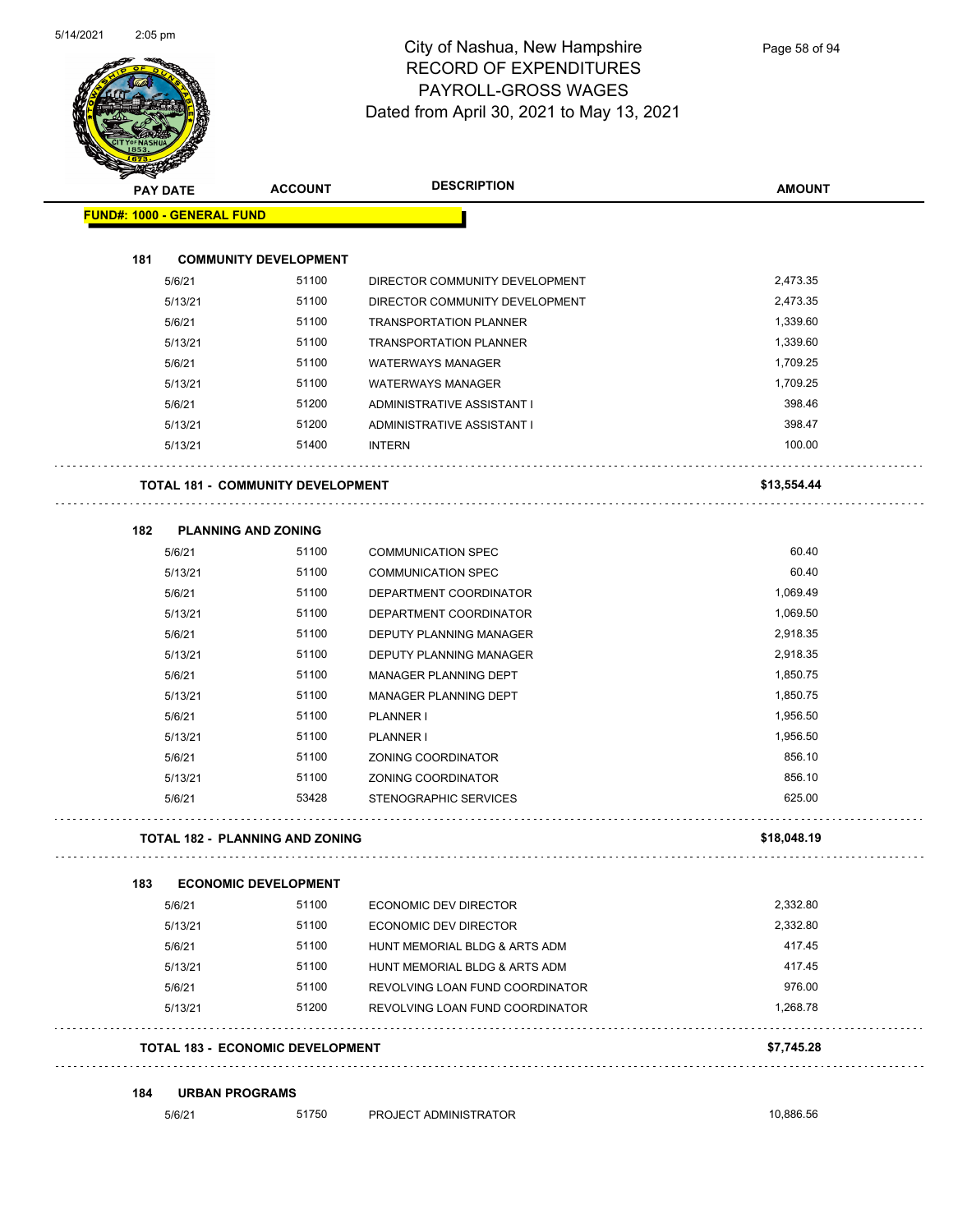# City of Nashua, New Hampshire
## RECORD OF EXPENDITURES
## PAYROLL-GROSS WAGES
## Dated from April 30, 2021 to May 13, 2021

| PAY DATE | ACCOUNT | DESCRIPTION | AMOUNT |
|---|---|---|---|
| **FUND#: 1000 - GENERAL FUND** | | | |
| **181 COMMUNITY DEVELOPMENT** | | | |
| 5/6/21 | 51100 | DIRECTOR COMMUNITY DEVELOPMENT | 2,473.35 |
| 5/13/21 | 51100 | DIRECTOR COMMUNITY DEVELOPMENT | 2,473.35 |
| 5/6/21 | 51100 | TRANSPORTATION PLANNER | 1,339.60 |
| 5/13/21 | 51100 | TRANSPORTATION PLANNER | 1,339.60 |
| 5/6/21 | 51100 | WATERWAYS MANAGER | 1,709.25 |
| 5/13/21 | 51100 | WATERWAYS MANAGER | 1,709.25 |
| 5/6/21 | 51200 | ADMINISTRATIVE ASSISTANT I | 398.46 |
| 5/13/21 | 51200 | ADMINISTRATIVE ASSISTANT I | 398.47 |
| 5/13/21 | 51400 | INTERN | 100.00 |
| **TOTAL 181 - COMMUNITY DEVELOPMENT** | | | **$13,554.44** |
| **182 PLANNING AND ZONING** | | | |
| 5/6/21 | 51100 | COMMUNICATION SPEC | 60.40 |
| 5/13/21 | 51100 | COMMUNICATION SPEC | 60.40 |
| 5/6/21 | 51100 | DEPARTMENT COORDINATOR | 1,069.49 |
| 5/13/21 | 51100 | DEPARTMENT COORDINATOR | 1,069.50 |
| 5/6/21 | 51100 | DEPUTY PLANNING MANAGER | 2,918.35 |
| 5/13/21 | 51100 | DEPUTY PLANNING MANAGER | 2,918.35 |
| 5/6/21 | 51100 | MANAGER PLANNING DEPT | 1,850.75 |
| 5/13/21 | 51100 | MANAGER PLANNING DEPT | 1,850.75 |
| 5/6/21 | 51100 | PLANNER I | 1,956.50 |
| 5/13/21 | 51100 | PLANNER I | 1,956.50 |
| 5/6/21 | 51100 | ZONING COORDINATOR | 856.10 |
| 5/13/21 | 51100 | ZONING COORDINATOR | 856.10 |
| 5/6/21 | 53428 | STENOGRAPHIC SERVICES | 625.00 |
| **TOTAL 182 - PLANNING AND ZONING** | | | **$18,048.19** |
| **183 ECONOMIC DEVELOPMENT** | | | |
| 5/6/21 | 51100 | ECONOMIC DEV DIRECTOR | 2,332.80 |
| 5/13/21 | 51100 | ECONOMIC DEV DIRECTOR | 2,332.80 |
| 5/6/21 | 51100 | HUNT MEMORIAL BLDG & ARTS ADM | 417.45 |
| 5/13/21 | 51100 | HUNT MEMORIAL BLDG & ARTS ADM | 417.45 |
| 5/6/21 | 51100 | REVOLVING LOAN FUND COORDINATOR | 976.00 |
| 5/13/21 | 51200 | REVOLVING LOAN FUND COORDINATOR | 1,268.78 |
| **TOTAL 183 - ECONOMIC DEVELOPMENT** | | | **$7,745.28** |
| **184 URBAN PROGRAMS** | | | |
| 5/6/21 | 51750 | PROJECT ADMINISTRATOR | 10,886.56 |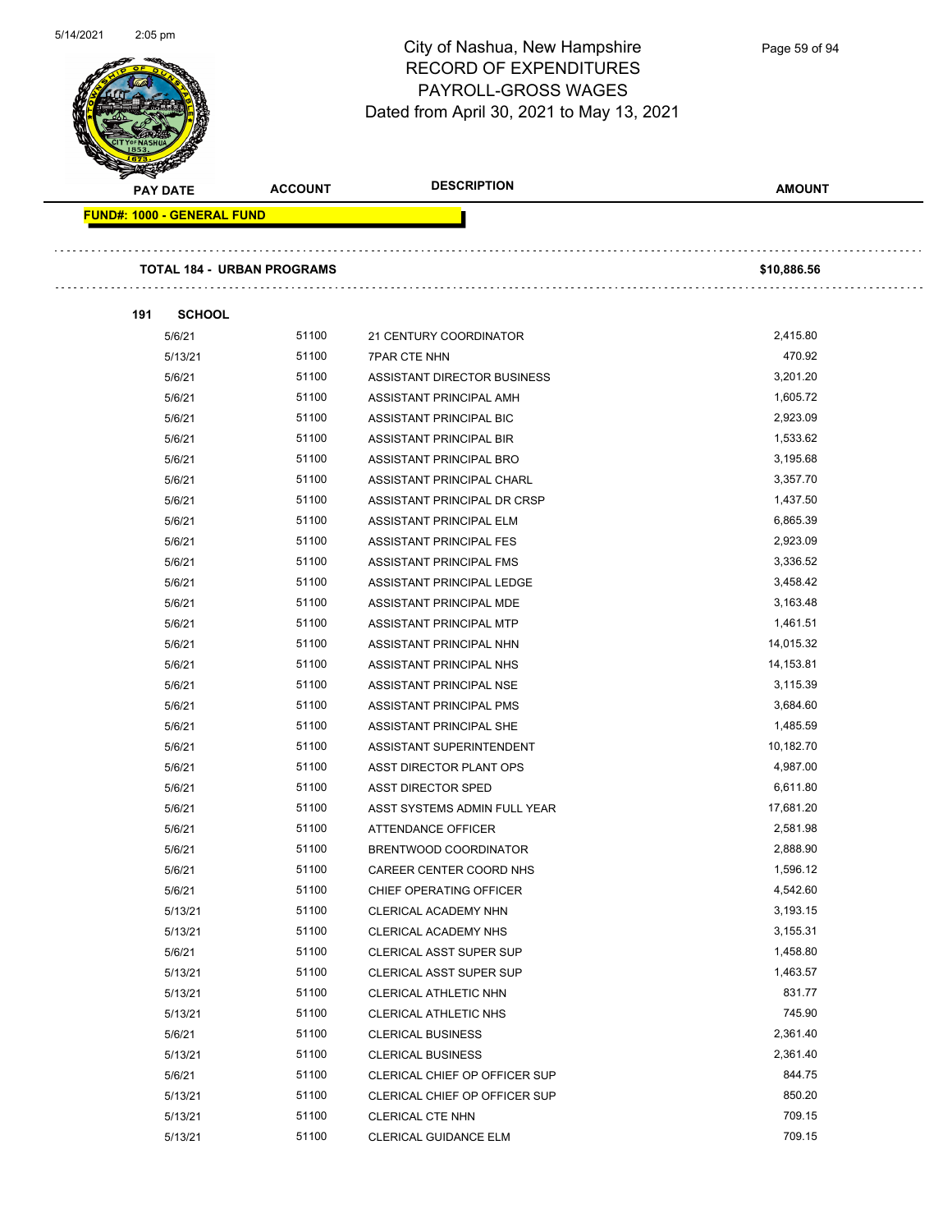# City of Nashua, New Hampshire
## RECORD OF EXPENDITURES
## PAYROLL-GROSS WAGES
## Dated from April 30, 2021 to May 13, 2021

**FUND#: 1000 - GENERAL FUND**

**TOTAL 184 - URBAN PROGRAMS** **$10,886.56**

**191 SCHOOL**

| PAY DATE | ACCOUNT | DESCRIPTION | AMOUNT |
|---|---|---|---|
| 5/6/21 | 51100 | 21 CENTURY COORDINATOR | 2,415.80 |
| 5/13/21 | 51100 | 7PAR CTE NHN | 470.92 |
| 5/6/21 | 51100 | ASSISTANT DIRECTOR BUSINESS | 3,201.20 |
| 5/6/21 | 51100 | ASSISTANT PRINCIPAL AMH | 1,605.72 |
| 5/6/21 | 51100 | ASSISTANT PRINCIPAL BIC | 2,923.09 |
| 5/6/21 | 51100 | ASSISTANT PRINCIPAL BIR | 1,533.62 |
| 5/6/21 | 51100 | ASSISTANT PRINCIPAL BRO | 3,195.68 |
| 5/6/21 | 51100 | ASSISTANT PRINCIPAL CHARL | 3,357.70 |
| 5/6/21 | 51100 | ASSISTANT PRINCIPAL DR CRSP | 1,437.50 |
| 5/6/21 | 51100 | ASSISTANT PRINCIPAL ELM | 6,865.39 |
| 5/6/21 | 51100 | ASSISTANT PRINCIPAL FES | 2,923.09 |
| 5/6/21 | 51100 | ASSISTANT PRINCIPAL FMS | 3,336.52 |
| 5/6/21 | 51100 | ASSISTANT PRINCIPAL LEDGE | 3,458.42 |
| 5/6/21 | 51100 | ASSISTANT PRINCIPAL MDE | 3,163.48 |
| 5/6/21 | 51100 | ASSISTANT PRINCIPAL MTP | 1,461.51 |
| 5/6/21 | 51100 | ASSISTANT PRINCIPAL NHN | 14,015.32 |
| 5/6/21 | 51100 | ASSISTANT PRINCIPAL NHS | 14,153.81 |
| 5/6/21 | 51100 | ASSISTANT PRINCIPAL NSE | 3,115.39 |
| 5/6/21 | 51100 | ASSISTANT PRINCIPAL PMS | 3,684.60 |
| 5/6/21 | 51100 | ASSISTANT PRINCIPAL SHE | 1,485.59 |
| 5/6/21 | 51100 | ASSISTANT SUPERINTENDENT | 10,182.70 |
| 5/6/21 | 51100 | ASST DIRECTOR PLANT OPS | 4,987.00 |
| 5/6/21 | 51100 | ASST DIRECTOR SPED | 6,611.80 |
| 5/6/21 | 51100 | ASST SYSTEMS ADMIN FULL YEAR | 17,681.20 |
| 5/6/21 | 51100 | ATTENDANCE OFFICER | 2,581.98 |
| 5/6/21 | 51100 | BRENTWOOD COORDINATOR | 2,888.90 |
| 5/6/21 | 51100 | CAREER CENTER COORD NHS | 1,596.12 |
| 5/6/21 | 51100 | CHIEF OPERATING OFFICER | 4,542.60 |
| 5/13/21 | 51100 | CLERICAL ACADEMY NHN | 3,193.15 |
| 5/13/21 | 51100 | CLERICAL ACADEMY NHS | 3,155.31 |
| 5/6/21 | 51100 | CLERICAL ASST SUPER SUP | 1,458.80 |
| 5/13/21 | 51100 | CLERICAL ASST SUPER SUP | 1,463.57 |
| 5/13/21 | 51100 | CLERICAL ATHLETIC NHN | 831.77 |
| 5/13/21 | 51100 | CLERICAL ATHLETIC NHS | 745.90 |
| 5/6/21 | 51100 | CLERICAL BUSINESS | 2,361.40 |
| 5/13/21 | 51100 | CLERICAL BUSINESS | 2,361.40 |
| 5/6/21 | 51100 | CLERICAL CHIEF OP OFFICER SUP | 844.75 |
| 5/13/21 | 51100 | CLERICAL CHIEF OP OFFICER SUP | 850.20 |
| 5/13/21 | 51100 | CLERICAL CTE NHN | 709.15 |
| 5/13/21 | 51100 | CLERICAL GUIDANCE ELM | 709.15 |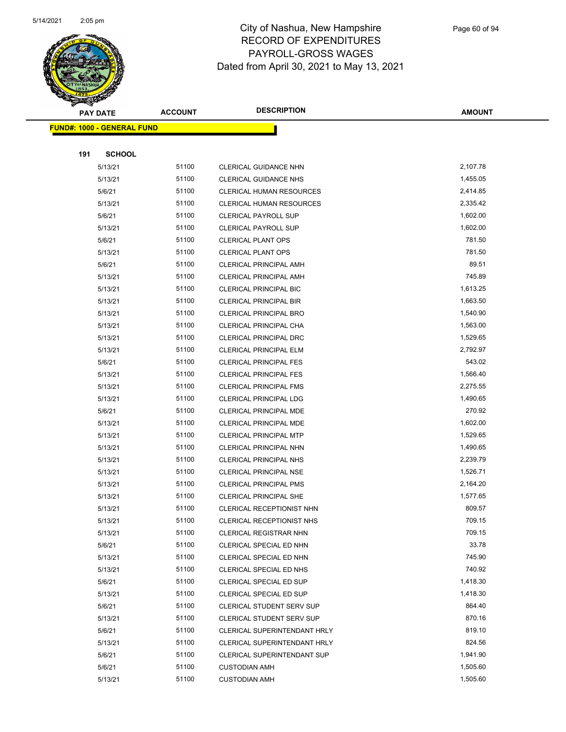# City of Nashua, New Hampshire
# RECORD OF EXPENDITURES
# PAYROLL-GROSS WAGES
# Dated from April 30, 2021 to May 13, 2021

| PAY DATE | ACCOUNT | DESCRIPTION | AMOUNT |
|---|---|---|---|
| **FUND#: 1000 - GENERAL FUND** | | | |
| **191 SCHOOL** | | | |
| 5/13/21 | 51100 | CLERICAL GUIDANCE NHN | 2,107.78 |
| 5/13/21 | 51100 | CLERICAL GUIDANCE NHS | 1,455.05 |
| 5/6/21 | 51100 | CLERICAL HUMAN RESOURCES | 2,414.85 |
| 5/13/21 | 51100 | CLERICAL HUMAN RESOURCES | 2,335.42 |
| 5/6/21 | 51100 | CLERICAL PAYROLL SUP | 1,602.00 |
| 5/13/21 | 51100 | CLERICAL PAYROLL SUP | 1,602.00 |
| 5/6/21 | 51100 | CLERICAL PLANT OPS | 781.50 |
| 5/13/21 | 51100 | CLERICAL PLANT OPS | 781.50 |
| 5/6/21 | 51100 | CLERICAL PRINCIPAL AMH | 89.51 |
| 5/13/21 | 51100 | CLERICAL PRINCIPAL AMH | 745.89 |
| 5/13/21 | 51100 | CLERICAL PRINCIPAL BIC | 1,613.25 |
| 5/13/21 | 51100 | CLERICAL PRINCIPAL BIR | 1,663.50 |
| 5/13/21 | 51100 | CLERICAL PRINCIPAL BRO | 1,540.90 |
| 5/13/21 | 51100 | CLERICAL PRINCIPAL CHA | 1,563.00 |
| 5/13/21 | 51100 | CLERICAL PRINCIPAL DRC | 1,529.65 |
| 5/13/21 | 51100 | CLERICAL PRINCIPAL ELM | 2,792.97 |
| 5/6/21 | 51100 | CLERICAL PRINCIPAL FES | 543.02 |
| 5/13/21 | 51100 | CLERICAL PRINCIPAL FES | 1,566.40 |
| 5/13/21 | 51100 | CLERICAL PRINCIPAL FMS | 2,275.55 |
| 5/13/21 | 51100 | CLERICAL PRINCIPAL LDG | 1,490.65 |
| 5/6/21 | 51100 | CLERICAL PRINCIPAL MDE | 270.92 |
| 5/13/21 | 51100 | CLERICAL PRINCIPAL MDE | 1,602.00 |
| 5/13/21 | 51100 | CLERICAL PRINCIPAL MTP | 1,529.65 |
| 5/13/21 | 51100 | CLERICAL PRINCIPAL NHN | 1,490.65 |
| 5/13/21 | 51100 | CLERICAL PRINCIPAL NHS | 2,239.79 |
| 5/13/21 | 51100 | CLERICAL PRINCIPAL NSE | 1,526.71 |
| 5/13/21 | 51100 | CLERICAL PRINCIPAL PMS | 2,164.20 |
| 5/13/21 | 51100 | CLERICAL PRINCIPAL SHE | 1,577.65 |
| 5/13/21 | 51100 | CLERICAL RECEPTIONIST NHN | 809.57 |
| 5/13/21 | 51100 | CLERICAL RECEPTIONIST NHS | 709.15 |
| 5/13/21 | 51100 | CLERICAL REGISTRAR NHN | 709.15 |
| 5/6/21 | 51100 | CLERICAL SPECIAL ED NHN | 33.78 |
| 5/13/21 | 51100 | CLERICAL SPECIAL ED NHN | 745.90 |
| 5/13/21 | 51100 | CLERICAL SPECIAL ED NHS | 740.92 |
| 5/6/21 | 51100 | CLERICAL SPECIAL ED SUP | 1,418.30 |
| 5/13/21 | 51100 | CLERICAL SPECIAL ED SUP | 1,418.30 |
| 5/6/21 | 51100 | CLERICAL STUDENT SERV SUP | 864.40 |
| 5/13/21 | 51100 | CLERICAL STUDENT SERV SUP | 870.16 |
| 5/6/21 | 51100 | CLERICAL SUPERINTENDANT HRLY | 819.10 |
| 5/13/21 | 51100 | CLERICAL SUPERINTENDANT HRLY | 824.56 |
| 5/6/21 | 51100 | CLERICAL SUPERINTENDANT SUP | 1,941.90 |
| 5/6/21 | 51100 | CUSTODIAN AMH | 1,505.60 |
| 5/13/21 | 51100 | CUSTODIAN AMH | 1,505.60 |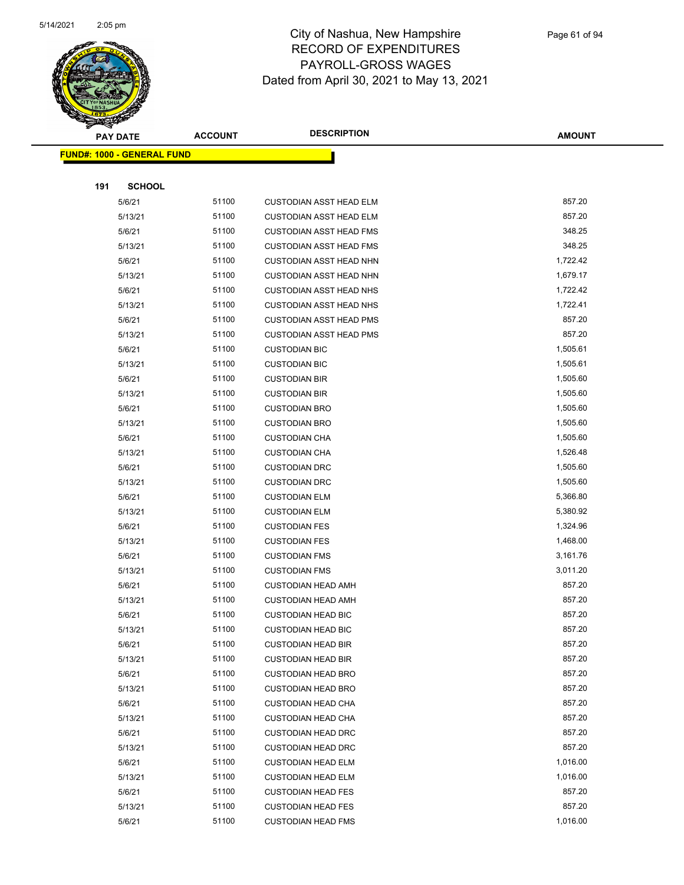# City of Nashua, New Hampshire
## RECORD OF EXPENDITURES
## PAYROLL-GROSS WAGES
## Dated from April 30, 2021 to May 13, 2021

| PAY DATE | ACCOUNT | DESCRIPTION | AMOUNT |
|---|---|---|---|
| **FUND#: 1000 - GENERAL FUND** | | | |
| **191 SCHOOL** | | | |
| 5/6/21 | 51100 | CUSTODIAN ASST HEAD ELM | 857.20 |
| 5/13/21 | 51100 | CUSTODIAN ASST HEAD ELM | 857.20 |
| 5/6/21 | 51100 | CUSTODIAN ASST HEAD FMS | 348.25 |
| 5/13/21 | 51100 | CUSTODIAN ASST HEAD FMS | 348.25 |
| 5/6/21 | 51100 | CUSTODIAN ASST HEAD NHN | 1,722.42 |
| 5/13/21 | 51100 | CUSTODIAN ASST HEAD NHN | 1,679.17 |
| 5/6/21 | 51100 | CUSTODIAN ASST HEAD NHS | 1,722.42 |
| 5/13/21 | 51100 | CUSTODIAN ASST HEAD NHS | 1,722.41 |
| 5/6/21 | 51100 | CUSTODIAN ASST HEAD PMS | 857.20 |
| 5/13/21 | 51100 | CUSTODIAN ASST HEAD PMS | 857.20 |
| 5/6/21 | 51100 | CUSTODIAN BIC | 1,505.61 |
| 5/13/21 | 51100 | CUSTODIAN BIC | 1,505.61 |
| 5/6/21 | 51100 | CUSTODIAN BIR | 1,505.60 |
| 5/13/21 | 51100 | CUSTODIAN BIR | 1,505.60 |
| 5/6/21 | 51100 | CUSTODIAN BRO | 1,505.60 |
| 5/13/21 | 51100 | CUSTODIAN BRO | 1,505.60 |
| 5/6/21 | 51100 | CUSTODIAN CHA | 1,505.60 |
| 5/13/21 | 51100 | CUSTODIAN CHA | 1,526.48 |
| 5/6/21 | 51100 | CUSTODIAN DRC | 1,505.60 |
| 5/13/21 | 51100 | CUSTODIAN DRC | 1,505.60 |
| 5/6/21 | 51100 | CUSTODIAN ELM | 5,366.80 |
| 5/13/21 | 51100 | CUSTODIAN ELM | 5,380.92 |
| 5/6/21 | 51100 | CUSTODIAN FES | 1,324.96 |
| 5/13/21 | 51100 | CUSTODIAN FES | 1,468.00 |
| 5/6/21 | 51100 | CUSTODIAN FMS | 3,161.76 |
| 5/13/21 | 51100 | CUSTODIAN FMS | 3,011.20 |
| 5/6/21 | 51100 | CUSTODIAN HEAD AMH | 857.20 |
| 5/13/21 | 51100 | CUSTODIAN HEAD AMH | 857.20 |
| 5/6/21 | 51100 | CUSTODIAN HEAD BIC | 857.20 |
| 5/13/21 | 51100 | CUSTODIAN HEAD BIC | 857.20 |
| 5/6/21 | 51100 | CUSTODIAN HEAD BIR | 857.20 |
| 5/13/21 | 51100 | CUSTODIAN HEAD BIR | 857.20 |
| 5/6/21 | 51100 | CUSTODIAN HEAD BRO | 857.20 |
| 5/13/21 | 51100 | CUSTODIAN HEAD BRO | 857.20 |
| 5/6/21 | 51100 | CUSTODIAN HEAD CHA | 857.20 |
| 5/13/21 | 51100 | CUSTODIAN HEAD CHA | 857.20 |
| 5/6/21 | 51100 | CUSTODIAN HEAD DRC | 857.20 |
| 5/13/21 | 51100 | CUSTODIAN HEAD DRC | 857.20 |
| 5/6/21 | 51100 | CUSTODIAN HEAD ELM | 1,016.00 |
| 5/13/21 | 51100 | CUSTODIAN HEAD ELM | 1,016.00 |
| 5/6/21 | 51100 | CUSTODIAN HEAD FES | 857.20 |
| 5/13/21 | 51100 | CUSTODIAN HEAD FES | 857.20 |
| 5/6/21 | 51100 | CUSTODIAN HEAD FMS | 1,016.00 |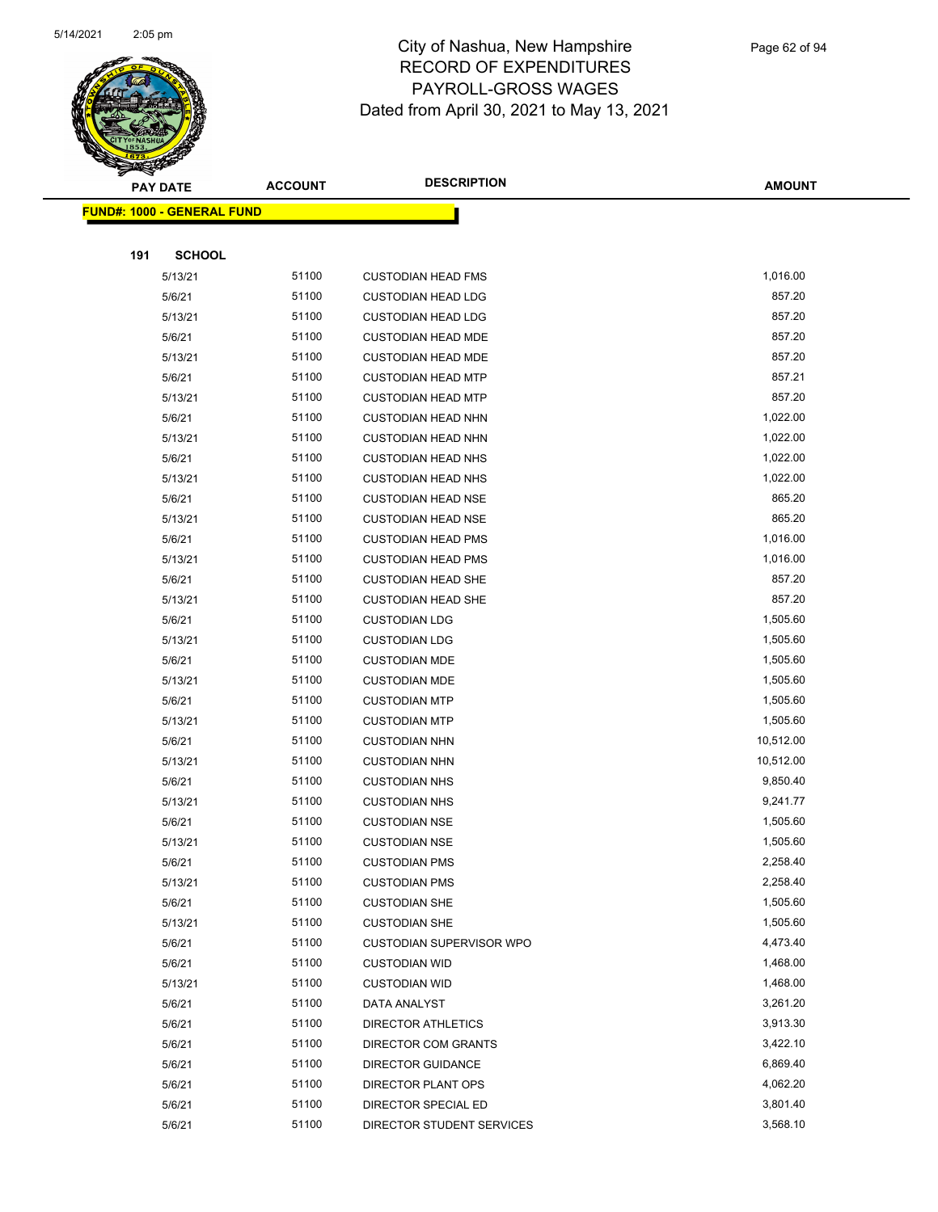# City of Nashua, New Hampshire
# RECORD OF EXPENDITURES
# PAYROLL-GROSS WAGES
Dated from April 30, 2021 to May 13, 2021

| PAY DATE | ACCOUNT | DESCRIPTION | AMOUNT |
|---|---|---|---|
| **FUND#: 1000 - GENERAL FUND** | | | |
| **191 SCHOOL** | | | |
| 5/13/21 | 51100 | CUSTODIAN HEAD FMS | 1,016.00 |
| 5/6/21 | 51100 | CUSTODIAN HEAD LDG | 857.20 |
| 5/13/21 | 51100 | CUSTODIAN HEAD LDG | 857.20 |
| 5/6/21 | 51100 | CUSTODIAN HEAD MDE | 857.20 |
| 5/13/21 | 51100 | CUSTODIAN HEAD MDE | 857.20 |
| 5/6/21 | 51100 | CUSTODIAN HEAD MTP | 857.21 |
| 5/13/21 | 51100 | CUSTODIAN HEAD MTP | 857.20 |
| 5/6/21 | 51100 | CUSTODIAN HEAD NHN | 1,022.00 |
| 5/13/21 | 51100 | CUSTODIAN HEAD NHN | 1,022.00 |
| 5/6/21 | 51100 | CUSTODIAN HEAD NHS | 1,022.00 |
| 5/13/21 | 51100 | CUSTODIAN HEAD NHS | 1,022.00 |
| 5/6/21 | 51100 | CUSTODIAN HEAD NSE | 865.20 |
| 5/13/21 | 51100 | CUSTODIAN HEAD NSE | 865.20 |
| 5/6/21 | 51100 | CUSTODIAN HEAD PMS | 1,016.00 |
| 5/13/21 | 51100 | CUSTODIAN HEAD PMS | 1,016.00 |
| 5/6/21 | 51100 | CUSTODIAN HEAD SHE | 857.20 |
| 5/13/21 | 51100 | CUSTODIAN HEAD SHE | 857.20 |
| 5/6/21 | 51100 | CUSTODIAN LDG | 1,505.60 |
| 5/13/21 | 51100 | CUSTODIAN LDG | 1,505.60 |
| 5/6/21 | 51100 | CUSTODIAN MDE | 1,505.60 |
| 5/13/21 | 51100 | CUSTODIAN MDE | 1,505.60 |
| 5/6/21 | 51100 | CUSTODIAN MTP | 1,505.60 |
| 5/13/21 | 51100 | CUSTODIAN MTP | 1,505.60 |
| 5/6/21 | 51100 | CUSTODIAN NHN | 10,512.00 |
| 5/13/21 | 51100 | CUSTODIAN NHN | 10,512.00 |
| 5/6/21 | 51100 | CUSTODIAN NHS | 9,850.40 |
| 5/13/21 | 51100 | CUSTODIAN NHS | 9,241.77 |
| 5/6/21 | 51100 | CUSTODIAN NSE | 1,505.60 |
| 5/13/21 | 51100 | CUSTODIAN NSE | 1,505.60 |
| 5/6/21 | 51100 | CUSTODIAN PMS | 2,258.40 |
| 5/13/21 | 51100 | CUSTODIAN PMS | 2,258.40 |
| 5/6/21 | 51100 | CUSTODIAN SHE | 1,505.60 |
| 5/13/21 | 51100 | CUSTODIAN SHE | 1,505.60 |
| 5/6/21 | 51100 | CUSTODIAN SUPERVISOR WPO | 4,473.40 |
| 5/6/21 | 51100 | CUSTODIAN WID | 1,468.00 |
| 5/13/21 | 51100 | CUSTODIAN WID | 1,468.00 |
| 5/6/21 | 51100 | DATA ANALYST | 3,261.20 |
| 5/6/21 | 51100 | DIRECTOR ATHLETICS | 3,913.30 |
| 5/6/21 | 51100 | DIRECTOR COM GRANTS | 3,422.10 |
| 5/6/21 | 51100 | DIRECTOR GUIDANCE | 6,869.40 |
| 5/6/21 | 51100 | DIRECTOR PLANT OPS | 4,062.20 |
| 5/6/21 | 51100 | DIRECTOR SPECIAL ED | 3,801.40 |
| 5/6/21 | 51100 | DIRECTOR STUDENT SERVICES | 3,568.10 |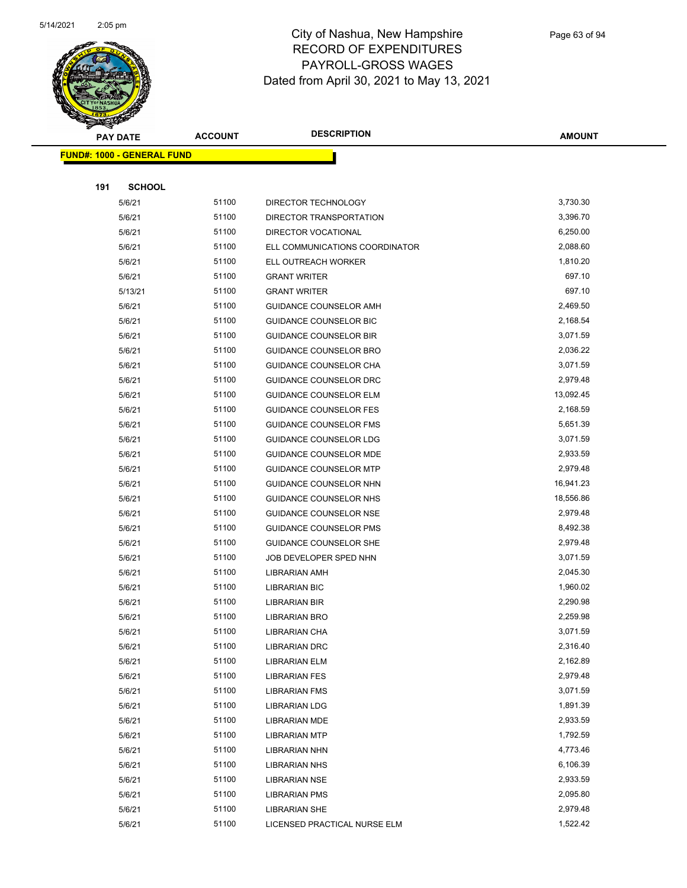# City of Nashua, New Hampshire
# RECORD OF EXPENDITURES
# PAYROLL-GROSS WAGES
# Dated from April 30, 2021 to May 13, 2021

| PAY DATE | ACCOUNT | DESCRIPTION | AMOUNT |
|---|---|---|---|
| **FUND#: 1000 - GENERAL FUND** | | | |
| **191 SCHOOL** | | | |
| 5/6/21 | 51100 | DIRECTOR TECHNOLOGY | 3,730.30 |
| 5/6/21 | 51100 | DIRECTOR TRANSPORTATION | 3,396.70 |
| 5/6/21 | 51100 | DIRECTOR VOCATIONAL | 6,250.00 |
| 5/6/21 | 51100 | ELL COMMUNICATIONS COORDINATOR | 2,088.60 |
| 5/6/21 | 51100 | ELL OUTREACH WORKER | 1,810.20 |
| 5/6/21 | 51100 | GRANT WRITER | 697.10 |
| 5/13/21 | 51100 | GRANT WRITER | 697.10 |
| 5/6/21 | 51100 | GUIDANCE COUNSELOR AMH | 2,469.50 |
| 5/6/21 | 51100 | GUIDANCE COUNSELOR BIC | 2,168.54 |
| 5/6/21 | 51100 | GUIDANCE COUNSELOR BIR | 3,071.59 |
| 5/6/21 | 51100 | GUIDANCE COUNSELOR BRO | 2,036.22 |
| 5/6/21 | 51100 | GUIDANCE COUNSELOR CHA | 3,071.59 |
| 5/6/21 | 51100 | GUIDANCE COUNSELOR DRC | 2,979.48 |
| 5/6/21 | 51100 | GUIDANCE COUNSELOR ELM | 13,092.45 |
| 5/6/21 | 51100 | GUIDANCE COUNSELOR FES | 2,168.59 |
| 5/6/21 | 51100 | GUIDANCE COUNSELOR FMS | 5,651.39 |
| 5/6/21 | 51100 | GUIDANCE COUNSELOR LDG | 3,071.59 |
| 5/6/21 | 51100 | GUIDANCE COUNSELOR MDE | 2,933.59 |
| 5/6/21 | 51100 | GUIDANCE COUNSELOR MTP | 2,979.48 |
| 5/6/21 | 51100 | GUIDANCE COUNSELOR NHN | 16,941.23 |
| 5/6/21 | 51100 | GUIDANCE COUNSELOR NHS | 18,556.86 |
| 5/6/21 | 51100 | GUIDANCE COUNSELOR NSE | 2,979.48 |
| 5/6/21 | 51100 | GUIDANCE COUNSELOR PMS | 8,492.38 |
| 5/6/21 | 51100 | GUIDANCE COUNSELOR SHE | 2,979.48 |
| 5/6/21 | 51100 | JOB DEVELOPER SPED NHN | 3,071.59 |
| 5/6/21 | 51100 | LIBRARIAN AMH | 2,045.30 |
| 5/6/21 | 51100 | LIBRARIAN BIC | 1,960.02 |
| 5/6/21 | 51100 | LIBRARIAN BIR | 2,290.98 |
| 5/6/21 | 51100 | LIBRARIAN BRO | 2,259.98 |
| 5/6/21 | 51100 | LIBRARIAN CHA | 3,071.59 |
| 5/6/21 | 51100 | LIBRARIAN DRC | 2,316.40 |
| 5/6/21 | 51100 | LIBRARIAN ELM | 2,162.89 |
| 5/6/21 | 51100 | LIBRARIAN FES | 2,979.48 |
| 5/6/21 | 51100 | LIBRARIAN FMS | 3,071.59 |
| 5/6/21 | 51100 | LIBRARIAN LDG | 1,891.39 |
| 5/6/21 | 51100 | LIBRARIAN MDE | 2,933.59 |
| 5/6/21 | 51100 | LIBRARIAN MTP | 1,792.59 |
| 5/6/21 | 51100 | LIBRARIAN NHN | 4,773.46 |
| 5/6/21 | 51100 | LIBRARIAN NHS | 6,106.39 |
| 5/6/21 | 51100 | LIBRARIAN NSE | 2,933.59 |
| 5/6/21 | 51100 | LIBRARIAN PMS | 2,095.80 |
| 5/6/21 | 51100 | LIBRARIAN SHE | 2,979.48 |
| 5/6/21 | 51100 | LICENSED PRACTICAL NURSE ELM | 1,522.42 |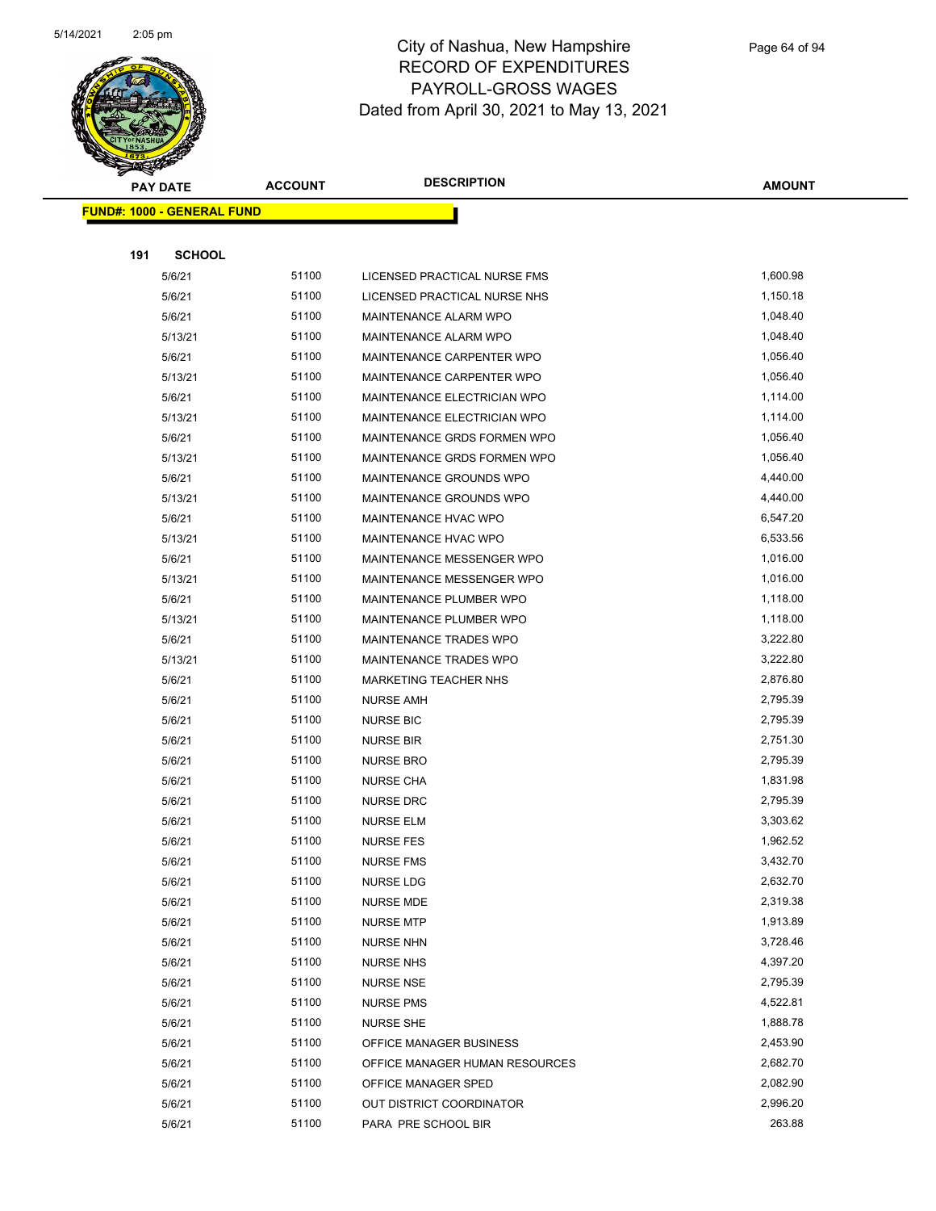# City of Nashua, New Hampshire
## RECORD OF EXPENDITURES
## PAYROLL-GROSS WAGES
## Dated from April 30, 2021 to May 13, 2021

| PAY DATE | ACCOUNT | DESCRIPTION | AMOUNT |
|---|---|---|---|
| **FUND#: 1000 - GENERAL FUND** | | | |
| **191 SCHOOL** | | | |
| 5/6/21 | 51100 | LICENSED PRACTICAL NURSE FMS | 1,600.98 |
| 5/6/21 | 51100 | LICENSED PRACTICAL NURSE NHS | 1,150.18 |
| 5/6/21 | 51100 | MAINTENANCE ALARM WPO | 1,048.40 |
| 5/13/21 | 51100 | MAINTENANCE ALARM WPO | 1,048.40 |
| 5/6/21 | 51100 | MAINTENANCE CARPENTER WPO | 1,056.40 |
| 5/13/21 | 51100 | MAINTENANCE CARPENTER WPO | 1,056.40 |
| 5/6/21 | 51100 | MAINTENANCE ELECTRICIAN WPO | 1,114.00 |
| 5/13/21 | 51100 | MAINTENANCE ELECTRICIAN WPO | 1,114.00 |
| 5/6/21 | 51100 | MAINTENANCE GRDS FORMEN WPO | 1,056.40 |
| 5/13/21 | 51100 | MAINTENANCE GRDS FORMEN WPO | 1,056.40 |
| 5/6/21 | 51100 | MAINTENANCE GROUNDS WPO | 4,440.00 |
| 5/13/21 | 51100 | MAINTENANCE GROUNDS WPO | 4,440.00 |
| 5/6/21 | 51100 | MAINTENANCE HVAC WPO | 6,547.20 |
| 5/13/21 | 51100 | MAINTENANCE HVAC WPO | 6,533.56 |
| 5/6/21 | 51100 | MAINTENANCE MESSENGER WPO | 1,016.00 |
| 5/13/21 | 51100 | MAINTENANCE MESSENGER WPO | 1,016.00 |
| 5/6/21 | 51100 | MAINTENANCE PLUMBER WPO | 1,118.00 |
| 5/13/21 | 51100 | MAINTENANCE PLUMBER WPO | 1,118.00 |
| 5/6/21 | 51100 | MAINTENANCE TRADES WPO | 3,222.80 |
| 5/13/21 | 51100 | MAINTENANCE TRADES WPO | 3,222.80 |
| 5/6/21 | 51100 | MARKETING TEACHER NHS | 2,876.80 |
| 5/6/21 | 51100 | NURSE AMH | 2,795.39 |
| 5/6/21 | 51100 | NURSE BIC | 2,795.39 |
| 5/6/21 | 51100 | NURSE BIR | 2,751.30 |
| 5/6/21 | 51100 | NURSE BRO | 2,795.39 |
| 5/6/21 | 51100 | NURSE CHA | 1,831.98 |
| 5/6/21 | 51100 | NURSE DRC | 2,795.39 |
| 5/6/21 | 51100 | NURSE ELM | 3,303.62 |
| 5/6/21 | 51100 | NURSE FES | 1,962.52 |
| 5/6/21 | 51100 | NURSE FMS | 3,432.70 |
| 5/6/21 | 51100 | NURSE LDG | 2,632.70 |
| 5/6/21 | 51100 | NURSE MDE | 2,319.38 |
| 5/6/21 | 51100 | NURSE MTP | 1,913.89 |
| 5/6/21 | 51100 | NURSE NHN | 3,728.46 |
| 5/6/21 | 51100 | NURSE NHS | 4,397.20 |
| 5/6/21 | 51100 | NURSE NSE | 2,795.39 |
| 5/6/21 | 51100 | NURSE PMS | 4,522.81 |
| 5/6/21 | 51100 | NURSE SHE | 1,888.78 |
| 5/6/21 | 51100 | OFFICE MANAGER BUSINESS | 2,453.90 |
| 5/6/21 | 51100 | OFFICE MANAGER HUMAN RESOURCES | 2,682.70 |
| 5/6/21 | 51100 | OFFICE MANAGER SPED | 2,082.90 |
| 5/6/21 | 51100 | OUT DISTRICT COORDINATOR | 2,996.20 |
| 5/6/21 | 51100 | PARA PRE SCHOOL BIR | 263.88 |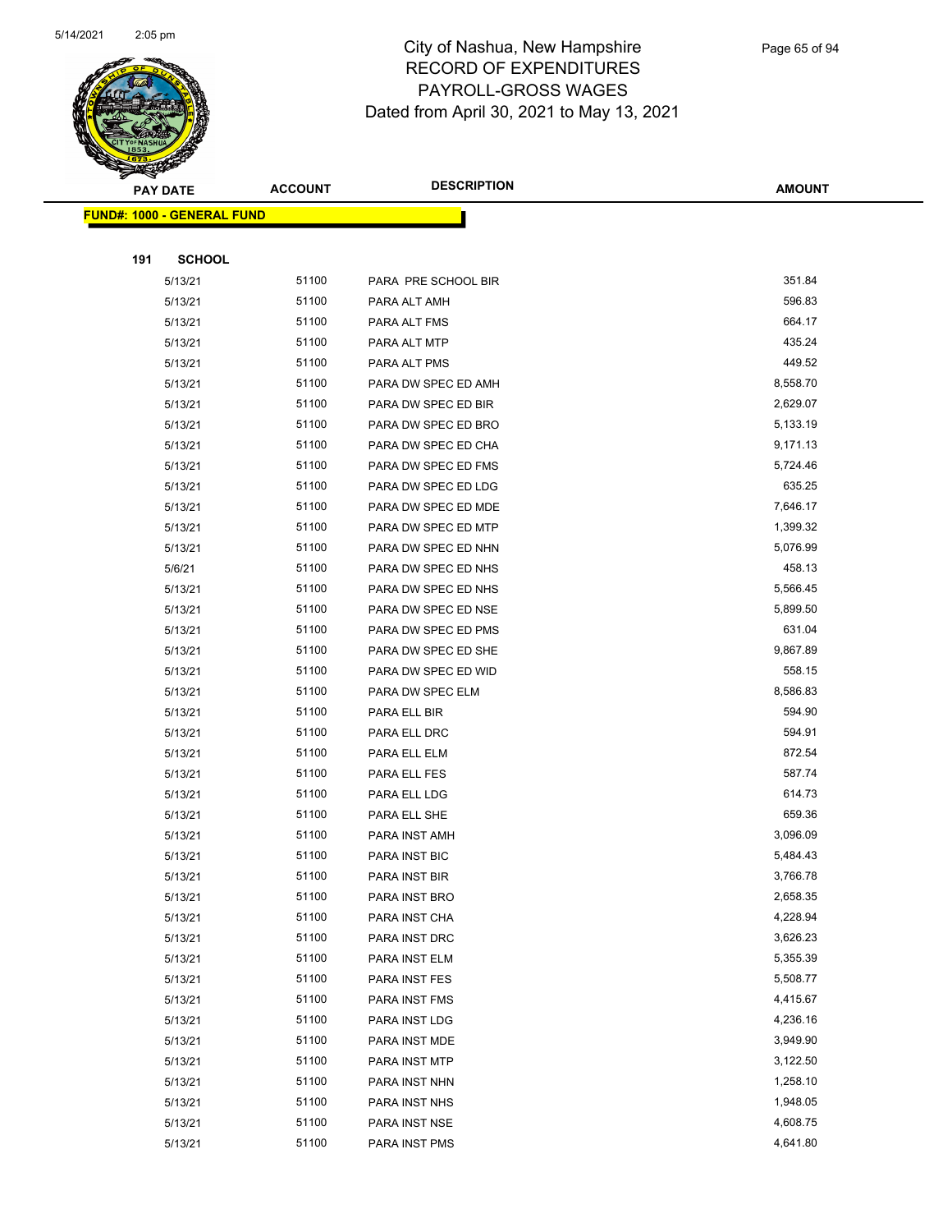# City of Nashua, New Hampshire
# RECORD OF EXPENDITURES
# PAYROLL-GROSS WAGES
Dated from April 30, 2021 to May 13, 2021

| PAY DATE | ACCOUNT | DESCRIPTION | AMOUNT |
|---|---|---|---|
| **FUND#: 1000 - GENERAL FUND** | | | |
| **191 SCHOOL** | | | |
| 5/13/21 | 51100 | PARA PRE SCHOOL BIR | 351.84 |
| 5/13/21 | 51100 | PARA ALT AMH | 596.83 |
| 5/13/21 | 51100 | PARA ALT FMS | 664.17 |
| 5/13/21 | 51100 | PARA ALT MTP | 435.24 |
| 5/13/21 | 51100 | PARA ALT PMS | 449.52 |
| 5/13/21 | 51100 | PARA DW SPEC ED AMH | 8,558.70 |
| 5/13/21 | 51100 | PARA DW SPEC ED BIR | 2,629.07 |
| 5/13/21 | 51100 | PARA DW SPEC ED BRO | 5,133.19 |
| 5/13/21 | 51100 | PARA DW SPEC ED CHA | 9,171.13 |
| 5/13/21 | 51100 | PARA DW SPEC ED FMS | 5,724.46 |
| 5/13/21 | 51100 | PARA DW SPEC ED LDG | 635.25 |
| 5/13/21 | 51100 | PARA DW SPEC ED MDE | 7,646.17 |
| 5/13/21 | 51100 | PARA DW SPEC ED MTP | 1,399.32 |
| 5/13/21 | 51100 | PARA DW SPEC ED NHN | 5,076.99 |
| 5/6/21 | 51100 | PARA DW SPEC ED NHS | 458.13 |
| 5/13/21 | 51100 | PARA DW SPEC ED NHS | 5,566.45 |
| 5/13/21 | 51100 | PARA DW SPEC ED NSE | 5,899.50 |
| 5/13/21 | 51100 | PARA DW SPEC ED PMS | 631.04 |
| 5/13/21 | 51100 | PARA DW SPEC ED SHE | 9,867.89 |
| 5/13/21 | 51100 | PARA DW SPEC ED WID | 558.15 |
| 5/13/21 | 51100 | PARA DW SPEC ELM | 8,586.83 |
| 5/13/21 | 51100 | PARA ELL BIR | 594.90 |
| 5/13/21 | 51100 | PARA ELL DRC | 594.91 |
| 5/13/21 | 51100 | PARA ELL ELM | 872.54 |
| 5/13/21 | 51100 | PARA ELL FES | 587.74 |
| 5/13/21 | 51100 | PARA ELL LDG | 614.73 |
| 5/13/21 | 51100 | PARA ELL SHE | 659.36 |
| 5/13/21 | 51100 | PARA INST AMH | 3,096.09 |
| 5/13/21 | 51100 | PARA INST BIC | 5,484.43 |
| 5/13/21 | 51100 | PARA INST BIR | 3,766.78 |
| 5/13/21 | 51100 | PARA INST BRO | 2,658.35 |
| 5/13/21 | 51100 | PARA INST CHA | 4,228.94 |
| 5/13/21 | 51100 | PARA INST DRC | 3,626.23 |
| 5/13/21 | 51100 | PARA INST ELM | 5,355.39 |
| 5/13/21 | 51100 | PARA INST FES | 5,508.77 |
| 5/13/21 | 51100 | PARA INST FMS | 4,415.67 |
| 5/13/21 | 51100 | PARA INST LDG | 4,236.16 |
| 5/13/21 | 51100 | PARA INST MDE | 3,949.90 |
| 5/13/21 | 51100 | PARA INST MTP | 3,122.50 |
| 5/13/21 | 51100 | PARA INST NHN | 1,258.10 |
| 5/13/21 | 51100 | PARA INST NHS | 1,948.05 |
| 5/13/21 | 51100 | PARA INST NSE | 4,608.75 |
| 5/13/21 | 51100 | PARA INST PMS | 4,641.80 |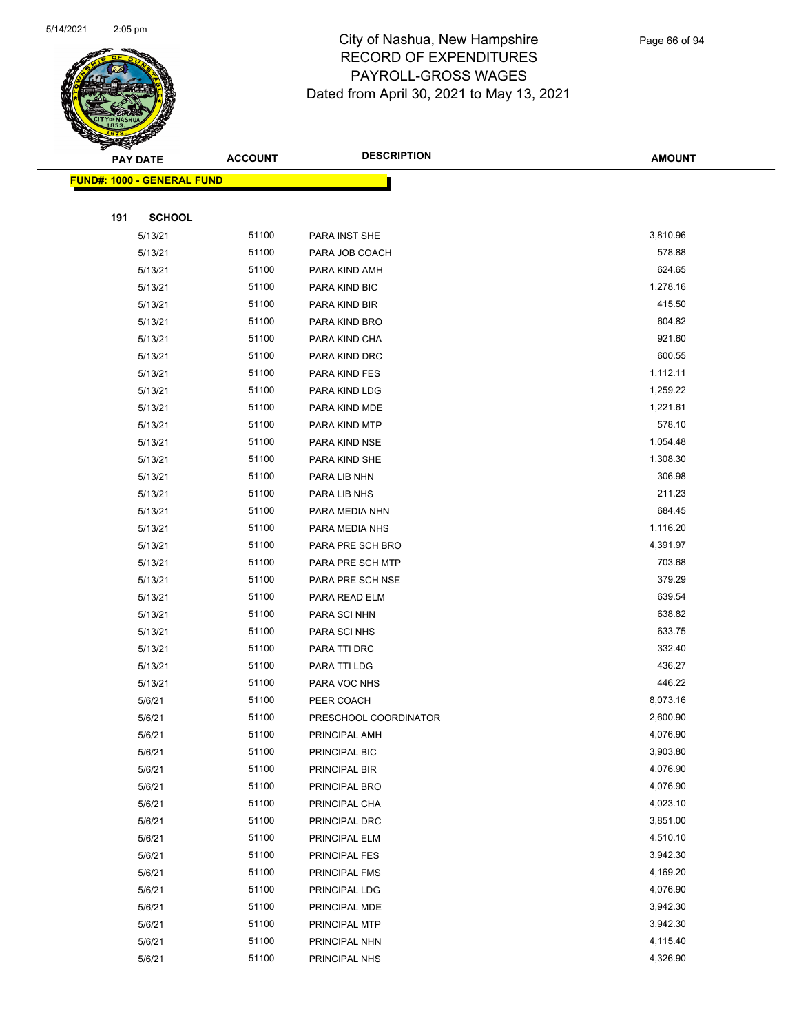# City of Nashua, New Hampshire
## RECORD OF EXPENDITURES
## PAYROLL-GROSS WAGES
## Dated from April 30, 2021 to May 13, 2021

**FUND#: 1000 - GENERAL FUND**

**191 SCHOOL**

| PAY DATE | ACCOUNT | DESCRIPTION | AMOUNT |
|---|---|---|---|
| 5/13/21 | 51100 | PARA INST SHE | 3,810.96 |
| 5/13/21 | 51100 | PARA JOB COACH | 578.88 |
| 5/13/21 | 51100 | PARA KIND AMH | 624.65 |
| 5/13/21 | 51100 | PARA KIND BIC | 1,278.16 |
| 5/13/21 | 51100 | PARA KIND BIR | 415.50 |
| 5/13/21 | 51100 | PARA KIND BRO | 604.82 |
| 5/13/21 | 51100 | PARA KIND CHA | 921.60 |
| 5/13/21 | 51100 | PARA KIND DRC | 600.55 |
| 5/13/21 | 51100 | PARA KIND FES | 1,112.11 |
| 5/13/21 | 51100 | PARA KIND LDG | 1,259.22 |
| 5/13/21 | 51100 | PARA KIND MDE | 1,221.61 |
| 5/13/21 | 51100 | PARA KIND MTP | 578.10 |
| 5/13/21 | 51100 | PARA KIND NSE | 1,054.48 |
| 5/13/21 | 51100 | PARA KIND SHE | 1,308.30 |
| 5/13/21 | 51100 | PARA LIB NHN | 306.98 |
| 5/13/21 | 51100 | PARA LIB NHS | 211.23 |
| 5/13/21 | 51100 | PARA MEDIA NHN | 684.45 |
| 5/13/21 | 51100 | PARA MEDIA NHS | 1,116.20 |
| 5/13/21 | 51100 | PARA PRE SCH BRO | 4,391.97 |
| 5/13/21 | 51100 | PARA PRE SCH MTP | 703.68 |
| 5/13/21 | 51100 | PARA PRE SCH NSE | 379.29 |
| 5/13/21 | 51100 | PARA READ ELM | 639.54 |
| 5/13/21 | 51100 | PARA SCI NHN | 638.82 |
| 5/13/21 | 51100 | PARA SCI NHS | 633.75 |
| 5/13/21 | 51100 | PARA TTI DRC | 332.40 |
| 5/13/21 | 51100 | PARA TTI LDG | 436.27 |
| 5/13/21 | 51100 | PARA VOC NHS | 446.22 |
| 5/6/21 | 51100 | PEER COACH | 8,073.16 |
| 5/6/21 | 51100 | PRESCHOOL COORDINATOR | 2,600.90 |
| 5/6/21 | 51100 | PRINCIPAL AMH | 4,076.90 |
| 5/6/21 | 51100 | PRINCIPAL BIC | 3,903.80 |
| 5/6/21 | 51100 | PRINCIPAL BIR | 4,076.90 |
| 5/6/21 | 51100 | PRINCIPAL BRO | 4,076.90 |
| 5/6/21 | 51100 | PRINCIPAL CHA | 4,023.10 |
| 5/6/21 | 51100 | PRINCIPAL DRC | 3,851.00 |
| 5/6/21 | 51100 | PRINCIPAL ELM | 4,510.10 |
| 5/6/21 | 51100 | PRINCIPAL FES | 3,942.30 |
| 5/6/21 | 51100 | PRINCIPAL FMS | 4,169.20 |
| 5/6/21 | 51100 | PRINCIPAL LDG | 4,076.90 |
| 5/6/21 | 51100 | PRINCIPAL MDE | 3,942.30 |
| 5/6/21 | 51100 | PRINCIPAL MTP | 3,942.30 |
| 5/6/21 | 51100 | PRINCIPAL NHN | 4,115.40 |
| 5/6/21 | 51100 | PRINCIPAL NHS | 4,326.90 |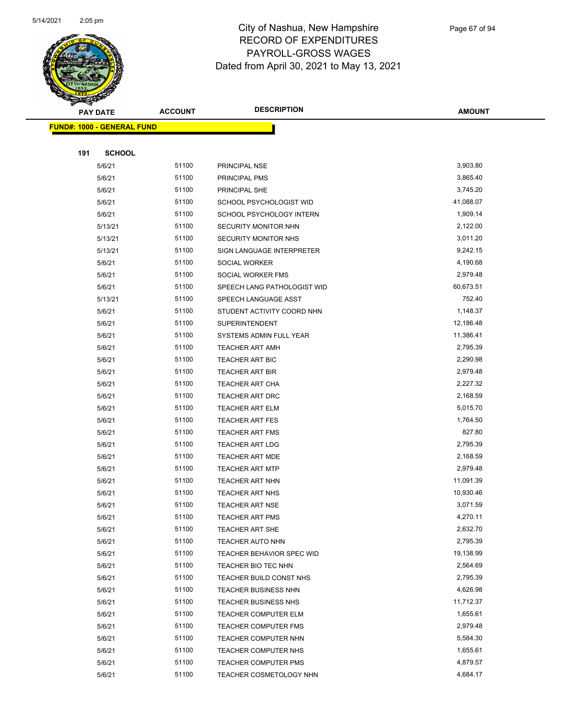# City of Nashua, New Hampshire
## RECORD OF EXPENDITURES
## PAYROLL-GROSS WAGES
### Dated from April 30, 2021 to May 13, 2021

**FUND#: 1000 - GENERAL FUND**

**191 SCHOOL**

| PAY DATE | ACCOUNT | DESCRIPTION | AMOUNT |
|---|---|---|---|
| 5/6/21 | 51100 | PRINCIPAL NSE | 3,903.80 |
| 5/6/21 | 51100 | PRINCIPAL PMS | 3,865.40 |
| 5/6/21 | 51100 | PRINCIPAL SHE | 3,745.20 |
| 5/6/21 | 51100 | SCHOOL PSYCHOLOGIST WID | 41,088.07 |
| 5/6/21 | 51100 | SCHOOL PSYCHOLOGY INTERN | 1,909.14 |
| 5/13/21 | 51100 | SECURITY MONITOR NHN | 2,122.00 |
| 5/13/21 | 51100 | SECURITY MONITOR NHS | 3,011.20 |
| 5/13/21 | 51100 | SIGN LANGUAGE INTERPRETER | 9,242.15 |
| 5/6/21 | 51100 | SOCIAL WORKER | 4,190.68 |
| 5/6/21 | 51100 | SOCIAL WORKER FMS | 2,979.48 |
| 5/6/21 | 51100 | SPEECH LANG PATHOLOGIST WID | 60,673.51 |
| 5/13/21 | 51100 | SPEECH LANGUAGE ASST | 752.40 |
| 5/6/21 | 51100 | STUDENT ACTIVITY COORD NHN | 1,148.37 |
| 5/6/21 | 51100 | SUPERINTENDENT | 12,186.48 |
| 5/6/21 | 51100 | SYSTEMS ADMIN FULL YEAR | 11,386.41 |
| 5/6/21 | 51100 | TEACHER ART AMH | 2,795.39 |
| 5/6/21 | 51100 | TEACHER ART BIC | 2,290.98 |
| 5/6/21 | 51100 | TEACHER ART BIR | 2,979.48 |
| 5/6/21 | 51100 | TEACHER ART CHA | 2,227.32 |
| 5/6/21 | 51100 | TEACHER ART DRC | 2,168.59 |
| 5/6/21 | 51100 | TEACHER ART ELM | 5,015.70 |
| 5/6/21 | 51100 | TEACHER ART FES | 1,764.50 |
| 5/6/21 | 51100 | TEACHER ART FMS | 827.80 |
| 5/6/21 | 51100 | TEACHER ART LDG | 2,795.39 |
| 5/6/21 | 51100 | TEACHER ART MDE | 2,168.59 |
| 5/6/21 | 51100 | TEACHER ART MTP | 2,979.48 |
| 5/6/21 | 51100 | TEACHER ART NHN | 11,091.39 |
| 5/6/21 | 51100 | TEACHER ART NHS | 10,930.46 |
| 5/6/21 | 51100 | TEACHER ART NSE | 3,071.59 |
| 5/6/21 | 51100 | TEACHER ART PMS | 4,270.11 |
| 5/6/21 | 51100 | TEACHER ART SHE | 2,632.70 |
| 5/6/21 | 51100 | TEACHER AUTO NHN | 2,795.39 |
| 5/6/21 | 51100 | TEACHER BEHAVIOR SPEC WID | 19,138.99 |
| 5/6/21 | 51100 | TEACHER BIO TEC NHN | 2,564.69 |
| 5/6/21 | 51100 | TEACHER BUILD CONST NHS | 2,795.39 |
| 5/6/21 | 51100 | TEACHER BUSINESS NHN | 4,626.98 |
| 5/6/21 | 51100 | TEACHER BUSINESS NHS | 11,712.37 |
| 5/6/21 | 51100 | TEACHER COMPUTER ELM | 1,655.61 |
| 5/6/21 | 51100 | TEACHER COMPUTER FMS | 2,979.48 |
| 5/6/21 | 51100 | TEACHER COMPUTER NHN | 5,584.30 |
| 5/6/21 | 51100 | TEACHER COMPUTER NHS | 1,655.61 |
| 5/6/21 | 51100 | TEACHER COMPUTER PMS | 4,879.57 |
| 5/6/21 | 51100 | TEACHER COSMETOLOGY NHN | 4,684.17 |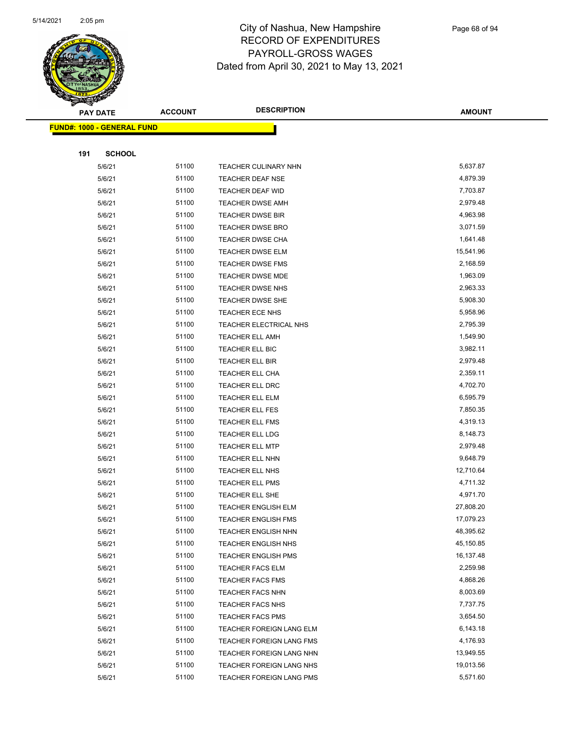# City of Nashua, New Hampshire
## RECORD OF EXPENDITURES
## PAYROLL-GROSS WAGES
## Dated from April 30, 2021 to May 13, 2021

| PAY DATE | ACCOUNT | DESCRIPTION | AMOUNT |
|---|---|---|---|

**FUND#: 1000 - GENERAL FUND**

**191 SCHOOL**

| PAY DATE | ACCOUNT | DESCRIPTION | AMOUNT |
|---|---|---|---|
| 5/6/21 | 51100 | TEACHER CULINARY NHN | 5,637.87 |
| 5/6/21 | 51100 | TEACHER DEAF NSE | 4,879.39 |
| 5/6/21 | 51100 | TEACHER DEAF WID | 7,703.87 |
| 5/6/21 | 51100 | TEACHER DWSE AMH | 2,979.48 |
| 5/6/21 | 51100 | TEACHER DWSE BIR | 4,963.98 |
| 5/6/21 | 51100 | TEACHER DWSE BRO | 3,071.59 |
| 5/6/21 | 51100 | TEACHER DWSE CHA | 1,641.48 |
| 5/6/21 | 51100 | TEACHER DWSE ELM | 15,541.96 |
| 5/6/21 | 51100 | TEACHER DWSE FMS | 2,168.59 |
| 5/6/21 | 51100 | TEACHER DWSE MDE | 1,963.09 |
| 5/6/21 | 51100 | TEACHER DWSE NHS | 2,963.33 |
| 5/6/21 | 51100 | TEACHER DWSE SHE | 5,908.30 |
| 5/6/21 | 51100 | TEACHER ECE NHS | 5,958.96 |
| 5/6/21 | 51100 | TEACHER ELECTRICAL NHS | 2,795.39 |
| 5/6/21 | 51100 | TEACHER ELL AMH | 1,549.90 |
| 5/6/21 | 51100 | TEACHER ELL BIC | 3,982.11 |
| 5/6/21 | 51100 | TEACHER ELL BIR | 2,979.48 |
| 5/6/21 | 51100 | TEACHER ELL CHA | 2,359.11 |
| 5/6/21 | 51100 | TEACHER ELL DRC | 4,702.70 |
| 5/6/21 | 51100 | TEACHER ELL ELM | 6,595.79 |
| 5/6/21 | 51100 | TEACHER ELL FES | 7,850.35 |
| 5/6/21 | 51100 | TEACHER ELL FMS | 4,319.13 |
| 5/6/21 | 51100 | TEACHER ELL LDG | 8,148.73 |
| 5/6/21 | 51100 | TEACHER ELL MTP | 2,979.48 |
| 5/6/21 | 51100 | TEACHER ELL NHN | 9,648.79 |
| 5/6/21 | 51100 | TEACHER ELL NHS | 12,710.64 |
| 5/6/21 | 51100 | TEACHER ELL PMS | 4,711.32 |
| 5/6/21 | 51100 | TEACHER ELL SHE | 4,971.70 |
| 5/6/21 | 51100 | TEACHER ENGLISH ELM | 27,808.20 |
| 5/6/21 | 51100 | TEACHER ENGLISH FMS | 17,079.23 |
| 5/6/21 | 51100 | TEACHER ENGLISH NHN | 48,395.62 |
| 5/6/21 | 51100 | TEACHER ENGLISH NHS | 45,150.85 |
| 5/6/21 | 51100 | TEACHER ENGLISH PMS | 16,137.48 |
| 5/6/21 | 51100 | TEACHER FACS ELM | 2,259.98 |
| 5/6/21 | 51100 | TEACHER FACS FMS | 4,868.26 |
| 5/6/21 | 51100 | TEACHER FACS NHN | 8,003.69 |
| 5/6/21 | 51100 | TEACHER FACS NHS | 7,737.75 |
| 5/6/21 | 51100 | TEACHER FACS PMS | 3,654.50 |
| 5/6/21 | 51100 | TEACHER FOREIGN LANG ELM | 6,143.18 |
| 5/6/21 | 51100 | TEACHER FOREIGN LANG FMS | 4,176.93 |
| 5/6/21 | 51100 | TEACHER FOREIGN LANG NHN | 13,949.55 |
| 5/6/21 | 51100 | TEACHER FOREIGN LANG NHS | 19,013.56 |
| 5/6/21 | 51100 | TEACHER FOREIGN LANG PMS | 5,571.60 |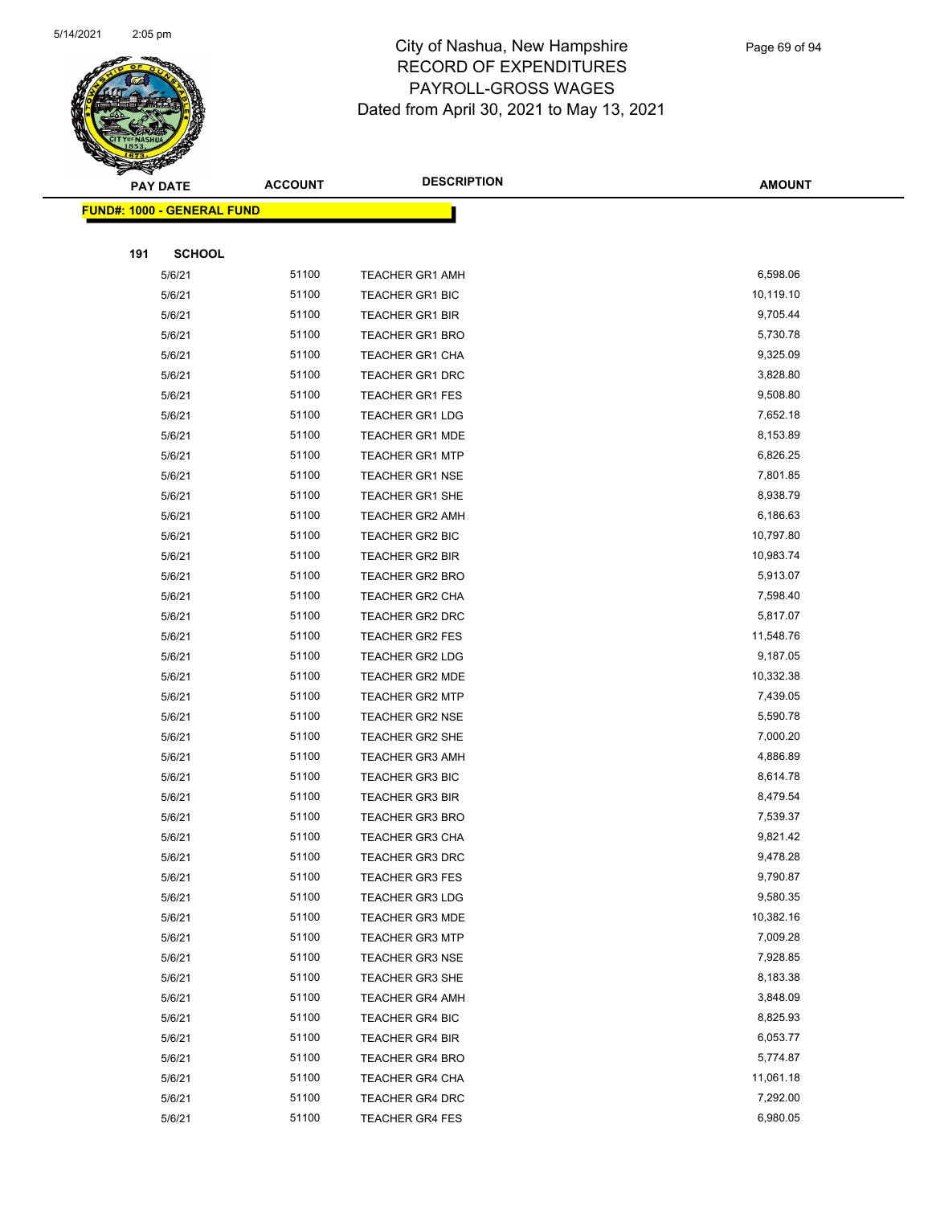# City of Nashua, New Hampshire
## RECORD OF EXPENDITURES
## PAYROLL-GROSS WAGES
### Dated from April 30, 2021 to May 13, 2021

| PAY DATE | ACCOUNT | DESCRIPTION | AMOUNT |
|---|---|---|---|
| **FUND#: 1000 - GENERAL FUND** | | | |
| **191 SCHOOL** | | | |
| 5/6/21 | 51100 | TEACHER GR1 AMH | 6,598.06 |
| 5/6/21 | 51100 | TEACHER GR1 BIC | 10,119.10 |
| 5/6/21 | 51100 | TEACHER GR1 BIR | 9,705.44 |
| 5/6/21 | 51100 | TEACHER GR1 BRO | 5,730.78 |
| 5/6/21 | 51100 | TEACHER GR1 CHA | 9,325.09 |
| 5/6/21 | 51100 | TEACHER GR1 DRC | 3,828.80 |
| 5/6/21 | 51100 | TEACHER GR1 FES | 9,508.80 |
| 5/6/21 | 51100 | TEACHER GR1 LDG | 7,652.18 |
| 5/6/21 | 51100 | TEACHER GR1 MDE | 8,153.89 |
| 5/6/21 | 51100 | TEACHER GR1 MTP | 6,826.25 |
| 5/6/21 | 51100 | TEACHER GR1 NSE | 7,801.85 |
| 5/6/21 | 51100 | TEACHER GR1 SHE | 8,938.79 |
| 5/6/21 | 51100 | TEACHER GR2 AMH | 6,186.63 |
| 5/6/21 | 51100 | TEACHER GR2 BIC | 10,797.80 |
| 5/6/21 | 51100 | TEACHER GR2 BIR | 10,983.74 |
| 5/6/21 | 51100 | TEACHER GR2 BRO | 5,913.07 |
| 5/6/21 | 51100 | TEACHER GR2 CHA | 7,598.40 |
| 5/6/21 | 51100 | TEACHER GR2 DRC | 5,817.07 |
| 5/6/21 | 51100 | TEACHER GR2 FES | 11,548.76 |
| 5/6/21 | 51100 | TEACHER GR2 LDG | 9,187.05 |
| 5/6/21 | 51100 | TEACHER GR2 MDE | 10,332.38 |
| 5/6/21 | 51100 | TEACHER GR2 MTP | 7,439.05 |
| 5/6/21 | 51100 | TEACHER GR2 NSE | 5,590.78 |
| 5/6/21 | 51100 | TEACHER GR2 SHE | 7,000.20 |
| 5/6/21 | 51100 | TEACHER GR3 AMH | 4,886.89 |
| 5/6/21 | 51100 | TEACHER GR3 BIC | 8,614.78 |
| 5/6/21 | 51100 | TEACHER GR3 BIR | 8,479.54 |
| 5/6/21 | 51100 | TEACHER GR3 BRO | 7,539.37 |
| 5/6/21 | 51100 | TEACHER GR3 CHA | 9,821.42 |
| 5/6/21 | 51100 | TEACHER GR3 DRC | 9,478.28 |
| 5/6/21 | 51100 | TEACHER GR3 FES | 9,790.87 |
| 5/6/21 | 51100 | TEACHER GR3 LDG | 9,580.35 |
| 5/6/21 | 51100 | TEACHER GR3 MDE | 10,382.16 |
| 5/6/21 | 51100 | TEACHER GR3 MTP | 7,009.28 |
| 5/6/21 | 51100 | TEACHER GR3 NSE | 7,928.85 |
| 5/6/21 | 51100 | TEACHER GR3 SHE | 8,183.38 |
| 5/6/21 | 51100 | TEACHER GR4 AMH | 3,848.09 |
| 5/6/21 | 51100 | TEACHER GR4 BIC | 8,825.93 |
| 5/6/21 | 51100 | TEACHER GR4 BIR | 6,053.77 |
| 5/6/21 | 51100 | TEACHER GR4 BRO | 5,774.87 |
| 5/6/21 | 51100 | TEACHER GR4 CHA | 11,061.18 |
| 5/6/21 | 51100 | TEACHER GR4 DRC | 7,292.00 |
| 5/6/21 | 51100 | TEACHER GR4 FES | 6,980.05 |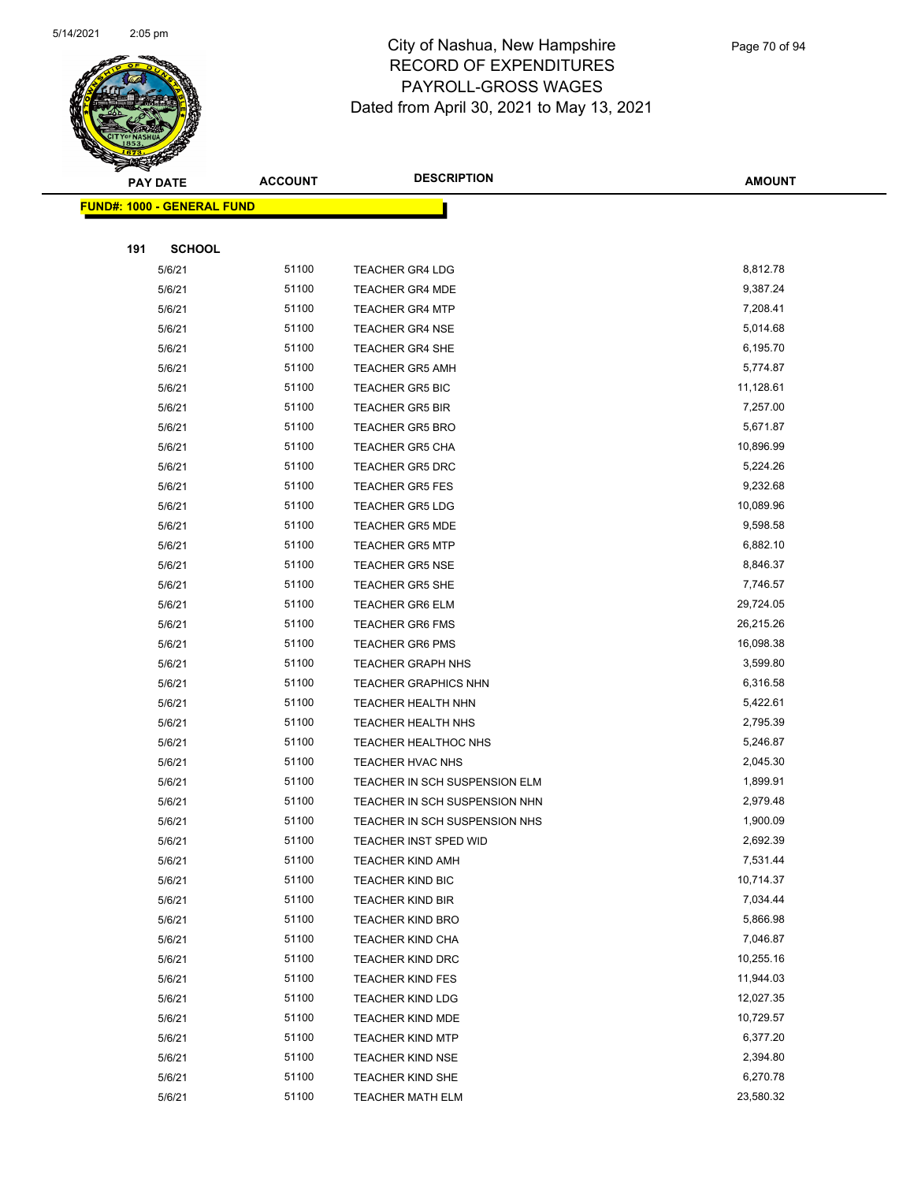# City of Nashua, New Hampshire
## RECORD OF EXPENDITURES
## PAYROLL-GROSS WAGES
### Dated from April 30, 2021 to May 13, 2021

| PAY DATE | ACCOUNT | DESCRIPTION | AMOUNT |
|---|---|---|---|
| **FUND#: 1000 - GENERAL FUND** | | | |
| **191 SCHOOL** | | | |
| 5/6/21 | 51100 | TEACHER GR4 LDG | 8,812.78 |
| 5/6/21 | 51100 | TEACHER GR4 MDE | 9,387.24 |
| 5/6/21 | 51100 | TEACHER GR4 MTP | 7,208.41 |
| 5/6/21 | 51100 | TEACHER GR4 NSE | 5,014.68 |
| 5/6/21 | 51100 | TEACHER GR4 SHE | 6,195.70 |
| 5/6/21 | 51100 | TEACHER GR5 AMH | 5,774.87 |
| 5/6/21 | 51100 | TEACHER GR5 BIC | 11,128.61 |
| 5/6/21 | 51100 | TEACHER GR5 BIR | 7,257.00 |
| 5/6/21 | 51100 | TEACHER GR5 BRO | 5,671.87 |
| 5/6/21 | 51100 | TEACHER GR5 CHA | 10,896.99 |
| 5/6/21 | 51100 | TEACHER GR5 DRC | 5,224.26 |
| 5/6/21 | 51100 | TEACHER GR5 FES | 9,232.68 |
| 5/6/21 | 51100 | TEACHER GR5 LDG | 10,089.96 |
| 5/6/21 | 51100 | TEACHER GR5 MDE | 9,598.58 |
| 5/6/21 | 51100 | TEACHER GR5 MTP | 6,882.10 |
| 5/6/21 | 51100 | TEACHER GR5 NSE | 8,846.37 |
| 5/6/21 | 51100 | TEACHER GR5 SHE | 7,746.57 |
| 5/6/21 | 51100 | TEACHER GR6 ELM | 29,724.05 |
| 5/6/21 | 51100 | TEACHER GR6 FMS | 26,215.26 |
| 5/6/21 | 51100 | TEACHER GR6 PMS | 16,098.38 |
| 5/6/21 | 51100 | TEACHER GRAPH NHS | 3,599.80 |
| 5/6/21 | 51100 | TEACHER GRAPHICS NHN | 6,316.58 |
| 5/6/21 | 51100 | TEACHER HEALTH NHN | 5,422.61 |
| 5/6/21 | 51100 | TEACHER HEALTH NHS | 2,795.39 |
| 5/6/21 | 51100 | TEACHER HEALTHOC NHS | 5,246.87 |
| 5/6/21 | 51100 | TEACHER HVAC NHS | 2,045.30 |
| 5/6/21 | 51100 | TEACHER IN SCH SUSPENSION ELM | 1,899.91 |
| 5/6/21 | 51100 | TEACHER IN SCH SUSPENSION NHN | 2,979.48 |
| 5/6/21 | 51100 | TEACHER IN SCH SUSPENSION NHS | 1,900.09 |
| 5/6/21 | 51100 | TEACHER INST SPED WID | 2,692.39 |
| 5/6/21 | 51100 | TEACHER KIND AMH | 7,531.44 |
| 5/6/21 | 51100 | TEACHER KIND BIC | 10,714.37 |
| 5/6/21 | 51100 | TEACHER KIND BIR | 7,034.44 |
| 5/6/21 | 51100 | TEACHER KIND BRO | 5,866.98 |
| 5/6/21 | 51100 | TEACHER KIND CHA | 7,046.87 |
| 5/6/21 | 51100 | TEACHER KIND DRC | 10,255.16 |
| 5/6/21 | 51100 | TEACHER KIND FES | 11,944.03 |
| 5/6/21 | 51100 | TEACHER KIND LDG | 12,027.35 |
| 5/6/21 | 51100 | TEACHER KIND MDE | 10,729.57 |
| 5/6/21 | 51100 | TEACHER KIND MTP | 6,377.20 |
| 5/6/21 | 51100 | TEACHER KIND NSE | 2,394.80 |
| 5/6/21 | 51100 | TEACHER KIND SHE | 6,270.78 |
| 5/6/21 | 51100 | TEACHER MATH ELM | 23,580.32 |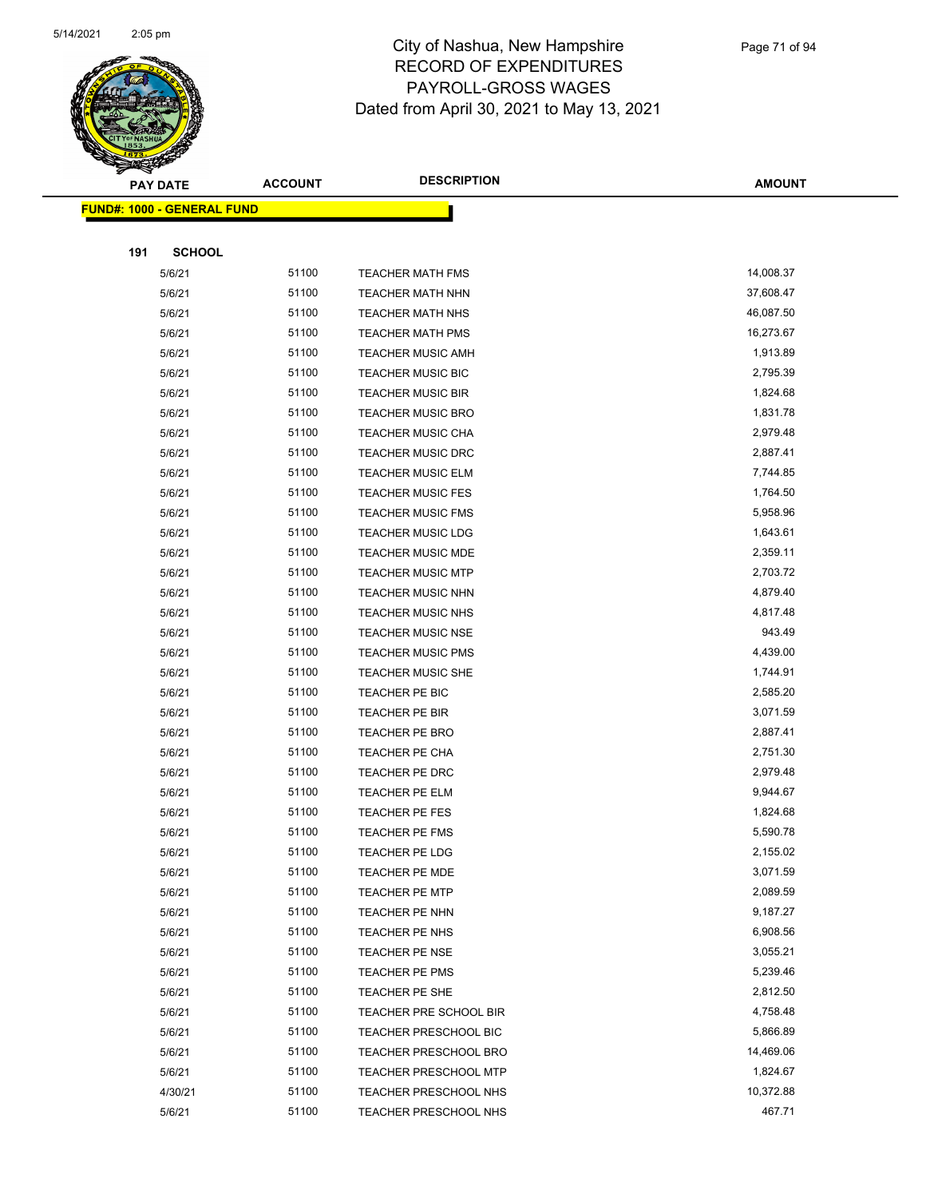# City of Nashua, New Hampshire
## RECORD OF EXPENDITURES
## PAYROLL-GROSS WAGES
## Dated from April 30, 2021 to May 13, 2021

| PAY DATE | ACCOUNT | DESCRIPTION | AMOUNT |
|---|---|---|---|
| **FUND#: 1000 - GENERAL FUND** | | | |
| **191 SCHOOL** | | | |
| 5/6/21 | 51100 | TEACHER MATH FMS | 14,008.37 |
| 5/6/21 | 51100 | TEACHER MATH NHN | 37,608.47 |
| 5/6/21 | 51100 | TEACHER MATH NHS | 46,087.50 |
| 5/6/21 | 51100 | TEACHER MATH PMS | 16,273.67 |
| 5/6/21 | 51100 | TEACHER MUSIC AMH | 1,913.89 |
| 5/6/21 | 51100 | TEACHER MUSIC BIC | 2,795.39 |
| 5/6/21 | 51100 | TEACHER MUSIC BIR | 1,824.68 |
| 5/6/21 | 51100 | TEACHER MUSIC BRO | 1,831.78 |
| 5/6/21 | 51100 | TEACHER MUSIC CHA | 2,979.48 |
| 5/6/21 | 51100 | TEACHER MUSIC DRC | 2,887.41 |
| 5/6/21 | 51100 | TEACHER MUSIC ELM | 7,744.85 |
| 5/6/21 | 51100 | TEACHER MUSIC FES | 1,764.50 |
| 5/6/21 | 51100 | TEACHER MUSIC FMS | 5,958.96 |
| 5/6/21 | 51100 | TEACHER MUSIC LDG | 1,643.61 |
| 5/6/21 | 51100 | TEACHER MUSIC MDE | 2,359.11 |
| 5/6/21 | 51100 | TEACHER MUSIC MTP | 2,703.72 |
| 5/6/21 | 51100 | TEACHER MUSIC NHN | 4,879.40 |
| 5/6/21 | 51100 | TEACHER MUSIC NHS | 4,817.48 |
| 5/6/21 | 51100 | TEACHER MUSIC NSE | 943.49 |
| 5/6/21 | 51100 | TEACHER MUSIC PMS | 4,439.00 |
| 5/6/21 | 51100 | TEACHER MUSIC SHE | 1,744.91 |
| 5/6/21 | 51100 | TEACHER PE BIC | 2,585.20 |
| 5/6/21 | 51100 | TEACHER PE BIR | 3,071.59 |
| 5/6/21 | 51100 | TEACHER PE BRO | 2,887.41 |
| 5/6/21 | 51100 | TEACHER PE CHA | 2,751.30 |
| 5/6/21 | 51100 | TEACHER PE DRC | 2,979.48 |
| 5/6/21 | 51100 | TEACHER PE ELM | 9,944.67 |
| 5/6/21 | 51100 | TEACHER PE FES | 1,824.68 |
| 5/6/21 | 51100 | TEACHER PE FMS | 5,590.78 |
| 5/6/21 | 51100 | TEACHER PE LDG | 2,155.02 |
| 5/6/21 | 51100 | TEACHER PE MDE | 3,071.59 |
| 5/6/21 | 51100 | TEACHER PE MTP | 2,089.59 |
| 5/6/21 | 51100 | TEACHER PE NHN | 9,187.27 |
| 5/6/21 | 51100 | TEACHER PE NHS | 6,908.56 |
| 5/6/21 | 51100 | TEACHER PE NSE | 3,055.21 |
| 5/6/21 | 51100 | TEACHER PE PMS | 5,239.46 |
| 5/6/21 | 51100 | TEACHER PE SHE | 2,812.50 |
| 5/6/21 | 51100 | TEACHER PRE SCHOOL BIR | 4,758.48 |
| 5/6/21 | 51100 | TEACHER PRESCHOOL BIC | 5,866.89 |
| 5/6/21 | 51100 | TEACHER PRESCHOOL BRO | 14,469.06 |
| 5/6/21 | 51100 | TEACHER PRESCHOOL MTP | 1,824.67 |
| 4/30/21 | 51100 | TEACHER PRESCHOOL NHS | 10,372.88 |
| 5/6/21 | 51100 | TEACHER PRESCHOOL NHS | 467.71 |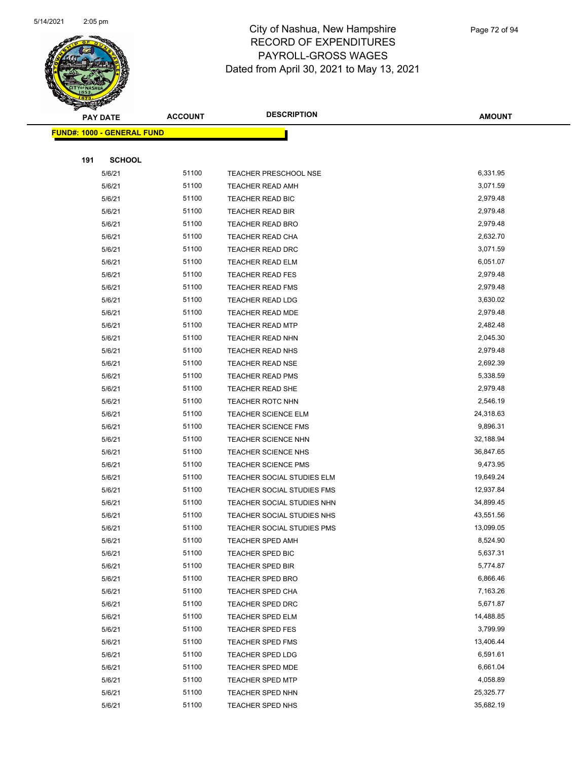# City of Nashua, New Hampshire
## RECORD OF EXPENDITURES
## PAYROLL-GROSS WAGES
## Dated from April 30, 2021 to May 13, 2021

| PAY DATE | ACCOUNT | DESCRIPTION | AMOUNT |
|---|---|---|---|

**FUND#: 1000 - GENERAL FUND**

**191 SCHOOL**

| PAY DATE | ACCOUNT | DESCRIPTION | AMOUNT |
|---|---|---|---|
| 5/6/21 | 51100 | TEACHER PRESCHOOL NSE | 6,331.95 |
| 5/6/21 | 51100 | TEACHER READ AMH | 3,071.59 |
| 5/6/21 | 51100 | TEACHER READ BIC | 2,979.48 |
| 5/6/21 | 51100 | TEACHER READ BIR | 2,979.48 |
| 5/6/21 | 51100 | TEACHER READ BRO | 2,979.48 |
| 5/6/21 | 51100 | TEACHER READ CHA | 2,632.70 |
| 5/6/21 | 51100 | TEACHER READ DRC | 3,071.59 |
| 5/6/21 | 51100 | TEACHER READ ELM | 6,051.07 |
| 5/6/21 | 51100 | TEACHER READ FES | 2,979.48 |
| 5/6/21 | 51100 | TEACHER READ FMS | 2,979.48 |
| 5/6/21 | 51100 | TEACHER READ LDG | 3,630.02 |
| 5/6/21 | 51100 | TEACHER READ MDE | 2,979.48 |
| 5/6/21 | 51100 | TEACHER READ MTP | 2,482.48 |
| 5/6/21 | 51100 | TEACHER READ NHN | 2,045.30 |
| 5/6/21 | 51100 | TEACHER READ NHS | 2,979.48 |
| 5/6/21 | 51100 | TEACHER READ NSE | 2,692.39 |
| 5/6/21 | 51100 | TEACHER READ PMS | 5,338.59 |
| 5/6/21 | 51100 | TEACHER READ SHE | 2,979.48 |
| 5/6/21 | 51100 | TEACHER ROTC NHN | 2,546.19 |
| 5/6/21 | 51100 | TEACHER SCIENCE ELM | 24,318.63 |
| 5/6/21 | 51100 | TEACHER SCIENCE FMS | 9,896.31 |
| 5/6/21 | 51100 | TEACHER SCIENCE NHN | 32,188.94 |
| 5/6/21 | 51100 | TEACHER SCIENCE NHS | 36,847.65 |
| 5/6/21 | 51100 | TEACHER SCIENCE PMS | 9,473.95 |
| 5/6/21 | 51100 | TEACHER SOCIAL STUDIES ELM | 19,649.24 |
| 5/6/21 | 51100 | TEACHER SOCIAL STUDIES FMS | 12,937.84 |
| 5/6/21 | 51100 | TEACHER SOCIAL STUDIES NHN | 34,899.45 |
| 5/6/21 | 51100 | TEACHER SOCIAL STUDIES NHS | 43,551.56 |
| 5/6/21 | 51100 | TEACHER SOCIAL STUDIES PMS | 13,099.05 |
| 5/6/21 | 51100 | TEACHER SPED AMH | 8,524.90 |
| 5/6/21 | 51100 | TEACHER SPED BIC | 5,637.31 |
| 5/6/21 | 51100 | TEACHER SPED BIR | 5,774.87 |
| 5/6/21 | 51100 | TEACHER SPED BRO | 6,866.46 |
| 5/6/21 | 51100 | TEACHER SPED CHA | 7,163.26 |
| 5/6/21 | 51100 | TEACHER SPED DRC | 5,671.87 |
| 5/6/21 | 51100 | TEACHER SPED ELM | 14,488.85 |
| 5/6/21 | 51100 | TEACHER SPED FES | 3,799.99 |
| 5/6/21 | 51100 | TEACHER SPED FMS | 13,406.44 |
| 5/6/21 | 51100 | TEACHER SPED LDG | 6,591.61 |
| 5/6/21 | 51100 | TEACHER SPED MDE | 6,661.04 |
| 5/6/21 | 51100 | TEACHER SPED MTP | 4,058.89 |
| 5/6/21 | 51100 | TEACHER SPED NHN | 25,325.77 |
| 5/6/21 | 51100 | TEACHER SPED NHS | 35,682.19 |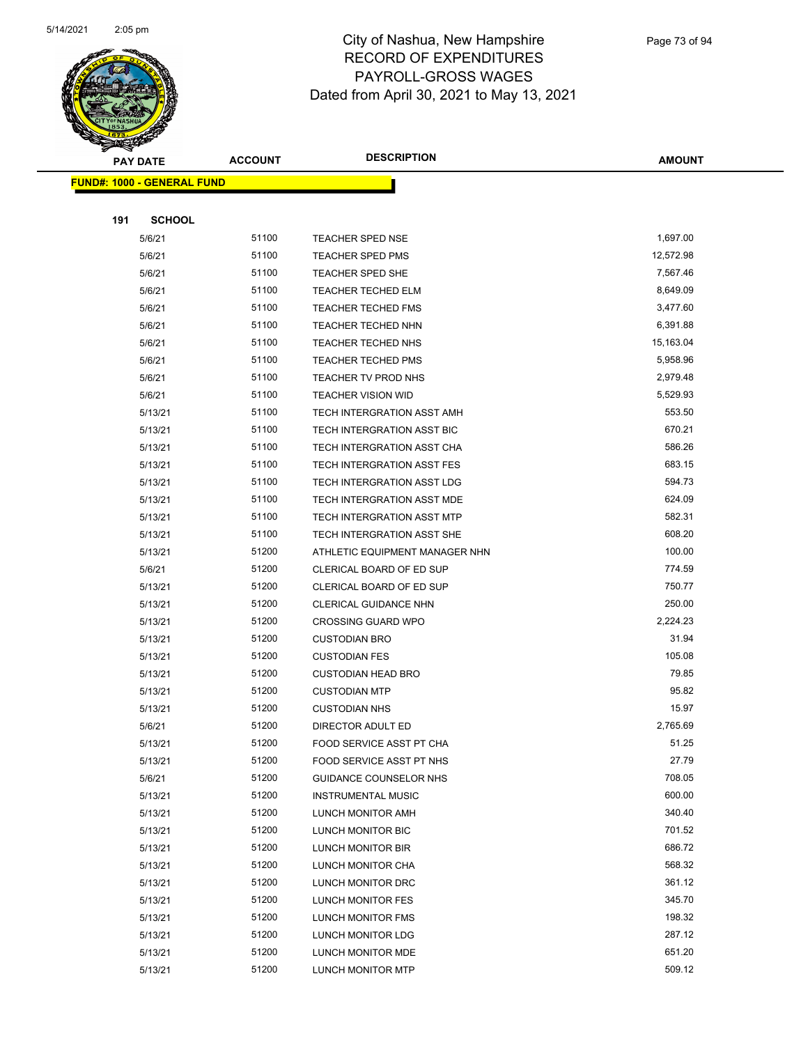# City of Nashua, New Hampshire
## RECORD OF EXPENDITURES
## PAYROLL-GROSS WAGES
## Dated from April 30, 2021 to May 13, 2021

| PAY DATE | ACCOUNT | DESCRIPTION | AMOUNT |
|---|---|---|---|

**FUND#: 1000 - GENERAL FUND**

**191 SCHOOL**

| PAY DATE | ACCOUNT | DESCRIPTION | AMOUNT |
|---|---|---|---|
| 5/6/21 | 51100 | TEACHER SPED NSE | 1,697.00 |
| 5/6/21 | 51100 | TEACHER SPED PMS | 12,572.98 |
| 5/6/21 | 51100 | TEACHER SPED SHE | 7,567.46 |
| 5/6/21 | 51100 | TEACHER TECHED ELM | 8,649.09 |
| 5/6/21 | 51100 | TEACHER TECHED FMS | 3,477.60 |
| 5/6/21 | 51100 | TEACHER TECHED NHN | 6,391.88 |
| 5/6/21 | 51100 | TEACHER TECHED NHS | 15,163.04 |
| 5/6/21 | 51100 | TEACHER TECHED PMS | 5,958.96 |
| 5/6/21 | 51100 | TEACHER TV PROD NHS | 2,979.48 |
| 5/6/21 | 51100 | TEACHER VISION WID | 5,529.93 |
| 5/13/21 | 51100 | TECH INTERGRATION ASST AMH | 553.50 |
| 5/13/21 | 51100 | TECH INTERGRATION ASST BIC | 670.21 |
| 5/13/21 | 51100 | TECH INTERGRATION ASST CHA | 586.26 |
| 5/13/21 | 51100 | TECH INTERGRATION ASST FES | 683.15 |
| 5/13/21 | 51100 | TECH INTERGRATION ASST LDG | 594.73 |
| 5/13/21 | 51100 | TECH INTERGRATION ASST MDE | 624.09 |
| 5/13/21 | 51100 | TECH INTERGRATION ASST MTP | 582.31 |
| 5/13/21 | 51100 | TECH INTERGRATION ASST SHE | 608.20 |
| 5/13/21 | 51200 | ATHLETIC EQUIPMENT MANAGER NHN | 100.00 |
| 5/6/21 | 51200 | CLERICAL BOARD OF ED SUP | 774.59 |
| 5/13/21 | 51200 | CLERICAL BOARD OF ED SUP | 750.77 |
| 5/13/21 | 51200 | CLERICAL GUIDANCE NHN | 250.00 |
| 5/13/21 | 51200 | CROSSING GUARD WPO | 2,224.23 |
| 5/13/21 | 51200 | CUSTODIAN BRO | 31.94 |
| 5/13/21 | 51200 | CUSTODIAN FES | 105.08 |
| 5/13/21 | 51200 | CUSTODIAN HEAD BRO | 79.85 |
| 5/13/21 | 51200 | CUSTODIAN MTP | 95.82 |
| 5/13/21 | 51200 | CUSTODIAN NHS | 15.97 |
| 5/6/21 | 51200 | DIRECTOR ADULT ED | 2,765.69 |
| 5/13/21 | 51200 | FOOD SERVICE ASST PT CHA | 51.25 |
| 5/13/21 | 51200 | FOOD SERVICE ASST PT NHS | 27.79 |
| 5/6/21 | 51200 | GUIDANCE COUNSELOR NHS | 708.05 |
| 5/13/21 | 51200 | INSTRUMENTAL MUSIC | 600.00 |
| 5/13/21 | 51200 | LUNCH MONITOR AMH | 340.40 |
| 5/13/21 | 51200 | LUNCH MONITOR BIC | 701.52 |
| 5/13/21 | 51200 | LUNCH MONITOR BIR | 686.72 |
| 5/13/21 | 51200 | LUNCH MONITOR CHA | 568.32 |
| 5/13/21 | 51200 | LUNCH MONITOR DRC | 361.12 |
| 5/13/21 | 51200 | LUNCH MONITOR FES | 345.70 |
| 5/13/21 | 51200 | LUNCH MONITOR FMS | 198.32 |
| 5/13/21 | 51200 | LUNCH MONITOR LDG | 287.12 |
| 5/13/21 | 51200 | LUNCH MONITOR MDE | 651.20 |
| 5/13/21 | 51200 | LUNCH MONITOR MTP | 509.12 |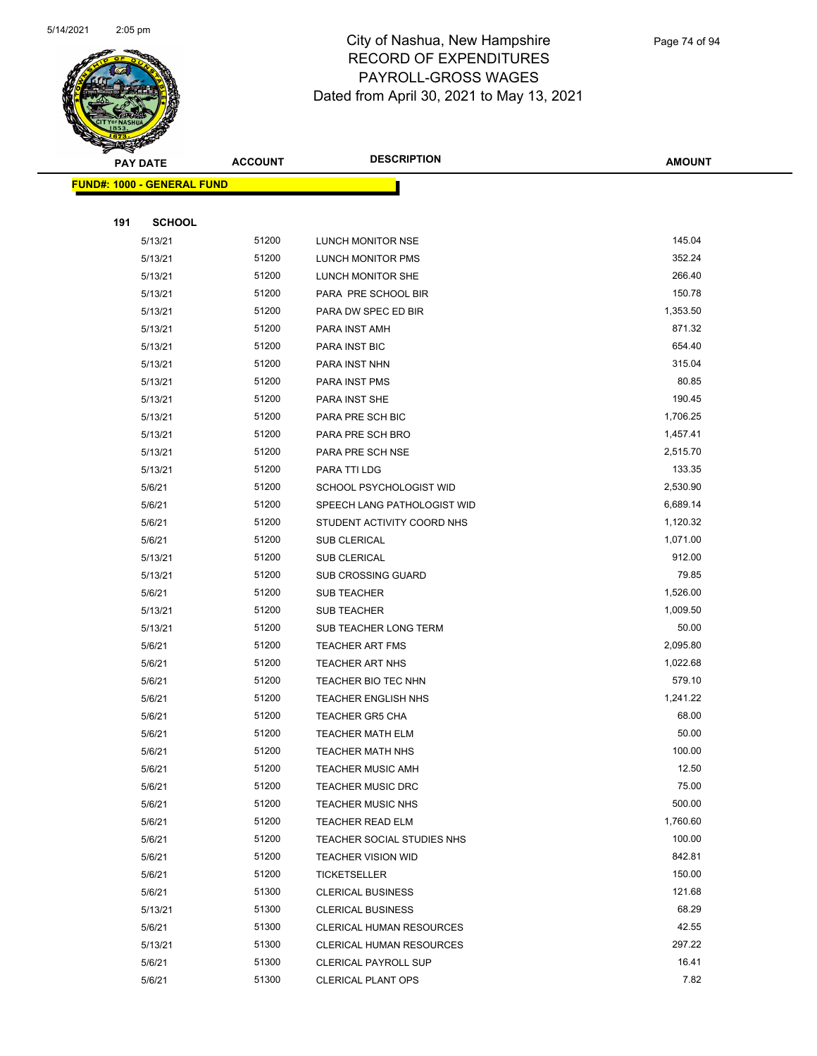# City of Nashua, New Hampshire
# RECORD OF EXPENDITURES
# PAYROLL-GROSS WAGES
Dated from April 30, 2021 to May 13, 2021

| PAY DATE | ACCOUNT | DESCRIPTION | AMOUNT |
|---|---|---|---|
| **FUND#: 1000 - GENERAL FUND** | | | |
| **191 SCHOOL** | | | |
| 5/13/21 | 51200 | LUNCH MONITOR NSE | 145.04 |
| 5/13/21 | 51200 | LUNCH MONITOR PMS | 352.24 |
| 5/13/21 | 51200 | LUNCH MONITOR SHE | 266.40 |
| 5/13/21 | 51200 | PARA PRE SCHOOL BIR | 150.78 |
| 5/13/21 | 51200 | PARA DW SPEC ED BIR | 1,353.50 |
| 5/13/21 | 51200 | PARA INST AMH | 871.32 |
| 5/13/21 | 51200 | PARA INST BIC | 654.40 |
| 5/13/21 | 51200 | PARA INST NHN | 315.04 |
| 5/13/21 | 51200 | PARA INST PMS | 80.85 |
| 5/13/21 | 51200 | PARA INST SHE | 190.45 |
| 5/13/21 | 51200 | PARA PRE SCH BIC | 1,706.25 |
| 5/13/21 | 51200 | PARA PRE SCH BRO | 1,457.41 |
| 5/13/21 | 51200 | PARA PRE SCH NSE | 2,515.70 |
| 5/13/21 | 51200 | PARA TTI LDG | 133.35 |
| 5/6/21 | 51200 | SCHOOL PSYCHOLOGIST WID | 2,530.90 |
| 5/6/21 | 51200 | SPEECH LANG PATHOLOGIST WID | 6,689.14 |
| 5/6/21 | 51200 | STUDENT ACTIVITY COORD NHS | 1,120.32 |
| 5/6/21 | 51200 | SUB CLERICAL | 1,071.00 |
| 5/13/21 | 51200 | SUB CLERICAL | 912.00 |
| 5/13/21 | 51200 | SUB CROSSING GUARD | 79.85 |
| 5/6/21 | 51200 | SUB TEACHER | 1,526.00 |
| 5/13/21 | 51200 | SUB TEACHER | 1,009.50 |
| 5/13/21 | 51200 | SUB TEACHER LONG TERM | 50.00 |
| 5/6/21 | 51200 | TEACHER ART FMS | 2,095.80 |
| 5/6/21 | 51200 | TEACHER ART NHS | 1,022.68 |
| 5/6/21 | 51200 | TEACHER BIO TEC NHN | 579.10 |
| 5/6/21 | 51200 | TEACHER ENGLISH NHS | 1,241.22 |
| 5/6/21 | 51200 | TEACHER GR5 CHA | 68.00 |
| 5/6/21 | 51200 | TEACHER MATH ELM | 50.00 |
| 5/6/21 | 51200 | TEACHER MATH NHS | 100.00 |
| 5/6/21 | 51200 | TEACHER MUSIC AMH | 12.50 |
| 5/6/21 | 51200 | TEACHER MUSIC DRC | 75.00 |
| 5/6/21 | 51200 | TEACHER MUSIC NHS | 500.00 |
| 5/6/21 | 51200 | TEACHER READ ELM | 1,760.60 |
| 5/6/21 | 51200 | TEACHER SOCIAL STUDIES NHS | 100.00 |
| 5/6/21 | 51200 | TEACHER VISION WID | 842.81 |
| 5/6/21 | 51200 | TICKETSELLER | 150.00 |
| 5/6/21 | 51300 | CLERICAL BUSINESS | 121.68 |
| 5/13/21 | 51300 | CLERICAL BUSINESS | 68.29 |
| 5/6/21 | 51300 | CLERICAL HUMAN RESOURCES | 42.55 |
| 5/13/21 | 51300 | CLERICAL HUMAN RESOURCES | 297.22 |
| 5/6/21 | 51300 | CLERICAL PAYROLL SUP | 16.41 |
| 5/6/21 | 51300 | CLERICAL PLANT OPS | 7.82 |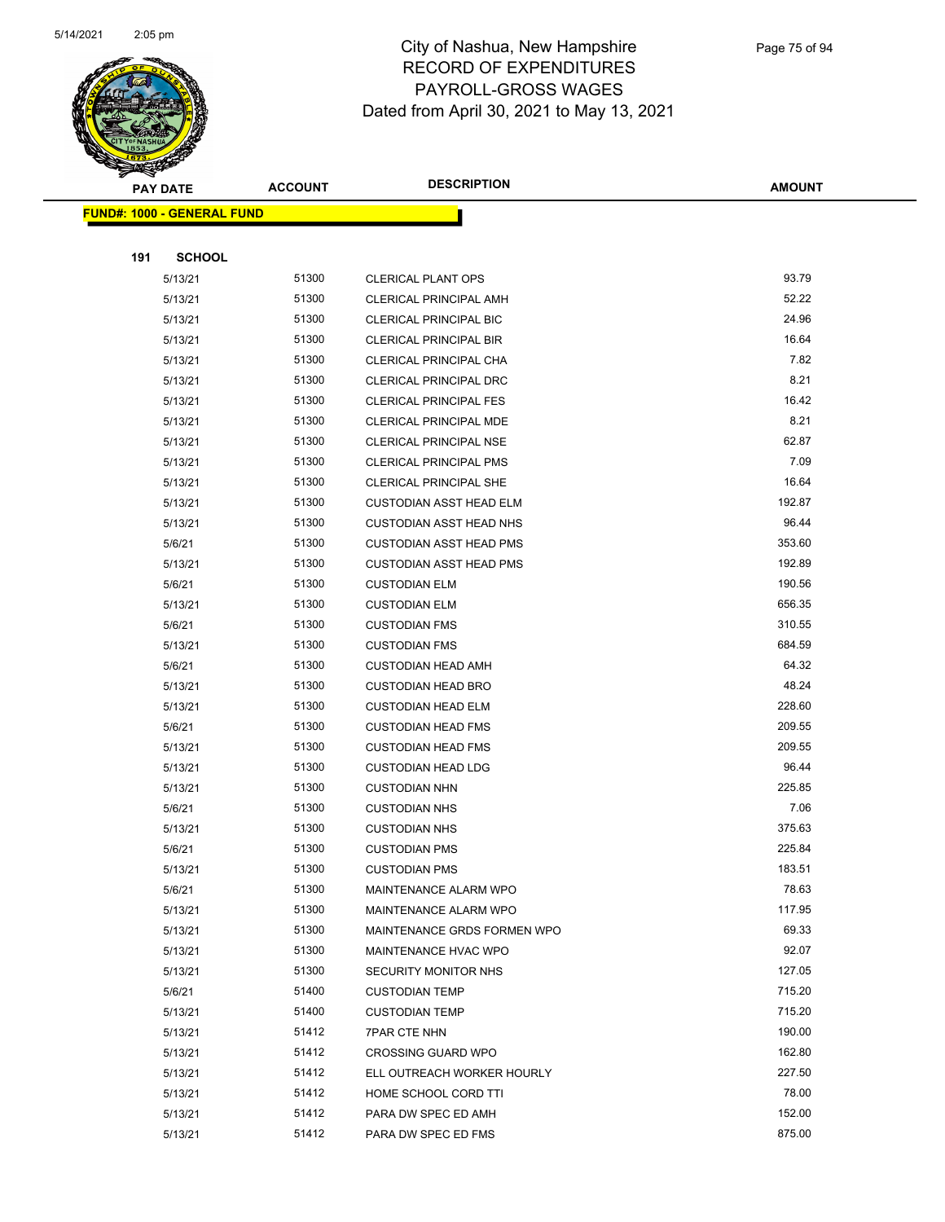# City of Nashua, New Hampshire
## RECORD OF EXPENDITURES
## PAYROLL-GROSS WAGES
Dated from April 30, 2021 to May 13, 2021

| PAY DATE | ACCOUNT | DESCRIPTION | AMOUNT |
|---|---|---|---|
| **FUND#: 1000 - GENERAL FUND** | | | |
| **191 SCHOOL** | | | |
| 5/13/21 | 51300 | CLERICAL PLANT OPS | 93.79 |
| 5/13/21 | 51300 | CLERICAL PRINCIPAL AMH | 52.22 |
| 5/13/21 | 51300 | CLERICAL PRINCIPAL BIC | 24.96 |
| 5/13/21 | 51300 | CLERICAL PRINCIPAL BIR | 16.64 |
| 5/13/21 | 51300 | CLERICAL PRINCIPAL CHA | 7.82 |
| 5/13/21 | 51300 | CLERICAL PRINCIPAL DRC | 8.21 |
| 5/13/21 | 51300 | CLERICAL PRINCIPAL FES | 16.42 |
| 5/13/21 | 51300 | CLERICAL PRINCIPAL MDE | 8.21 |
| 5/13/21 | 51300 | CLERICAL PRINCIPAL NSE | 62.87 |
| 5/13/21 | 51300 | CLERICAL PRINCIPAL PMS | 7.09 |
| 5/13/21 | 51300 | CLERICAL PRINCIPAL SHE | 16.64 |
| 5/13/21 | 51300 | CUSTODIAN ASST HEAD ELM | 192.87 |
| 5/13/21 | 51300 | CUSTODIAN ASST HEAD NHS | 96.44 |
| 5/6/21 | 51300 | CUSTODIAN ASST HEAD PMS | 353.60 |
| 5/13/21 | 51300 | CUSTODIAN ASST HEAD PMS | 192.89 |
| 5/6/21 | 51300 | CUSTODIAN ELM | 190.56 |
| 5/13/21 | 51300 | CUSTODIAN ELM | 656.35 |
| 5/6/21 | 51300 | CUSTODIAN FMS | 310.55 |
| 5/13/21 | 51300 | CUSTODIAN FMS | 684.59 |
| 5/6/21 | 51300 | CUSTODIAN HEAD AMH | 64.32 |
| 5/13/21 | 51300 | CUSTODIAN HEAD BRO | 48.24 |
| 5/13/21 | 51300 | CUSTODIAN HEAD ELM | 228.60 |
| 5/6/21 | 51300 | CUSTODIAN HEAD FMS | 209.55 |
| 5/13/21 | 51300 | CUSTODIAN HEAD FMS | 209.55 |
| 5/13/21 | 51300 | CUSTODIAN HEAD LDG | 96.44 |
| 5/13/21 | 51300 | CUSTODIAN NHN | 225.85 |
| 5/6/21 | 51300 | CUSTODIAN NHS | 7.06 |
| 5/13/21 | 51300 | CUSTODIAN NHS | 375.63 |
| 5/6/21 | 51300 | CUSTODIAN PMS | 225.84 |
| 5/13/21 | 51300 | CUSTODIAN PMS | 183.51 |
| 5/6/21 | 51300 | MAINTENANCE ALARM WPO | 78.63 |
| 5/13/21 | 51300 | MAINTENANCE ALARM WPO | 117.95 |
| 5/13/21 | 51300 | MAINTENANCE GRDS FORMEN WPO | 69.33 |
| 5/13/21 | 51300 | MAINTENANCE HVAC WPO | 92.07 |
| 5/13/21 | 51300 | SECURITY MONITOR NHS | 127.05 |
| 5/6/21 | 51400 | CUSTODIAN TEMP | 715.20 |
| 5/13/21 | 51400 | CUSTODIAN TEMP | 715.20 |
| 5/13/21 | 51412 | 7PAR CTE NHN | 190.00 |
| 5/13/21 | 51412 | CROSSING GUARD WPO | 162.80 |
| 5/13/21 | 51412 | ELL OUTREACH WORKER HOURLY | 227.50 |
| 5/13/21 | 51412 | HOME SCHOOL CORD TTI | 78.00 |
| 5/13/21 | 51412 | PARA DW SPEC ED AMH | 152.00 |
| 5/13/21 | 51412 | PARA DW SPEC ED FMS | 875.00 |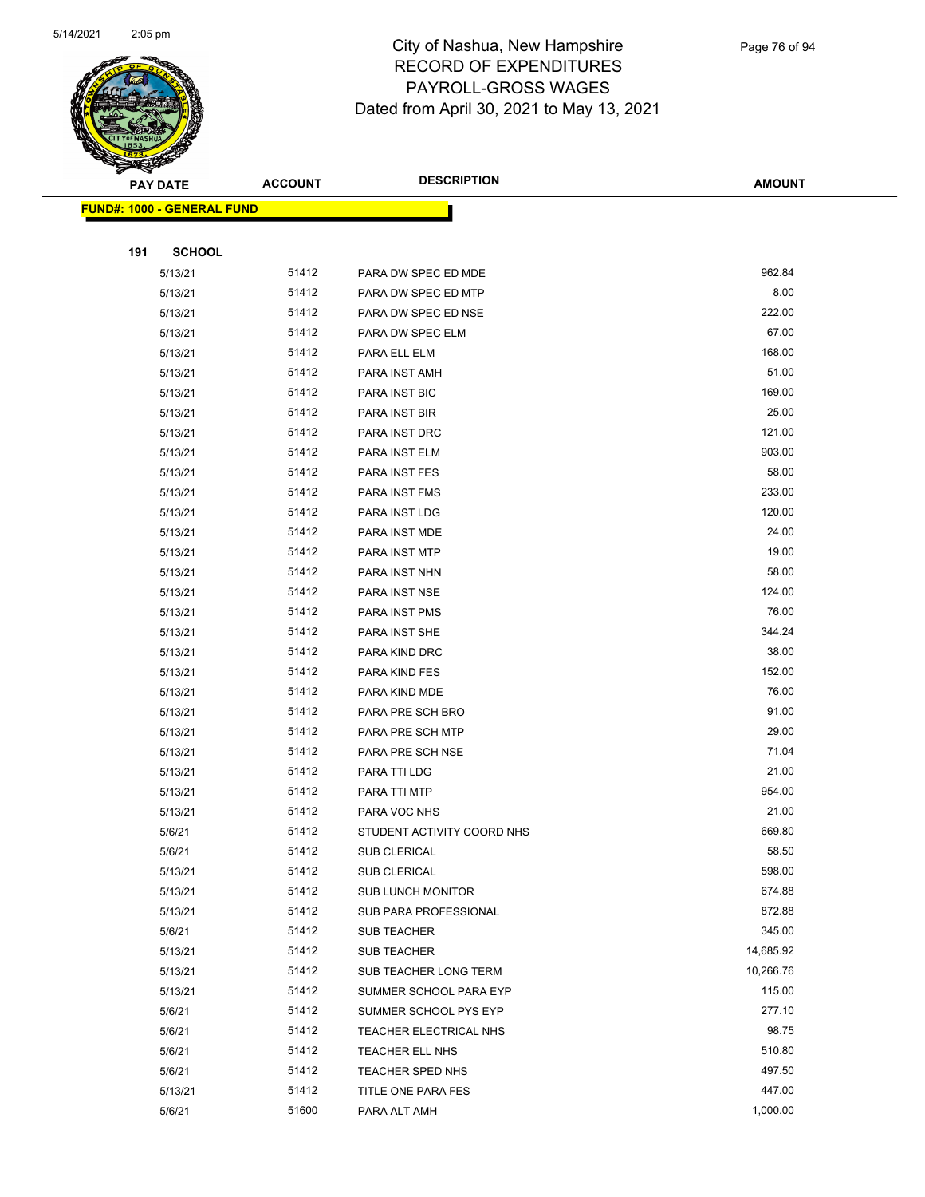# City of Nashua, New Hampshire
## RECORD OF EXPENDITURES
## PAYROLL-GROSS WAGES
## Dated from April 30, 2021 to May 13, 2021

| PAY DATE | ACCOUNT | DESCRIPTION | AMOUNT |
|---|---|---|---|
| **FUND#: 1000 - GENERAL FUND** | | | |
| **191 SCHOOL** | | | |
| 5/13/21 | 51412 | PARA DW SPEC ED MDE | 962.84 |
| 5/13/21 | 51412 | PARA DW SPEC ED MTP | 8.00 |
| 5/13/21 | 51412 | PARA DW SPEC ED NSE | 222.00 |
| 5/13/21 | 51412 | PARA DW SPEC ELM | 67.00 |
| 5/13/21 | 51412 | PARA ELL ELM | 168.00 |
| 5/13/21 | 51412 | PARA INST AMH | 51.00 |
| 5/13/21 | 51412 | PARA INST BIC | 169.00 |
| 5/13/21 | 51412 | PARA INST BIR | 25.00 |
| 5/13/21 | 51412 | PARA INST DRC | 121.00 |
| 5/13/21 | 51412 | PARA INST ELM | 903.00 |
| 5/13/21 | 51412 | PARA INST FES | 58.00 |
| 5/13/21 | 51412 | PARA INST FMS | 233.00 |
| 5/13/21 | 51412 | PARA INST LDG | 120.00 |
| 5/13/21 | 51412 | PARA INST MDE | 24.00 |
| 5/13/21 | 51412 | PARA INST MTP | 19.00 |
| 5/13/21 | 51412 | PARA INST NHN | 58.00 |
| 5/13/21 | 51412 | PARA INST NSE | 124.00 |
| 5/13/21 | 51412 | PARA INST PMS | 76.00 |
| 5/13/21 | 51412 | PARA INST SHE | 344.24 |
| 5/13/21 | 51412 | PARA KIND DRC | 38.00 |
| 5/13/21 | 51412 | PARA KIND FES | 152.00 |
| 5/13/21 | 51412 | PARA KIND MDE | 76.00 |
| 5/13/21 | 51412 | PARA PRE SCH BRO | 91.00 |
| 5/13/21 | 51412 | PARA PRE SCH MTP | 29.00 |
| 5/13/21 | 51412 | PARA PRE SCH NSE | 71.04 |
| 5/13/21 | 51412 | PARA TTI LDG | 21.00 |
| 5/13/21 | 51412 | PARA TTI MTP | 954.00 |
| 5/13/21 | 51412 | PARA VOC NHS | 21.00 |
| 5/6/21 | 51412 | STUDENT ACTIVITY COORD NHS | 669.80 |
| 5/6/21 | 51412 | SUB CLERICAL | 58.50 |
| 5/13/21 | 51412 | SUB CLERICAL | 598.00 |
| 5/13/21 | 51412 | SUB LUNCH MONITOR | 674.88 |
| 5/13/21 | 51412 | SUB PARA PROFESSIONAL | 872.88 |
| 5/6/21 | 51412 | SUB TEACHER | 345.00 |
| 5/13/21 | 51412 | SUB TEACHER | 14,685.92 |
| 5/13/21 | 51412 | SUB TEACHER LONG TERM | 10,266.76 |
| 5/13/21 | 51412 | SUMMER SCHOOL PARA EYP | 115.00 |
| 5/6/21 | 51412 | SUMMER SCHOOL PYS EYP | 277.10 |
| 5/6/21 | 51412 | TEACHER ELECTRICAL NHS | 98.75 |
| 5/6/21 | 51412 | TEACHER ELL NHS | 510.80 |
| 5/6/21 | 51412 | TEACHER SPED NHS | 497.50 |
| 5/13/21 | 51412 | TITLE ONE PARA FES | 447.00 |
| 5/6/21 | 51600 | PARA ALT AMH | 1,000.00 |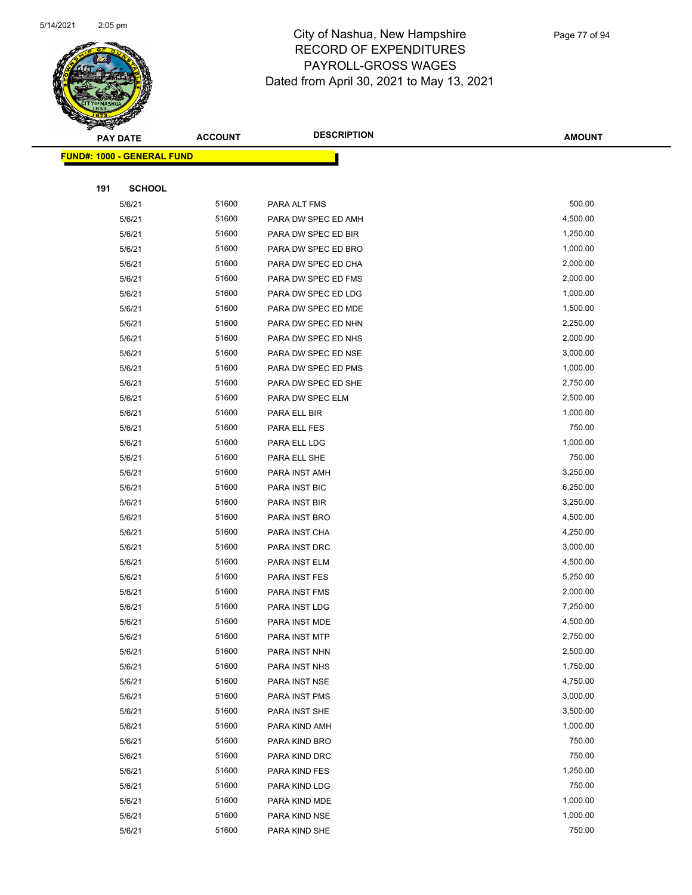# City of Nashua, New Hampshire
## RECORD OF EXPENDITURES
## PAYROLL-GROSS WAGES
## Dated from April 30, 2021 to May 13, 2021

| PAY DATE | ACCOUNT | DESCRIPTION | AMOUNT |
|---|---|---|---|

**FUND#: 1000 - GENERAL FUND**

**191 SCHOOL**

| PAY DATE | ACCOUNT | DESCRIPTION | AMOUNT |
|---|---|---|---|
| 5/6/21 | 51600 | PARA ALT FMS | 500.00 |
| 5/6/21 | 51600 | PARA DW SPEC ED AMH | 4,500.00 |
| 5/6/21 | 51600 | PARA DW SPEC ED BIR | 1,250.00 |
| 5/6/21 | 51600 | PARA DW SPEC ED BRO | 1,000.00 |
| 5/6/21 | 51600 | PARA DW SPEC ED CHA | 2,000.00 |
| 5/6/21 | 51600 | PARA DW SPEC ED FMS | 2,000.00 |
| 5/6/21 | 51600 | PARA DW SPEC ED LDG | 1,000.00 |
| 5/6/21 | 51600 | PARA DW SPEC ED MDE | 1,500.00 |
| 5/6/21 | 51600 | PARA DW SPEC ED NHN | 2,250.00 |
| 5/6/21 | 51600 | PARA DW SPEC ED NHS | 2,000.00 |
| 5/6/21 | 51600 | PARA DW SPEC ED NSE | 3,000.00 |
| 5/6/21 | 51600 | PARA DW SPEC ED PMS | 1,000.00 |
| 5/6/21 | 51600 | PARA DW SPEC ED SHE | 2,750.00 |
| 5/6/21 | 51600 | PARA DW SPEC ELM | 2,500.00 |
| 5/6/21 | 51600 | PARA ELL BIR | 1,000.00 |
| 5/6/21 | 51600 | PARA ELL FES | 750.00 |
| 5/6/21 | 51600 | PARA ELL LDG | 1,000.00 |
| 5/6/21 | 51600 | PARA ELL SHE | 750.00 |
| 5/6/21 | 51600 | PARA INST AMH | 3,250.00 |
| 5/6/21 | 51600 | PARA INST BIC | 6,250.00 |
| 5/6/21 | 51600 | PARA INST BIR | 3,250.00 |
| 5/6/21 | 51600 | PARA INST BRO | 4,500.00 |
| 5/6/21 | 51600 | PARA INST CHA | 4,250.00 |
| 5/6/21 | 51600 | PARA INST DRC | 3,000.00 |
| 5/6/21 | 51600 | PARA INST ELM | 4,500.00 |
| 5/6/21 | 51600 | PARA INST FES | 5,250.00 |
| 5/6/21 | 51600 | PARA INST FMS | 2,000.00 |
| 5/6/21 | 51600 | PARA INST LDG | 7,250.00 |
| 5/6/21 | 51600 | PARA INST MDE | 4,500.00 |
| 5/6/21 | 51600 | PARA INST MTP | 2,750.00 |
| 5/6/21 | 51600 | PARA INST NHN | 2,500.00 |
| 5/6/21 | 51600 | PARA INST NHS | 1,750.00 |
| 5/6/21 | 51600 | PARA INST NSE | 4,750.00 |
| 5/6/21 | 51600 | PARA INST PMS | 3,000.00 |
| 5/6/21 | 51600 | PARA INST SHE | 3,500.00 |
| 5/6/21 | 51600 | PARA KIND AMH | 1,000.00 |
| 5/6/21 | 51600 | PARA KIND BRO | 750.00 |
| 5/6/21 | 51600 | PARA KIND DRC | 750.00 |
| 5/6/21 | 51600 | PARA KIND FES | 1,250.00 |
| 5/6/21 | 51600 | PARA KIND LDG | 750.00 |
| 5/6/21 | 51600 | PARA KIND MDE | 1,000.00 |
| 5/6/21 | 51600 | PARA KIND NSE | 1,000.00 |
| 5/6/21 | 51600 | PARA KIND SHE | 750.00 |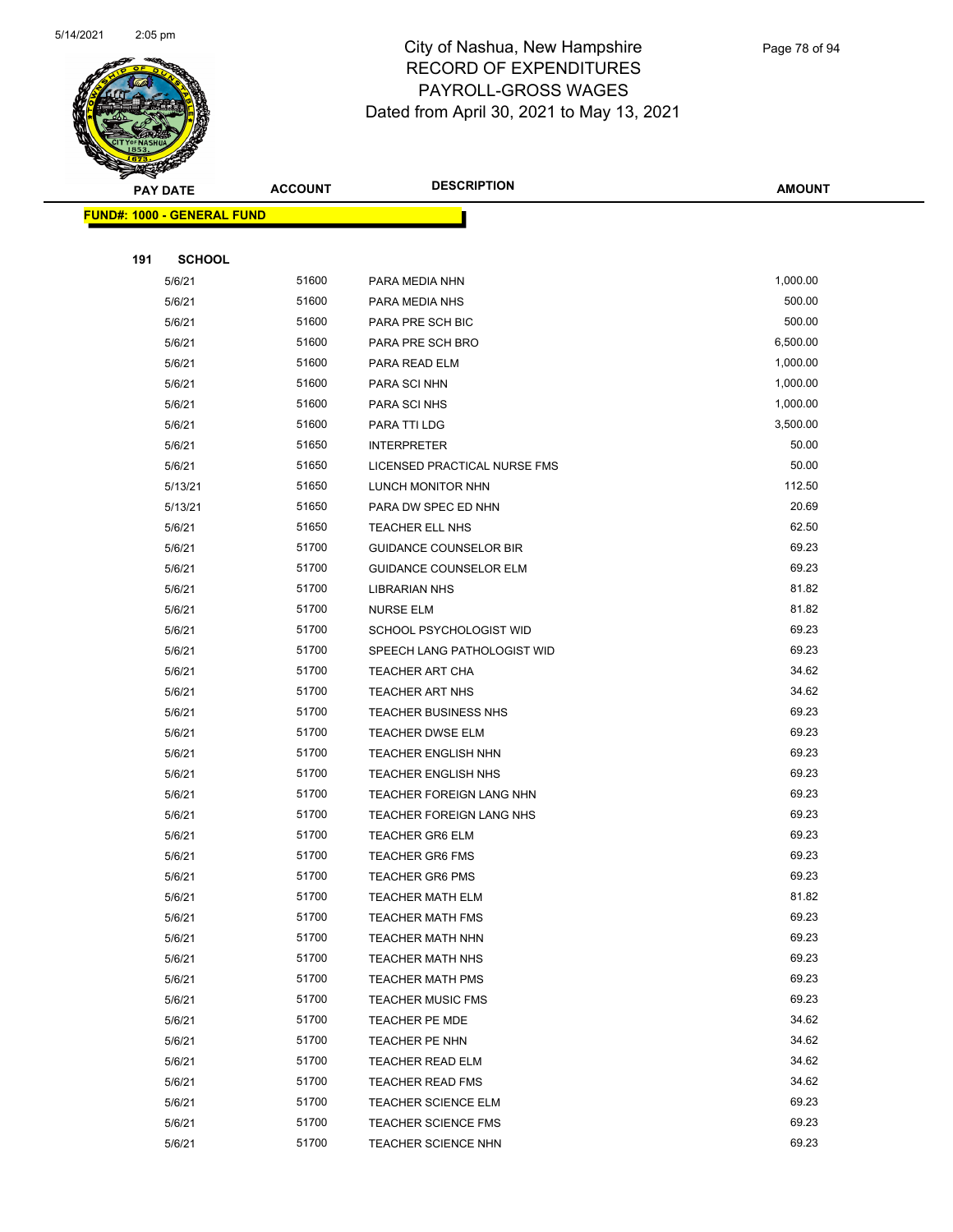# City of Nashua, New Hampshire
## RECORD OF EXPENDITURES
## PAYROLL-GROSS WAGES
## Dated from April 30, 2021 to May 13, 2021

| PAY DATE | ACCOUNT | DESCRIPTION | AMOUNT |
|---|---|---|---|

**FUND#: 1000 - GENERAL FUND**

**191 SCHOOL**

| PAY DATE | ACCOUNT | DESCRIPTION | AMOUNT |
|---|---|---|---|
| 5/6/21 | 51600 | PARA MEDIA NHN | 1,000.00 |
| 5/6/21 | 51600 | PARA MEDIA NHS | 500.00 |
| 5/6/21 | 51600 | PARA PRE SCH BIC | 500.00 |
| 5/6/21 | 51600 | PARA PRE SCH BRO | 6,500.00 |
| 5/6/21 | 51600 | PARA READ ELM | 1,000.00 |
| 5/6/21 | 51600 | PARA SCI NHN | 1,000.00 |
| 5/6/21 | 51600 | PARA SCI NHS | 1,000.00 |
| 5/6/21 | 51600 | PARA TTI LDG | 3,500.00 |
| 5/6/21 | 51650 | INTERPRETER | 50.00 |
| 5/6/21 | 51650 | LICENSED PRACTICAL NURSE FMS | 50.00 |
| 5/13/21 | 51650 | LUNCH MONITOR NHN | 112.50 |
| 5/13/21 | 51650 | PARA DW SPEC ED NHN | 20.69 |
| 5/6/21 | 51650 | TEACHER ELL NHS | 62.50 |
| 5/6/21 | 51700 | GUIDANCE COUNSELOR BIR | 69.23 |
| 5/6/21 | 51700 | GUIDANCE COUNSELOR ELM | 69.23 |
| 5/6/21 | 51700 | LIBRARIAN NHS | 81.82 |
| 5/6/21 | 51700 | NURSE ELM | 81.82 |
| 5/6/21 | 51700 | SCHOOL PSYCHOLOGIST WID | 69.23 |
| 5/6/21 | 51700 | SPEECH LANG PATHOLOGIST WID | 69.23 |
| 5/6/21 | 51700 | TEACHER ART CHA | 34.62 |
| 5/6/21 | 51700 | TEACHER ART NHS | 34.62 |
| 5/6/21 | 51700 | TEACHER BUSINESS NHS | 69.23 |
| 5/6/21 | 51700 | TEACHER DWSE ELM | 69.23 |
| 5/6/21 | 51700 | TEACHER ENGLISH NHN | 69.23 |
| 5/6/21 | 51700 | TEACHER ENGLISH NHS | 69.23 |
| 5/6/21 | 51700 | TEACHER FOREIGN LANG NHN | 69.23 |
| 5/6/21 | 51700 | TEACHER FOREIGN LANG NHS | 69.23 |
| 5/6/21 | 51700 | TEACHER GR6 ELM | 69.23 |
| 5/6/21 | 51700 | TEACHER GR6 FMS | 69.23 |
| 5/6/21 | 51700 | TEACHER GR6 PMS | 69.23 |
| 5/6/21 | 51700 | TEACHER MATH ELM | 81.82 |
| 5/6/21 | 51700 | TEACHER MATH FMS | 69.23 |
| 5/6/21 | 51700 | TEACHER MATH NHN | 69.23 |
| 5/6/21 | 51700 | TEACHER MATH NHS | 69.23 |
| 5/6/21 | 51700 | TEACHER MATH PMS | 69.23 |
| 5/6/21 | 51700 | TEACHER MUSIC FMS | 69.23 |
| 5/6/21 | 51700 | TEACHER PE MDE | 34.62 |
| 5/6/21 | 51700 | TEACHER PE NHN | 34.62 |
| 5/6/21 | 51700 | TEACHER READ ELM | 34.62 |
| 5/6/21 | 51700 | TEACHER READ FMS | 34.62 |
| 5/6/21 | 51700 | TEACHER SCIENCE ELM | 69.23 |
| 5/6/21 | 51700 | TEACHER SCIENCE FMS | 69.23 |
| 5/6/21 | 51700 | TEACHER SCIENCE NHN | 69.23 |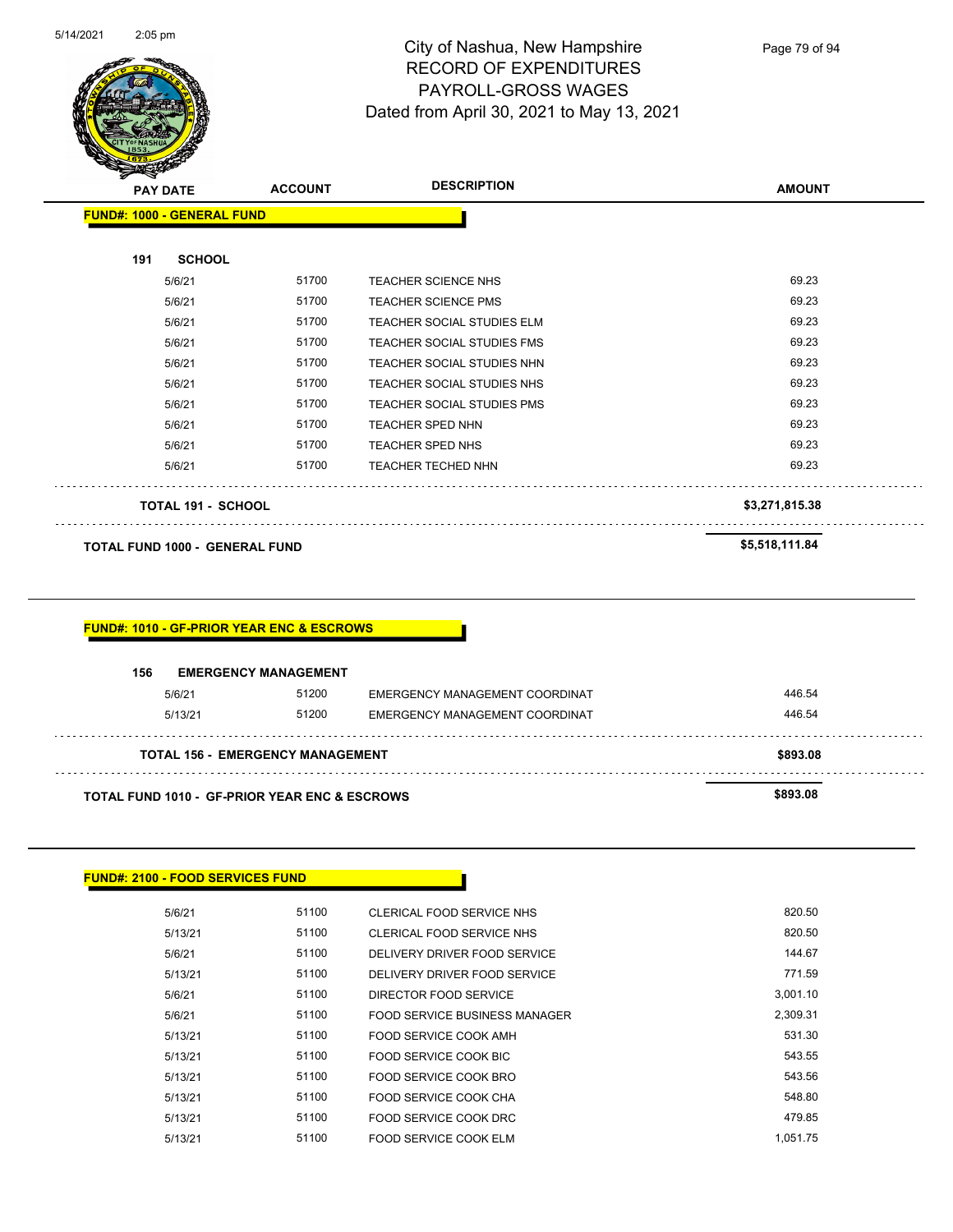City of Nashua, New Hampshire
RECORD OF EXPENDITURES
PAYROLL-GROSS WAGES
Dated from April 30, 2021 to May 13, 2021

| PAY DATE | ACCOUNT | DESCRIPTION | AMOUNT |
|---|---|---|---|
| **FUND#: 1000 - GENERAL FUND** | | | |
| **191 SCHOOL** | | | |
| 5/6/21 | 51700 | TEACHER SCIENCE NHS | 69.23 |
| 5/6/21 | 51700 | TEACHER SCIENCE PMS | 69.23 |
| 5/6/21 | 51700 | TEACHER SOCIAL STUDIES ELM | 69.23 |
| 5/6/21 | 51700 | TEACHER SOCIAL STUDIES FMS | 69.23 |
| 5/6/21 | 51700 | TEACHER SOCIAL STUDIES NHN | 69.23 |
| 5/6/21 | 51700 | TEACHER SOCIAL STUDIES NHS | 69.23 |
| 5/6/21 | 51700 | TEACHER SOCIAL STUDIES PMS | 69.23 |
| 5/6/21 | 51700 | TEACHER SPED NHN | 69.23 |
| 5/6/21 | 51700 | TEACHER SPED NHS | 69.23 |
| 5/6/21 | 51700 | TEACHER TECHED NHN | 69.23 |
| **TOTAL 191 - SCHOOL** | | | **$3,271,815.38** |
| **TOTAL FUND 1000 - GENERAL FUND** | | | **$5,518,111.84** |

| PAY DATE | ACCOUNT | DESCRIPTION | AMOUNT |
|---|---|---|---|
| **FUND#: 1010 - GF-PRIOR YEAR ENC & ESCROWS** | | | |
| **156 EMERGENCY MANAGEMENT** | | | |
| 5/6/21 | 51200 | EMERGENCY MANAGEMENT COORDINAT | 446.54 |
| 5/13/21 | 51200 | EMERGENCY MANAGEMENT COORDINAT | 446.54 |
| **TOTAL 156 - EMERGENCY MANAGEMENT** | | | **$893.08** |
| **TOTAL FUND 1010 - GF-PRIOR YEAR ENC & ESCROWS** | | | **$893.08** |

| PAY DATE | ACCOUNT | DESCRIPTION | AMOUNT |
|---|---|---|---|
| **FUND#: 2100 - FOOD SERVICES FUND** | | | |
| 5/6/21 | 51100 | CLERICAL FOOD SERVICE NHS | 820.50 |
| 5/13/21 | 51100 | CLERICAL FOOD SERVICE NHS | 820.50 |
| 5/6/21 | 51100 | DELIVERY DRIVER FOOD SERVICE | 144.67 |
| 5/13/21 | 51100 | DELIVERY DRIVER FOOD SERVICE | 771.59 |
| 5/6/21 | 51100 | DIRECTOR FOOD SERVICE | 3,001.10 |
| 5/6/21 | 51100 | FOOD SERVICE BUSINESS MANAGER | 2,309.31 |
| 5/13/21 | 51100 | FOOD SERVICE COOK AMH | 531.30 |
| 5/13/21 | 51100 | FOOD SERVICE COOK BIC | 543.55 |
| 5/13/21 | 51100 | FOOD SERVICE COOK BRO | 543.56 |
| 5/13/21 | 51100 | FOOD SERVICE COOK CHA | 548.80 |
| 5/13/21 | 51100 | FOOD SERVICE COOK DRC | 479.85 |
| 5/13/21 | 51100 | FOOD SERVICE COOK ELM | 1,051.75 |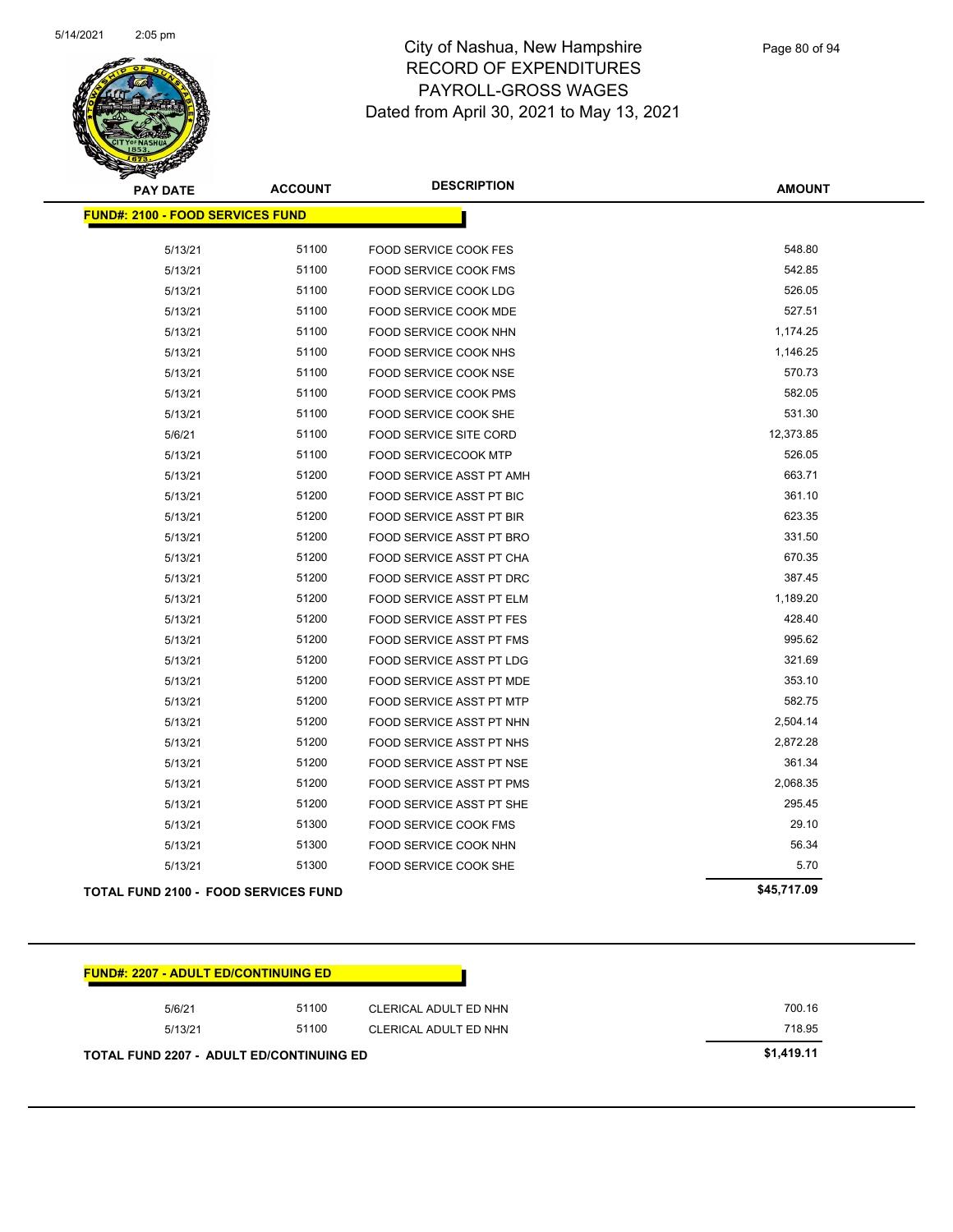# City of Nashua, New Hampshire
## RECORD OF EXPENDITURES
## PAYROLL-GROSS WAGES
Dated from April 30, 2021 to May 13, 2021

| PAY DATE | ACCOUNT | DESCRIPTION | AMOUNT |
|---|---|---|---|
| **FUND#: 2100 - FOOD SERVICES FUND** | | | |
| 5/13/21 | 51100 | FOOD SERVICE COOK FES | 548.80 |
| 5/13/21 | 51100 | FOOD SERVICE COOK FMS | 542.85 |
| 5/13/21 | 51100 | FOOD SERVICE COOK LDG | 526.05 |
| 5/13/21 | 51100 | FOOD SERVICE COOK MDE | 527.51 |
| 5/13/21 | 51100 | FOOD SERVICE COOK NHN | 1,174.25 |
| 5/13/21 | 51100 | FOOD SERVICE COOK NHS | 1,146.25 |
| 5/13/21 | 51100 | FOOD SERVICE COOK NSE | 570.73 |
| 5/13/21 | 51100 | FOOD SERVICE COOK PMS | 582.05 |
| 5/13/21 | 51100 | FOOD SERVICE COOK SHE | 531.30 |
| 5/6/21 | 51100 | FOOD SERVICE SITE CORD | 12,373.85 |
| 5/13/21 | 51100 | FOOD SERVICECOOK MTP | 526.05 |
| 5/13/21 | 51200 | FOOD SERVICE ASST PT AMH | 663.71 |
| 5/13/21 | 51200 | FOOD SERVICE ASST PT BIC | 361.10 |
| 5/13/21 | 51200 | FOOD SERVICE ASST PT BIR | 623.35 |
| 5/13/21 | 51200 | FOOD SERVICE ASST PT BRO | 331.50 |
| 5/13/21 | 51200 | FOOD SERVICE ASST PT CHA | 670.35 |
| 5/13/21 | 51200 | FOOD SERVICE ASST PT DRC | 387.45 |
| 5/13/21 | 51200 | FOOD SERVICE ASST PT ELM | 1,189.20 |
| 5/13/21 | 51200 | FOOD SERVICE ASST PT FES | 428.40 |
| 5/13/21 | 51200 | FOOD SERVICE ASST PT FMS | 995.62 |
| 5/13/21 | 51200 | FOOD SERVICE ASST PT LDG | 321.69 |
| 5/13/21 | 51200 | FOOD SERVICE ASST PT MDE | 353.10 |
| 5/13/21 | 51200 | FOOD SERVICE ASST PT MTP | 582.75 |
| 5/13/21 | 51200 | FOOD SERVICE ASST PT NHN | 2,504.14 |
| 5/13/21 | 51200 | FOOD SERVICE ASST PT NHS | 2,872.28 |
| 5/13/21 | 51200 | FOOD SERVICE ASST PT NSE | 361.34 |
| 5/13/21 | 51200 | FOOD SERVICE ASST PT PMS | 2,068.35 |
| 5/13/21 | 51200 | FOOD SERVICE ASST PT SHE | 295.45 |
| 5/13/21 | 51300 | FOOD SERVICE COOK FMS | 29.10 |
| 5/13/21 | 51300 | FOOD SERVICE COOK NHN | 56.34 |
| 5/13/21 | 51300 | FOOD SERVICE COOK SHE | 5.70 |
| **TOTAL FUND 2100 - FOOD SERVICES FUND** | | | **$45,717.09** |

| PAY DATE | ACCOUNT | DESCRIPTION | AMOUNT |
|---|---|---|---|
| **FUND#: 2207 - ADULT ED/CONTINUING ED** | | | |
| 5/6/21 | 51100 | CLERICAL ADULT ED NHN | 700.16 |
| 5/13/21 | 51100 | CLERICAL ADULT ED NHN | 718.95 |
| **TOTAL FUND 2207 - ADULT ED/CONTINUING ED** | | | **$1,419.11** |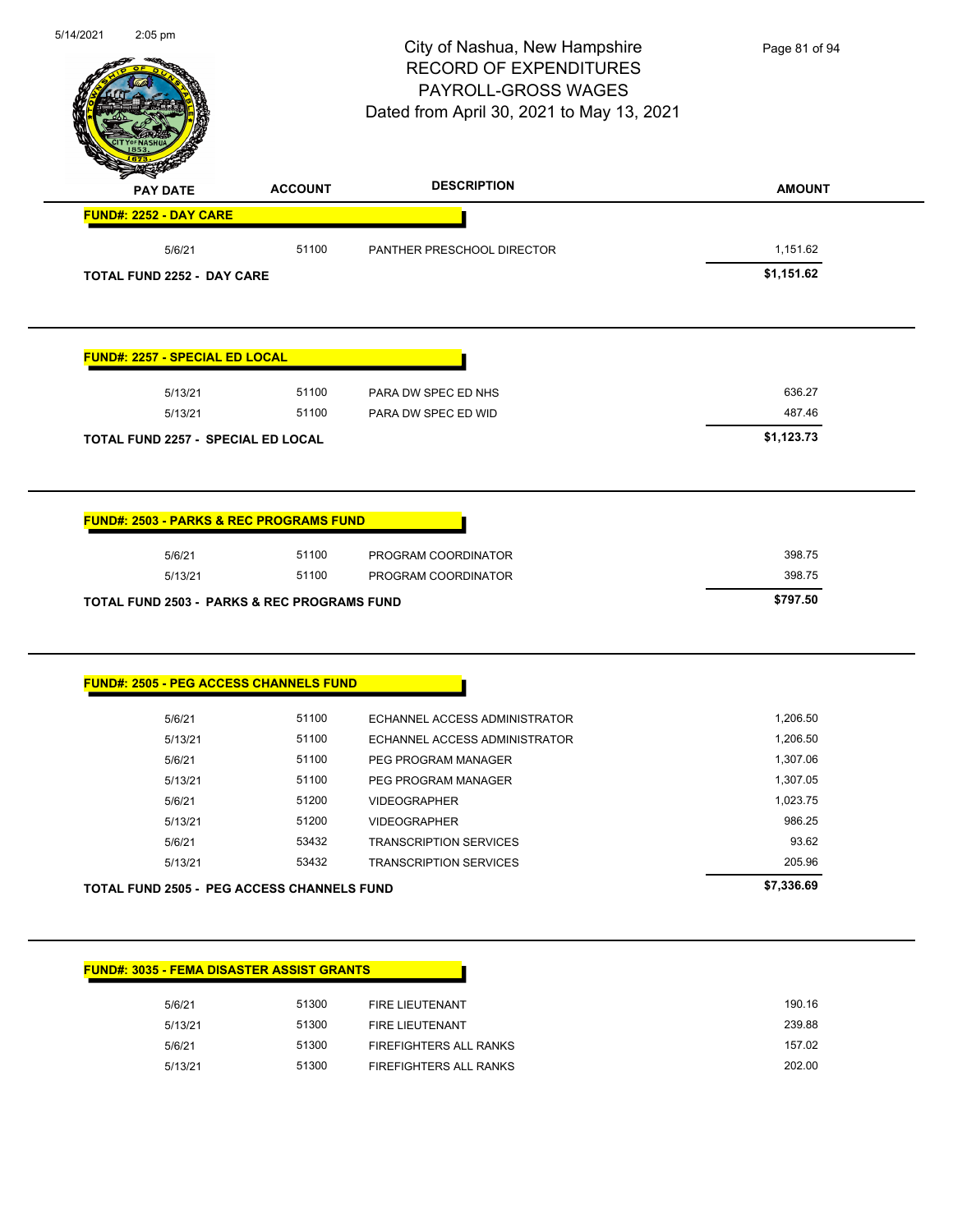City of Nashua, New Hampshire
RECORD OF EXPENDITURES
PAYROLL-GROSS WAGES
Dated from April 30, 2021 to May 13, 2021

| PAY DATE | ACCOUNT | DESCRIPTION | AMOUNT |
|---|---|---|---|
| **FUND#: 2252 - DAY CARE** | | | |
| 5/6/21 | 51100 | PANTHER PRESCHOOL DIRECTOR | 1,151.62 |
| **TOTAL FUND 2252 - DAY CARE** | | | **$1,151.62** |

| PAY DATE | ACCOUNT | DESCRIPTION | AMOUNT |
|---|---|---|---|
| **FUND#: 2257 - SPECIAL ED LOCAL** | | | |
| 5/13/21 | 51100 | PARA DW SPEC ED NHS | 636.27 |
| 5/13/21 | 51100 | PARA DW SPEC ED WID | 487.46 |
| **TOTAL FUND 2257 - SPECIAL ED LOCAL** | | | **$1,123.73** |

| PAY DATE | ACCOUNT | DESCRIPTION | AMOUNT |
|---|---|---|---|
| **FUND#: 2503 - PARKS & REC PROGRAMS FUND** | | | |
| 5/6/21 | 51100 | PROGRAM COORDINATOR | 398.75 |
| 5/13/21 | 51100 | PROGRAM COORDINATOR | 398.75 |
| **TOTAL FUND 2503 - PARKS & REC PROGRAMS FUND** | | | **$797.50** |

| PAY DATE | ACCOUNT | DESCRIPTION | AMOUNT |
|---|---|---|---|
| **FUND#: 2505 - PEG ACCESS CHANNELS FUND** | | | |
| 5/6/21 | 51100 | ECHANNEL ACCESS ADMINISTRATOR | 1,206.50 |
| 5/13/21 | 51100 | ECHANNEL ACCESS ADMINISTRATOR | 1,206.50 |
| 5/6/21 | 51100 | PEG PROGRAM MANAGER | 1,307.06 |
| 5/13/21 | 51100 | PEG PROGRAM MANAGER | 1,307.05 |
| 5/6/21 | 51200 | VIDEOGRAPHER | 1,023.75 |
| 5/13/21 | 51200 | VIDEOGRAPHER | 986.25 |
| 5/6/21 | 53432 | TRANSCRIPTION SERVICES | 93.62 |
| 5/13/21 | 53432 | TRANSCRIPTION SERVICES | 205.96 |
| **TOTAL FUND 2505 - PEG ACCESS CHANNELS FUND** | | | **$7,336.69** |

| PAY DATE | ACCOUNT | DESCRIPTION | AMOUNT |
|---|---|---|---|
| **FUND#: 3035 - FEMA DISASTER ASSIST GRANTS** | | | |
| 5/6/21 | 51300 | FIRE LIEUTENANT | 190.16 |
| 5/13/21 | 51300 | FIRE LIEUTENANT | 239.88 |
| 5/6/21 | 51300 | FIREFIGHTERS ALL RANKS | 157.02 |
| 5/13/21 | 51300 | FIREFIGHTERS ALL RANKS | 202.00 |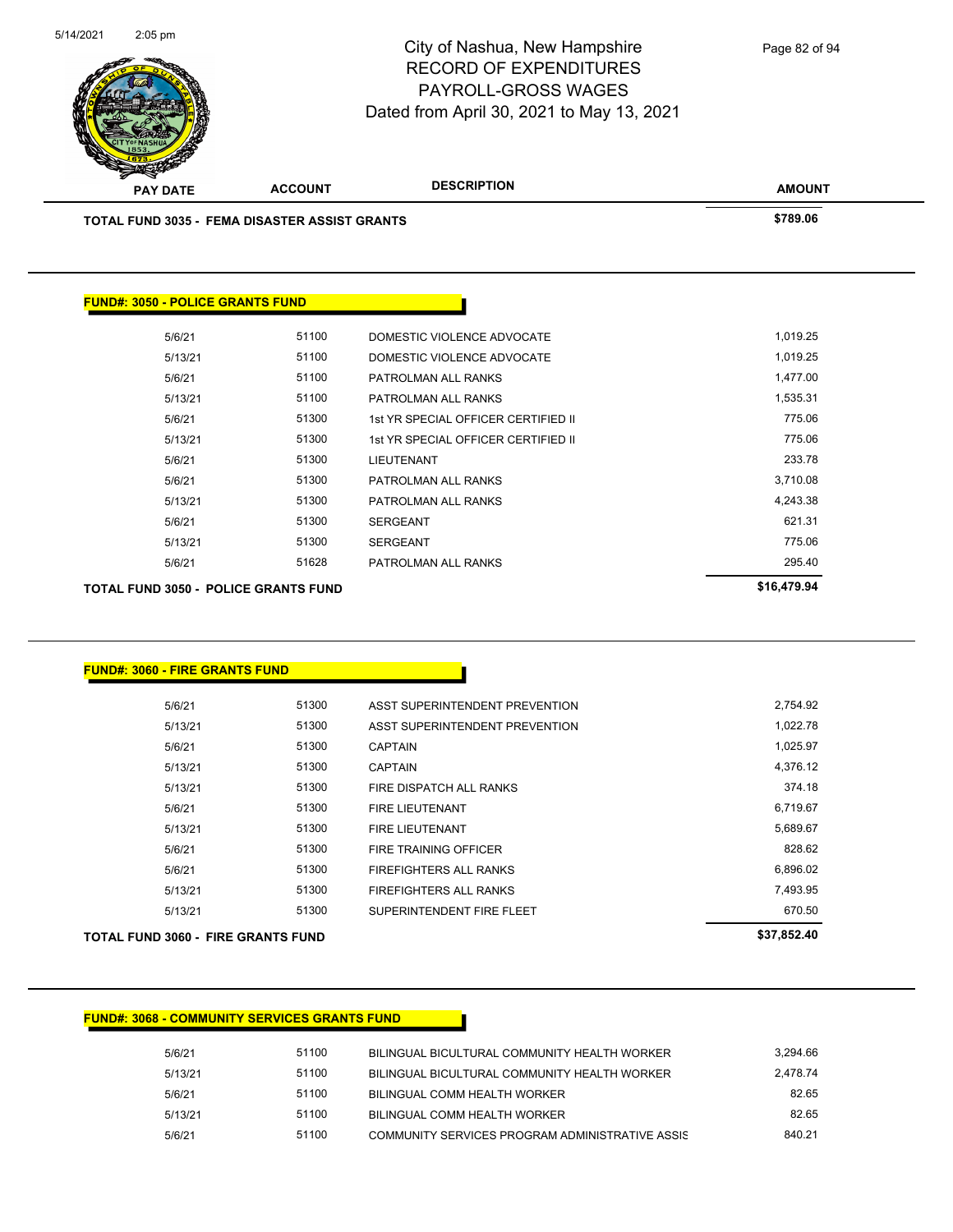# City of Nashua, New Hampshire
## RECORD OF EXPENDITURES
## PAYROLL-GROSS WAGES
## Dated from April 30, 2021 to May 13, 2021

| PAY DATE | ACCOUNT | DESCRIPTION | AMOUNT |
|---|---|---|---|
| **TOTAL FUND 3035 - FEMA DISASTER ASSIST GRANTS** | | | **$789.06** |

**FUND#: 3050 - POLICE GRANTS FUND**

| PAY DATE | ACCOUNT | DESCRIPTION | AMOUNT |
|---|---|---|---|
| 5/6/21 | 51100 | DOMESTIC VIOLENCE ADVOCATE | 1,019.25 |
| 5/13/21 | 51100 | DOMESTIC VIOLENCE ADVOCATE | 1,019.25 |
| 5/6/21 | 51100 | PATROLMAN ALL RANKS | 1,477.00 |
| 5/13/21 | 51100 | PATROLMAN ALL RANKS | 1,535.31 |
| 5/6/21 | 51300 | 1st YR SPECIAL OFFICER CERTIFIED II | 775.06 |
| 5/13/21 | 51300 | 1st YR SPECIAL OFFICER CERTIFIED II | 775.06 |
| 5/6/21 | 51300 | LIEUTENANT | 233.78 |
| 5/6/21 | 51300 | PATROLMAN ALL RANKS | 3,710.08 |
| 5/13/21 | 51300 | PATROLMAN ALL RANKS | 4,243.38 |
| 5/6/21 | 51300 | SERGEANT | 621.31 |
| 5/13/21 | 51300 | SERGEANT | 775.06 |
| 5/6/21 | 51628 | PATROLMAN ALL RANKS | 295.40 |
| **TOTAL FUND 3050 - POLICE GRANTS FUND** | | | **$16,479.94** |

**FUND#: 3060 - FIRE GRANTS FUND**

| PAY DATE | ACCOUNT | DESCRIPTION | AMOUNT |
|---|---|---|---|
| 5/6/21 | 51300 | ASST SUPERINTENDENT PREVENTION | 2,754.92 |
| 5/13/21 | 51300 | ASST SUPERINTENDENT PREVENTION | 1,022.78 |
| 5/6/21 | 51300 | CAPTAIN | 1,025.97 |
| 5/13/21 | 51300 | CAPTAIN | 4,376.12 |
| 5/13/21 | 51300 | FIRE DISPATCH ALL RANKS | 374.18 |
| 5/6/21 | 51300 | FIRE LIEUTENANT | 6,719.67 |
| 5/13/21 | 51300 | FIRE LIEUTENANT | 5,689.67 |
| 5/6/21 | 51300 | FIRE TRAINING OFFICER | 828.62 |
| 5/6/21 | 51300 | FIREFIGHTERS ALL RANKS | 6,896.02 |
| 5/13/21 | 51300 | FIREFIGHTERS ALL RANKS | 7,493.95 |
| 5/13/21 | 51300 | SUPERINTENDENT FIRE FLEET | 670.50 |
| **TOTAL FUND 3060 - FIRE GRANTS FUND** | | | **$37,852.40** |

**FUND#: 3068 - COMMUNITY SERVICES GRANTS FUND**

| PAY DATE | ACCOUNT | DESCRIPTION | AMOUNT |
|---|---|---|---|
| 5/6/21 | 51100 | BILINGUAL BICULTURAL COMMUNITY HEALTH WORKER | 3,294.66 |
| 5/13/21 | 51100 | BILINGUAL BICULTURAL COMMUNITY HEALTH WORKER | 2,478.74 |
| 5/6/21 | 51100 | BILINGUAL COMM HEALTH WORKER | 82.65 |
| 5/13/21 | 51100 | BILINGUAL COMM HEALTH WORKER | 82.65 |
| 5/6/21 | 51100 | COMMUNITY SERVICES PROGRAM ADMINISTRATIVE ASSIS | 840.21 |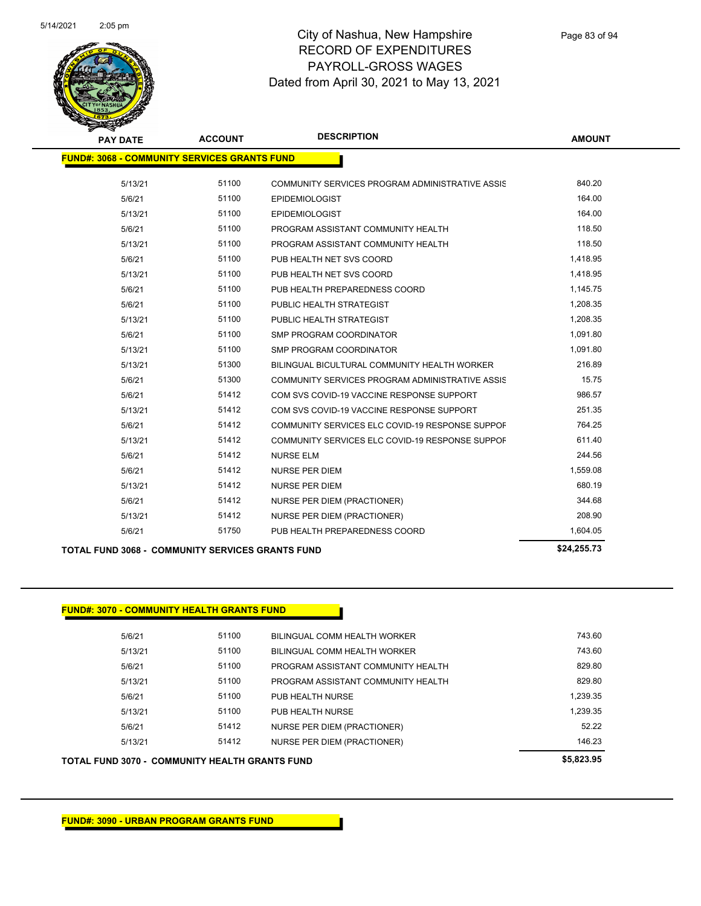# City of Nashua, New Hampshire
## RECORD OF EXPENDITURES
## PAYROLL-GROSS WAGES
## Dated from April 30, 2021 to May 13, 2021

**FUND#: 3068 - COMMUNITY SERVICES GRANTS FUND**

| PAY DATE | ACCOUNT | DESCRIPTION | AMOUNT |
|---|---|---|---|
| 5/13/21 | 51100 | COMMUNITY SERVICES PROGRAM ADMINISTRATIVE ASSIS | 840.20 |
| 5/6/21 | 51100 | EPIDEMIOLOGIST | 164.00 |
| 5/13/21 | 51100 | EPIDEMIOLOGIST | 164.00 |
| 5/6/21 | 51100 | PROGRAM ASSISTANT COMMUNITY HEALTH | 118.50 |
| 5/13/21 | 51100 | PROGRAM ASSISTANT COMMUNITY HEALTH | 118.50 |
| 5/6/21 | 51100 | PUB HEALTH NET SVS COORD | 1,418.95 |
| 5/13/21 | 51100 | PUB HEALTH NET SVS COORD | 1,418.95 |
| 5/6/21 | 51100 | PUB HEALTH PREPAREDNESS COORD | 1,145.75 |
| 5/6/21 | 51100 | PUBLIC HEALTH STRATEGIST | 1,208.35 |
| 5/13/21 | 51100 | PUBLIC HEALTH STRATEGIST | 1,208.35 |
| 5/6/21 | 51100 | SMP PROGRAM COORDINATOR | 1,091.80 |
| 5/13/21 | 51100 | SMP PROGRAM COORDINATOR | 1,091.80 |
| 5/13/21 | 51300 | BILINGUAL BICULTURAL COMMUNITY HEALTH WORKER | 216.89 |
| 5/6/21 | 51300 | COMMUNITY SERVICES PROGRAM ADMINISTRATIVE ASSIS | 15.75 |
| 5/6/21 | 51412 | COM SVS COVID-19 VACCINE RESPONSE SUPPORT | 986.57 |
| 5/13/21 | 51412 | COM SVS COVID-19 VACCINE RESPONSE SUPPORT | 251.35 |
| 5/6/21 | 51412 | COMMUNITY SERVICES ELC COVID-19 RESPONSE SUPPOF | 764.25 |
| 5/13/21 | 51412 | COMMUNITY SERVICES ELC COVID-19 RESPONSE SUPPOF | 611.40 |
| 5/6/21 | 51412 | NURSE ELM | 244.56 |
| 5/6/21 | 51412 | NURSE PER DIEM | 1,559.08 |
| 5/13/21 | 51412 | NURSE PER DIEM | 680.19 |
| 5/6/21 | 51412 | NURSE PER DIEM (PRACTIONER) | 344.68 |
| 5/13/21 | 51412 | NURSE PER DIEM (PRACTIONER) | 208.90 |
| 5/6/21 | 51750 | PUB HEALTH PREPAREDNESS COORD | 1,604.05 |
| **TOTAL FUND 3068 - COMMUNITY SERVICES GRANTS FUND** | | | **$24,255.73** |

**FUND#: 3070 - COMMUNITY HEALTH GRANTS FUND**

| PAY DATE | ACCOUNT | DESCRIPTION | AMOUNT |
|---|---|---|---|
| 5/6/21 | 51100 | BILINGUAL COMM HEALTH WORKER | 743.60 |
| 5/13/21 | 51100 | BILINGUAL COMM HEALTH WORKER | 743.60 |
| 5/6/21 | 51100 | PROGRAM ASSISTANT COMMUNITY HEALTH | 829.80 |
| 5/13/21 | 51100 | PROGRAM ASSISTANT COMMUNITY HEALTH | 829.80 |
| 5/6/21 | 51100 | PUB HEALTH NURSE | 1,239.35 |
| 5/13/21 | 51100 | PUB HEALTH NURSE | 1,239.35 |
| 5/6/21 | 51412 | NURSE PER DIEM (PRACTIONER) | 52.22 |
| 5/13/21 | 51412 | NURSE PER DIEM (PRACTIONER) | 146.23 |
| **TOTAL FUND 3070 - COMMUNITY HEALTH GRANTS FUND** | | | **$5,823.95** |

**FUND#: 3090 - URBAN PROGRAM GRANTS FUND**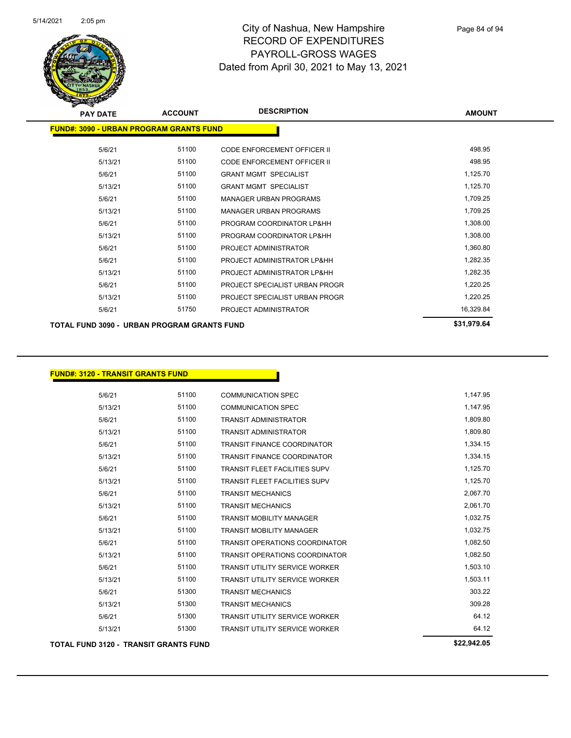# City of Nashua, New Hampshire
## RECORD OF EXPENDITURES
## PAYROLL-GROSS WAGES
### Dated from April 30, 2021 to May 13, 2021

| PAY DATE | ACCOUNT | DESCRIPTION | AMOUNT |
|---|---|---|---|
| **FUND#: 3090 - URBAN PROGRAM GRANTS FUND** | | | |
| 5/6/21 | 51100 | CODE ENFORCEMENT OFFICER II | 498.95 |
| 5/13/21 | 51100 | CODE ENFORCEMENT OFFICER II | 498.95 |
| 5/6/21 | 51100 | GRANT MGMT SPECIALIST | 1,125.70 |
| 5/13/21 | 51100 | GRANT MGMT SPECIALIST | 1,125.70 |
| 5/6/21 | 51100 | MANAGER URBAN PROGRAMS | 1,709.25 |
| 5/13/21 | 51100 | MANAGER URBAN PROGRAMS | 1,709.25 |
| 5/6/21 | 51100 | PROGRAM COORDINATOR LP&HH | 1,308.00 |
| 5/13/21 | 51100 | PROGRAM COORDINATOR LP&HH | 1,308.00 |
| 5/6/21 | 51100 | PROJECT ADMINISTRATOR | 1,360.80 |
| 5/6/21 | 51100 | PROJECT ADMINISTRATOR LP&HH | 1,282.35 |
| 5/13/21 | 51100 | PROJECT ADMINISTRATOR LP&HH | 1,282.35 |
| 5/6/21 | 51100 | PROJECT SPECIALIST URBAN PROGR | 1,220.25 |
| 5/13/21 | 51100 | PROJECT SPECIALIST URBAN PROGR | 1,220.25 |
| 5/6/21 | 51750 | PROJECT ADMINISTRATOR | 16,329.84 |
| **TOTAL FUND 3090 - URBAN PROGRAM GRANTS FUND** | | | **$31,979.64** |

| PAY DATE | ACCOUNT | DESCRIPTION | AMOUNT |
|---|---|---|---|
| **FUND#: 3120 - TRANSIT GRANTS FUND** | | | |
| 5/6/21 | 51100 | COMMUNICATION SPEC | 1,147.95 |
| 5/13/21 | 51100 | COMMUNICATION SPEC | 1,147.95 |
| 5/6/21 | 51100 | TRANSIT ADMINISTRATOR | 1,809.80 |
| 5/13/21 | 51100 | TRANSIT ADMINISTRATOR | 1,809.80 |
| 5/6/21 | 51100 | TRANSIT FINANCE COORDINATOR | 1,334.15 |
| 5/13/21 | 51100 | TRANSIT FINANCE COORDINATOR | 1,334.15 |
| 5/6/21 | 51100 | TRANSIT FLEET FACILITIES SUPV | 1,125.70 |
| 5/13/21 | 51100 | TRANSIT FLEET FACILITIES SUPV | 1,125.70 |
| 5/6/21 | 51100 | TRANSIT MECHANICS | 2,067.70 |
| 5/13/21 | 51100 | TRANSIT MECHANICS | 2,061.70 |
| 5/6/21 | 51100 | TRANSIT MOBILITY MANAGER | 1,032.75 |
| 5/13/21 | 51100 | TRANSIT MOBILITY MANAGER | 1,032.75 |
| 5/6/21 | 51100 | TRANSIT OPERATIONS COORDINATOR | 1,082.50 |
| 5/13/21 | 51100 | TRANSIT OPERATIONS COORDINATOR | 1,082.50 |
| 5/6/21 | 51100 | TRANSIT UTILITY SERVICE WORKER | 1,503.10 |
| 5/13/21 | 51100 | TRANSIT UTILITY SERVICE WORKER | 1,503.11 |
| 5/6/21 | 51300 | TRANSIT MECHANICS | 303.22 |
| 5/13/21 | 51300 | TRANSIT MECHANICS | 309.28 |
| 5/6/21 | 51300 | TRANSIT UTILITY SERVICE WORKER | 64.12 |
| 5/13/21 | 51300 | TRANSIT UTILITY SERVICE WORKER | 64.12 |
| **TOTAL FUND 3120 - TRANSIT GRANTS FUND** | | | **$22,942.05** |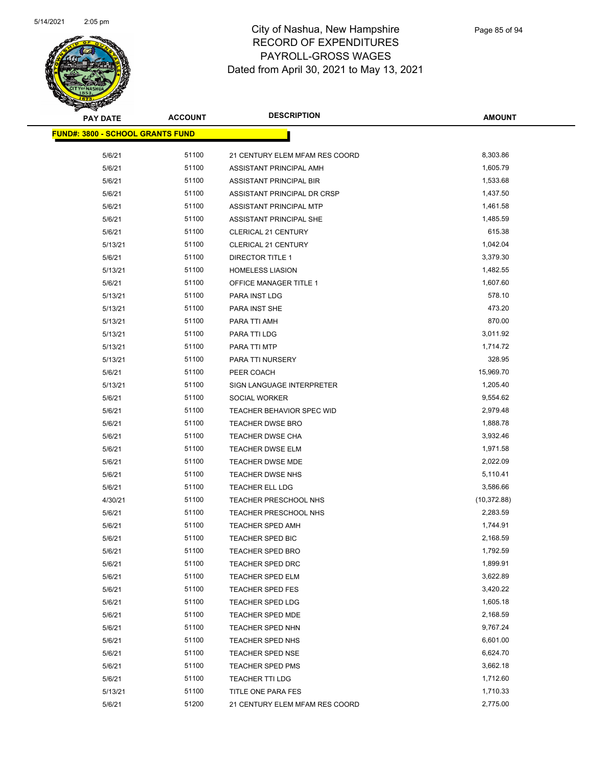# City of Nashua, New Hampshire
## RECORD OF EXPENDITURES
## PAYROLL-GROSS WAGES
## Dated from April 30, 2021 to May 13, 2021

| PAY DATE | ACCOUNT | DESCRIPTION | AMOUNT |
|---|---|---|---|
| **FUND#: 3800 - SCHOOL GRANTS FUND** | | | |
| 5/6/21 | 51100 | 21 CENTURY ELEM MFAM RES COORD | 8,303.86 |
| 5/6/21 | 51100 | ASSISTANT PRINCIPAL AMH | 1,605.79 |
| 5/6/21 | 51100 | ASSISTANT PRINCIPAL BIR | 1,533.68 |
| 5/6/21 | 51100 | ASSISTANT PRINCIPAL DR CRSP | 1,437.50 |
| 5/6/21 | 51100 | ASSISTANT PRINCIPAL MTP | 1,461.58 |
| 5/6/21 | 51100 | ASSISTANT PRINCIPAL SHE | 1,485.59 |
| 5/6/21 | 51100 | CLERICAL 21 CENTURY | 615.38 |
| 5/13/21 | 51100 | CLERICAL 21 CENTURY | 1,042.04 |
| 5/6/21 | 51100 | DIRECTOR TITLE 1 | 3,379.30 |
| 5/13/21 | 51100 | HOMELESS LIASION | 1,482.55 |
| 5/6/21 | 51100 | OFFICE MANAGER TITLE 1 | 1,607.60 |
| 5/13/21 | 51100 | PARA INST LDG | 578.10 |
| 5/13/21 | 51100 | PARA INST SHE | 473.20 |
| 5/13/21 | 51100 | PARA TTI AMH | 870.00 |
| 5/13/21 | 51100 | PARA TTI LDG | 3,011.92 |
| 5/13/21 | 51100 | PARA TTI MTP | 1,714.72 |
| 5/13/21 | 51100 | PARA TTI NURSERY | 328.95 |
| 5/6/21 | 51100 | PEER COACH | 15,969.70 |
| 5/13/21 | 51100 | SIGN LANGUAGE INTERPRETER | 1,205.40 |
| 5/6/21 | 51100 | SOCIAL WORKER | 9,554.62 |
| 5/6/21 | 51100 | TEACHER BEHAVIOR SPEC WID | 2,979.48 |
| 5/6/21 | 51100 | TEACHER DWSE BRO | 1,888.78 |
| 5/6/21 | 51100 | TEACHER DWSE CHA | 3,932.46 |
| 5/6/21 | 51100 | TEACHER DWSE ELM | 1,971.58 |
| 5/6/21 | 51100 | TEACHER DWSE MDE | 2,022.09 |
| 5/6/21 | 51100 | TEACHER DWSE NHS | 5,110.41 |
| 5/6/21 | 51100 | TEACHER ELL LDG | 3,586.66 |
| 4/30/21 | 51100 | TEACHER PRESCHOOL NHS | (10,372.88) |
| 5/6/21 | 51100 | TEACHER PRESCHOOL NHS | 2,283.59 |
| 5/6/21 | 51100 | TEACHER SPED AMH | 1,744.91 |
| 5/6/21 | 51100 | TEACHER SPED BIC | 2,168.59 |
| 5/6/21 | 51100 | TEACHER SPED BRO | 1,792.59 |
| 5/6/21 | 51100 | TEACHER SPED DRC | 1,899.91 |
| 5/6/21 | 51100 | TEACHER SPED ELM | 3,622.89 |
| 5/6/21 | 51100 | TEACHER SPED FES | 3,420.22 |
| 5/6/21 | 51100 | TEACHER SPED LDG | 1,605.18 |
| 5/6/21 | 51100 | TEACHER SPED MDE | 2,168.59 |
| 5/6/21 | 51100 | TEACHER SPED NHN | 9,767.24 |
| 5/6/21 | 51100 | TEACHER SPED NHS | 6,601.00 |
| 5/6/21 | 51100 | TEACHER SPED NSE | 6,624.70 |
| 5/6/21 | 51100 | TEACHER SPED PMS | 3,662.18 |
| 5/6/21 | 51100 | TEACHER TTI LDG | 1,712.60 |
| 5/13/21 | 51100 | TITLE ONE PARA FES | 1,710.33 |
| 5/6/21 | 51200 | 21 CENTURY ELEM MFAM RES COORD | 2,775.00 |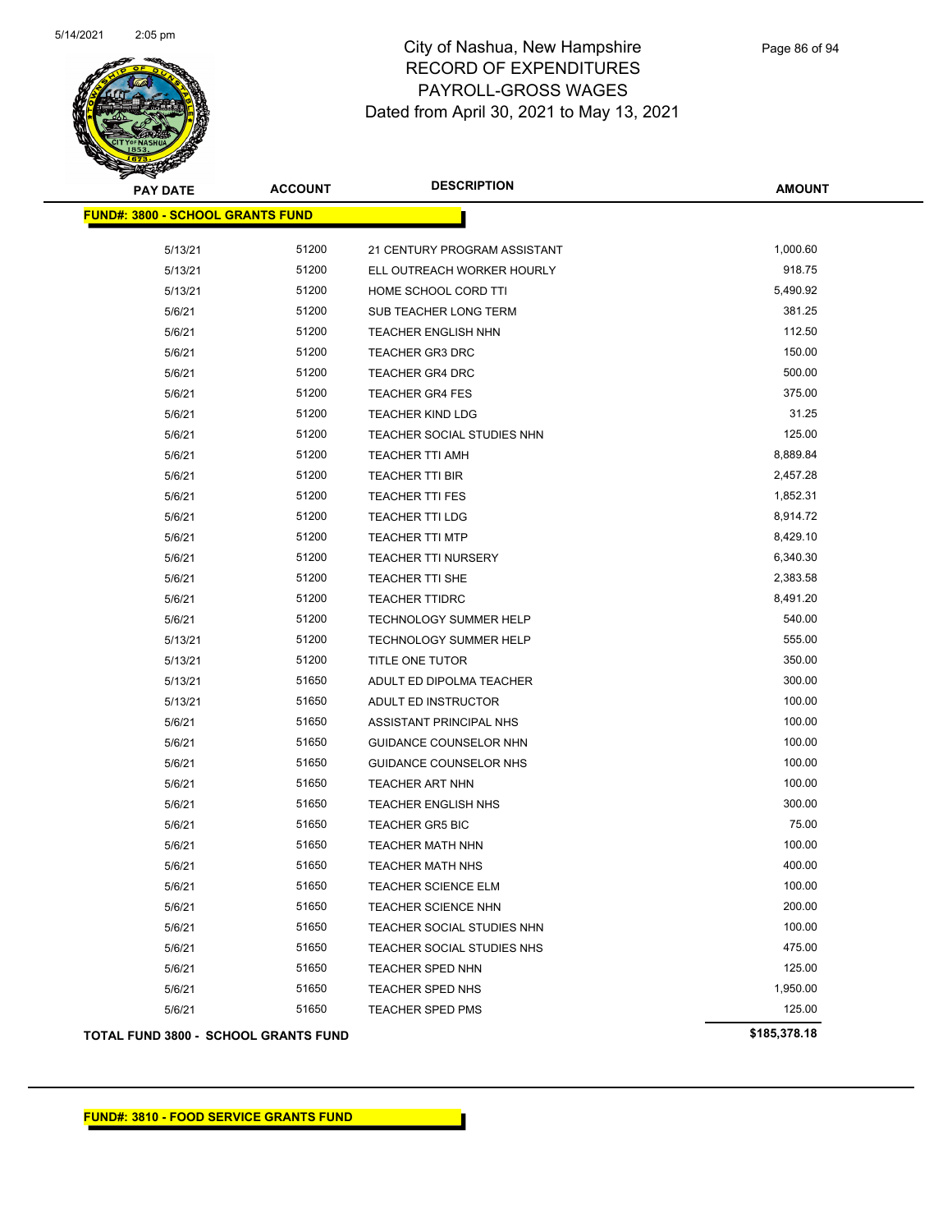# City of Nashua, New Hampshire
# RECORD OF EXPENDITURES
# PAYROLL-GROSS WAGES
# Dated from April 30, 2021 to May 13, 2021

| PAY DATE | ACCOUNT | DESCRIPTION | AMOUNT |
|---|---|---|---|
| **FUND#: 3800 - SCHOOL GRANTS FUND** | | | |
| 5/13/21 | 51200 | 21 CENTURY PROGRAM ASSISTANT | 1,000.60 |
| 5/13/21 | 51200 | ELL OUTREACH WORKER HOURLY | 918.75 |
| 5/13/21 | 51200 | HOME SCHOOL CORD TTI | 5,490.92 |
| 5/6/21 | 51200 | SUB TEACHER LONG TERM | 381.25 |
| 5/6/21 | 51200 | TEACHER ENGLISH NHN | 112.50 |
| 5/6/21 | 51200 | TEACHER GR3 DRC | 150.00 |
| 5/6/21 | 51200 | TEACHER GR4 DRC | 500.00 |
| 5/6/21 | 51200 | TEACHER GR4 FES | 375.00 |
| 5/6/21 | 51200 | TEACHER KIND LDG | 31.25 |
| 5/6/21 | 51200 | TEACHER SOCIAL STUDIES NHN | 125.00 |
| 5/6/21 | 51200 | TEACHER TTI AMH | 8,889.84 |
| 5/6/21 | 51200 | TEACHER TTI BIR | 2,457.28 |
| 5/6/21 | 51200 | TEACHER TTI FES | 1,852.31 |
| 5/6/21 | 51200 | TEACHER TTI LDG | 8,914.72 |
| 5/6/21 | 51200 | TEACHER TTI MTP | 8,429.10 |
| 5/6/21 | 51200 | TEACHER TTI NURSERY | 6,340.30 |
| 5/6/21 | 51200 | TEACHER TTI SHE | 2,383.58 |
| 5/6/21 | 51200 | TEACHER TTIDRC | 8,491.20 |
| 5/6/21 | 51200 | TECHNOLOGY SUMMER HELP | 540.00 |
| 5/13/21 | 51200 | TECHNOLOGY SUMMER HELP | 555.00 |
| 5/13/21 | 51200 | TITLE ONE TUTOR | 350.00 |
| 5/13/21 | 51650 | ADULT ED DIPOLMA TEACHER | 300.00 |
| 5/13/21 | 51650 | ADULT ED INSTRUCTOR | 100.00 |
| 5/6/21 | 51650 | ASSISTANT PRINCIPAL NHS | 100.00 |
| 5/6/21 | 51650 | GUIDANCE COUNSELOR NHN | 100.00 |
| 5/6/21 | 51650 | GUIDANCE COUNSELOR NHS | 100.00 |
| 5/6/21 | 51650 | TEACHER ART NHN | 100.00 |
| 5/6/21 | 51650 | TEACHER ENGLISH NHS | 300.00 |
| 5/6/21 | 51650 | TEACHER GR5 BIC | 75.00 |
| 5/6/21 | 51650 | TEACHER MATH NHN | 100.00 |
| 5/6/21 | 51650 | TEACHER MATH NHS | 400.00 |
| 5/6/21 | 51650 | TEACHER SCIENCE ELM | 100.00 |
| 5/6/21 | 51650 | TEACHER SCIENCE NHN | 200.00 |
| 5/6/21 | 51650 | TEACHER SOCIAL STUDIES NHN | 100.00 |
| 5/6/21 | 51650 | TEACHER SOCIAL STUDIES NHS | 475.00 |
| 5/6/21 | 51650 | TEACHER SPED NHN | 125.00 |
| 5/6/21 | 51650 | TEACHER SPED NHS | 1,950.00 |
| 5/6/21 | 51650 | TEACHER SPED PMS | 125.00 |
| **TOTAL FUND 3800 - SCHOOL GRANTS FUND** | | | **$185,378.18** |

**FUND#: 3810 - FOOD SERVICE GRANTS FUND**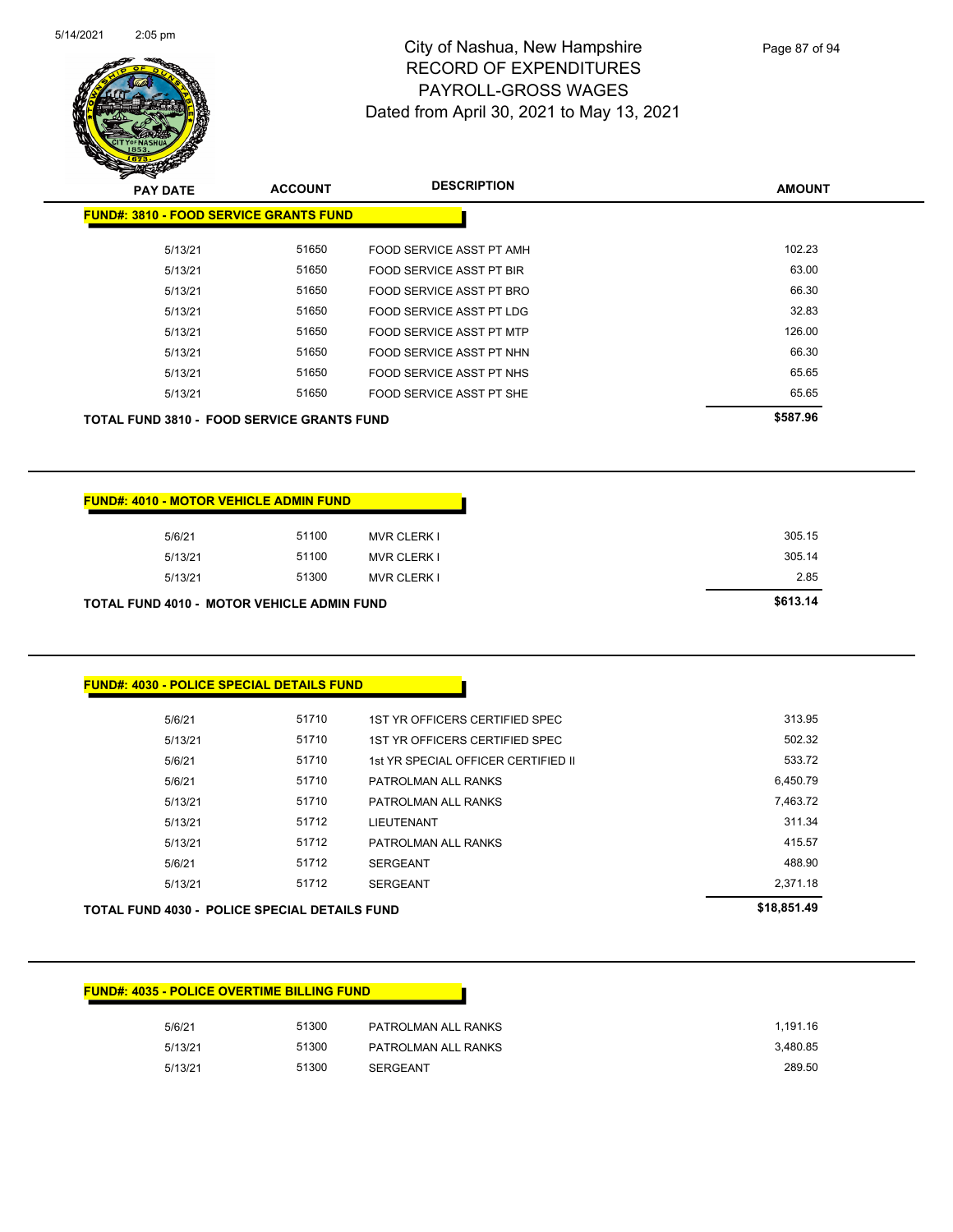# City of Nashua, New Hampshire
## RECORD OF EXPENDITURES
## PAYROLL-GROSS WAGES
### Dated from April 30, 2021 to May 13, 2021

| PAY DATE | ACCOUNT | DESCRIPTION | AMOUNT |
|---|---|---|---|
| **FUND#: 3810 - FOOD SERVICE GRANTS FUND** | | | |
| 5/13/21 | 51650 | FOOD SERVICE ASST PT AMH | 102.23 |
| 5/13/21 | 51650 | FOOD SERVICE ASST PT BIR | 63.00 |
| 5/13/21 | 51650 | FOOD SERVICE ASST PT BRO | 66.30 |
| 5/13/21 | 51650 | FOOD SERVICE ASST PT LDG | 32.83 |
| 5/13/21 | 51650 | FOOD SERVICE ASST PT MTP | 126.00 |
| 5/13/21 | 51650 | FOOD SERVICE ASST PT NHN | 66.30 |
| 5/13/21 | 51650 | FOOD SERVICE ASST PT NHS | 65.65 |
| 5/13/21 | 51650 | FOOD SERVICE ASST PT SHE | 65.65 |
| **TOTAL FUND 3810 - FOOD SERVICE GRANTS FUND** | | | **$587.96** |

| PAY DATE | ACCOUNT | DESCRIPTION | AMOUNT |
|---|---|---|---|
| **FUND#: 4010 - MOTOR VEHICLE ADMIN FUND** | | | |
| 5/6/21 | 51100 | MVR CLERK I | 305.15 |
| 5/13/21 | 51100 | MVR CLERK I | 305.14 |
| 5/13/21 | 51300 | MVR CLERK I | 2.85 |
| **TOTAL FUND 4010 - MOTOR VEHICLE ADMIN FUND** | | | **$613.14** |

| PAY DATE | ACCOUNT | DESCRIPTION | AMOUNT |
|---|---|---|---|
| **FUND#: 4030 - POLICE SPECIAL DETAILS FUND** | | | |
| 5/6/21 | 51710 | 1ST YR OFFICERS CERTIFIED SPEC | 313.95 |
| 5/13/21 | 51710 | 1ST YR OFFICERS CERTIFIED SPEC | 502.32 |
| 5/6/21 | 51710 | 1st YR SPECIAL OFFICER CERTIFIED II | 533.72 |
| 5/6/21 | 51710 | PATROLMAN ALL RANKS | 6,450.79 |
| 5/13/21 | 51710 | PATROLMAN ALL RANKS | 7,463.72 |
| 5/13/21 | 51712 | LIEUTENANT | 311.34 |
| 5/13/21 | 51712 | PATROLMAN ALL RANKS | 415.57 |
| 5/6/21 | 51712 | SERGEANT | 488.90 |
| 5/13/21 | 51712 | SERGEANT | 2,371.18 |
| **TOTAL FUND 4030 - POLICE SPECIAL DETAILS FUND** | | | **$18,851.49** |

| PAY DATE | ACCOUNT | DESCRIPTION | AMOUNT |
|---|---|---|---|
| **FUND#: 4035 - POLICE OVERTIME BILLING FUND** | | | |
| 5/6/21 | 51300 | PATROLMAN ALL RANKS | 1,191.16 |
| 5/13/21 | 51300 | PATROLMAN ALL RANKS | 3,480.85 |
| 5/13/21 | 51300 | SERGEANT | 289.50 |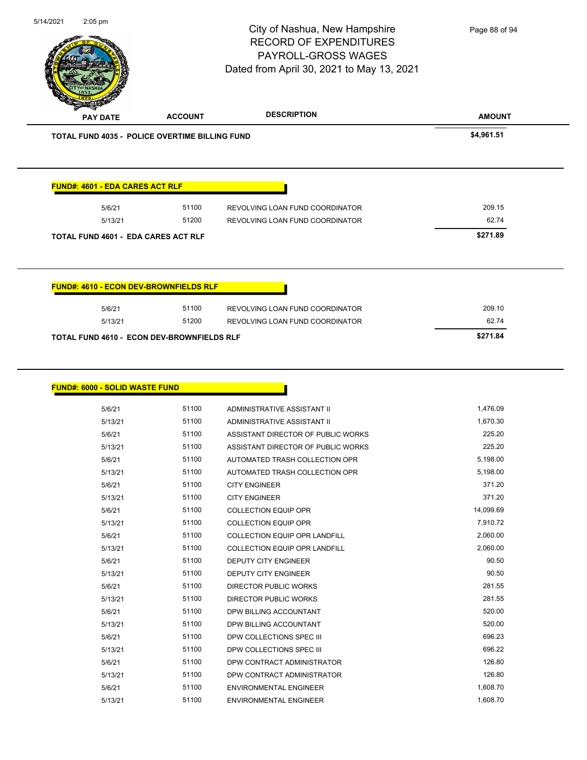# City of Nashua, New Hampshire
## RECORD OF EXPENDITURES
## PAYROLL-GROSS WAGES
## Dated from April 30, 2021 to May 13, 2021

| PAY DATE | ACCOUNT | DESCRIPTION | AMOUNT |
|---|---|---|---|
| **TOTAL FUND 4035 - POLICE OVERTIME BILLING FUND** | | | **$4,961.51** |

**FUND#: 4601 - EDA CARES ACT RLF**

| PAY DATE | ACCOUNT | DESCRIPTION | AMOUNT |
|---|---|---|---|
| 5/6/21 | 51100 | REVOLVING LOAN FUND COORDINATOR | 209.15 |
| 5/13/21 | 51200 | REVOLVING LOAN FUND COORDINATOR | 62.74 |
| **TOTAL FUND 4601 - EDA CARES ACT RLF** | | | **$271.89** |

**FUND#: 4610 - ECON DEV-BROWNFIELDS RLF**

| PAY DATE | ACCOUNT | DESCRIPTION | AMOUNT |
|---|---|---|---|
| 5/6/21 | 51100 | REVOLVING LOAN FUND COORDINATOR | 209.10 |
| 5/13/21 | 51200 | REVOLVING LOAN FUND COORDINATOR | 62.74 |
| **TOTAL FUND 4610 - ECON DEV-BROWNFIELDS RLF** | | | **$271.84** |

**FUND#: 6000 - SOLID WASTE FUND**

| PAY DATE | ACCOUNT | DESCRIPTION | AMOUNT |
|---|---|---|---|
| 5/6/21 | 51100 | ADMINISTRATIVE ASSISTANT II | 1,476.09 |
| 5/13/21 | 51100 | ADMINISTRATIVE ASSISTANT II | 1,670.30 |
| 5/6/21 | 51100 | ASSISTANT DIRECTOR OF PUBLIC WORKS | 225.20 |
| 5/13/21 | 51100 | ASSISTANT DIRECTOR OF PUBLIC WORKS | 225.20 |
| 5/6/21 | 51100 | AUTOMATED TRASH COLLECTION OPR | 5,198.00 |
| 5/13/21 | 51100 | AUTOMATED TRASH COLLECTION OPR | 5,198.00 |
| 5/6/21 | 51100 | CITY ENGINEER | 371.20 |
| 5/13/21 | 51100 | CITY ENGINEER | 371.20 |
| 5/6/21 | 51100 | COLLECTION EQUIP OPR | 14,099.69 |
| 5/13/21 | 51100 | COLLECTION EQUIP OPR | 7,910.72 |
| 5/6/21 | 51100 | COLLECTION EQUIP OPR LANDFILL | 2,060.00 |
| 5/13/21 | 51100 | COLLECTION EQUIP OPR LANDFILL | 2,060.00 |
| 5/6/21 | 51100 | DEPUTY CITY ENGINEER | 90.50 |
| 5/13/21 | 51100 | DEPUTY CITY ENGINEER | 90.50 |
| 5/6/21 | 51100 | DIRECTOR PUBLIC WORKS | 281.55 |
| 5/13/21 | 51100 | DIRECTOR PUBLIC WORKS | 281.55 |
| 5/6/21 | 51100 | DPW BILLING ACCOUNTANT | 520.00 |
| 5/13/21 | 51100 | DPW BILLING ACCOUNTANT | 520.00 |
| 5/6/21 | 51100 | DPW COLLECTIONS SPEC III | 696.23 |
| 5/13/21 | 51100 | DPW COLLECTIONS SPEC III | 696.22 |
| 5/6/21 | 51100 | DPW CONTRACT ADMINISTRATOR | 126.80 |
| 5/13/21 | 51100 | DPW CONTRACT ADMINISTRATOR | 126.80 |
| 5/6/21 | 51100 | ENVIRONMENTAL ENGINEER | 1,608.70 |
| 5/13/21 | 51100 | ENVIRONMENTAL ENGINEER | 1,608.70 |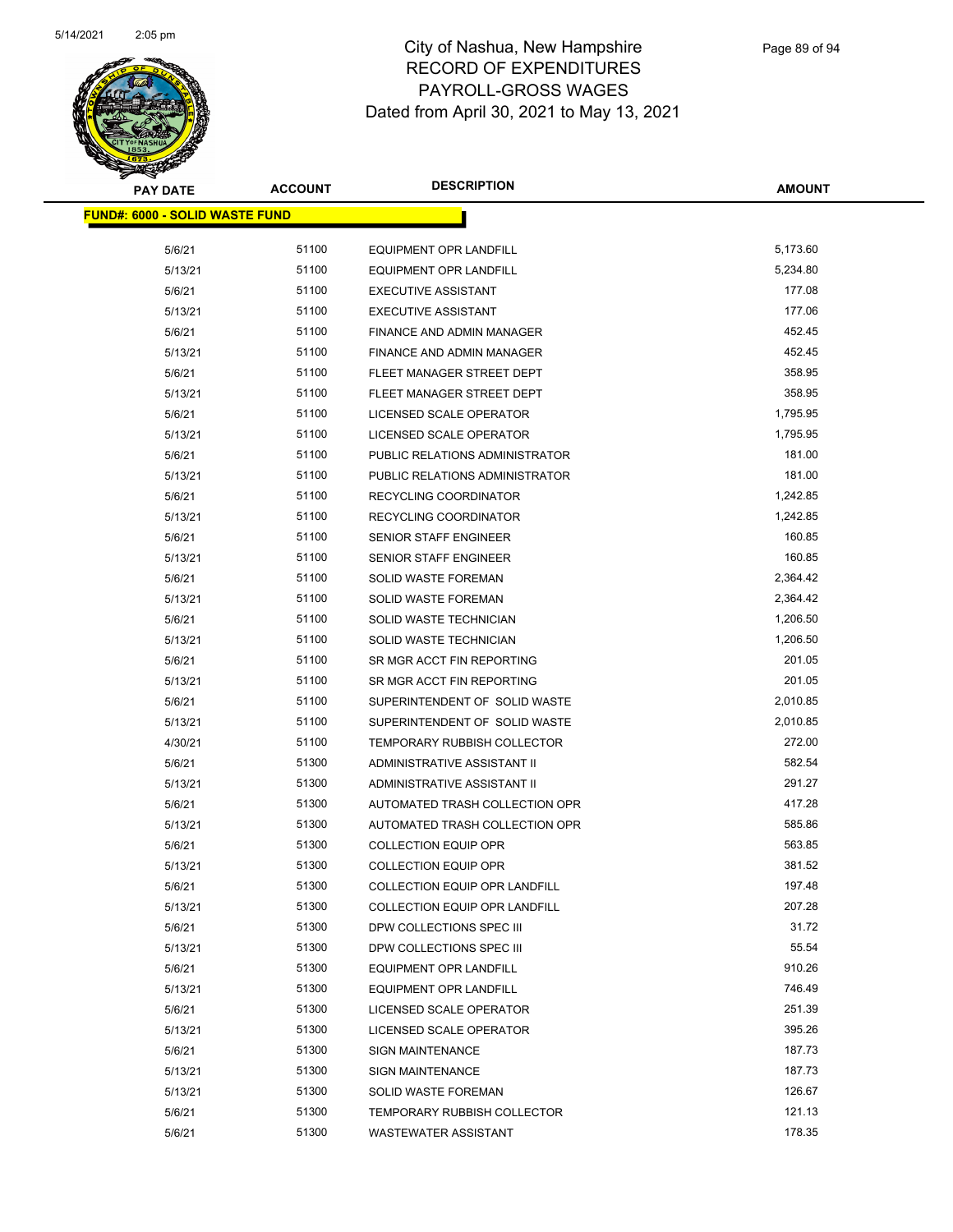# City of Nashua, New Hampshire
## RECORD OF EXPENDITURES
## PAYROLL-GROSS WAGES
## Dated from April 30, 2021 to May 13, 2021

| PAY DATE | ACCOUNT | DESCRIPTION | AMOUNT |
|---|---|---|---|
| **FUND#: 6000 - SOLID WASTE FUND** | | | |
| 5/6/21 | 51100 | EQUIPMENT OPR LANDFILL | 5,173.60 |
| 5/13/21 | 51100 | EQUIPMENT OPR LANDFILL | 5,234.80 |
| 5/6/21 | 51100 | EXECUTIVE ASSISTANT | 177.08 |
| 5/13/21 | 51100 | EXECUTIVE ASSISTANT | 177.06 |
| 5/6/21 | 51100 | FINANCE AND ADMIN MANAGER | 452.45 |
| 5/13/21 | 51100 | FINANCE AND ADMIN MANAGER | 452.45 |
| 5/6/21 | 51100 | FLEET MANAGER STREET DEPT | 358.95 |
| 5/13/21 | 51100 | FLEET MANAGER STREET DEPT | 358.95 |
| 5/6/21 | 51100 | LICENSED SCALE OPERATOR | 1,795.95 |
| 5/13/21 | 51100 | LICENSED SCALE OPERATOR | 1,795.95 |
| 5/6/21 | 51100 | PUBLIC RELATIONS ADMINISTRATOR | 181.00 |
| 5/13/21 | 51100 | PUBLIC RELATIONS ADMINISTRATOR | 181.00 |
| 5/6/21 | 51100 | RECYCLING COORDINATOR | 1,242.85 |
| 5/13/21 | 51100 | RECYCLING COORDINATOR | 1,242.85 |
| 5/6/21 | 51100 | SENIOR STAFF ENGINEER | 160.85 |
| 5/13/21 | 51100 | SENIOR STAFF ENGINEER | 160.85 |
| 5/6/21 | 51100 | SOLID WASTE FOREMAN | 2,364.42 |
| 5/13/21 | 51100 | SOLID WASTE FOREMAN | 2,364.42 |
| 5/6/21 | 51100 | SOLID WASTE TECHNICIAN | 1,206.50 |
| 5/13/21 | 51100 | SOLID WASTE TECHNICIAN | 1,206.50 |
| 5/6/21 | 51100 | SR MGR ACCT FIN REPORTING | 201.05 |
| 5/13/21 | 51100 | SR MGR ACCT FIN REPORTING | 201.05 |
| 5/6/21 | 51100 | SUPERINTENDENT OF SOLID WASTE | 2,010.85 |
| 5/13/21 | 51100 | SUPERINTENDENT OF SOLID WASTE | 2,010.85 |
| 4/30/21 | 51100 | TEMPORARY RUBBISH COLLECTOR | 272.00 |
| 5/6/21 | 51300 | ADMINISTRATIVE ASSISTANT II | 582.54 |
| 5/13/21 | 51300 | ADMINISTRATIVE ASSISTANT II | 291.27 |
| 5/6/21 | 51300 | AUTOMATED TRASH COLLECTION OPR | 417.28 |
| 5/13/21 | 51300 | AUTOMATED TRASH COLLECTION OPR | 585.86 |
| 5/6/21 | 51300 | COLLECTION EQUIP OPR | 563.85 |
| 5/13/21 | 51300 | COLLECTION EQUIP OPR | 381.52 |
| 5/6/21 | 51300 | COLLECTION EQUIP OPR LANDFILL | 197.48 |
| 5/13/21 | 51300 | COLLECTION EQUIP OPR LANDFILL | 207.28 |
| 5/6/21 | 51300 | DPW COLLECTIONS SPEC III | 31.72 |
| 5/13/21 | 51300 | DPW COLLECTIONS SPEC III | 55.54 |
| 5/6/21 | 51300 | EQUIPMENT OPR LANDFILL | 910.26 |
| 5/13/21 | 51300 | EQUIPMENT OPR LANDFILL | 746.49 |
| 5/6/21 | 51300 | LICENSED SCALE OPERATOR | 251.39 |
| 5/13/21 | 51300 | LICENSED SCALE OPERATOR | 395.26 |
| 5/6/21 | 51300 | SIGN MAINTENANCE | 187.73 |
| 5/13/21 | 51300 | SIGN MAINTENANCE | 187.73 |
| 5/13/21 | 51300 | SOLID WASTE FOREMAN | 126.67 |
| 5/6/21 | 51300 | TEMPORARY RUBBISH COLLECTOR | 121.13 |
| 5/6/21 | 51300 | WASTEWATER ASSISTANT | 178.35 |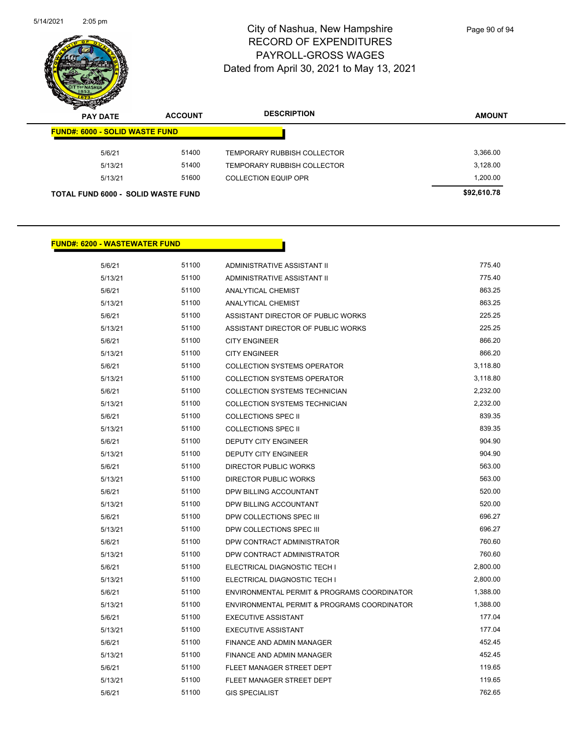# City of Nashua, New Hampshire
## RECORD OF EXPENDITURES
## PAYROLL-GROSS WAGES
## Dated from April 30, 2021 to May 13, 2021

| PAY DATE | ACCOUNT | DESCRIPTION | AMOUNT |
|---|---|---|---|
| **FUND#: 6000 - SOLID WASTE FUND** | | | |
| 5/6/21 | 51400 | TEMPORARY RUBBISH COLLECTOR | 3,366.00 |
| 5/13/21 | 51400 | TEMPORARY RUBBISH COLLECTOR | 3,128.00 |
| 5/13/21 | 51600 | COLLECTION EQUIP OPR | 1,200.00 |
| **TOTAL FUND 6000 - SOLID WASTE FUND** | | | **$92,610.78** |

| PAY DATE | ACCOUNT | DESCRIPTION | AMOUNT |
|---|---|---|---|
| **FUND#: 6200 - WASTEWATER FUND** | | | |
| 5/6/21 | 51100 | ADMINISTRATIVE ASSISTANT II | 775.40 |
| 5/13/21 | 51100 | ADMINISTRATIVE ASSISTANT II | 775.40 |
| 5/6/21 | 51100 | ANALYTICAL CHEMIST | 863.25 |
| 5/13/21 | 51100 | ANALYTICAL CHEMIST | 863.25 |
| 5/6/21 | 51100 | ASSISTANT DIRECTOR OF PUBLIC WORKS | 225.25 |
| 5/13/21 | 51100 | ASSISTANT DIRECTOR OF PUBLIC WORKS | 225.25 |
| 5/6/21 | 51100 | CITY ENGINEER | 866.20 |
| 5/13/21 | 51100 | CITY ENGINEER | 866.20 |
| 5/6/21 | 51100 | COLLECTION SYSTEMS OPERATOR | 3,118.80 |
| 5/13/21 | 51100 | COLLECTION SYSTEMS OPERATOR | 3,118.80 |
| 5/6/21 | 51100 | COLLECTION SYSTEMS TECHNICIAN | 2,232.00 |
| 5/13/21 | 51100 | COLLECTION SYSTEMS TECHNICIAN | 2,232.00 |
| 5/6/21 | 51100 | COLLECTIONS SPEC II | 839.35 |
| 5/13/21 | 51100 | COLLECTIONS SPEC II | 839.35 |
| 5/6/21 | 51100 | DEPUTY CITY ENGINEER | 904.90 |
| 5/13/21 | 51100 | DEPUTY CITY ENGINEER | 904.90 |
| 5/6/21 | 51100 | DIRECTOR PUBLIC WORKS | 563.00 |
| 5/13/21 | 51100 | DIRECTOR PUBLIC WORKS | 563.00 |
| 5/6/21 | 51100 | DPW BILLING ACCOUNTANT | 520.00 |
| 5/13/21 | 51100 | DPW BILLING ACCOUNTANT | 520.00 |
| 5/6/21 | 51100 | DPW COLLECTIONS SPEC III | 696.27 |
| 5/13/21 | 51100 | DPW COLLECTIONS SPEC III | 696.27 |
| 5/6/21 | 51100 | DPW CONTRACT ADMINISTRATOR | 760.60 |
| 5/13/21 | 51100 | DPW CONTRACT ADMINISTRATOR | 760.60 |
| 5/6/21 | 51100 | ELECTRICAL DIAGNOSTIC TECH I | 2,800.00 |
| 5/13/21 | 51100 | ELECTRICAL DIAGNOSTIC TECH I | 2,800.00 |
| 5/6/21 | 51100 | ENVIRONMENTAL PERMIT & PROGRAMS COORDINATOR | 1,388.00 |
| 5/13/21 | 51100 | ENVIRONMENTAL PERMIT & PROGRAMS COORDINATOR | 1,388.00 |
| 5/6/21 | 51100 | EXECUTIVE ASSISTANT | 177.04 |
| 5/13/21 | 51100 | EXECUTIVE ASSISTANT | 177.04 |
| 5/6/21 | 51100 | FINANCE AND ADMIN MANAGER | 452.45 |
| 5/13/21 | 51100 | FINANCE AND ADMIN MANAGER | 452.45 |
| 5/6/21 | 51100 | FLEET MANAGER STREET DEPT | 119.65 |
| 5/13/21 | 51100 | FLEET MANAGER STREET DEPT | 119.65 |
| 5/6/21 | 51100 | GIS SPECIALIST | 762.65 |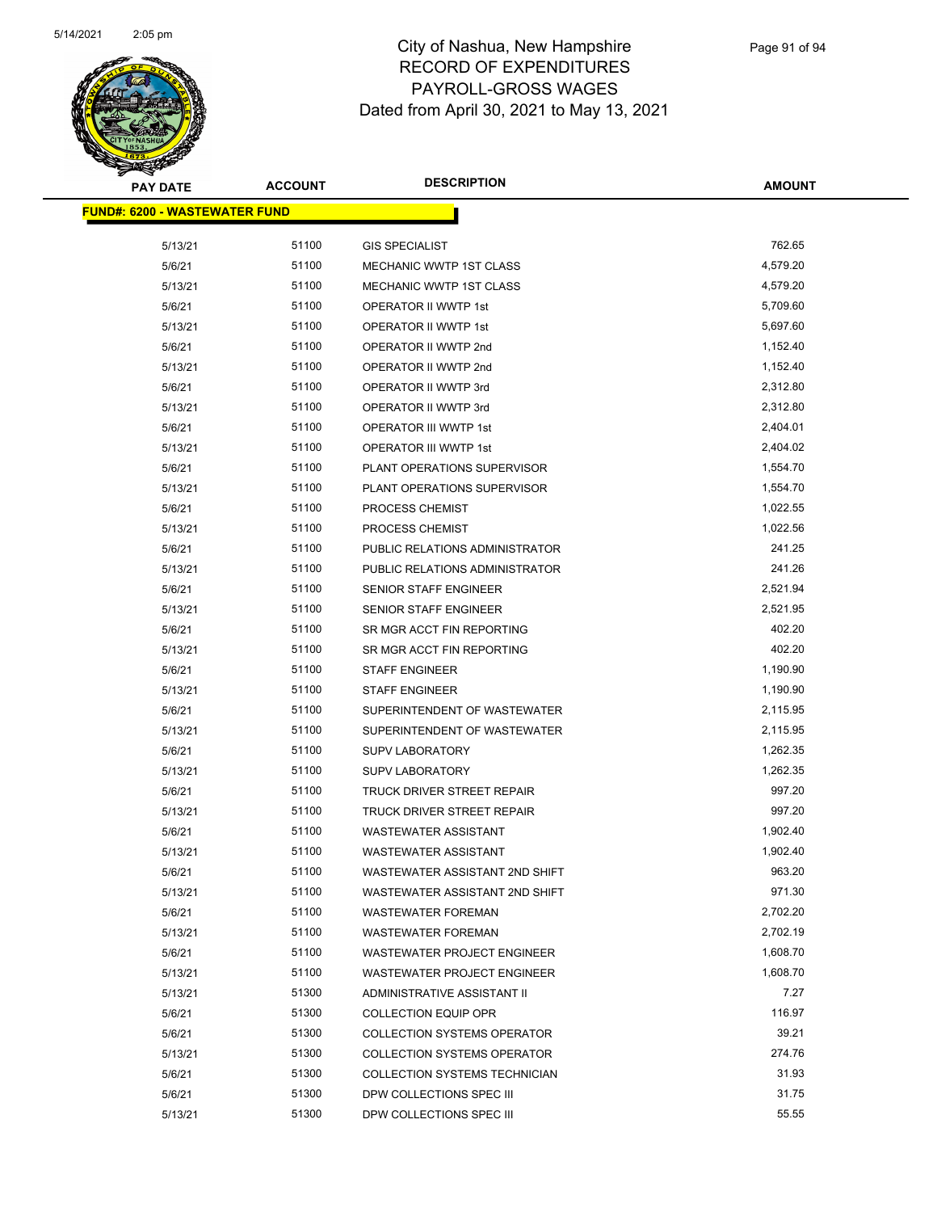# City of Nashua, New Hampshire
## RECORD OF EXPENDITURES
## PAYROLL-GROSS WAGES
## Dated from April 30, 2021 to May 13, 2021

| PAY DATE | ACCOUNT | DESCRIPTION | AMOUNT |
|---|---|---|---|
| **FUND#: 6200 - WASTEWATER FUND** | | | |
| 5/13/21 | 51100 | GIS SPECIALIST | 762.65 |
| 5/6/21 | 51100 | MECHANIC WWTP 1ST CLASS | 4,579.20 |
| 5/13/21 | 51100 | MECHANIC WWTP 1ST CLASS | 4,579.20 |
| 5/6/21 | 51100 | OPERATOR II WWTP 1st | 5,709.60 |
| 5/13/21 | 51100 | OPERATOR II WWTP 1st | 5,697.60 |
| 5/6/21 | 51100 | OPERATOR II WWTP 2nd | 1,152.40 |
| 5/13/21 | 51100 | OPERATOR II WWTP 2nd | 1,152.40 |
| 5/6/21 | 51100 | OPERATOR II WWTP 3rd | 2,312.80 |
| 5/13/21 | 51100 | OPERATOR II WWTP 3rd | 2,312.80 |
| 5/6/21 | 51100 | OPERATOR III WWTP 1st | 2,404.01 |
| 5/13/21 | 51100 | OPERATOR III WWTP 1st | 2,404.02 |
| 5/6/21 | 51100 | PLANT OPERATIONS SUPERVISOR | 1,554.70 |
| 5/13/21 | 51100 | PLANT OPERATIONS SUPERVISOR | 1,554.70 |
| 5/6/21 | 51100 | PROCESS CHEMIST | 1,022.55 |
| 5/13/21 | 51100 | PROCESS CHEMIST | 1,022.56 |
| 5/6/21 | 51100 | PUBLIC RELATIONS ADMINISTRATOR | 241.25 |
| 5/13/21 | 51100 | PUBLIC RELATIONS ADMINISTRATOR | 241.26 |
| 5/6/21 | 51100 | SENIOR STAFF ENGINEER | 2,521.94 |
| 5/13/21 | 51100 | SENIOR STAFF ENGINEER | 2,521.95 |
| 5/6/21 | 51100 | SR MGR ACCT FIN REPORTING | 402.20 |
| 5/13/21 | 51100 | SR MGR ACCT FIN REPORTING | 402.20 |
| 5/6/21 | 51100 | STAFF ENGINEER | 1,190.90 |
| 5/13/21 | 51100 | STAFF ENGINEER | 1,190.90 |
| 5/6/21 | 51100 | SUPERINTENDENT OF WASTEWATER | 2,115.95 |
| 5/13/21 | 51100 | SUPERINTENDENT OF WASTEWATER | 2,115.95 |
| 5/6/21 | 51100 | SUPV LABORATORY | 1,262.35 |
| 5/13/21 | 51100 | SUPV LABORATORY | 1,262.35 |
| 5/6/21 | 51100 | TRUCK DRIVER STREET REPAIR | 997.20 |
| 5/13/21 | 51100 | TRUCK DRIVER STREET REPAIR | 997.20 |
| 5/6/21 | 51100 | WASTEWATER ASSISTANT | 1,902.40 |
| 5/13/21 | 51100 | WASTEWATER ASSISTANT | 1,902.40 |
| 5/6/21 | 51100 | WASTEWATER ASSISTANT 2ND SHIFT | 963.20 |
| 5/13/21 | 51100 | WASTEWATER ASSISTANT 2ND SHIFT | 971.30 |
| 5/6/21 | 51100 | WASTEWATER FOREMAN | 2,702.20 |
| 5/13/21 | 51100 | WASTEWATER FOREMAN | 2,702.19 |
| 5/6/21 | 51100 | WASTEWATER PROJECT ENGINEER | 1,608.70 |
| 5/13/21 | 51100 | WASTEWATER PROJECT ENGINEER | 1,608.70 |
| 5/13/21 | 51300 | ADMINISTRATIVE ASSISTANT II | 7.27 |
| 5/6/21 | 51300 | COLLECTION EQUIP OPR | 116.97 |
| 5/6/21 | 51300 | COLLECTION SYSTEMS OPERATOR | 39.21 |
| 5/13/21 | 51300 | COLLECTION SYSTEMS OPERATOR | 274.76 |
| 5/6/21 | 51300 | COLLECTION SYSTEMS TECHNICIAN | 31.93 |
| 5/6/21 | 51300 | DPW COLLECTIONS SPEC III | 31.75 |
| 5/13/21 | 51300 | DPW COLLECTIONS SPEC III | 55.55 |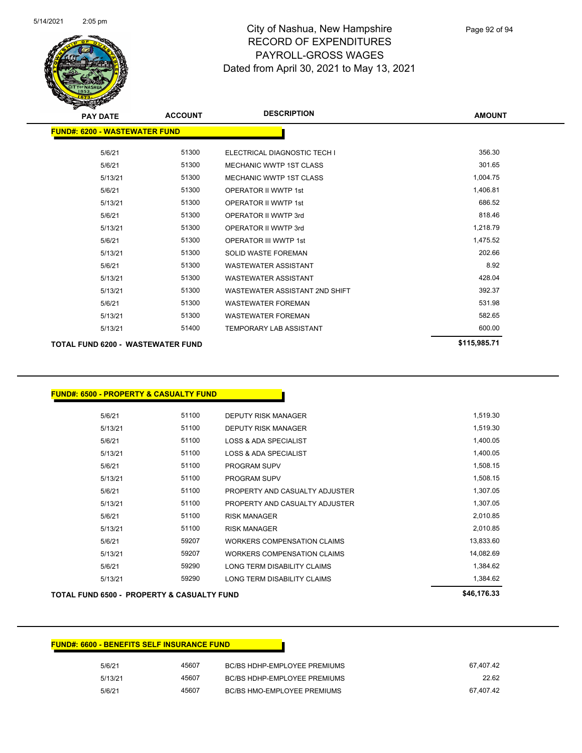# City of Nashua, New Hampshire
## RECORD OF EXPENDITURES
## PAYROLL-GROSS WAGES
### Dated from April 30, 2021 to May 13, 2021

| PAY DATE | ACCOUNT | DESCRIPTION | AMOUNT |
|---|---|---|---|
| **FUND#: 6200 - WASTEWATER FUND** | | | |
| 5/6/21 | 51300 | ELECTRICAL DIAGNOSTIC TECH I | 356.30 |
| 5/6/21 | 51300 | MECHANIC WWTP 1ST CLASS | 301.65 |
| 5/13/21 | 51300 | MECHANIC WWTP 1ST CLASS | 1,004.75 |
| 5/6/21 | 51300 | OPERATOR II WWTP 1st | 1,406.81 |
| 5/13/21 | 51300 | OPERATOR II WWTP 1st | 686.52 |
| 5/6/21 | 51300 | OPERATOR II WWTP 3rd | 818.46 |
| 5/13/21 | 51300 | OPERATOR II WWTP 3rd | 1,218.79 |
| 5/6/21 | 51300 | OPERATOR III WWTP 1st | 1,475.52 |
| 5/13/21 | 51300 | SOLID WASTE FOREMAN | 202.66 |
| 5/6/21 | 51300 | WASTEWATER ASSISTANT | 8.92 |
| 5/13/21 | 51300 | WASTEWATER ASSISTANT | 428.04 |
| 5/13/21 | 51300 | WASTEWATER ASSISTANT 2ND SHIFT | 392.37 |
| 5/6/21 | 51300 | WASTEWATER FOREMAN | 531.98 |
| 5/13/21 | 51300 | WASTEWATER FOREMAN | 582.65 |
| 5/13/21 | 51400 | TEMPORARY LAB ASSISTANT | 600.00 |
| **TOTAL FUND 6200 - WASTEWATER FUND** | | | **$115,985.71** |

| PAY DATE | ACCOUNT | DESCRIPTION | AMOUNT |
|---|---|---|---|
| **FUND#: 6500 - PROPERTY & CASUALTY FUND** | | | |
| 5/6/21 | 51100 | DEPUTY RISK MANAGER | 1,519.30 |
| 5/13/21 | 51100 | DEPUTY RISK MANAGER | 1,519.30 |
| 5/6/21 | 51100 | LOSS & ADA SPECIALIST | 1,400.05 |
| 5/13/21 | 51100 | LOSS & ADA SPECIALIST | 1,400.05 |
| 5/6/21 | 51100 | PROGRAM SUPV | 1,508.15 |
| 5/13/21 | 51100 | PROGRAM SUPV | 1,508.15 |
| 5/6/21 | 51100 | PROPERTY AND CASUALTY ADJUSTER | 1,307.05 |
| 5/13/21 | 51100 | PROPERTY AND CASUALTY ADJUSTER | 1,307.05 |
| 5/6/21 | 51100 | RISK MANAGER | 2,010.85 |
| 5/13/21 | 51100 | RISK MANAGER | 2,010.85 |
| 5/6/21 | 59207 | WORKERS COMPENSATION CLAIMS | 13,833.60 |
| 5/13/21 | 59207 | WORKERS COMPENSATION CLAIMS | 14,082.69 |
| 5/6/21 | 59290 | LONG TERM DISABILITY CLAIMS | 1,384.62 |
| 5/13/21 | 59290 | LONG TERM DISABILITY CLAIMS | 1,384.62 |
| **TOTAL FUND 6500 - PROPERTY & CASUALTY FUND** | | | **$46,176.33** |

| PAY DATE | ACCOUNT | DESCRIPTION | AMOUNT |
|---|---|---|---|
| **FUND#: 6600 - BENEFITS SELF INSURANCE FUND** | | | |
| 5/6/21 | 45607 | BC/BS HDHP-EMPLOYEE PREMIUMS | 67,407.42 |
| 5/13/21 | 45607 | BC/BS HDHP-EMPLOYEE PREMIUMS | 22.62 |
| 5/6/21 | 45607 | BC/BS HMO-EMPLOYEE PREMIUMS | 67,407.42 |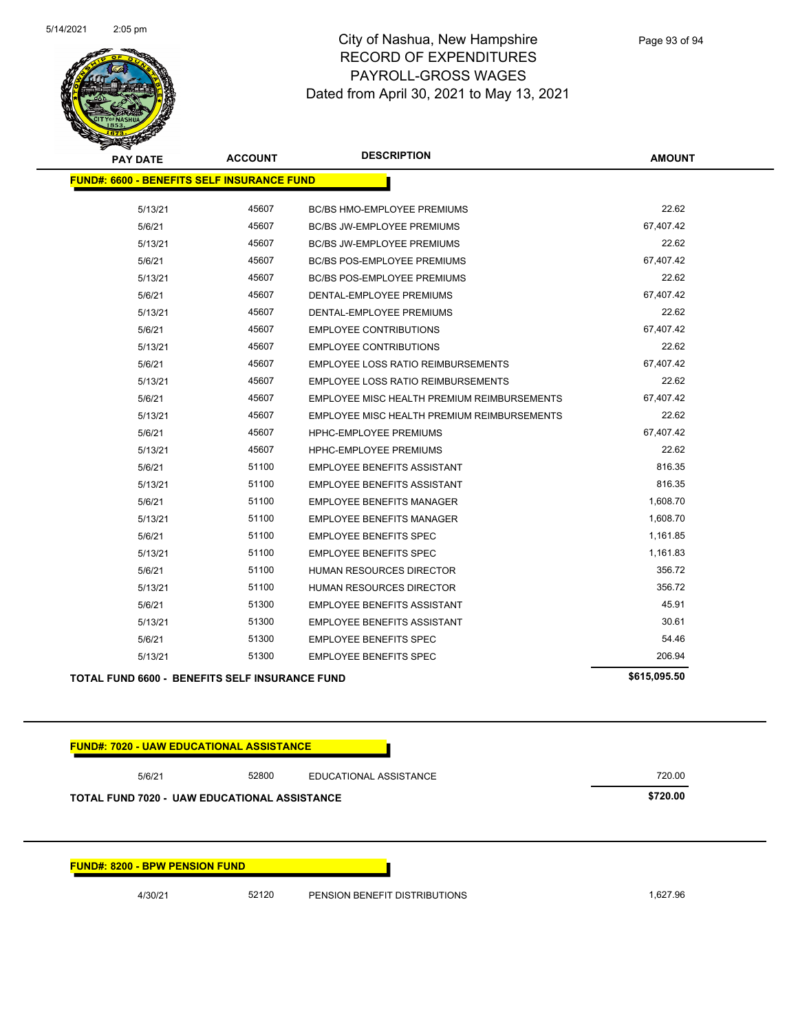# City of Nashua, New Hampshire
## RECORD OF EXPENDITURES
## PAYROLL-GROSS WAGES
## Dated from April 30, 2021 to May 13, 2021

5/14/2021 2:05 pm

| PAY DATE | ACCOUNT | DESCRIPTION | AMOUNT |
|---|---|---|---|
| **FUND#: 6600 - BENEFITS SELF INSURANCE FUND** | | | |
| 5/13/21 | 45607 | BC/BS HMO-EMPLOYEE PREMIUMS | 22.62 |
| 5/6/21 | 45607 | BC/BS JW-EMPLOYEE PREMIUMS | 67,407.42 |
| 5/13/21 | 45607 | BC/BS JW-EMPLOYEE PREMIUMS | 22.62 |
| 5/6/21 | 45607 | BC/BS POS-EMPLOYEE PREMIUMS | 67,407.42 |
| 5/13/21 | 45607 | BC/BS POS-EMPLOYEE PREMIUMS | 22.62 |
| 5/6/21 | 45607 | DENTAL-EMPLOYEE PREMIUMS | 67,407.42 |
| 5/13/21 | 45607 | DENTAL-EMPLOYEE PREMIUMS | 22.62 |
| 5/6/21 | 45607 | EMPLOYEE CONTRIBUTIONS | 67,407.42 |
| 5/13/21 | 45607 | EMPLOYEE CONTRIBUTIONS | 22.62 |
| 5/6/21 | 45607 | EMPLOYEE LOSS RATIO REIMBURSEMENTS | 67,407.42 |
| 5/13/21 | 45607 | EMPLOYEE LOSS RATIO REIMBURSEMENTS | 22.62 |
| 5/6/21 | 45607 | EMPLOYEE MISC HEALTH PREMIUM REIMBURSEMENTS | 67,407.42 |
| 5/13/21 | 45607 | EMPLOYEE MISC HEALTH PREMIUM REIMBURSEMENTS | 22.62 |
| 5/6/21 | 45607 | HPHC-EMPLOYEE PREMIUMS | 67,407.42 |
| 5/13/21 | 45607 | HPHC-EMPLOYEE PREMIUMS | 22.62 |
| 5/6/21 | 51100 | EMPLOYEE BENEFITS ASSISTANT | 816.35 |
| 5/13/21 | 51100 | EMPLOYEE BENEFITS ASSISTANT | 816.35 |
| 5/6/21 | 51100 | EMPLOYEE BENEFITS MANAGER | 1,608.70 |
| 5/13/21 | 51100 | EMPLOYEE BENEFITS MANAGER | 1,608.70 |
| 5/6/21 | 51100 | EMPLOYEE BENEFITS SPEC | 1,161.85 |
| 5/13/21 | 51100 | EMPLOYEE BENEFITS SPEC | 1,161.83 |
| 5/6/21 | 51100 | HUMAN RESOURCES DIRECTOR | 356.72 |
| 5/13/21 | 51100 | HUMAN RESOURCES DIRECTOR | 356.72 |
| 5/6/21 | 51300 | EMPLOYEE BENEFITS ASSISTANT | 45.91 |
| 5/13/21 | 51300 | EMPLOYEE BENEFITS ASSISTANT | 30.61 |
| 5/6/21 | 51300 | EMPLOYEE BENEFITS SPEC | 54.46 |
| 5/13/21 | 51300 | EMPLOYEE BENEFITS SPEC | 206.94 |
| **TOTAL FUND 6600 - BENEFITS SELF INSURANCE FUND** | | | **$615,095.50** |

| PAY DATE | ACCOUNT | DESCRIPTION | AMOUNT |
|---|---|---|---|
| **FUND#: 7020 - UAW EDUCATIONAL ASSISTANCE** | | | |
| 5/6/21 | 52800 | EDUCATIONAL ASSISTANCE | 720.00 |
| **TOTAL FUND 7020 - UAW EDUCATIONAL ASSISTANCE** | | | **$720.00** |

| PAY DATE | ACCOUNT | DESCRIPTION | AMOUNT |
|---|---|---|---|
| **FUND#: 8200 - BPW PENSION FUND** | | | |
| 4/30/21 | 52120 | PENSION BENEFIT DISTRIBUTIONS | 1,627.96 |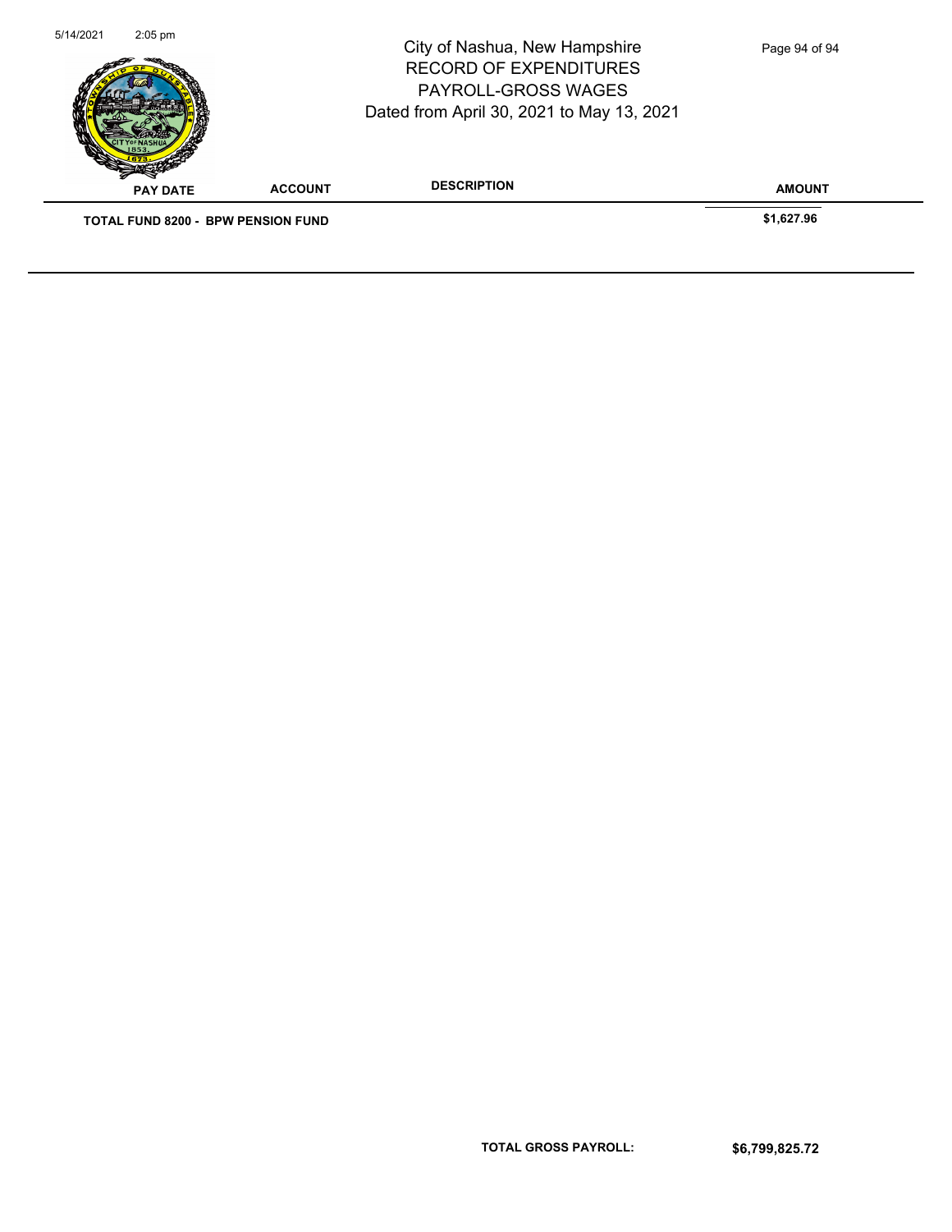City of Nashua, New Hampshire
RECORD OF EXPENDITURES
PAYROLL-GROSS WAGES
Dated from April 30, 2021 to May 13, 2021

| PAY DATE | ACCOUNT | DESCRIPTION | AMOUNT |
|---|---|---|---|
| **TOTAL FUND 8200 - BPW PENSION FUND** | | | **$1,627.96** |

**TOTAL GROSS PAYROLL: $6,799,825.72**